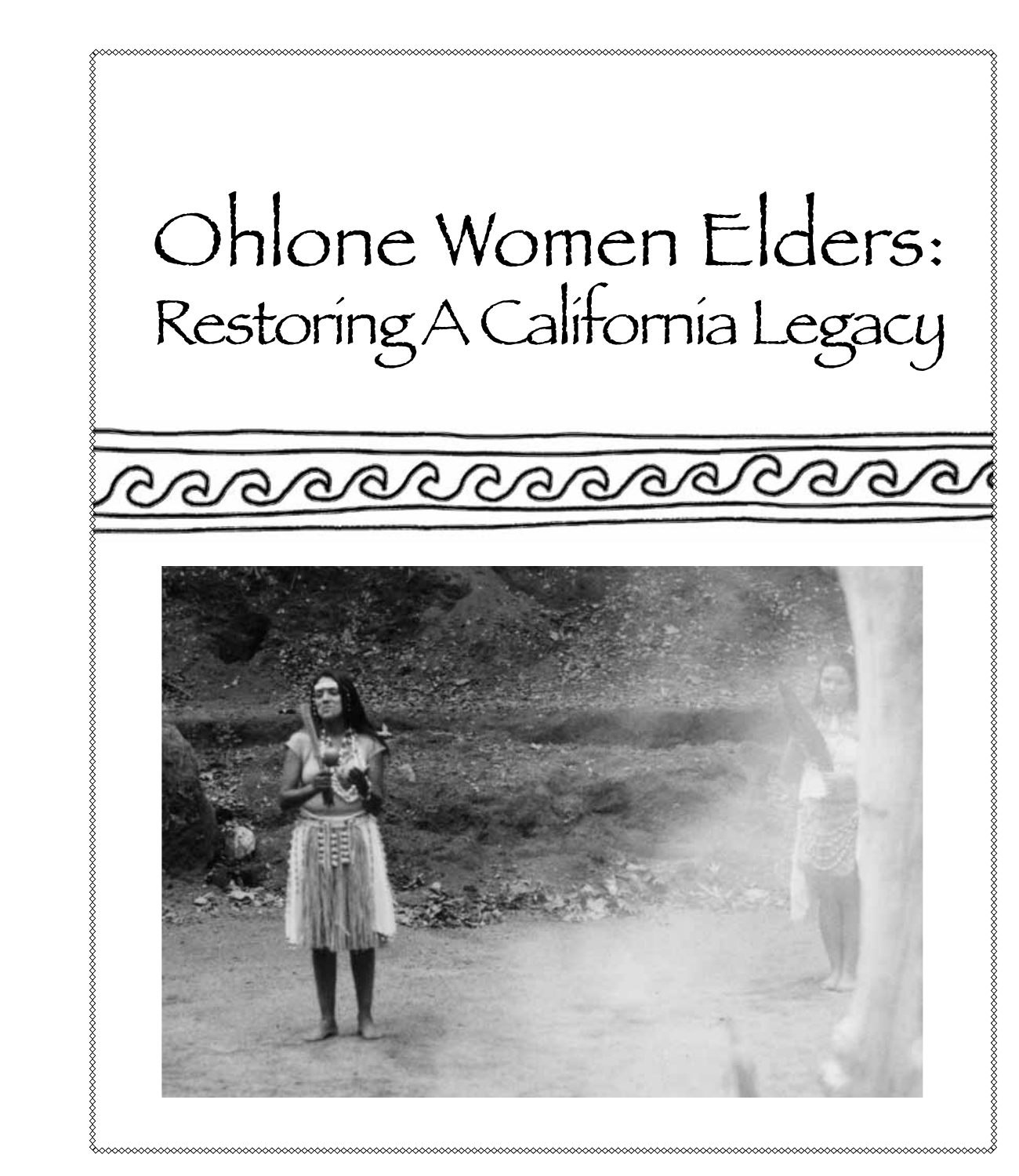# Ohlone Women Elders:
## Restoring A California Legacy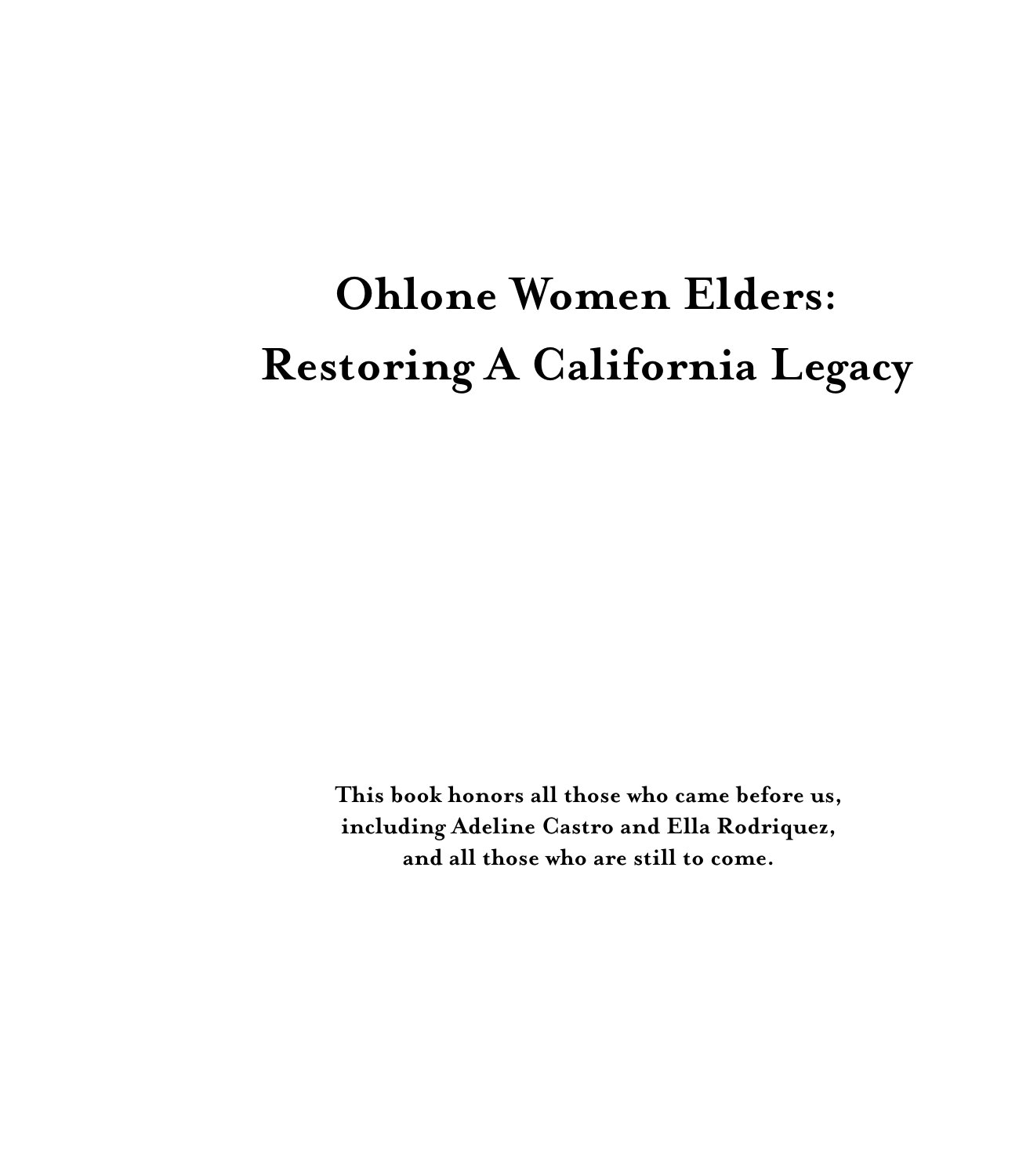# Ohlone Women Elders: Restoring A California Legacy

**This book honors all those who came before us, including Adeline Castro and Ella Rodriquez, and all those who are still to come.**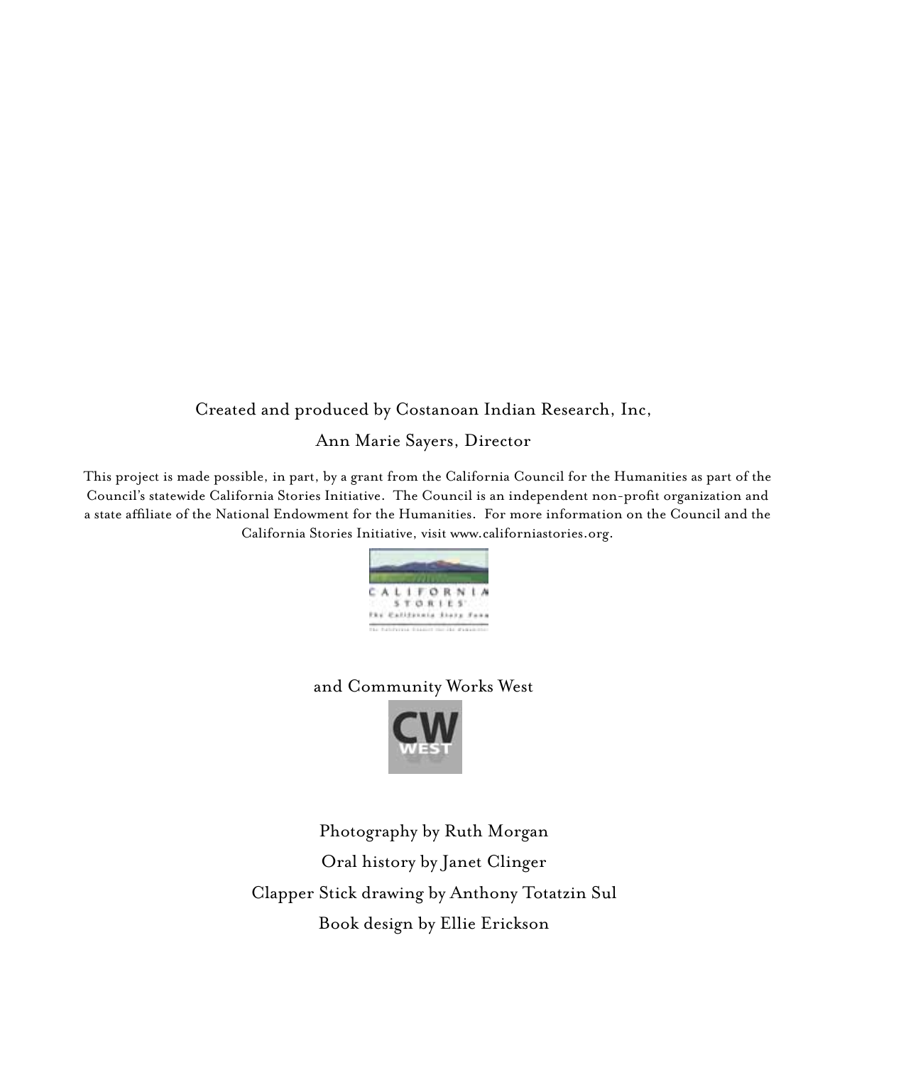Created and produced by Costanoan Indian Research, Inc,

Ann Marie Sayers, Director

This project is made possible, in part, by a grant from the California Council for the Humanities as part of the Council's statewide California Stories Initiative. The Council is an independent non-profit organization and a state affiliate of the National Endowment for the Humanities. For more information on the Council and the California Stories Initiative, visit www.californiastories.org.

and Community Works West

Photography by Ruth Morgan

Oral history by Janet Clinger

Clapper Stick drawing by Anthony Totatzin Sul

Book design by Ellie Erickson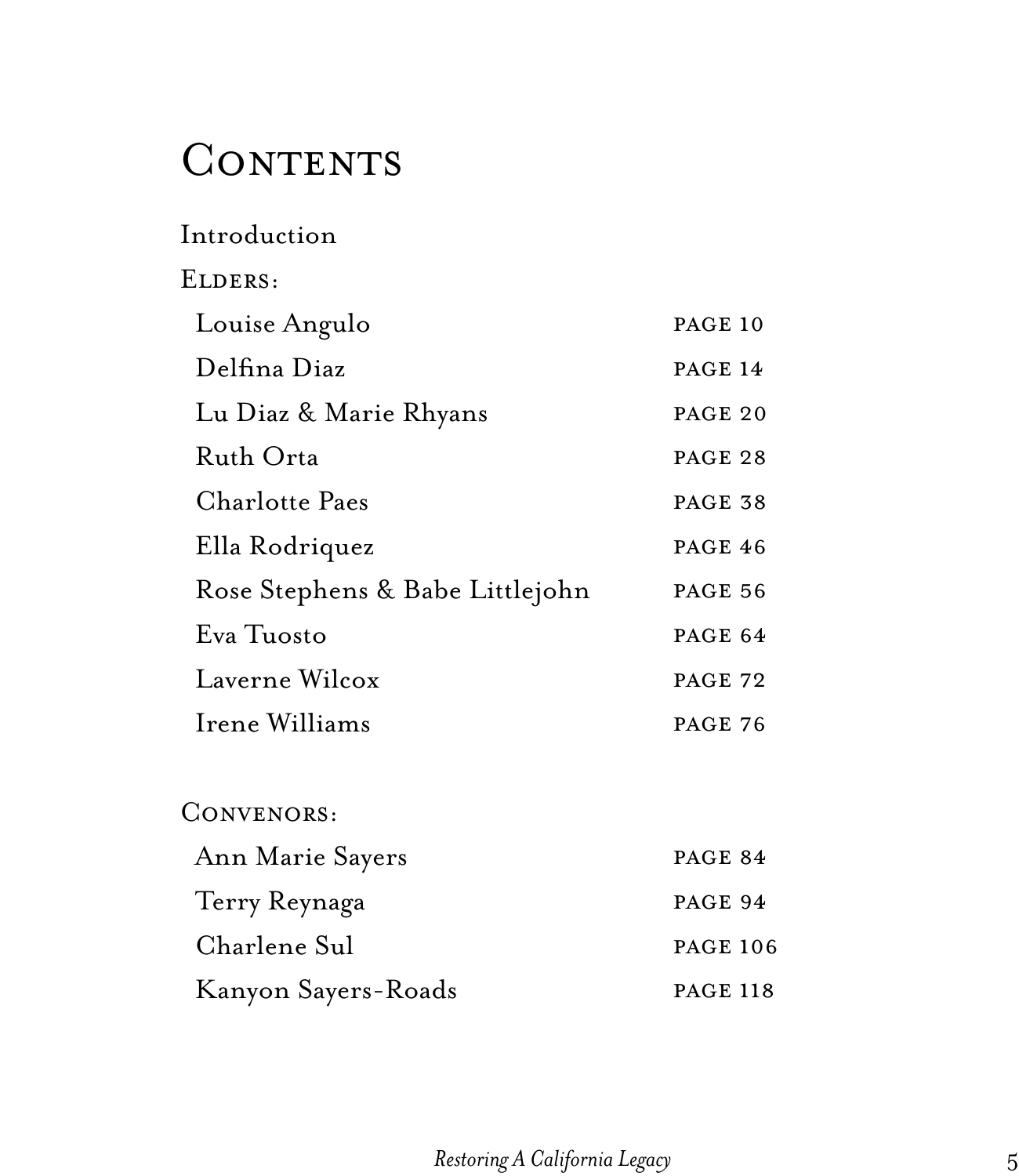# Contents

Introduction

Elders:

| | |
|---|---|
| Louise Angulo | PAGE 10 |
| Delfina Diaz | PAGE 14 |
| Lu Diaz & Marie Rhyans | PAGE 20 |
| Ruth Orta | PAGE 28 |
| Charlotte Paes | PAGE 38 |
| Ella Rodriquez | PAGE 46 |
| Rose Stephens & Babe Littlejohn | PAGE 56 |
| Eva Tuosto | PAGE 64 |
| Laverne Wilcox | PAGE 72 |
| Irene Williams | PAGE 76 |

Convenors:

| | |
|---|---|
| Ann Marie Sayers | PAGE 84 |
| Terry Reynaga | PAGE 94 |
| Charlene Sul | PAGE 106 |
| Kanyon Sayers-Roads | PAGE 118 |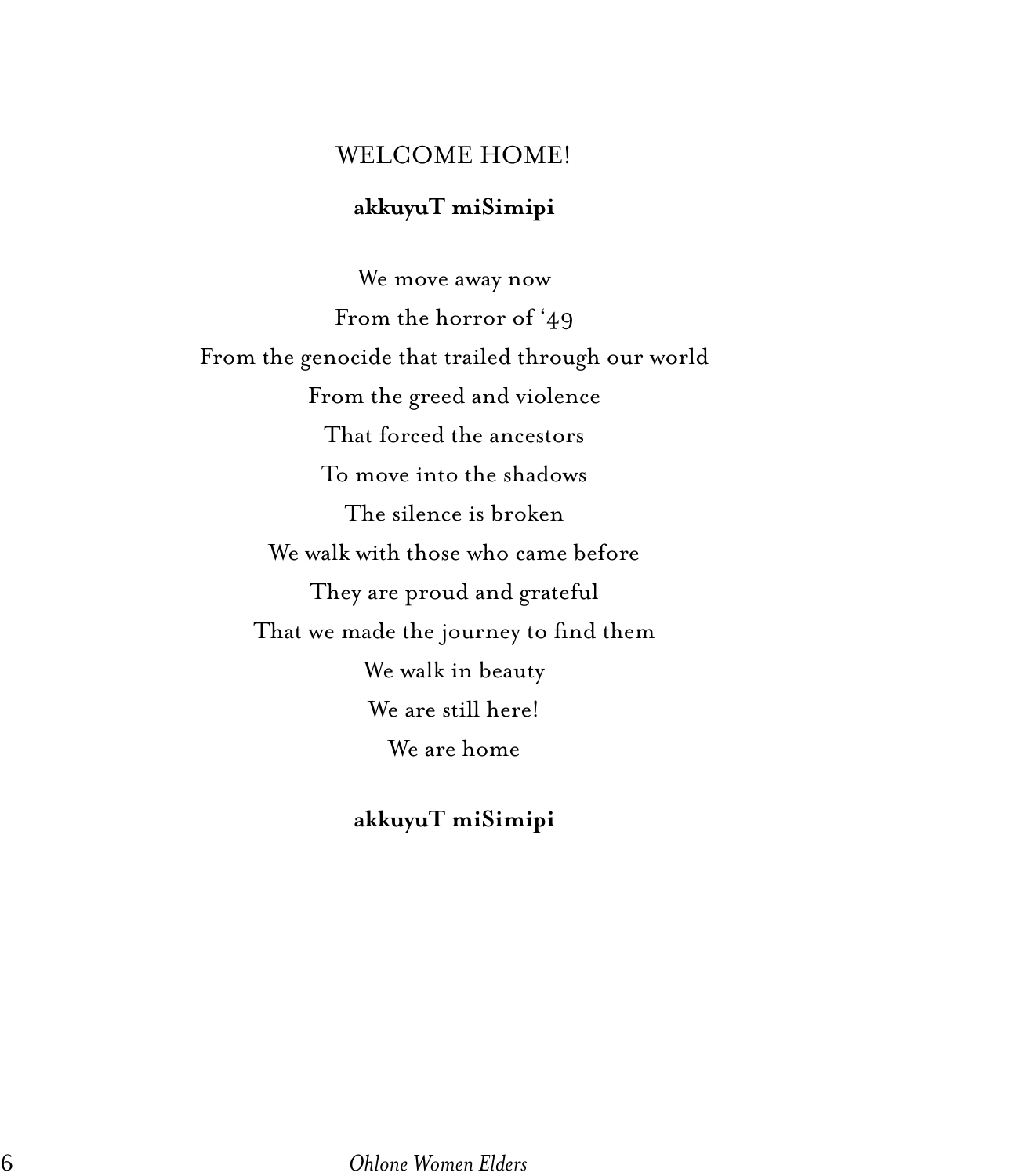## WELCOME HOME!

**akkuyuT miSimipi**

We move away now  
From the horror of '49  
From the genocide that trailed through our world  
From the greed and violence  
That forced the ancestors  
To move into the shadows  
The silence is broken  
We walk with those who came before  
They are proud and grateful  
That we made the journey to find them  
We walk in beauty  
We are still here!  
We are home

**akkuyuT miSimipi**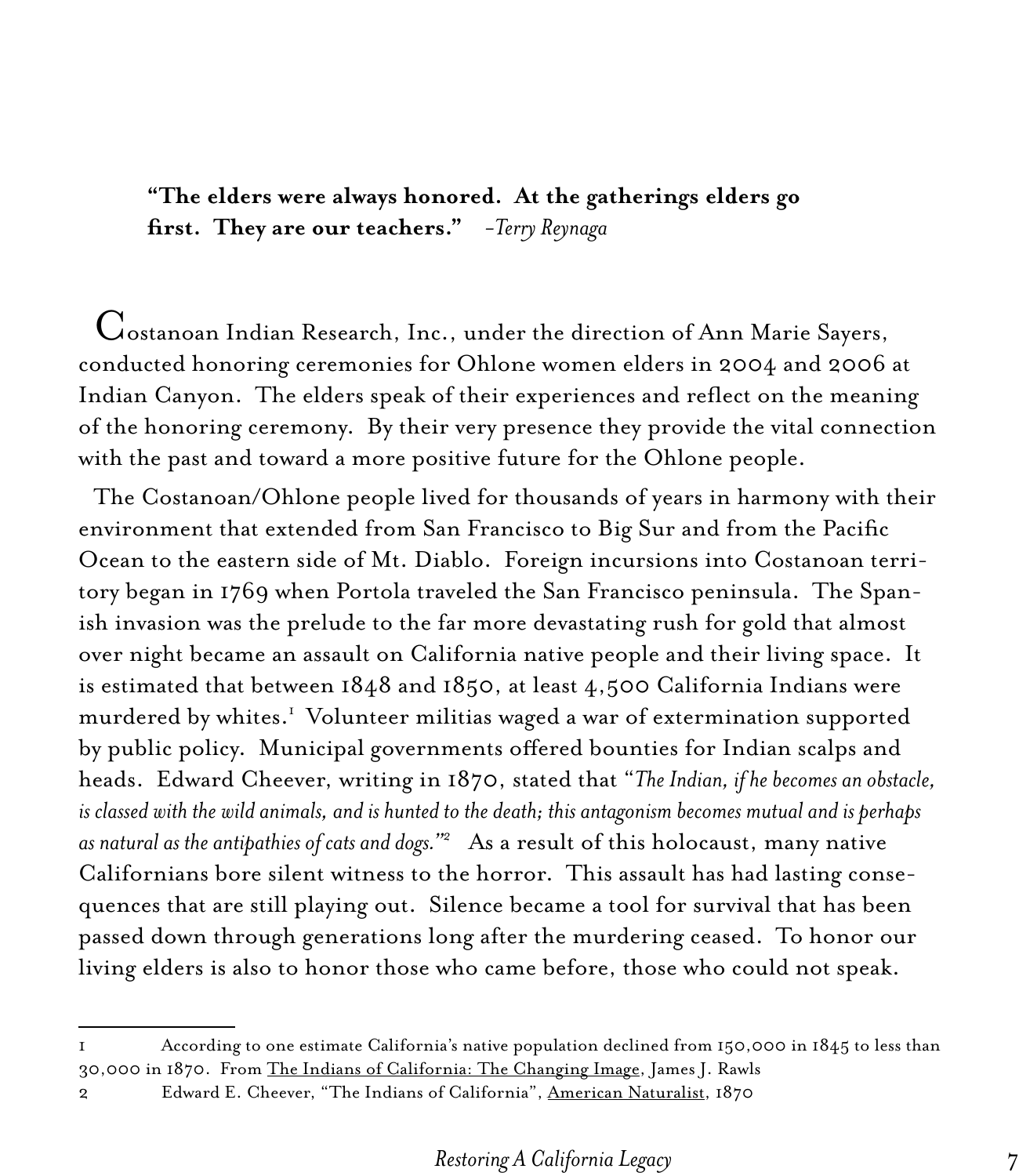**"The elders were always honored. At the gatherings elders go first. They are our teachers."** *-Terry Reynaga*

Costanoan Indian Research, Inc., under the direction of Ann Marie Sayers, conducted honoring ceremonies for Ohlone women elders in 2004 and 2006 at Indian Canyon. The elders speak of their experiences and reflect on the meaning of the honoring ceremony. By their very presence they provide the vital connection with the past and toward a more positive future for the Ohlone people.

The Costanoan/Ohlone people lived for thousands of years in harmony with their environment that extended from San Francisco to Big Sur and from the Pacific Ocean to the eastern side of Mt. Diablo. Foreign incursions into Costanoan territory began in 1769 when Portola traveled the San Francisco peninsula. The Spanish invasion was the prelude to the far more devastating rush for gold that almost over night became an assault on California native people and their living space. It is estimated that between 1848 and 1850, at least 4,500 California Indians were murdered by whites.[1] Volunteer militias waged a war of extermination supported by public policy. Municipal governments offered bounties for Indian scalps and heads. Edward Cheever, writing in 1870, stated that *"The Indian, if he becomes an obstacle, is classed with the wild animals, and is hunted to the death; this antagonism becomes mutual and is perhaps as natural as the antipathies of cats and dogs."*[2] As a result of this holocaust, many native Californians bore silent witness to the horror. This assault has had lasting consequences that are still playing out. Silence became a tool for survival that has been passed down through generations long after the murdering ceased. To honor our living elders is also to honor those who came before, those who could not speak.

---

1 According to one estimate California's native population declined from 150,000 in 1845 to less than 30,000 in 1870. From The Indians of California: The Changing Image, James J. Rawls

2 Edward E. Cheever, "The Indians of California", American Naturalist, 1870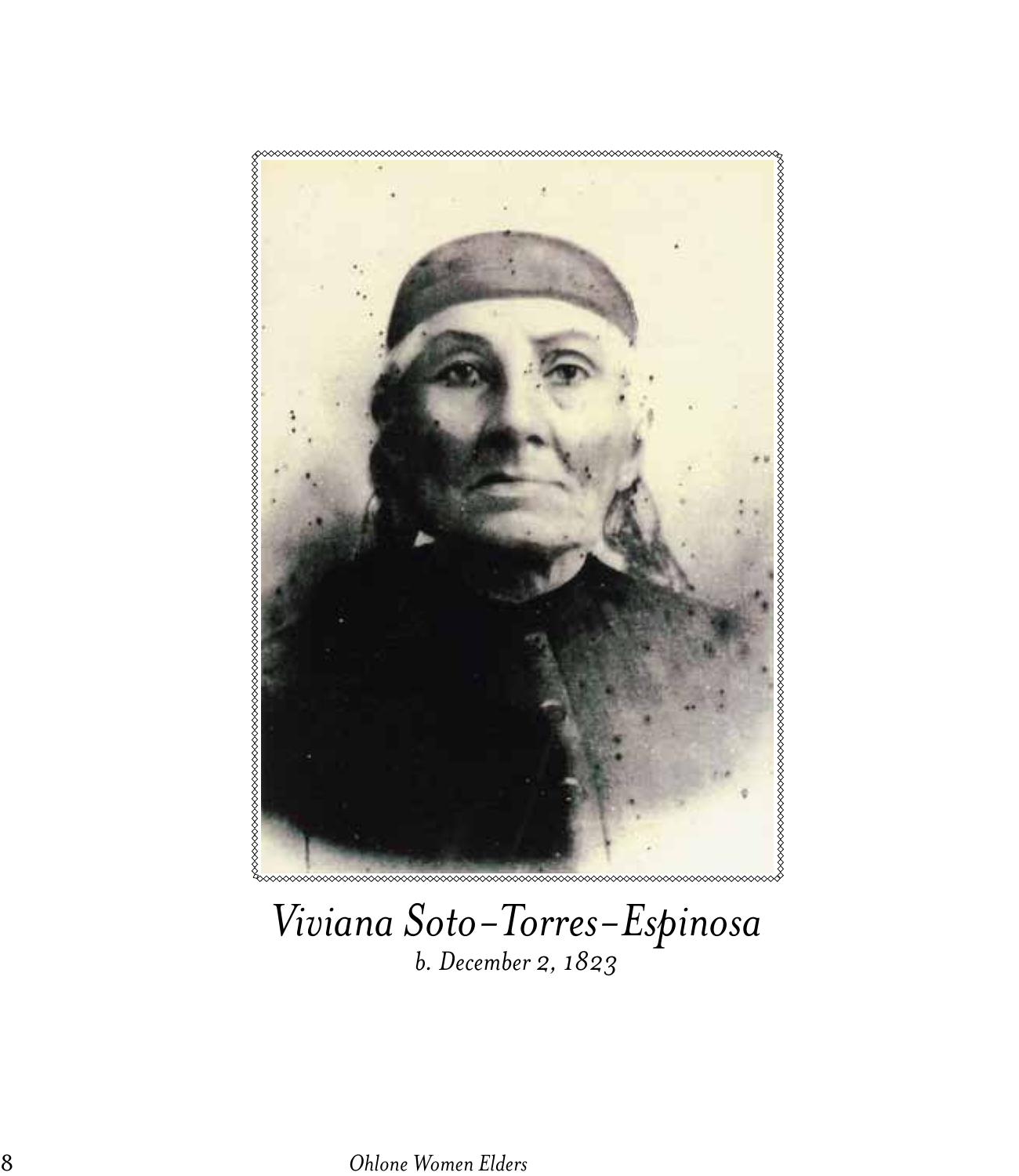*Viviana Soto-Torres-Espinosa*

*b. December 2, 1823*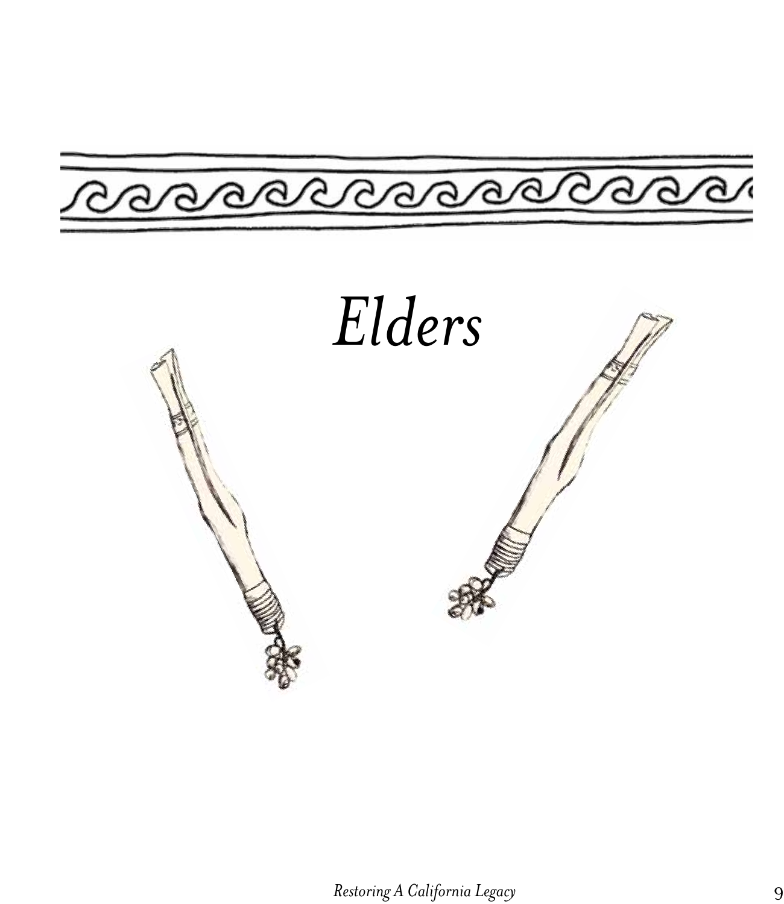# *Elders*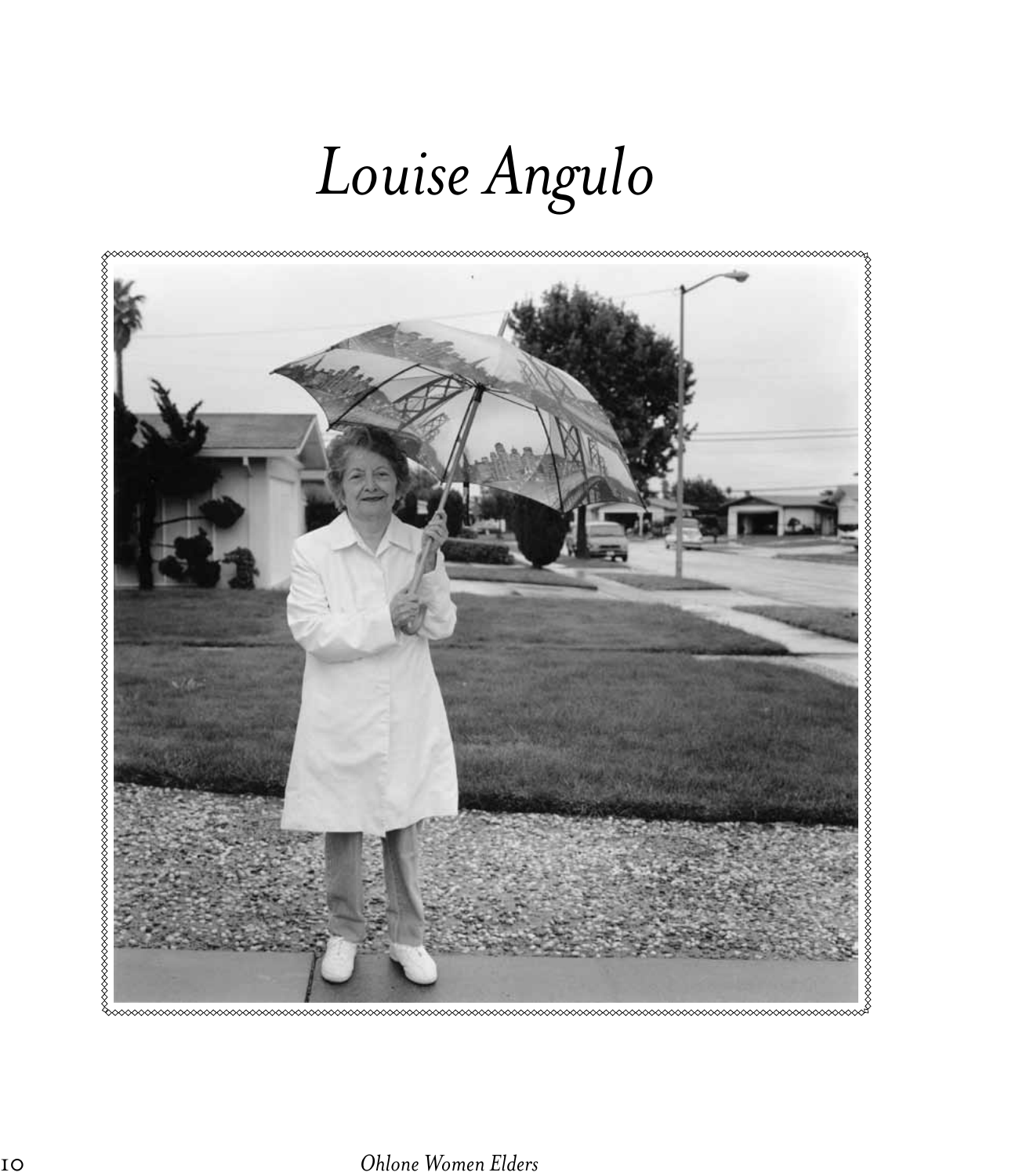# *Louise Angulo*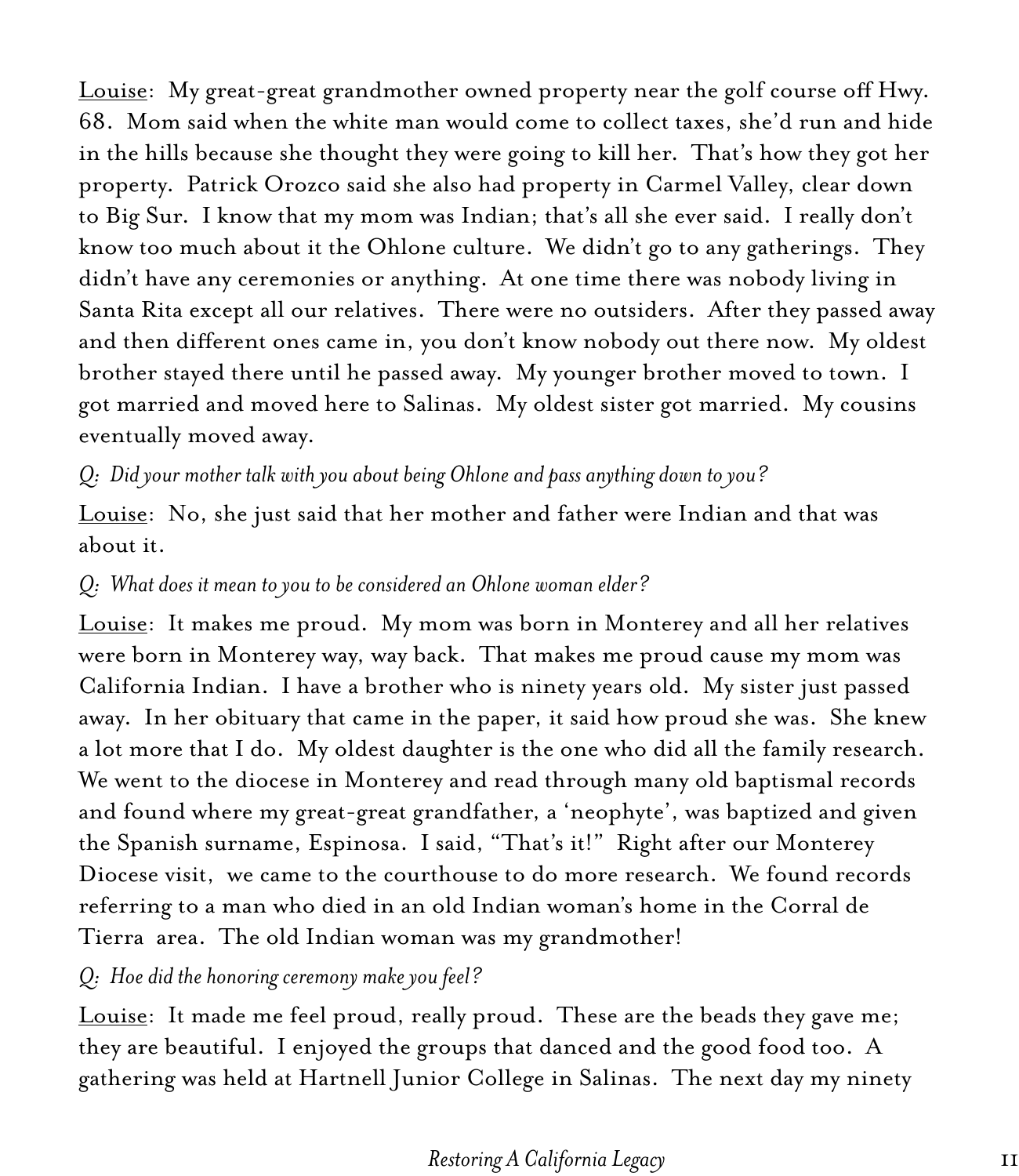Louise:  My great-great grandmother owned property near the golf course off Hwy. 68.  Mom said when the white man would come to collect taxes, she'd run and hide in the hills because she thought they were going to kill her.  That's how they got her property.  Patrick Orozco said she also had property in Carmel Valley, clear down to Big Sur.  I know that my mom was Indian; that's all she ever said.  I really don't know too much about it the Ohlone culture.  We didn't go to any gatherings.  They didn't have any ceremonies or anything.  At one time there was nobody living in Santa Rita except all our relatives.  There were no outsiders.  After they passed away and then different ones came in, you don't know nobody out there now.  My oldest brother stayed there until he passed away.  My younger brother moved to town.  I got married and moved here to Salinas.  My oldest sister got married.  My cousins eventually moved away.

*Q:  Did your mother talk with you about being Ohlone and pass anything down to you?*

Louise:  No, she just said that her mother and father were Indian and that was about it.

*Q:  What does it mean to you to be considered an Ohlone woman elder?*

Louise:  It makes me proud.  My mom was born in Monterey and all her relatives were born in Monterey way, way back.  That makes me proud cause my mom was California Indian.  I have a brother who is ninety years old.  My sister just passed away.  In her obituary that came in the paper, it said how proud she was.  She knew a lot more that I do.  My oldest daughter is the one who did all the family research.  We went to the diocese in Monterey and read through many old baptismal records and found where my great-great grandfather, a 'neophyte', was baptized and given the Spanish surname, Espinosa.  I said, "That's it!"  Right after our Monterey Diocese visit,  we came to the courthouse to do more research.  We found records referring to a man who died in an old Indian woman's home in the Corral de Tierra  area.  The old Indian woman was my grandmother!

*Q:  Hoe did the honoring ceremony make you feel?*

Louise:  It made me feel proud, really proud.  These are the beads they gave me; they are beautiful.  I enjoyed the groups that danced and the good food too.  A gathering was held at Hartnell Junior College in Salinas.  The next day my ninety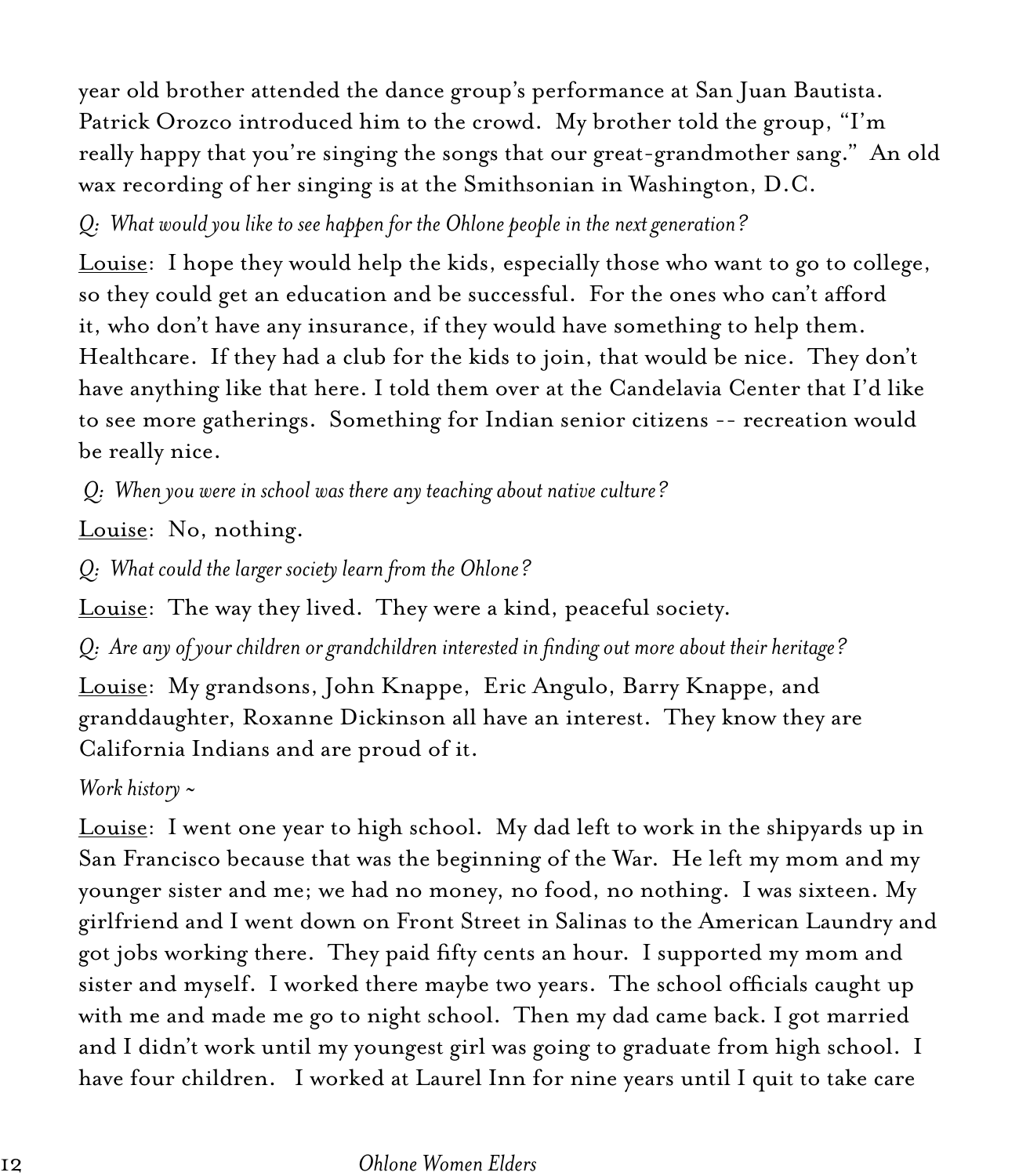year old brother attended the dance group's performance at San Juan Bautista. Patrick Orozco introduced him to the crowd. My brother told the group, "I'm really happy that you're singing the songs that our great-grandmother sang." An old wax recording of her singing is at the Smithsonian in Washington, D.C.

*Q: What would you like to see happen for the Ohlone people in the next generation?*

Louise: I hope they would help the kids, especially those who want to go to college, so they could get an education and be successful. For the ones who can't afford it, who don't have any insurance, if they would have something to help them. Healthcare. If they had a club for the kids to join, that would be nice. They don't have anything like that here. I told them over at the Candelavia Center that I'd like to see more gatherings. Something for Indian senior citizens -- recreation would be really nice.

*Q: When you were in school was there any teaching about native culture?*

Louise: No, nothing.

*Q: What could the larger society learn from the Ohlone?*

Louise: The way they lived. They were a kind, peaceful society.

*Q: Are any of your children or grandchildren interested in finding out more about their heritage?*

Louise: My grandsons, John Knappe, Eric Angulo, Barry Knappe, and granddaughter, Roxanne Dickinson all have an interest. They know they are California Indians and are proud of it.

*Work history ~*

Louise: I went one year to high school. My dad left to work in the shipyards up in San Francisco because that was the beginning of the War. He left my mom and my younger sister and me; we had no money, no food, no nothing. I was sixteen. My girlfriend and I went down on Front Street in Salinas to the American Laundry and got jobs working there. They paid fifty cents an hour. I supported my mom and sister and myself. I worked there maybe two years. The school officials caught up with me and made me go to night school. Then my dad came back. I got married and I didn't work until my youngest girl was going to graduate from high school. I have four children. I worked at Laurel Inn for nine years until I quit to take care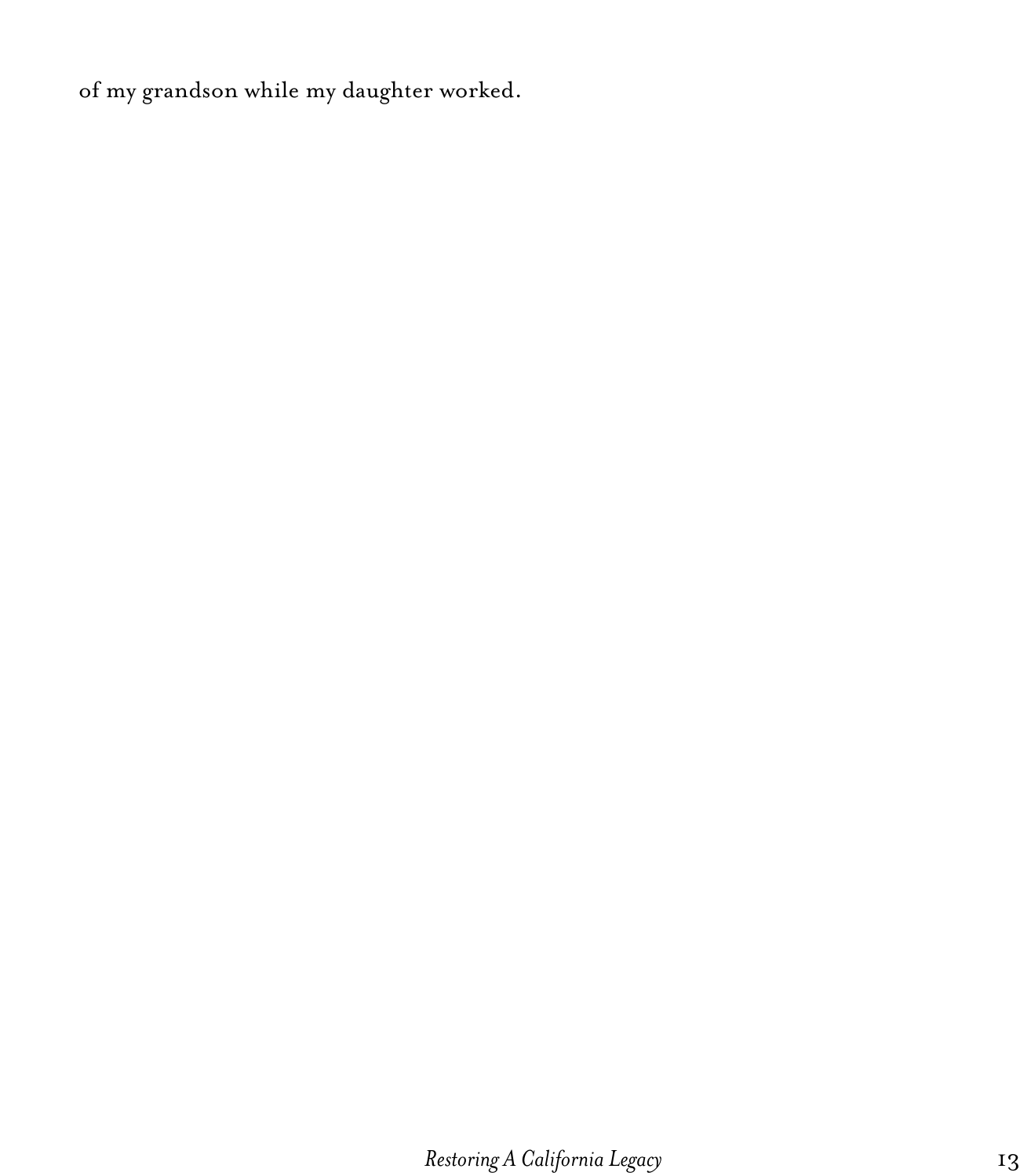of my grandson while my daughter worked.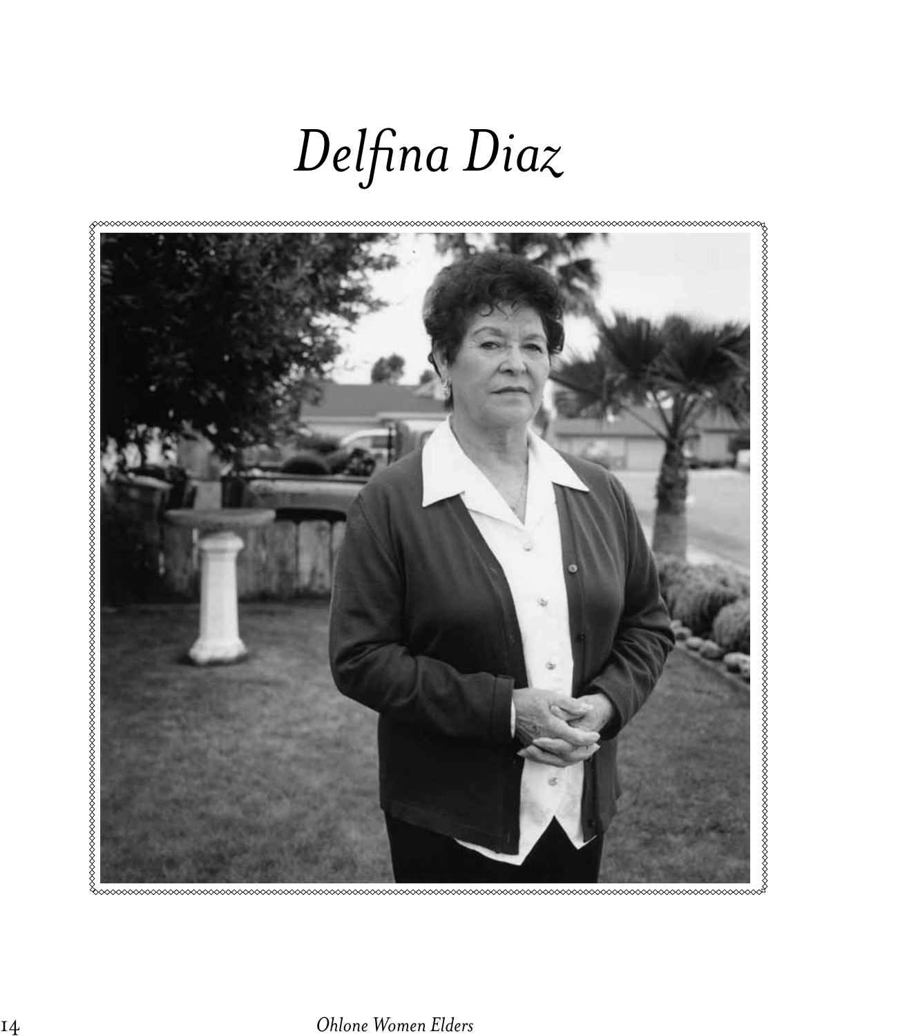# *Delfina Diaz*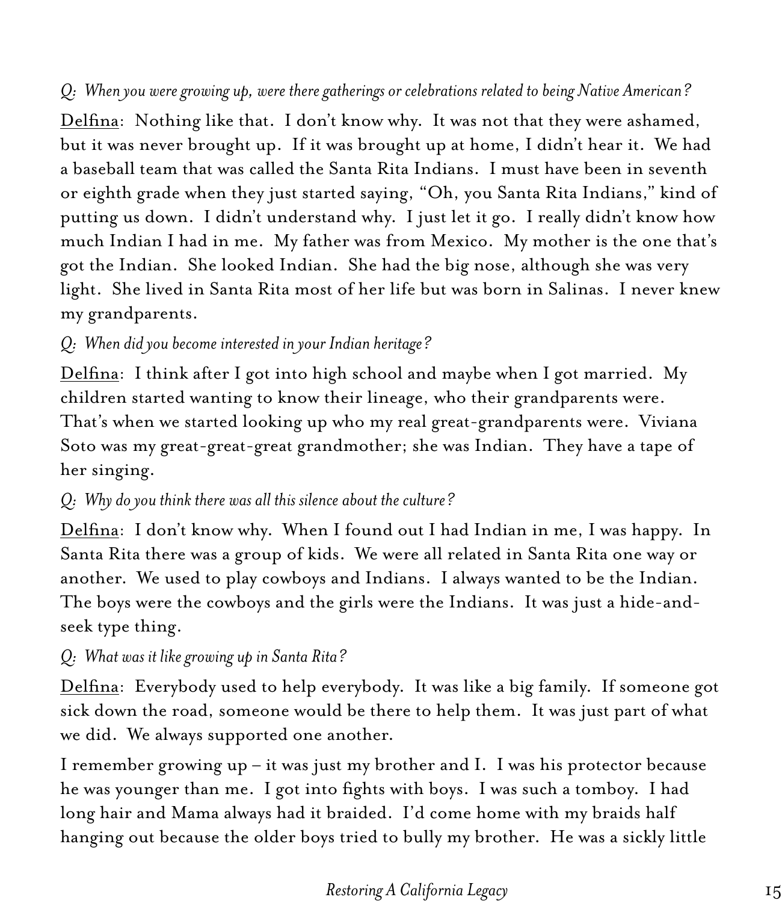*Q: When you were growing up, were there gatherings or celebrations related to being Native American?*

Delfina: Nothing like that. I don't know why. It was not that they were ashamed, but it was never brought up. If it was brought up at home, I didn't hear it. We had a baseball team that was called the Santa Rita Indians. I must have been in seventh or eighth grade when they just started saying, "Oh, you Santa Rita Indians," kind of putting us down. I didn't understand why. I just let it go. I really didn't know how much Indian I had in me. My father was from Mexico. My mother is the one that's got the Indian. She looked Indian. She had the big nose, although she was very light. She lived in Santa Rita most of her life but was born in Salinas. I never knew my grandparents.

*Q: When did you become interested in your Indian heritage?*

Delfina: I think after I got into high school and maybe when I got married. My children started wanting to know their lineage, who their grandparents were. That's when we started looking up who my real great-grandparents were. Viviana Soto was my great-great-great grandmother; she was Indian. They have a tape of her singing.

*Q: Why do you think there was all this silence about the culture?*

Delfina: I don't know why. When I found out I had Indian in me, I was happy. In Santa Rita there was a group of kids. We were all related in Santa Rita one way or another. We used to play cowboys and Indians. I always wanted to be the Indian. The boys were the cowboys and the girls were the Indians. It was just a hide-and-seek type thing.

*Q: What was it like growing up in Santa Rita?*

Delfina: Everybody used to help everybody. It was like a big family. If someone got sick down the road, someone would be there to help them. It was just part of what we did. We always supported one another.

I remember growing up – it was just my brother and I. I was his protector because he was younger than me. I got into fights with boys. I was such a tomboy. I had long hair and Mama always had it braided. I'd come home with my braids half hanging out because the older boys tried to bully my brother. He was a sickly little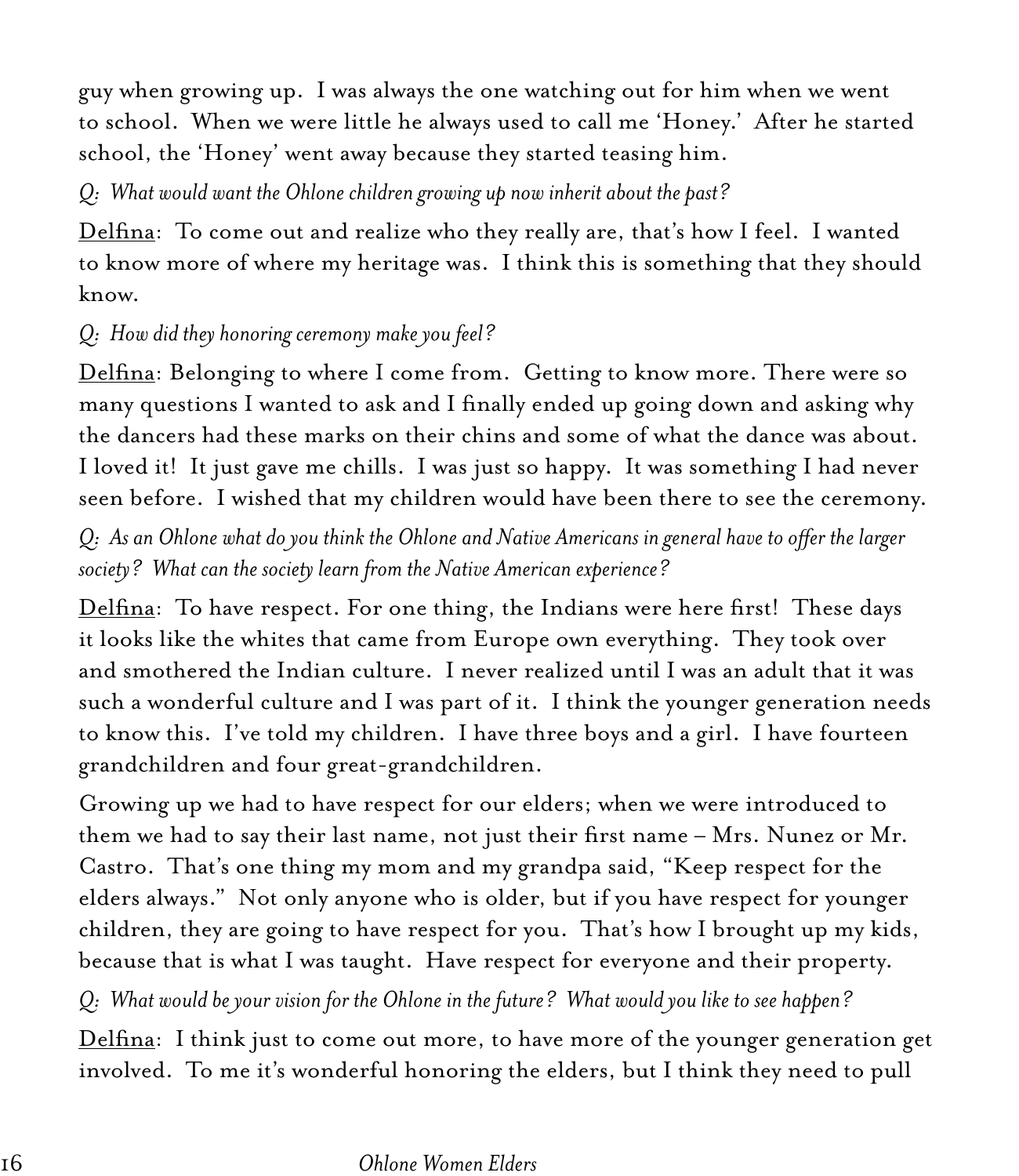guy when growing up. I was always the one watching out for him when we went to school. When we were little he always used to call me 'Honey.' After he started school, the 'Honey' went away because they started teasing him.

*Q: What would want the Ohlone children growing up now inherit about the past?*

Delfina: To come out and realize who they really are, that's how I feel. I wanted to know more of where my heritage was. I think this is something that they should know.

*Q: How did they honoring ceremony make you feel?*

Delfina: Belonging to where I come from. Getting to know more. There were so many questions I wanted to ask and I finally ended up going down and asking why the dancers had these marks on their chins and some of what the dance was about. I loved it! It just gave me chills. I was just so happy. It was something I had never seen before. I wished that my children would have been there to see the ceremony.

*Q: As an Ohlone what do you think the Ohlone and Native Americans in general have to offer the larger society? What can the society learn from the Native American experience?*

Delfina: To have respect. For one thing, the Indians were here first! These days it looks like the whites that came from Europe own everything. They took over and smothered the Indian culture. I never realized until I was an adult that it was such a wonderful culture and I was part of it. I think the younger generation needs to know this. I've told my children. I have three boys and a girl. I have fourteen grandchildren and four great-grandchildren.

Growing up we had to have respect for our elders; when we were introduced to them we had to say their last name, not just their first name – Mrs. Nunez or Mr. Castro. That's one thing my mom and my grandpa said, "Keep respect for the elders always." Not only anyone who is older, but if you have respect for younger children, they are going to have respect for you. That's how I brought up my kids, because that is what I was taught. Have respect for everyone and their property.

*Q: What would be your vision for the Ohlone in the future? What would you like to see happen?*

Delfina: I think just to come out more, to have more of the younger generation get involved. To me it's wonderful honoring the elders, but I think they need to pull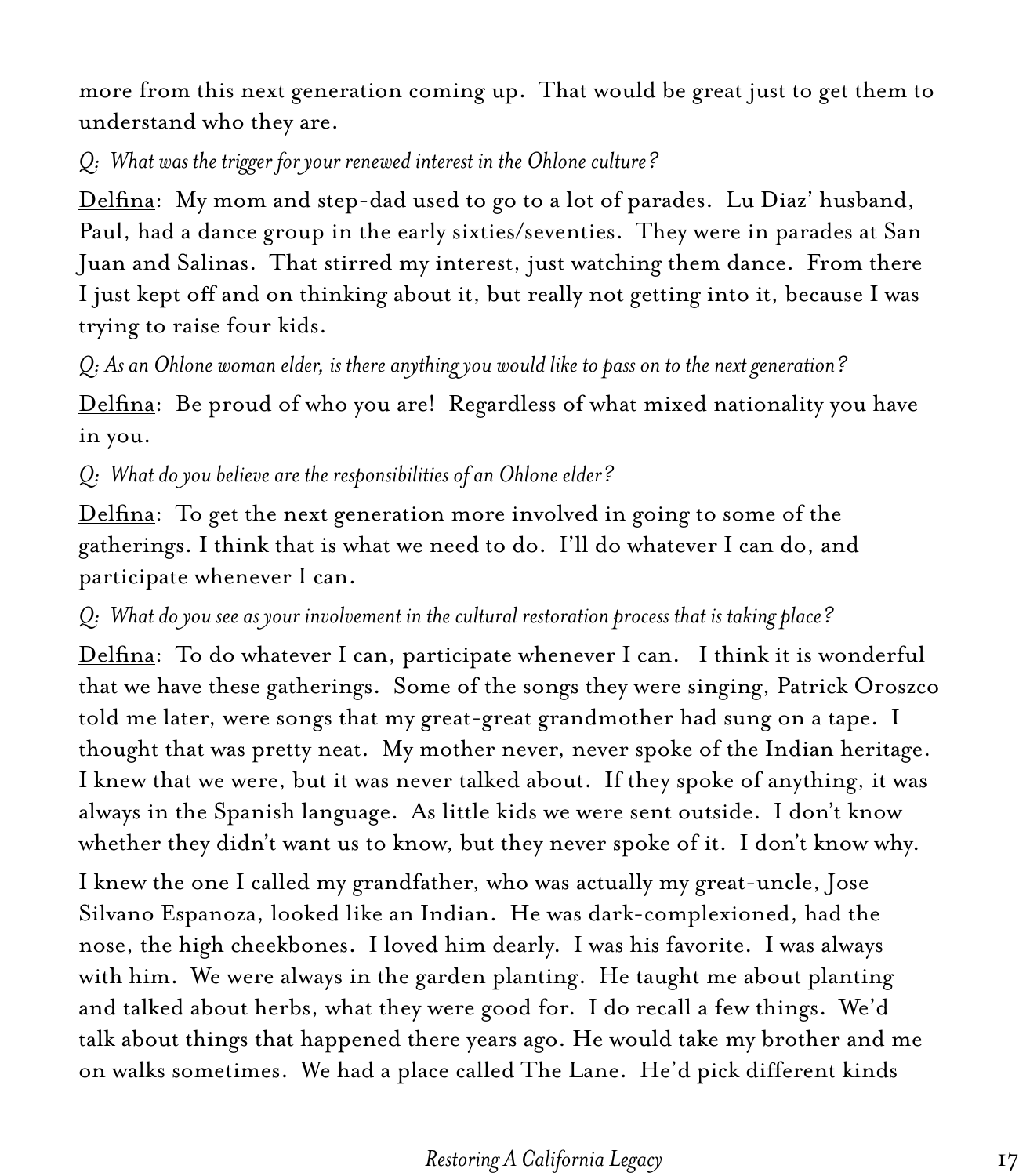more from this next generation coming up. That would be great just to get them to understand who they are.

*Q: What was the trigger for your renewed interest in the Ohlone culture?*

Delfina: My mom and step-dad used to go to a lot of parades. Lu Diaz' husband, Paul, had a dance group in the early sixties/seventies. They were in parades at San Juan and Salinas. That stirred my interest, just watching them dance. From there I just kept off and on thinking about it, but really not getting into it, because I was trying to raise four kids.

*Q: As an Ohlone woman elder, is there anything you would like to pass on to the next generation?*

Delfina: Be proud of who you are! Regardless of what mixed nationality you have in you.

*Q: What do you believe are the responsibilities of an Ohlone elder?*

Delfina: To get the next generation more involved in going to some of the gatherings. I think that is what we need to do. I'll do whatever I can do, and participate whenever I can.

*Q: What do you see as your involvement in the cultural restoration process that is taking place?*

Delfina: To do whatever I can, participate whenever I can. I think it is wonderful that we have these gatherings. Some of the songs they were singing, Patrick Oroszco told me later, were songs that my great-great grandmother had sung on a tape. I thought that was pretty neat. My mother never, never spoke of the Indian heritage. I knew that we were, but it was never talked about. If they spoke of anything, it was always in the Spanish language. As little kids we were sent outside. I don't know whether they didn't want us to know, but they never spoke of it. I don't know why.

I knew the one I called my grandfather, who was actually my great-uncle, Jose Silvano Espanoza, looked like an Indian. He was dark-complexioned, had the nose, the high cheekbones. I loved him dearly. I was his favorite. I was always with him. We were always in the garden planting. He taught me about planting and talked about herbs, what they were good for. I do recall a few things. We'd talk about things that happened there years ago. He would take my brother and me on walks sometimes. We had a place called The Lane. He'd pick different kinds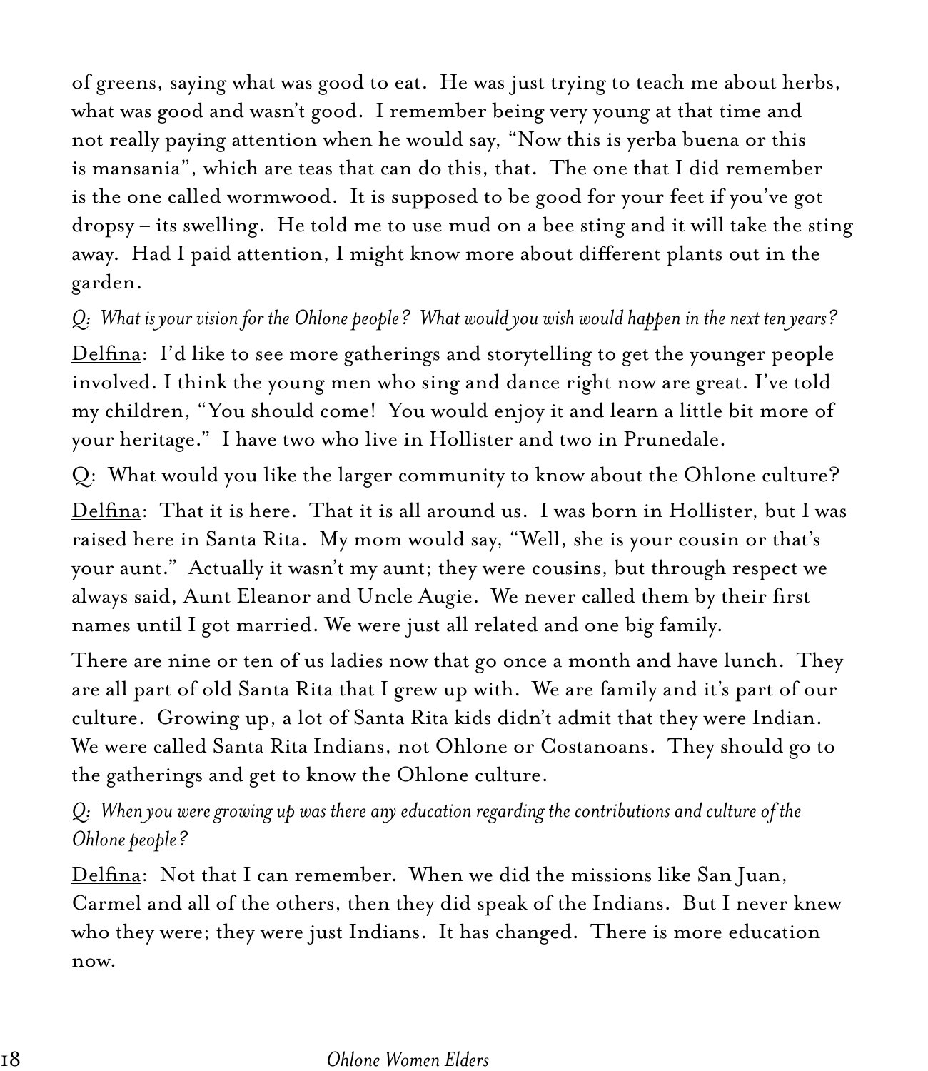of greens, saying what was good to eat. He was just trying to teach me about herbs, what was good and wasn't good. I remember being very young at that time and not really paying attention when he would say, "Now this is yerba buena or this is mansania", which are teas that can do this, that. The one that I did remember is the one called wormwood. It is supposed to be good for your feet if you've got dropsy – its swelling. He told me to use mud on a bee sting and it will take the sting away. Had I paid attention, I might know more about different plants out in the garden.

*Q: What is your vision for the Ohlone people? What would you wish would happen in the next ten years?*

<u>Delfina</u>: I'd like to see more gatherings and storytelling to get the younger people involved. I think the young men who sing and dance right now are great. I've told my children, "You should come! You would enjoy it and learn a little bit more of your heritage." I have two who live in Hollister and two in Prunedale.

Q: What would you like the larger community to know about the Ohlone culture?

<u>Delfina</u>: That it is here. That it is all around us. I was born in Hollister, but I was raised here in Santa Rita. My mom would say, "Well, she is your cousin or that's your aunt." Actually it wasn't my aunt; they were cousins, but through respect we always said, Aunt Eleanor and Uncle Augie. We never called them by their first names until I got married. We were just all related and one big family.

There are nine or ten of us ladies now that go once a month and have lunch. They are all part of old Santa Rita that I grew up with. We are family and it's part of our culture. Growing up, a lot of Santa Rita kids didn't admit that they were Indian. We were called Santa Rita Indians, not Ohlone or Costanoans. They should go to the gatherings and get to know the Ohlone culture.

*Q: When you were growing up was there any education regarding the contributions and culture of the Ohlone people?*

<u>Delfina</u>: Not that I can remember. When we did the missions like San Juan, Carmel and all of the others, then they did speak of the Indians. But I never knew who they were; they were just Indians. It has changed. There is more education now.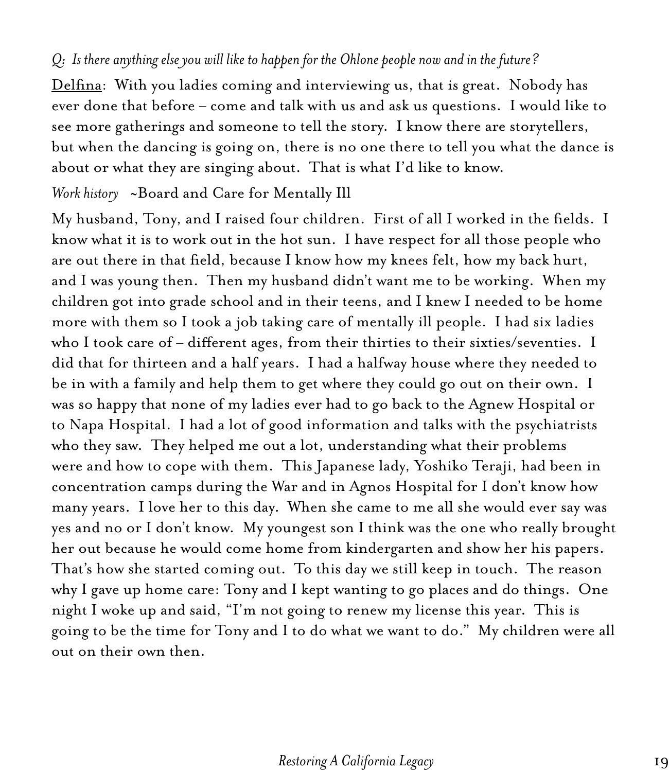*Q: Is there anything else you will like to happen for the Ohlone people now and in the future?*

Delfina: With you ladies coming and interviewing us, that is great. Nobody has ever done that before – come and talk with us and ask us questions. I would like to see more gatherings and someone to tell the story. I know there are storytellers, but when the dancing is going on, there is no one there to tell you what the dance is about or what they are singing about. That is what I'd like to know.

*Work history* ~Board and Care for Mentally Ill

My husband, Tony, and I raised four children. First of all I worked in the fields. I know what it is to work out in the hot sun. I have respect for all those people who are out there in that field, because I know how my knees felt, how my back hurt, and I was young then. Then my husband didn't want me to be working. When my children got into grade school and in their teens, and I knew I needed to be home more with them so I took a job taking care of mentally ill people. I had six ladies who I took care of – different ages, from their thirties to their sixties/seventies. I did that for thirteen and a half years. I had a halfway house where they needed to be in with a family and help them to get where they could go out on their own. I was so happy that none of my ladies ever had to go back to the Agnew Hospital or to Napa Hospital. I had a lot of good information and talks with the psychiatrists who they saw. They helped me out a lot, understanding what their problems were and how to cope with them. This Japanese lady, Yoshiko Teraji, had been in concentration camps during the War and in Agnos Hospital for I don't know how many years. I love her to this day. When she came to me all she would ever say was yes and no or I don't know. My youngest son I think was the one who really brought her out because he would come home from kindergarten and show her his papers. That's how she started coming out. To this day we still keep in touch. The reason why I gave up home care: Tony and I kept wanting to go places and do things. One night I woke up and said, "I'm not going to renew my license this year. This is going to be the time for Tony and I to do what we want to do." My children were all out on their own then.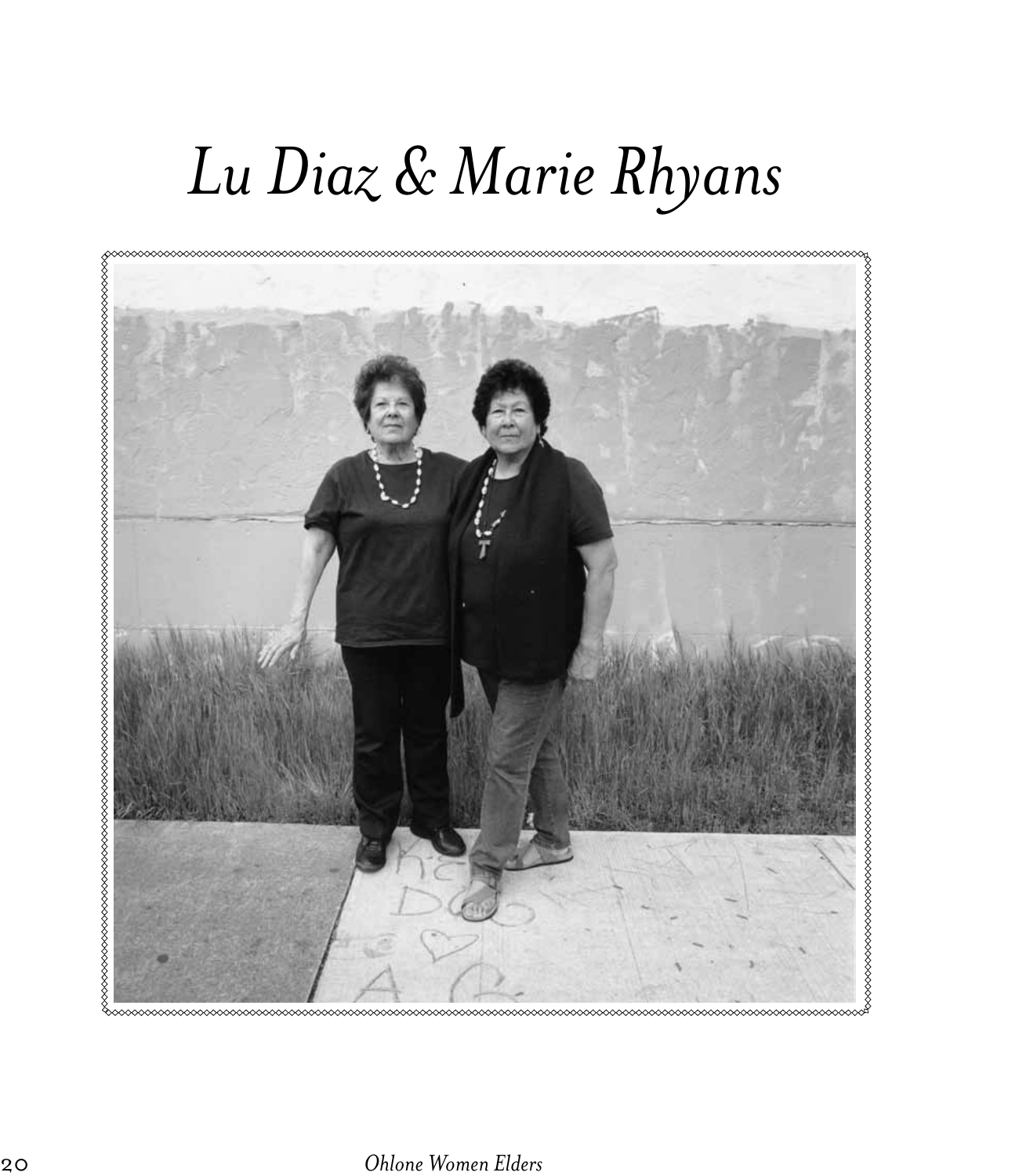# *Lu Diaz & Marie Rhyans*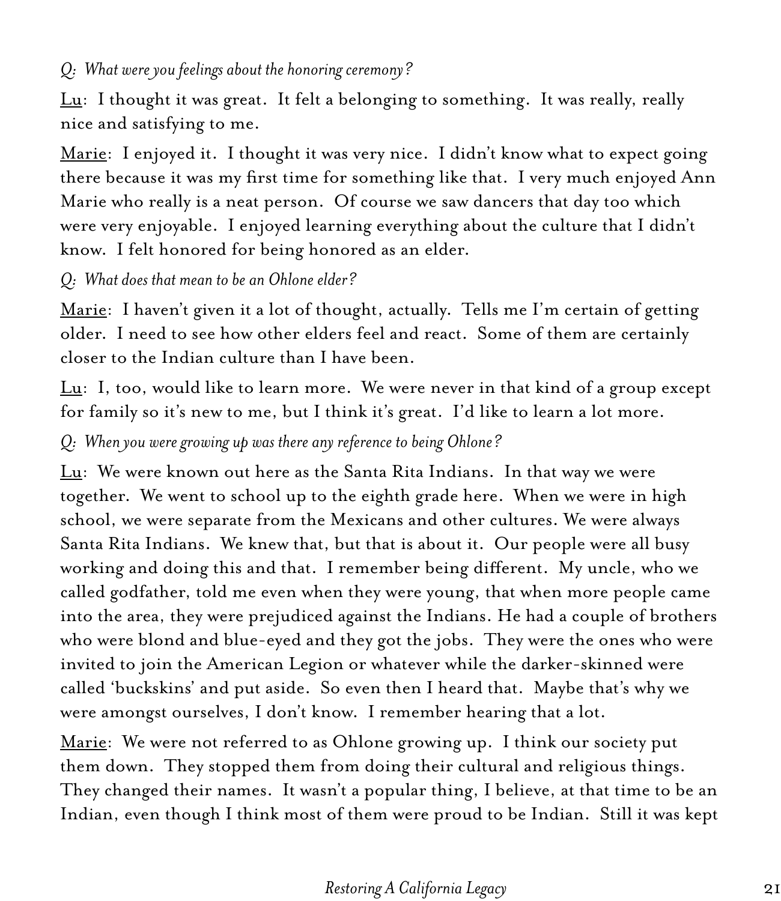*Q: What were you feelings about the honoring ceremony?*

Lu: I thought it was great. It felt a belonging to something. It was really, really nice and satisfying to me.

Marie: I enjoyed it. I thought it was very nice. I didn't know what to expect going there because it was my first time for something like that. I very much enjoyed Ann Marie who really is a neat person. Of course we saw dancers that day too which were very enjoyable. I enjoyed learning everything about the culture that I didn't know. I felt honored for being honored as an elder.

*Q: What does that mean to be an Ohlone elder?*

Marie: I haven't given it a lot of thought, actually. Tells me I'm certain of getting older. I need to see how other elders feel and react. Some of them are certainly closer to the Indian culture than I have been.

Lu: I, too, would like to learn more. We were never in that kind of a group except for family so it's new to me, but I think it's great. I'd like to learn a lot more.

*Q: When you were growing up was there any reference to being Ohlone?*

Lu: We were known out here as the Santa Rita Indians. In that way we were together. We went to school up to the eighth grade here. When we were in high school, we were separate from the Mexicans and other cultures. We were always Santa Rita Indians. We knew that, but that is about it. Our people were all busy working and doing this and that. I remember being different. My uncle, who we called godfather, told me even when they were young, that when more people came into the area, they were prejudiced against the Indians. He had a couple of brothers who were blond and blue-eyed and they got the jobs. They were the ones who were invited to join the American Legion or whatever while the darker-skinned were called 'buckskins' and put aside. So even then I heard that. Maybe that's why we were amongst ourselves, I don't know. I remember hearing that a lot.

Marie: We were not referred to as Ohlone growing up. I think our society put them down. They stopped them from doing their cultural and religious things. They changed their names. It wasn't a popular thing, I believe, at that time to be an Indian, even though I think most of them were proud to be Indian. Still it was kept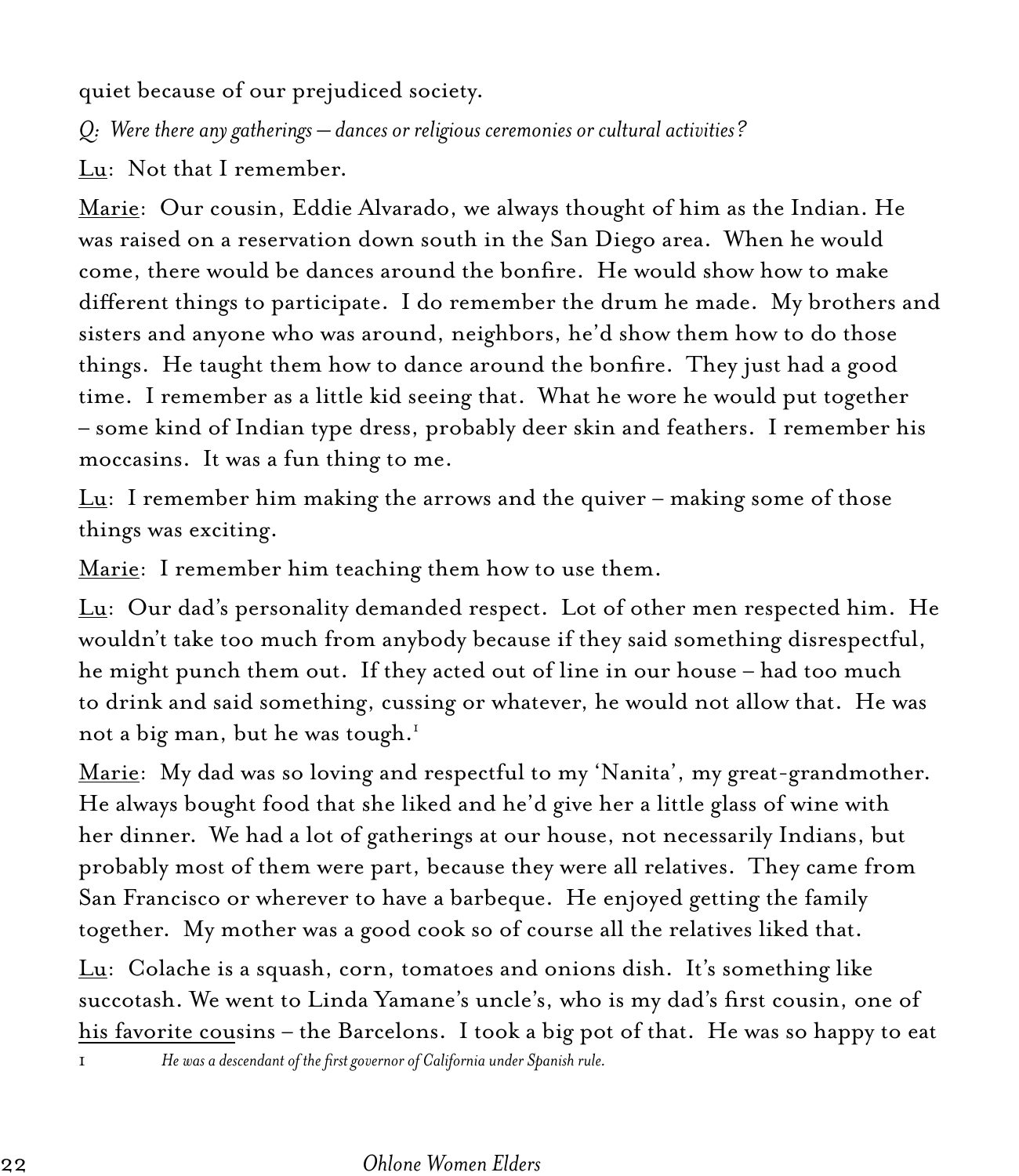quiet because of our prejudiced society.

*Q: Were there any gatherings – dances or religious ceremonies or cultural activities?*

Lu: Not that I remember.

Marie: Our cousin, Eddie Alvarado, we always thought of him as the Indian. He was raised on a reservation down south in the San Diego area. When he would come, there would be dances around the bonfire. He would show how to make different things to participate. I do remember the drum he made. My brothers and sisters and anyone who was around, neighbors, he'd show them how to do those things. He taught them how to dance around the bonfire. They just had a good time. I remember as a little kid seeing that. What he wore he would put together – some kind of Indian type dress, probably deer skin and feathers. I remember his moccasins. It was a fun thing to me.

Lu: I remember him making the arrows and the quiver – making some of those things was exciting.

Marie: I remember him teaching them how to use them.

Lu: Our dad's personality demanded respect. Lot of other men respected him. He wouldn't take too much from anybody because if they said something disrespectful, he might punch them out. If they acted out of line in our house – had too much to drink and said something, cussing or whatever, he would not allow that. He was not a big man, but he was tough.[1]

Marie: My dad was so loving and respectful to my 'Nanita', my great-grandmother. He always bought food that she liked and he'd give her a little glass of wine with her dinner. We had a lot of gatherings at our house, not necessarily Indians, but probably most of them were part, because they were all relatives. They came from San Francisco or wherever to have a barbeque. He enjoyed getting the family together. My mother was a good cook so of course all the relatives liked that.

Lu: Colache is a squash, corn, tomatoes and onions dish. It's something like succotash. We went to Linda Yamane's uncle's, who is my dad's first cousin, one of his favorite cousins – the Barcelons. I took a big pot of that. He was so happy to eat

[1] *He was a descendant of the first governor of California under Spanish rule.*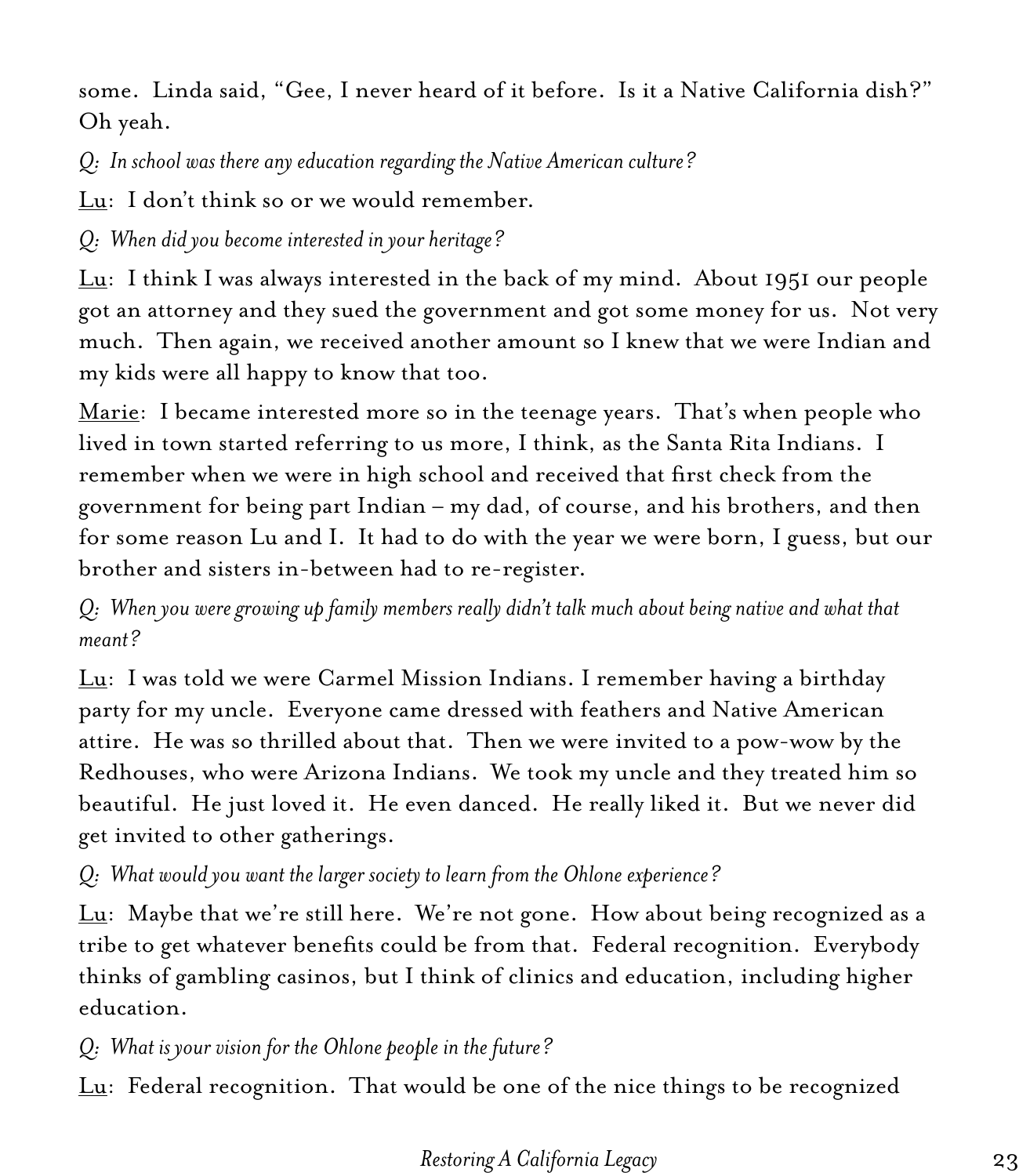some. Linda said, "Gee, I never heard of it before. Is it a Native California dish?" Oh yeah.

*Q: In school was there any education regarding the Native American culture?*

Lu: I don't think so or we would remember.

*Q: When did you become interested in your heritage?*

Lu: I think I was always interested in the back of my mind. About 1951 our people got an attorney and they sued the government and got some money for us. Not very much. Then again, we received another amount so I knew that we were Indian and my kids were all happy to know that too.

Marie: I became interested more so in the teenage years. That's when people who lived in town started referring to us more, I think, as the Santa Rita Indians. I remember when we were in high school and received that first check from the government for being part Indian – my dad, of course, and his brothers, and then for some reason Lu and I. It had to do with the year we were born, I guess, but our brother and sisters in-between had to re-register.

*Q: When you were growing up family members really didn't talk much about being native and what that meant?*

Lu: I was told we were Carmel Mission Indians. I remember having a birthday party for my uncle. Everyone came dressed with feathers and Native American attire. He was so thrilled about that. Then we were invited to a pow-wow by the Redhouses, who were Arizona Indians. We took my uncle and they treated him so beautiful. He just loved it. He even danced. He really liked it. But we never did get invited to other gatherings.

*Q: What would you want the larger society to learn from the Ohlone experience?*

Lu: Maybe that we're still here. We're not gone. How about being recognized as a tribe to get whatever benefits could be from that. Federal recognition. Everybody thinks of gambling casinos, but I think of clinics and education, including higher education.

*Q: What is your vision for the Ohlone people in the future?*

Lu: Federal recognition. That would be one of the nice things to be recognized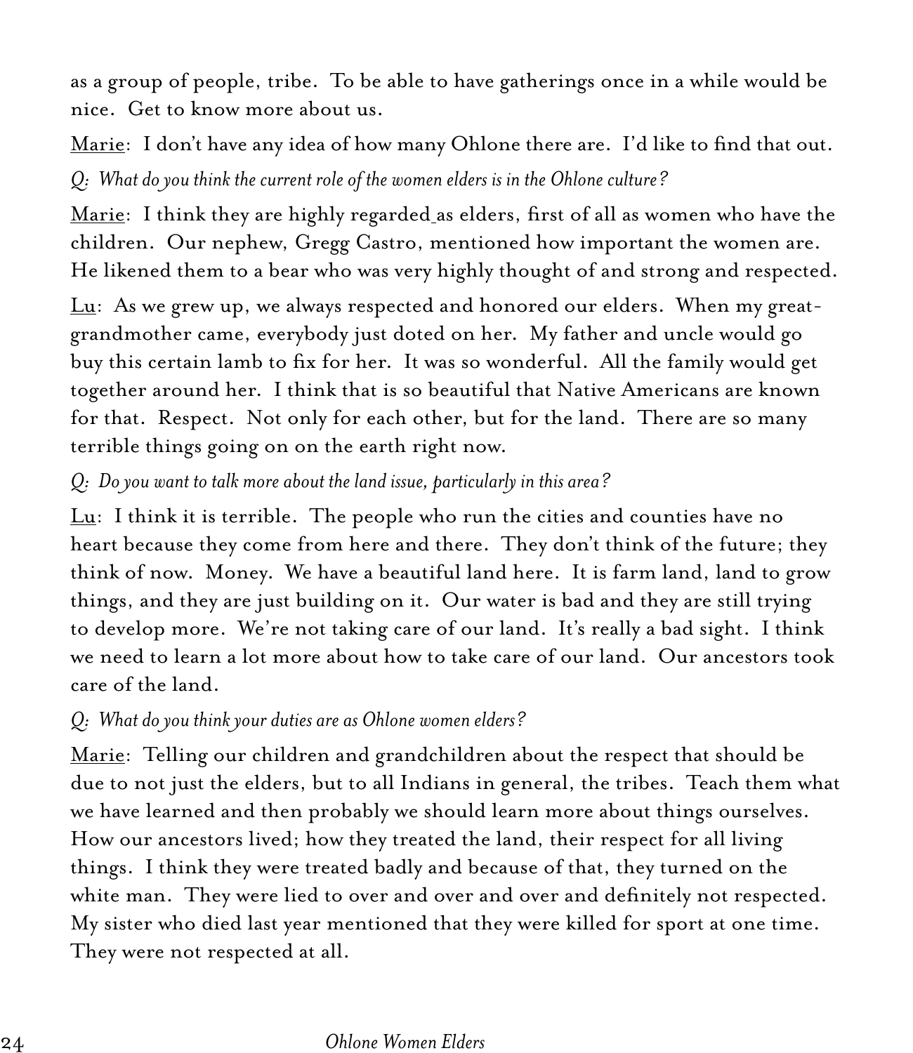as a group of people, tribe. To be able to have gatherings once in a while would be nice. Get to know more about us.

Marie: I don't have any idea of how many Ohlone there are. I'd like to find that out.

*Q: What do you think the current role of the women elders is in the Ohlone culture?*

Marie: I think they are highly regarded as elders, first of all as women who have the children. Our nephew, Gregg Castro, mentioned how important the women are. He likened them to a bear who was very highly thought of and strong and respected.

Lu: As we grew up, we always respected and honored our elders. When my great-grandmother came, everybody just doted on her. My father and uncle would go buy this certain lamb to fix for her. It was so wonderful. All the family would get together around her. I think that is so beautiful that Native Americans are known for that. Respect. Not only for each other, but for the land. There are so many terrible things going on on the earth right now.

*Q: Do you want to talk more about the land issue, particularly in this area?*

Lu: I think it is terrible. The people who run the cities and counties have no heart because they come from here and there. They don't think of the future; they think of now. Money. We have a beautiful land here. It is farm land, land to grow things, and they are just building on it. Our water is bad and they are still trying to develop more. We're not taking care of our land. It's really a bad sight. I think we need to learn a lot more about how to take care of our land. Our ancestors took care of the land.

*Q: What do you think your duties are as Ohlone women elders?*

Marie: Telling our children and grandchildren about the respect that should be due to not just the elders, but to all Indians in general, the tribes. Teach them what we have learned and then probably we should learn more about things ourselves. How our ancestors lived; how they treated the land, their respect for all living things. I think they were treated badly and because of that, they turned on the white man. They were lied to over and over and over and definitely not respected. My sister who died last year mentioned that they were killed for sport at one time. They were not respected at all.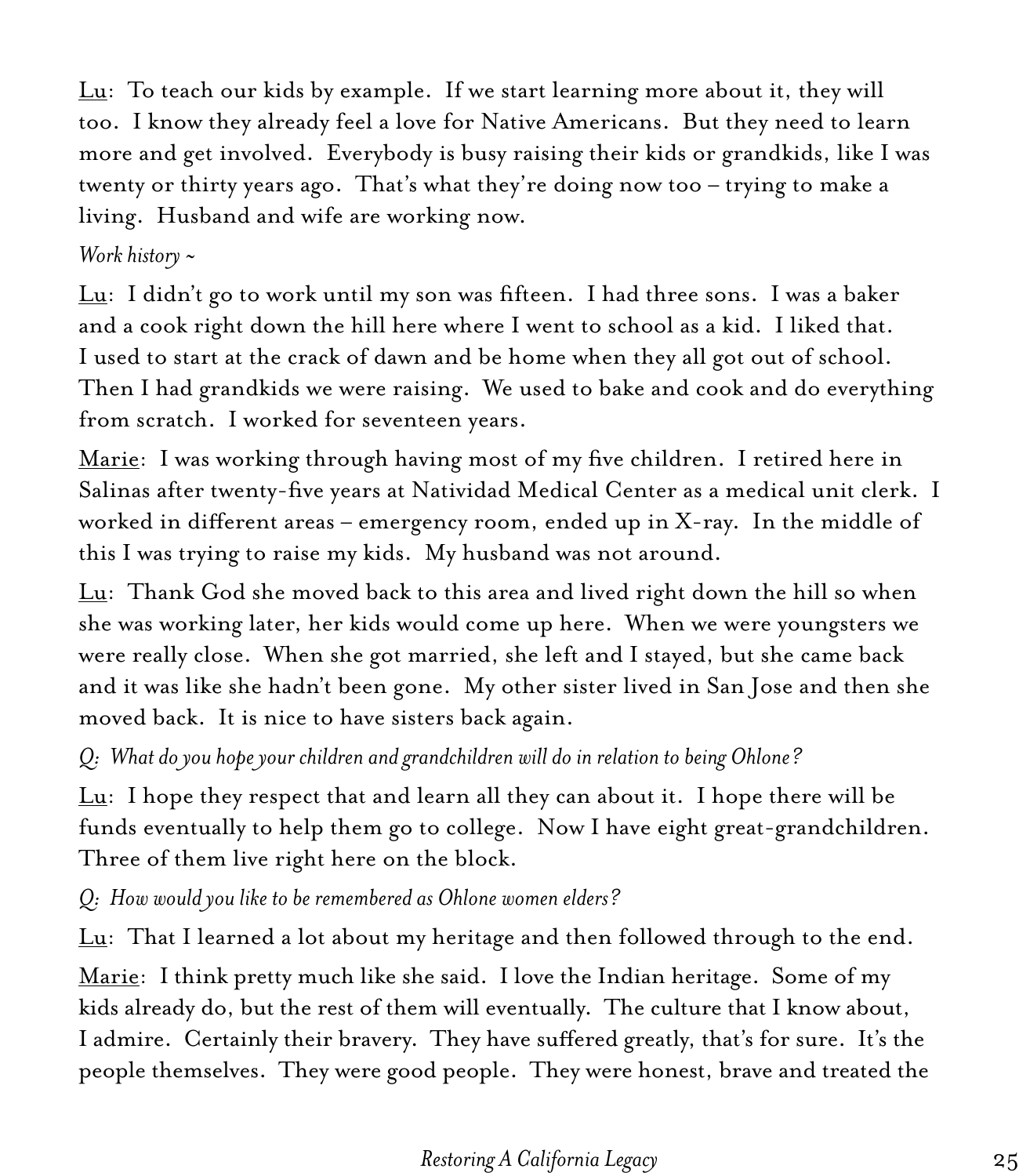<u>Lu</u>: To teach our kids by example. If we start learning more about it, they will too. I know they already feel a love for Native Americans. But they need to learn more and get involved. Everybody is busy raising their kids or grandkids, like I was twenty or thirty years ago. That's what they're doing now too – trying to make a living. Husband and wife are working now.

*Work history ~*

<u>Lu</u>: I didn't go to work until my son was fifteen. I had three sons. I was a baker and a cook right down the hill here where I went to school as a kid. I liked that. I used to start at the crack of dawn and be home when they all got out of school. Then I had grandkids we were raising. We used to bake and cook and do everything from scratch. I worked for seventeen years.

<u>Marie</u>: I was working through having most of my five children. I retired here in Salinas after twenty-five years at Natividad Medical Center as a medical unit clerk. I worked in different areas – emergency room, ended up in X-ray. In the middle of this I was trying to raise my kids. My husband was not around.

<u>Lu</u>: Thank God she moved back to this area and lived right down the hill so when she was working later, her kids would come up here. When we were youngsters we were really close. When she got married, she left and I stayed, but she came back and it was like she hadn't been gone. My other sister lived in San Jose and then she moved back. It is nice to have sisters back again.

*Q: What do you hope your children and grandchildren will do in relation to being Ohlone?*

<u>Lu</u>: I hope they respect that and learn all they can about it. I hope there will be funds eventually to help them go to college. Now I have eight great-grandchildren. Three of them live right here on the block.

*Q: How would you like to be remembered as Ohlone women elders?*

<u>Lu</u>: That I learned a lot about my heritage and then followed through to the end.

<u>Marie</u>: I think pretty much like she said. I love the Indian heritage. Some of my kids already do, but the rest of them will eventually. The culture that I know about, I admire. Certainly their bravery. They have suffered greatly, that's for sure. It's the people themselves. They were good people. They were honest, brave and treated the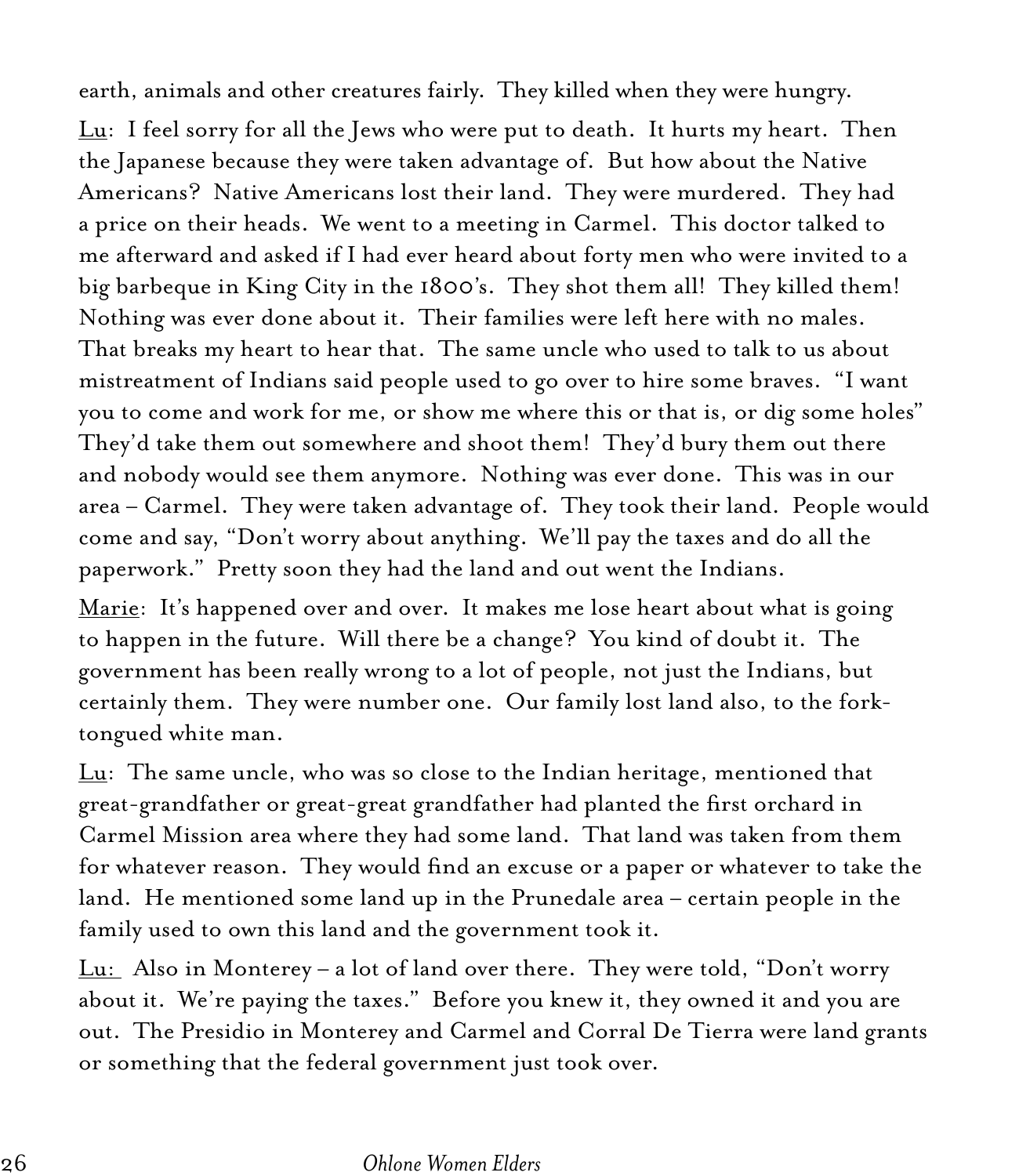earth, animals and other creatures fairly. They killed when they were hungry.

<u>Lu</u>: I feel sorry for all the Jews who were put to death. It hurts my heart. Then the Japanese because they were taken advantage of. But how about the Native Americans? Native Americans lost their land. They were murdered. They had a price on their heads. We went to a meeting in Carmel. This doctor talked to me afterward and asked if I had ever heard about forty men who were invited to a big barbeque in King City in the 1800's. They shot them all! They killed them! Nothing was ever done about it. Their families were left here with no males. That breaks my heart to hear that. The same uncle who used to talk to us about mistreatment of Indians said people used to go over to hire some braves. "I want you to come and work for me, or show me where this or that is, or dig some holes" They'd take them out somewhere and shoot them! They'd bury them out there and nobody would see them anymore. Nothing was ever done. This was in our area – Carmel. They were taken advantage of. They took their land. People would come and say, "Don't worry about anything. We'll pay the taxes and do all the paperwork." Pretty soon they had the land and out went the Indians.

<u>Marie</u>: It's happened over and over. It makes me lose heart about what is going to happen in the future. Will there be a change? You kind of doubt it. The government has been really wrong to a lot of people, not just the Indians, but certainly them. They were number one. Our family lost land also, to the fork-tongued white man.

<u>Lu</u>: The same uncle, who was so close to the Indian heritage, mentioned that great-grandfather or great-great grandfather had planted the first orchard in Carmel Mission area where they had some land. That land was taken from them for whatever reason. They would find an excuse or a paper or whatever to take the land. He mentioned some land up in the Prunedale area – certain people in the family used to own this land and the government took it.

<u>Lu:</u> Also in Monterey – a lot of land over there. They were told, "Don't worry about it. We're paying the taxes." Before you knew it, they owned it and you are out. The Presidio in Monterey and Carmel and Corral De Tierra were land grants or something that the federal government just took over.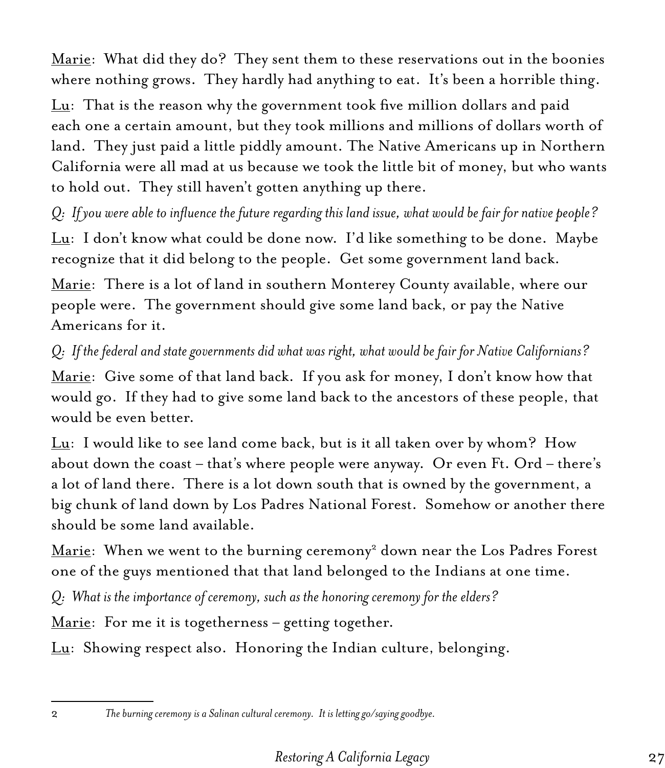<u>Marie</u>: What did they do? They sent them to these reservations out in the boonies where nothing grows. They hardly had anything to eat. It's been a horrible thing.

<u>Lu</u>: That is the reason why the government took five million dollars and paid each one a certain amount, but they took millions and millions of dollars worth of land. They just paid a little piddly amount. The Native Americans up in Northern California were all mad at us because we took the little bit of money, but who wants to hold out. They still haven't gotten anything up there.

*Q: If you were able to influence the future regarding this land issue, what would be fair for native people?*

<u>Lu</u>: I don't know what could be done now. I'd like something to be done. Maybe recognize that it did belong to the people. Get some government land back.

<u>Marie</u>: There is a lot of land in southern Monterey County available, where our people were. The government should give some land back, or pay the Native Americans for it.

*Q: If the federal and state governments did what was right, what would be fair for Native Californians?*

<u>Marie</u>: Give some of that land back. If you ask for money, I don't know how that would go. If they had to give some land back to the ancestors of these people, that would be even better.

<u>Lu</u>: I would like to see land come back, but is it all taken over by whom? How about down the coast – that's where people were anyway. Or even Ft. Ord – there's a lot of land there. There is a lot down south that is owned by the government, a big chunk of land down by Los Padres National Forest. Somehow or another there should be some land available.

<u>Marie</u>: When we went to the burning ceremony[2] down near the Los Padres Forest one of the guys mentioned that that land belonged to the Indians at one time.

*Q: What is the importance of ceremony, such as the honoring ceremony for the elders?*

<u>Marie</u>: For me it is togetherness – getting together.

<u>Lu</u>: Showing respect also. Honoring the Indian culture, belonging.

---

2 *The burning ceremony is a Salinan cultural ceremony. It is letting go/saying goodbye.*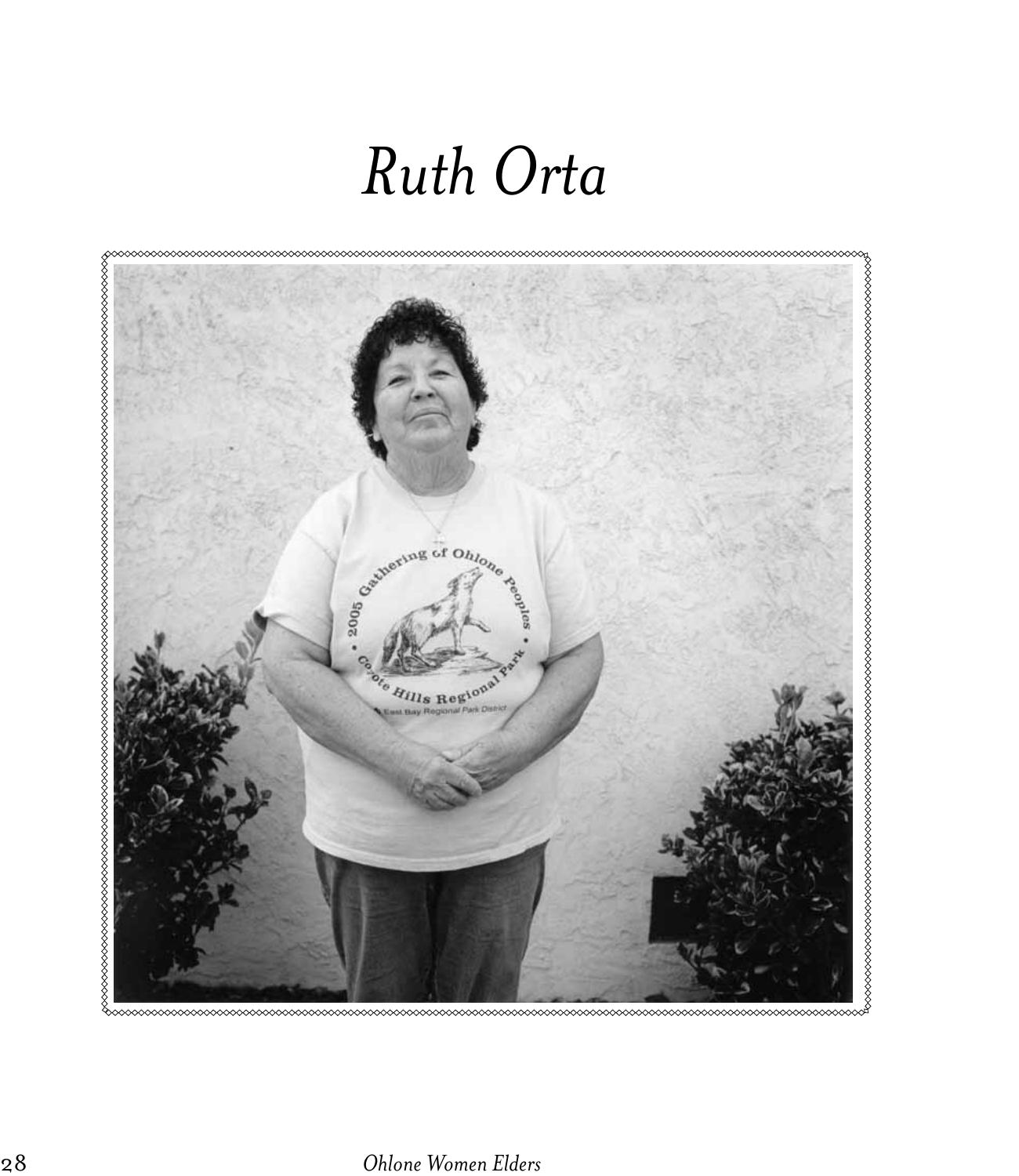# *Ruth Orta*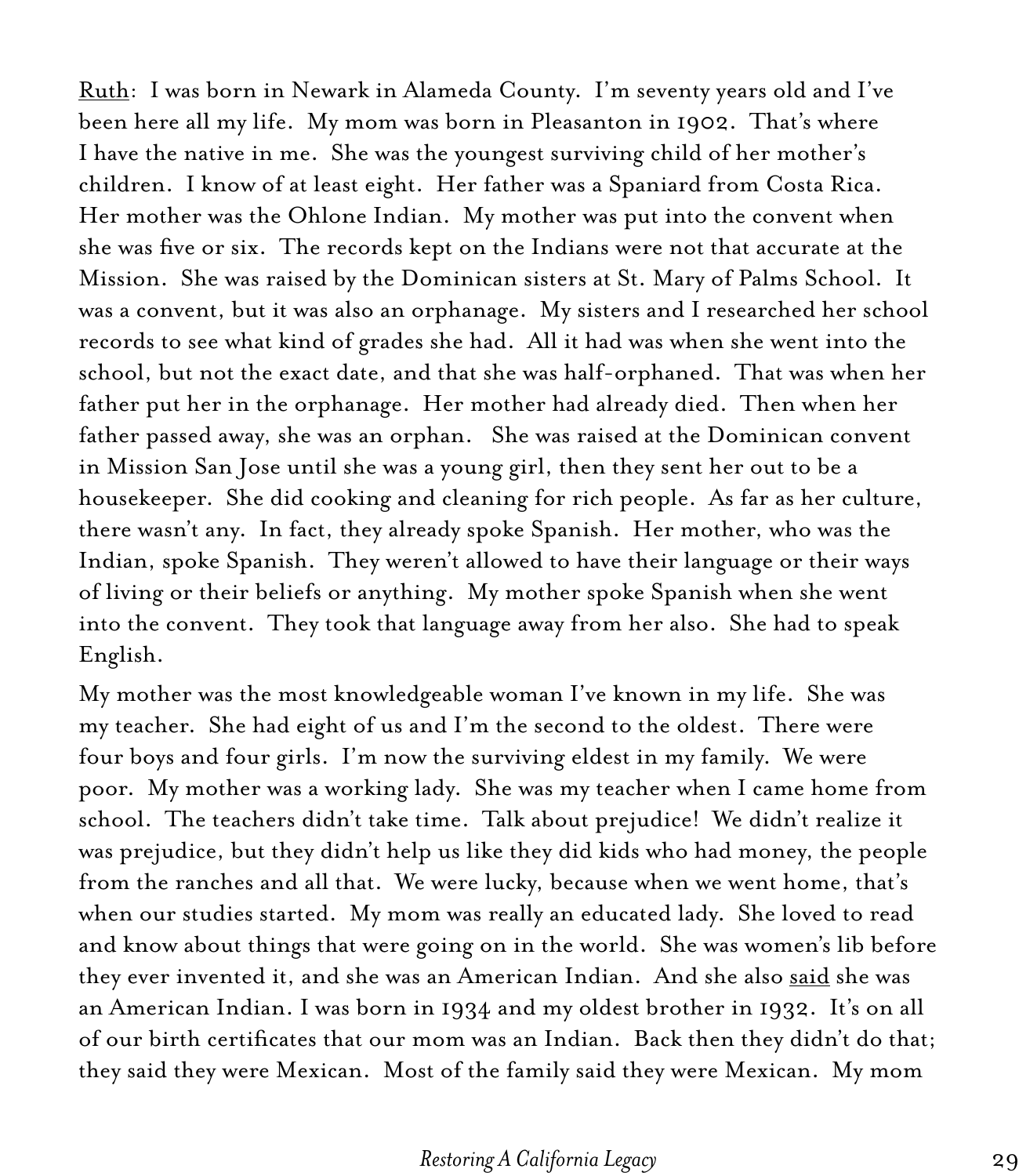Ruth: I was born in Newark in Alameda County. I'm seventy years old and I've been here all my life. My mom was born in Pleasanton in 1902. That's where I have the native in me. She was the youngest surviving child of her mother's children. I know of at least eight. Her father was a Spaniard from Costa Rica. Her mother was the Ohlone Indian. My mother was put into the convent when she was five or six. The records kept on the Indians were not that accurate at the Mission. She was raised by the Dominican sisters at St. Mary of Palms School. It was a convent, but it was also an orphanage. My sisters and I researched her school records to see what kind of grades she had. All it had was when she went into the school, but not the exact date, and that she was half-orphaned. That was when her father put her in the orphanage. Her mother had already died. Then when her father passed away, she was an orphan. She was raised at the Dominican convent in Mission San Jose until she was a young girl, then they sent her out to be a housekeeper. She did cooking and cleaning for rich people. As far as her culture, there wasn't any. In fact, they already spoke Spanish. Her mother, who was the Indian, spoke Spanish. They weren't allowed to have their language or their ways of living or their beliefs or anything. My mother spoke Spanish when she went into the convent. They took that language away from her also. She had to speak English.

My mother was the most knowledgeable woman I've known in my life. She was my teacher. She had eight of us and I'm the second to the oldest. There were four boys and four girls. I'm now the surviving eldest in my family. We were poor. My mother was a working lady. She was my teacher when I came home from school. The teachers didn't take time. Talk about prejudice! We didn't realize it was prejudice, but they didn't help us like they did kids who had money, the people from the ranches and all that. We were lucky, because when we went home, that's when our studies started. My mom was really an educated lady. She loved to read and know about things that were going on in the world. She was women's lib before they ever invented it, and she was an American Indian. And she also said she was an American Indian. I was born in 1934 and my oldest brother in 1932. It's on all of our birth certificates that our mom was an Indian. Back then they didn't do that; they said they were Mexican. Most of the family said they were Mexican. My mom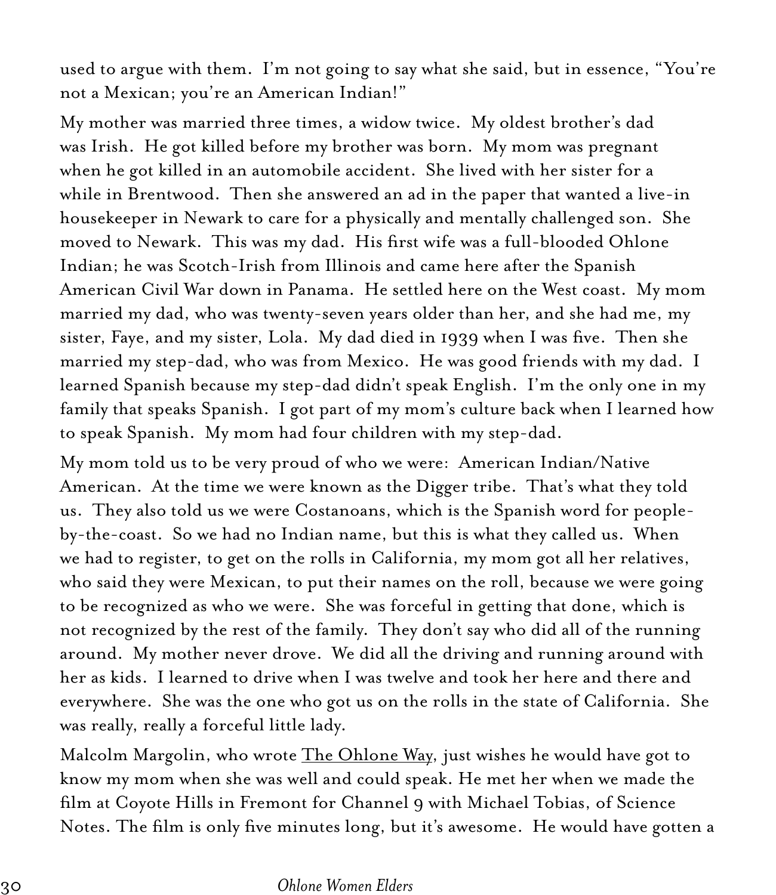used to argue with them. I'm not going to say what she said, but in essence, "You're not a Mexican; you're an American Indian!"

My mother was married three times, a widow twice. My oldest brother's dad was Irish. He got killed before my brother was born. My mom was pregnant when he got killed in an automobile accident. She lived with her sister for a while in Brentwood. Then she answered an ad in the paper that wanted a live-in housekeeper in Newark to care for a physically and mentally challenged son. She moved to Newark. This was my dad. His first wife was a full-blooded Ohlone Indian; he was Scotch-Irish from Illinois and came here after the Spanish American Civil War down in Panama. He settled here on the West coast. My mom married my dad, who was twenty-seven years older than her, and she had me, my sister, Faye, and my sister, Lola. My dad died in 1939 when I was five. Then she married my step-dad, who was from Mexico. He was good friends with my dad. I learned Spanish because my step-dad didn't speak English. I'm the only one in my family that speaks Spanish. I got part of my mom's culture back when I learned how to speak Spanish. My mom had four children with my step-dad.

My mom told us to be very proud of who we were: American Indian/Native American. At the time we were known as the Digger tribe. That's what they told us. They also told us we were Costanoans, which is the Spanish word for people-by-the-coast. So we had no Indian name, but this is what they called us. When we had to register, to get on the rolls in California, my mom got all her relatives, who said they were Mexican, to put their names on the roll, because we were going to be recognized as who we were. She was forceful in getting that done, which is not recognized by the rest of the family. They don't say who did all of the running around. My mother never drove. We did all the driving and running around with her as kids. I learned to drive when I was twelve and took her here and there and everywhere. She was the one who got us on the rolls in the state of California. She was really, really a forceful little lady.

Malcolm Margolin, who wrote The Ohlone Way, just wishes he would have got to know my mom when she was well and could speak. He met her when we made the film at Coyote Hills in Fremont for Channel 9 with Michael Tobias, of Science Notes. The film is only five minutes long, but it's awesome. He would have gotten a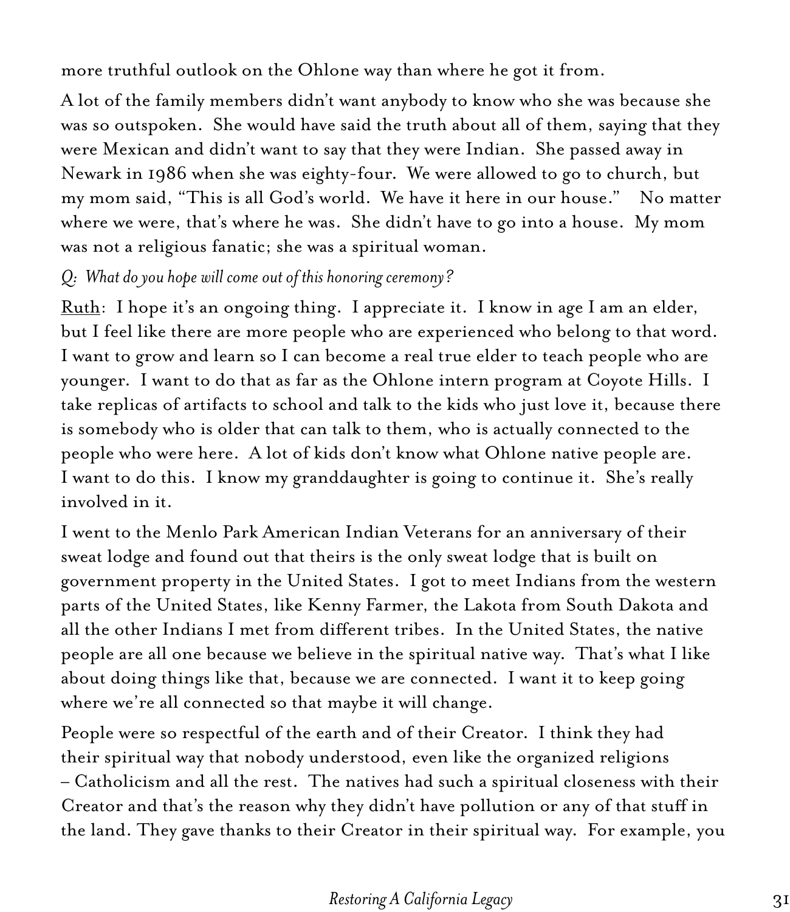more truthful outlook on the Ohlone way than where he got it from.

A lot of the family members didn't want anybody to know who she was because she was so outspoken. She would have said the truth about all of them, saying that they were Mexican and didn't want to say that they were Indian. She passed away in Newark in 1986 when she was eighty-four. We were allowed to go to church, but my mom said, "This is all God's world. We have it here in our house." No matter where we were, that's where he was. She didn't have to go into a house. My mom was not a religious fanatic; she was a spiritual woman.

*Q: What do you hope will come out of this honoring ceremony?*

<u>Ruth</u>: I hope it's an ongoing thing. I appreciate it. I know in age I am an elder, but I feel like there are more people who are experienced who belong to that word. I want to grow and learn so I can become a real true elder to teach people who are younger. I want to do that as far as the Ohlone intern program at Coyote Hills. I take replicas of artifacts to school and talk to the kids who just love it, because there is somebody who is older that can talk to them, who is actually connected to the people who were here. A lot of kids don't know what Ohlone native people are. I want to do this. I know my granddaughter is going to continue it. She's really involved in it.

I went to the Menlo Park American Indian Veterans for an anniversary of their sweat lodge and found out that theirs is the only sweat lodge that is built on government property in the United States. I got to meet Indians from the western parts of the United States, like Kenny Farmer, the Lakota from South Dakota and all the other Indians I met from different tribes. In the United States, the native people are all one because we believe in the spiritual native way. That's what I like about doing things like that, because we are connected. I want it to keep going where we're all connected so that maybe it will change.

People were so respectful of the earth and of their Creator. I think they had their spiritual way that nobody understood, even like the organized religions – Catholicism and all the rest. The natives had such a spiritual closeness with their Creator and that's the reason why they didn't have pollution or any of that stuff in the land. They gave thanks to their Creator in their spiritual way. For example, you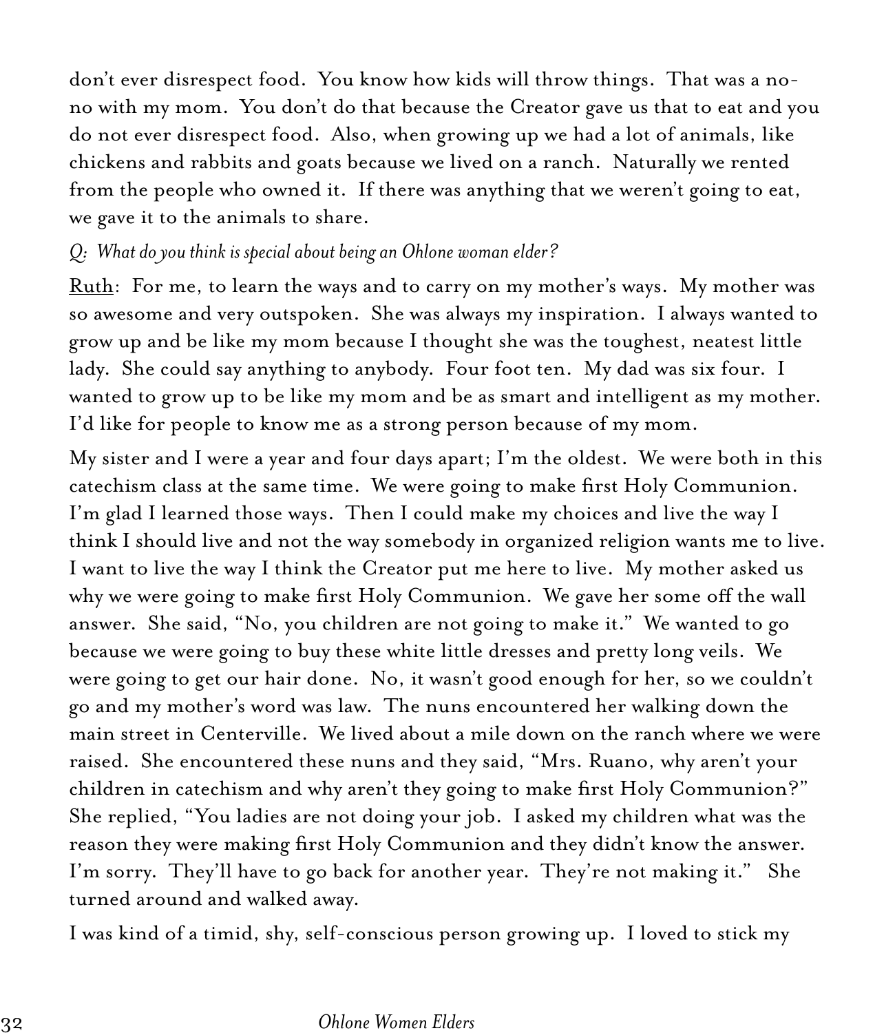don't ever disrespect food. You know how kids will throw things. That was a no-no with my mom. You don't do that because the Creator gave us that to eat and you do not ever disrespect food. Also, when growing up we had a lot of animals, like chickens and rabbits and goats because we lived on a ranch. Naturally we rented from the people who owned it. If there was anything that we weren't going to eat, we gave it to the animals to share.

*Q: What do you think is special about being an Ohlone woman elder?*

<u>Ruth</u>: For me, to learn the ways and to carry on my mother's ways. My mother was so awesome and very outspoken. She was always my inspiration. I always wanted to grow up and be like my mom because I thought she was the toughest, neatest little lady. She could say anything to anybody. Four foot ten. My dad was six four. I wanted to grow up to be like my mom and be as smart and intelligent as my mother. I'd like for people to know me as a strong person because of my mom.

My sister and I were a year and four days apart; I'm the oldest. We were both in this catechism class at the same time. We were going to make first Holy Communion. I'm glad I learned those ways. Then I could make my choices and live the way I think I should live and not the way somebody in organized religion wants me to live. I want to live the way I think the Creator put me here to live. My mother asked us why we were going to make first Holy Communion. We gave her some off the wall answer. She said, "No, you children are not going to make it." We wanted to go because we were going to buy these white little dresses and pretty long veils. We were going to get our hair done. No, it wasn't good enough for her, so we couldn't go and my mother's word was law. The nuns encountered her walking down the main street in Centerville. We lived about a mile down on the ranch where we were raised. She encountered these nuns and they said, "Mrs. Ruano, why aren't your children in catechism and why aren't they going to make first Holy Communion?" She replied, "You ladies are not doing your job. I asked my children what was the reason they were making first Holy Communion and they didn't know the answer. I'm sorry. They'll have to go back for another year. They're not making it." She turned around and walked away.

I was kind of a timid, shy, self-conscious person growing up. I loved to stick my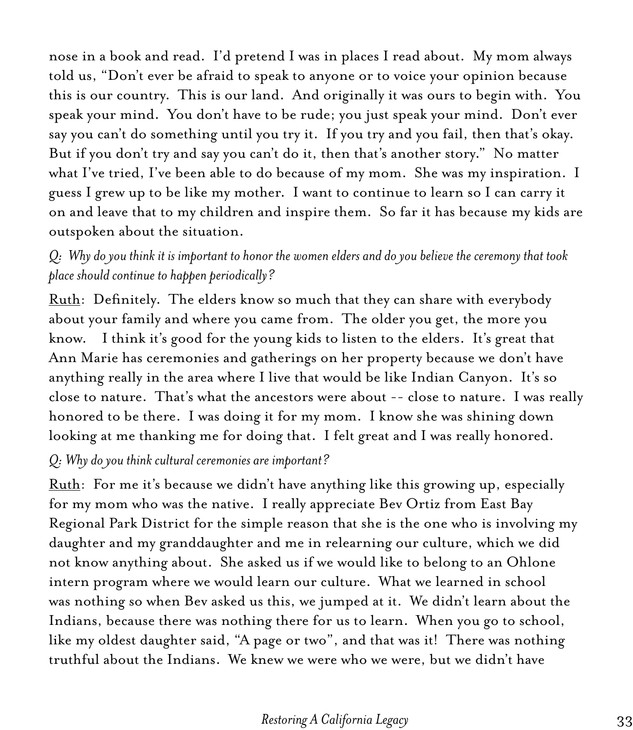nose in a book and read. I'd pretend I was in places I read about. My mom always told us, "Don't ever be afraid to speak to anyone or to voice your opinion because this is our country. This is our land. And originally it was ours to begin with. You speak your mind. You don't have to be rude; you just speak your mind. Don't ever say you can't do something until you try it. If you try and you fail, then that's okay. But if you don't try and say you can't do it, then that's another story." No matter what I've tried, I've been able to do because of my mom. She was my inspiration. I guess I grew up to be like my mother. I want to continue to learn so I can carry it on and leave that to my children and inspire them. So far it has because my kids are outspoken about the situation.

*Q: Why do you think it is important to honor the women elders and do you believe the ceremony that took place should continue to happen periodically?*

Ruth: Definitely. The elders know so much that they can share with everybody about your family and where you came from. The older you get, the more you know. I think it's good for the young kids to listen to the elders. It's great that Ann Marie has ceremonies and gatherings on her property because we don't have anything really in the area where I live that would be like Indian Canyon. It's so close to nature. That's what the ancestors were about -- close to nature. I was really honored to be there. I was doing it for my mom. I know she was shining down looking at me thanking me for doing that. I felt great and I was really honored.

*Q: Why do you think cultural ceremonies are important?*

Ruth: For me it's because we didn't have anything like this growing up, especially for my mom who was the native. I really appreciate Bev Ortiz from East Bay Regional Park District for the simple reason that she is the one who is involving my daughter and my granddaughter and me in relearning our culture, which we did not know anything about. She asked us if we would like to belong to an Ohlone intern program where we would learn our culture. What we learned in school was nothing so when Bev asked us this, we jumped at it. We didn't learn about the Indians, because there was nothing there for us to learn. When you go to school, like my oldest daughter said, "A page or two", and that was it! There was nothing truthful about the Indians. We knew we were who we were, but we didn't have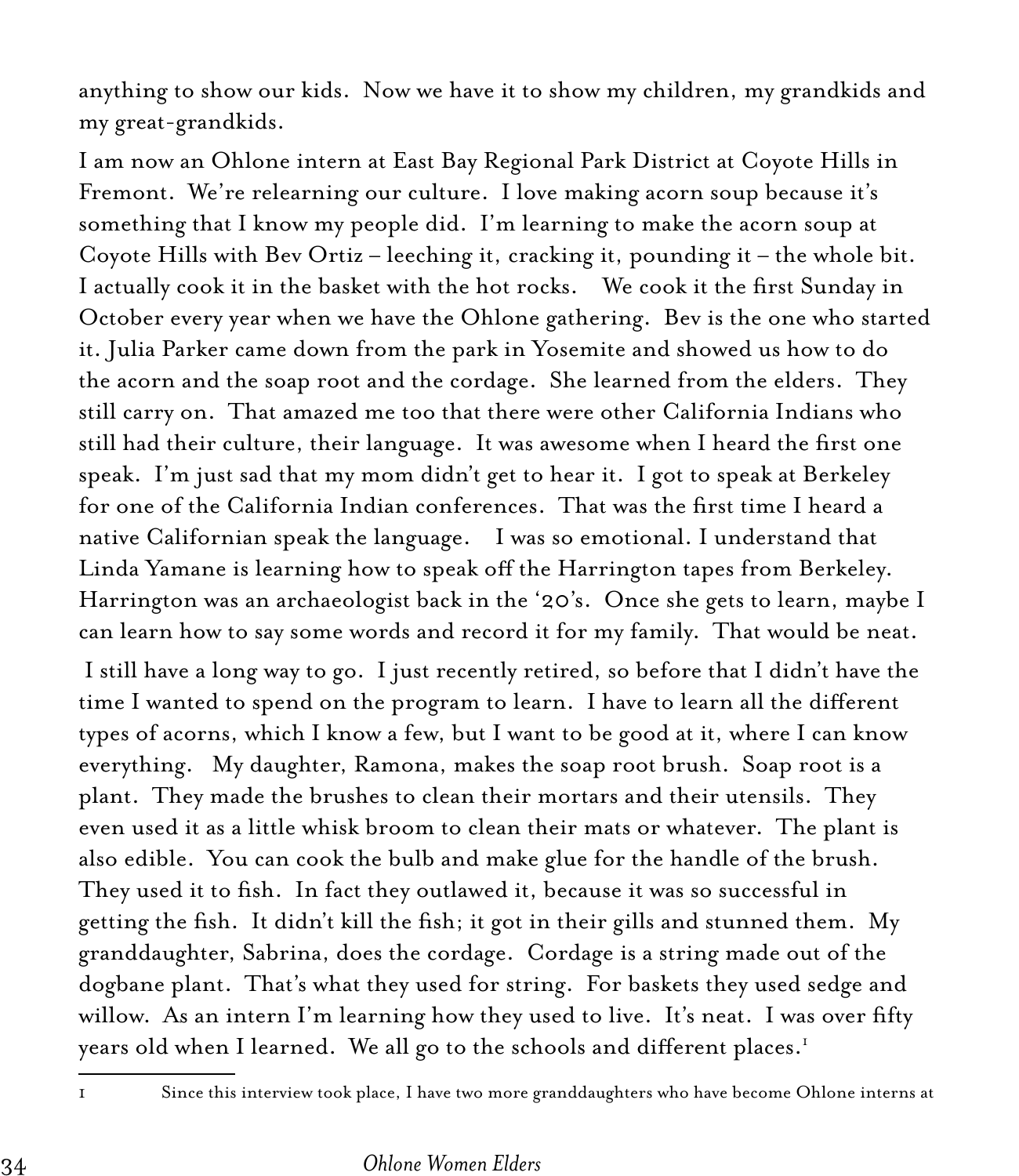anything to show our kids. Now we have it to show my children, my grandkids and my great-grandkids.

I am now an Ohlone intern at East Bay Regional Park District at Coyote Hills in Fremont. We're relearning our culture. I love making acorn soup because it's something that I know my people did. I'm learning to make the acorn soup at Coyote Hills with Bev Ortiz – leeching it, cracking it, pounding it – the whole bit. I actually cook it in the basket with the hot rocks. We cook it the first Sunday in October every year when we have the Ohlone gathering. Bev is the one who started it. Julia Parker came down from the park in Yosemite and showed us how to do the acorn and the soap root and the cordage. She learned from the elders. They still carry on. That amazed me too that there were other California Indians who still had their culture, their language. It was awesome when I heard the first one speak. I'm just sad that my mom didn't get to hear it. I got to speak at Berkeley for one of the California Indian conferences. That was the first time I heard a native Californian speak the language. I was so emotional. I understand that Linda Yamane is learning how to speak off the Harrington tapes from Berkeley. Harrington was an archaeologist back in the '20's. Once she gets to learn, maybe I can learn how to say some words and record it for my family. That would be neat.

I still have a long way to go. I just recently retired, so before that I didn't have the time I wanted to spend on the program to learn. I have to learn all the different types of acorns, which I know a few, but I want to be good at it, where I can know everything. My daughter, Ramona, makes the soap root brush. Soap root is a plant. They made the brushes to clean their mortars and their utensils. They even used it as a little whisk broom to clean their mats or whatever. The plant is also edible. You can cook the bulb and make glue for the handle of the brush. They used it to fish. In fact they outlawed it, because it was so successful in getting the fish. It didn't kill the fish; it got in their gills and stunned them. My granddaughter, Sabrina, does the cordage. Cordage is a string made out of the dogbane plant. That's what they used for string. For baskets they used sedge and willow. As an intern I'm learning how they used to live. It's neat. I was over fifty years old when I learned. We all go to the schools and different places.[1]

---

1 Since this interview took place, I have two more granddaughters who have become Ohlone interns at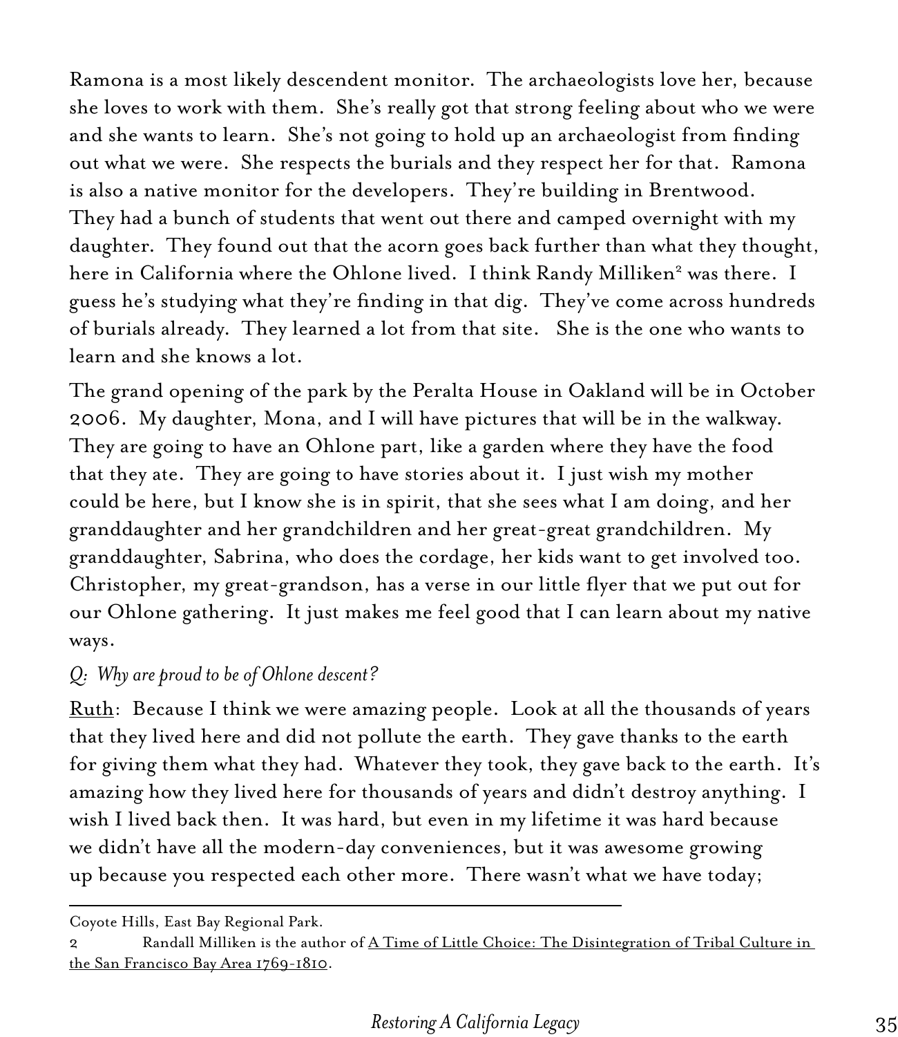Ramona is a most likely descendent monitor. The archaeologists love her, because she loves to work with them. She's really got that strong feeling about who we were and she wants to learn. She's not going to hold up an archaeologist from finding out what we were. She respects the burials and they respect her for that. Ramona is also a native monitor for the developers. They're building in Brentwood. They had a bunch of students that went out there and camped overnight with my daughter. They found out that the acorn goes back further than what they thought, here in California where the Ohlone lived. I think Randy Milliken[2] was there. I guess he's studying what they're finding in that dig. They've come across hundreds of burials already. They learned a lot from that site. She is the one who wants to learn and she knows a lot.

The grand opening of the park by the Peralta House in Oakland will be in October 2006. My daughter, Mona, and I will have pictures that will be in the walkway. They are going to have an Ohlone part, like a garden where they have the food that they ate. They are going to have stories about it. I just wish my mother could be here, but I know she is in spirit, that she sees what I am doing, and her granddaughter and her grandchildren and her great-great grandchildren. My granddaughter, Sabrina, who does the cordage, her kids want to get involved too. Christopher, my great-grandson, has a verse in our little flyer that we put out for our Ohlone gathering. It just makes me feel good that I can learn about my native ways.

*Q: Why are proud to be of Ohlone descent?*

Ruth: Because I think we were amazing people. Look at all the thousands of years that they lived here and did not pollute the earth. They gave thanks to the earth for giving them what they had. Whatever they took, they gave back to the earth. It's amazing how they lived here for thousands of years and didn't destroy anything. I wish I lived back then. It was hard, but even in my lifetime it was hard because we didn't have all the modern-day conveniences, but it was awesome growing up because you respected each other more. There wasn't what we have today;

---

Coyote Hills, East Bay Regional Park.

2 Randall Milliken is the author of A Time of Little Choice: The Disintegration of Tribal Culture in the San Francisco Bay Area 1769-1810.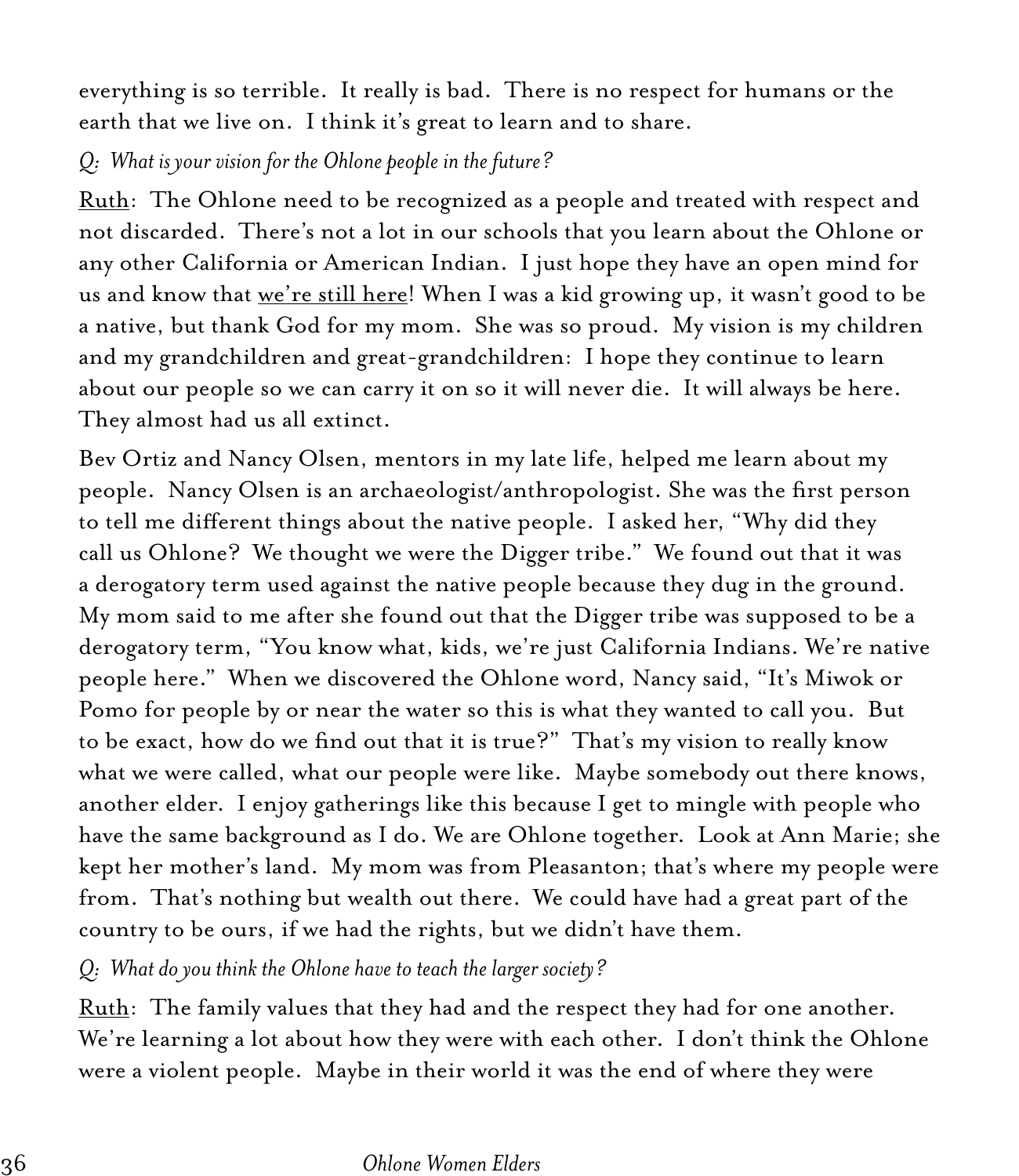everything is so terrible. It really is bad. There is no respect for humans or the earth that we live on. I think it's great to learn and to share.

*Q: What is your vision for the Ohlone people in the future?*

<u>Ruth</u>: The Ohlone need to be recognized as a people and treated with respect and not discarded. There's not a lot in our schools that you learn about the Ohlone or any other California or American Indian. I just hope they have an open mind for us and know that <u>we're still here</u>! When I was a kid growing up, it wasn't good to be a native, but thank God for my mom. She was so proud. My vision is my children and my grandchildren and great-grandchildren: I hope they continue to learn about our people so we can carry it on so it will never die. It will always be here. They almost had us all extinct.

Bev Ortiz and Nancy Olsen, mentors in my late life, helped me learn about my people. Nancy Olsen is an archaeologist/anthropologist. She was the first person to tell me different things about the native people. I asked her, "Why did they call us Ohlone? We thought we were the Digger tribe." We found out that it was a derogatory term used against the native people because they dug in the ground. My mom said to me after she found out that the Digger tribe was supposed to be a derogatory term, "You know what, kids, we're just California Indians. We're native people here." When we discovered the Ohlone word, Nancy said, "It's Miwok or Pomo for people by or near the water so this is what they wanted to call you. But to be exact, how do we find out that it is true?" That's my vision to really know what we were called, what our people were like. Maybe somebody out there knows, another elder. I enjoy gatherings like this because I get to mingle with people who have the same background as I do. We are Ohlone together. Look at Ann Marie; she kept her mother's land. My mom was from Pleasanton; that's where my people were from. That's nothing but wealth out there. We could have had a great part of the country to be ours, if we had the rights, but we didn't have them.

*Q: What do you think the Ohlone have to teach the larger society?*

<u>Ruth</u>: The family values that they had and the respect they had for one another. We're learning a lot about how they were with each other. I don't think the Ohlone were a violent people. Maybe in their world it was the end of where they were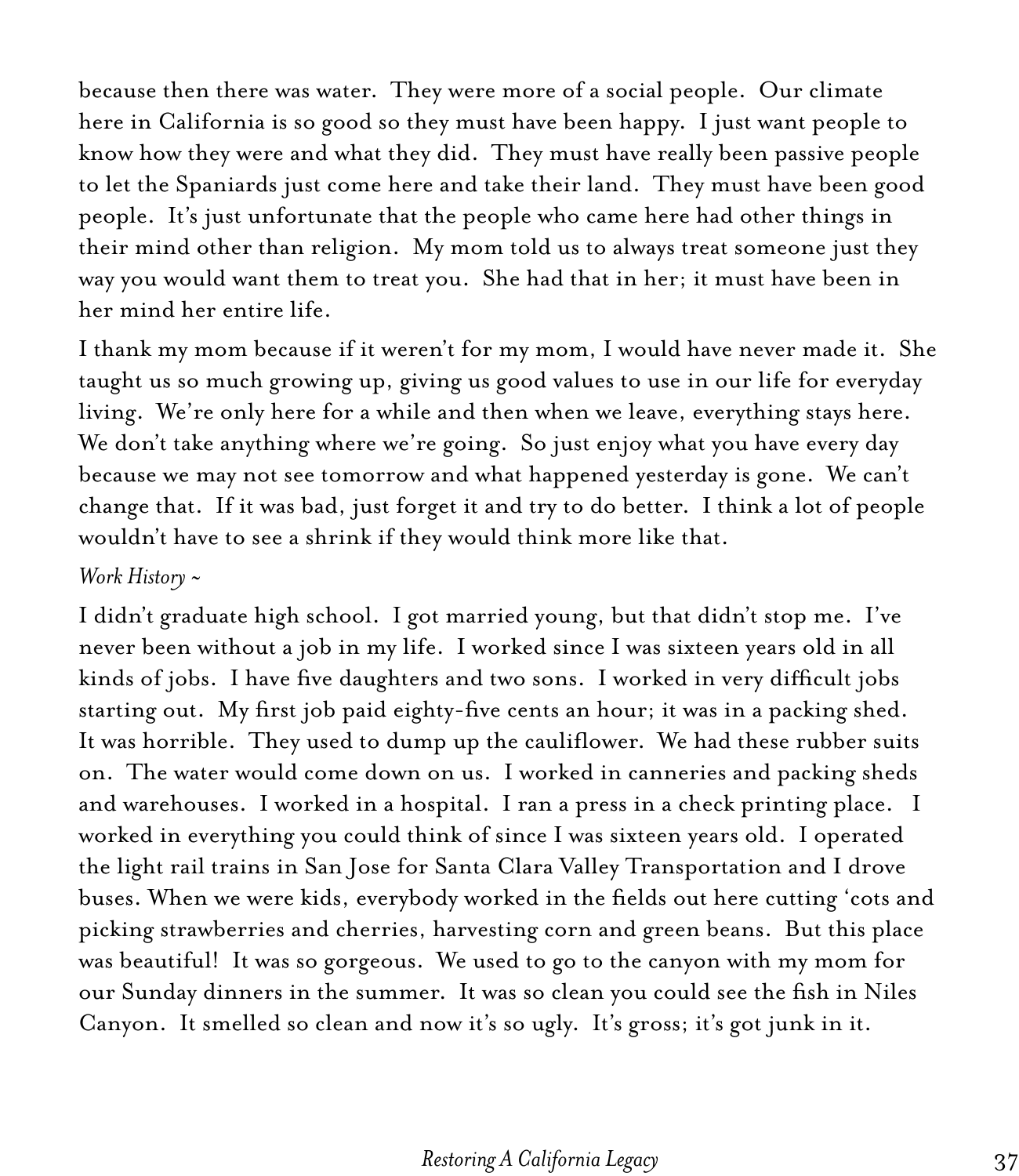because then there was water. They were more of a social people. Our climate here in California is so good so they must have been happy. I just want people to know how they were and what they did. They must have really been passive people to let the Spaniards just come here and take their land. They must have been good people. It's just unfortunate that the people who came here had other things in their mind other than religion. My mom told us to always treat someone just they way you would want them to treat you. She had that in her; it must have been in her mind her entire life.

I thank my mom because if it weren't for my mom, I would have never made it. She taught us so much growing up, giving us good values to use in our life for everyday living. We're only here for a while and then when we leave, everything stays here. We don't take anything where we're going. So just enjoy what you have every day because we may not see tomorrow and what happened yesterday is gone. We can't change that. If it was bad, just forget it and try to do better. I think a lot of people wouldn't have to see a shrink if they would think more like that.

*Work History ~*

I didn't graduate high school. I got married young, but that didn't stop me. I've never been without a job in my life. I worked since I was sixteen years old in all kinds of jobs. I have five daughters and two sons. I worked in very difficult jobs starting out. My first job paid eighty-five cents an hour; it was in a packing shed. It was horrible. They used to dump up the cauliflower. We had these rubber suits on. The water would come down on us. I worked in canneries and packing sheds and warehouses. I worked in a hospital. I ran a press in a check printing place. I worked in everything you could think of since I was sixteen years old. I operated the light rail trains in San Jose for Santa Clara Valley Transportation and I drove buses. When we were kids, everybody worked in the fields out here cutting 'cots and picking strawberries and cherries, harvesting corn and green beans. But this place was beautiful! It was so gorgeous. We used to go to the canyon with my mom for our Sunday dinners in the summer. It was so clean you could see the fish in Niles Canyon. It smelled so clean and now it's so ugly. It's gross; it's got junk in it.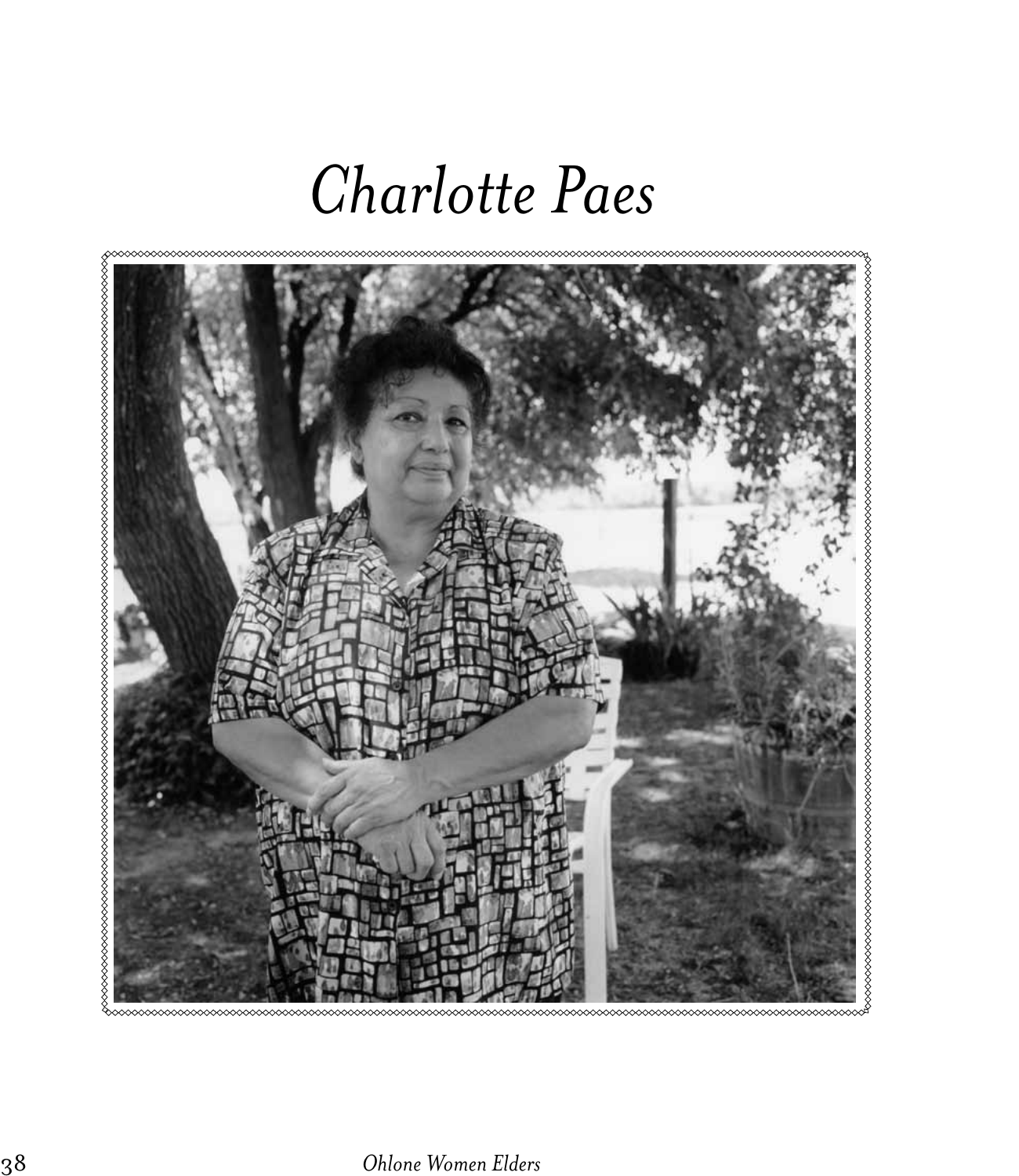# *Charlotte Paes*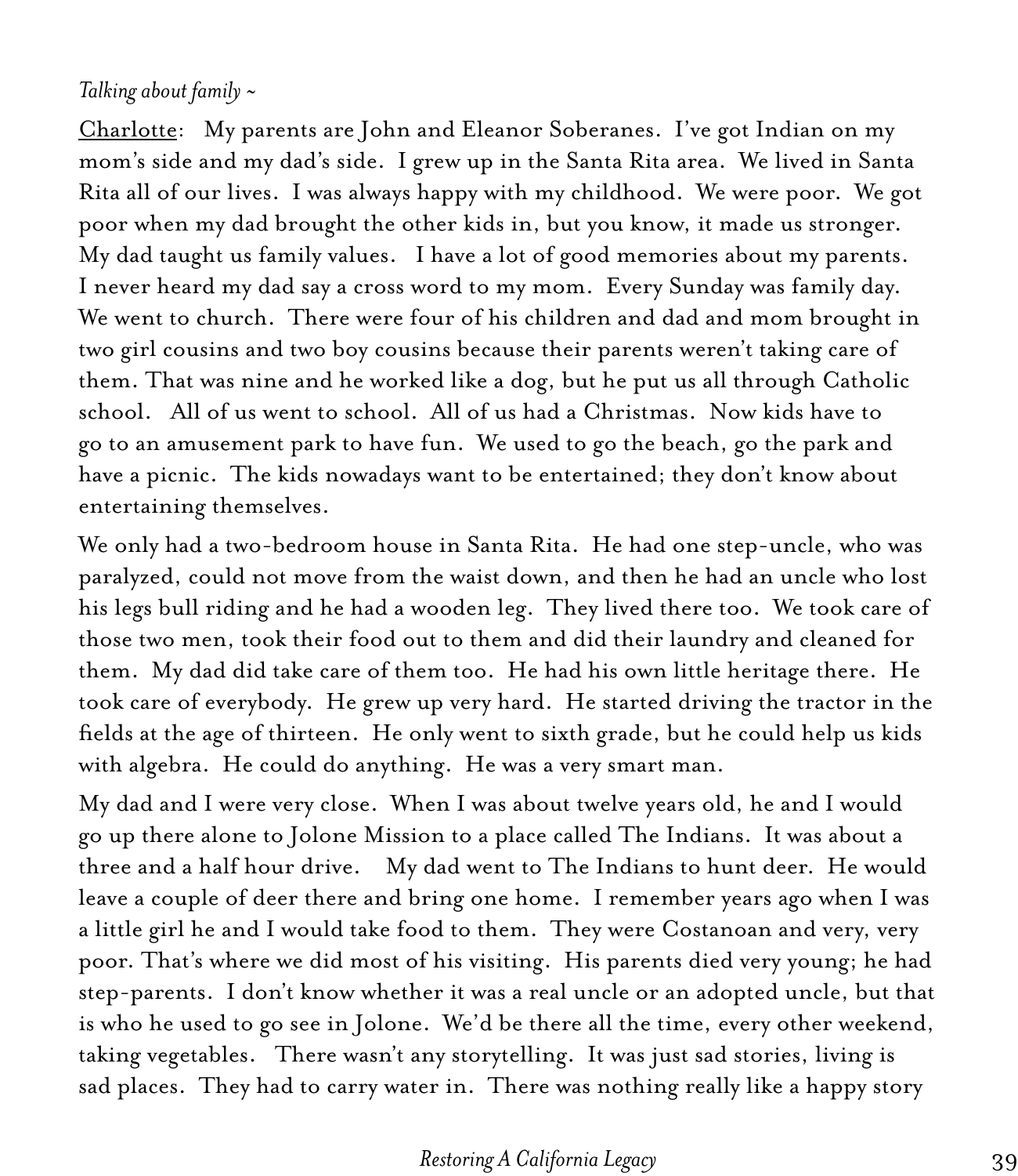*Talking about family ~*

<u>Charlotte</u>: My parents are John and Eleanor Soberanes. I've got Indian on my mom's side and my dad's side. I grew up in the Santa Rita area. We lived in Santa Rita all of our lives. I was always happy with my childhood. We were poor. We got poor when my dad brought the other kids in, but you know, it made us stronger. My dad taught us family values. I have a lot of good memories about my parents. I never heard my dad say a cross word to my mom. Every Sunday was family day. We went to church. There were four of his children and dad and mom brought in two girl cousins and two boy cousins because their parents weren't taking care of them. That was nine and he worked like a dog, but he put us all through Catholic school. All of us went to school. All of us had a Christmas. Now kids have to go to an amusement park to have fun. We used to go the beach, go the park and have a picnic. The kids nowadays want to be entertained; they don't know about entertaining themselves.

We only had a two-bedroom house in Santa Rita. He had one step-uncle, who was paralyzed, could not move from the waist down, and then he had an uncle who lost his legs bull riding and he had a wooden leg. They lived there too. We took care of those two men, took their food out to them and did their laundry and cleaned for them. My dad did take care of them too. He had his own little heritage there. He took care of everybody. He grew up very hard. He started driving the tractor in the fields at the age of thirteen. He only went to sixth grade, but he could help us kids with algebra. He could do anything. He was a very smart man.

My dad and I were very close. When I was about twelve years old, he and I would go up there alone to Jolone Mission to a place called The Indians. It was about a three and a half hour drive. My dad went to The Indians to hunt deer. He would leave a couple of deer there and bring one home. I remember years ago when I was a little girl he and I would take food to them. They were Costanoan and very, very poor. That's where we did most of his visiting. His parents died very young; he had step-parents. I don't know whether it was a real uncle or an adopted uncle, but that is who he used to go see in Jolone. We'd be there all the time, every other weekend, taking vegetables. There wasn't any storytelling. It was just sad stories, living is sad places. They had to carry water in. There was nothing really like a happy story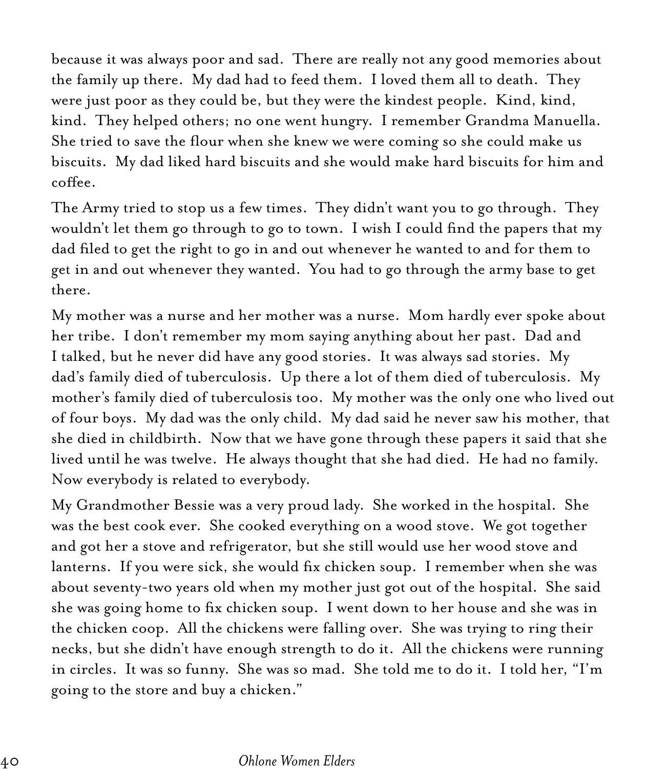because it was always poor and sad. There are really not any good memories about the family up there. My dad had to feed them. I loved them all to death. They were just poor as they could be, but they were the kindest people. Kind, kind, kind. They helped others; no one went hungry. I remember Grandma Manuella. She tried to save the flour when she knew we were coming so she could make us biscuits. My dad liked hard biscuits and she would make hard biscuits for him and coffee.

The Army tried to stop us a few times. They didn't want you to go through. They wouldn't let them go through to go to town. I wish I could find the papers that my dad filed to get the right to go in and out whenever he wanted to and for them to get in and out whenever they wanted. You had to go through the army base to get there.

My mother was a nurse and her mother was a nurse. Mom hardly ever spoke about her tribe. I don't remember my mom saying anything about her past. Dad and I talked, but he never did have any good stories. It was always sad stories. My dad's family died of tuberculosis. Up there a lot of them died of tuberculosis. My mother's family died of tuberculosis too. My mother was the only one who lived out of four boys. My dad was the only child. My dad said he never saw his mother, that she died in childbirth. Now that we have gone through these papers it said that she lived until he was twelve. He always thought that she had died. He had no family. Now everybody is related to everybody.

My Grandmother Bessie was a very proud lady. She worked in the hospital. She was the best cook ever. She cooked everything on a wood stove. We got together and got her a stove and refrigerator, but she still would use her wood stove and lanterns. If you were sick, she would fix chicken soup. I remember when she was about seventy-two years old when my mother just got out of the hospital. She said she was going home to fix chicken soup. I went down to her house and she was in the chicken coop. All the chickens were falling over. She was trying to ring their necks, but she didn't have enough strength to do it. All the chickens were running in circles. It was so funny. She was so mad. She told me to do it. I told her, "I'm going to the store and buy a chicken."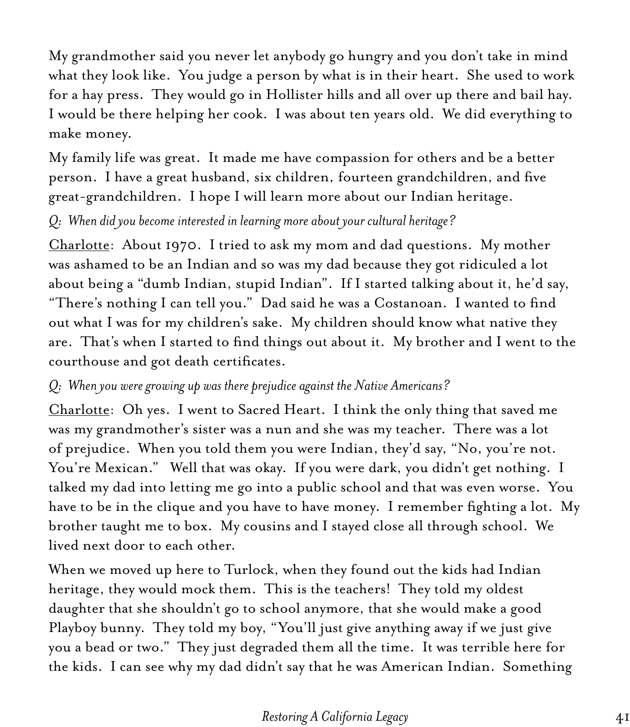My grandmother said you never let anybody go hungry and you don't take in mind what they look like. You judge a person by what is in their heart. She used to work for a hay press. They would go in Hollister hills and all over up there and bail hay. I would be there helping her cook. I was about ten years old. We did everything to make money.

My family life was great. It made me have compassion for others and be a better person. I have a great husband, six children, fourteen grandchildren, and five great-grandchildren. I hope I will learn more about our Indian heritage.

*Q: When did you become interested in learning more about your cultural heritage?*

<u>Charlotte</u>: About 1970. I tried to ask my mom and dad questions. My mother was ashamed to be an Indian and so was my dad because they got ridiculed a lot about being a "dumb Indian, stupid Indian". If I started talking about it, he'd say, "There's nothing I can tell you." Dad said he was a Costanoan. I wanted to find out what I was for my children's sake. My children should know what native they are. That's when I started to find things out about it. My brother and I went to the courthouse and got death certificates.

*Q: When you were growing up was there prejudice against the Native Americans?*

<u>Charlotte</u>: Oh yes. I went to Sacred Heart. I think the only thing that saved me was my grandmother's sister was a nun and she was my teacher. There was a lot of prejudice. When you told them you were Indian, they'd say, "No, you're not. You're Mexican." Well that was okay. If you were dark, you didn't get nothing. I talked my dad into letting me go into a public school and that was even worse. You have to be in the clique and you have to have money. I remember fighting a lot. My brother taught me to box. My cousins and I stayed close all through school. We lived next door to each other.

When we moved up here to Turlock, when they found out the kids had Indian heritage, they would mock them. This is the teachers! They told my oldest daughter that she shouldn't go to school anymore, that she would make a good Playboy bunny. They told my boy, "You'll just give anything away if we just give you a bead or two." They just degraded them all the time. It was terrible here for the kids. I can see why my dad didn't say that he was American Indian. Something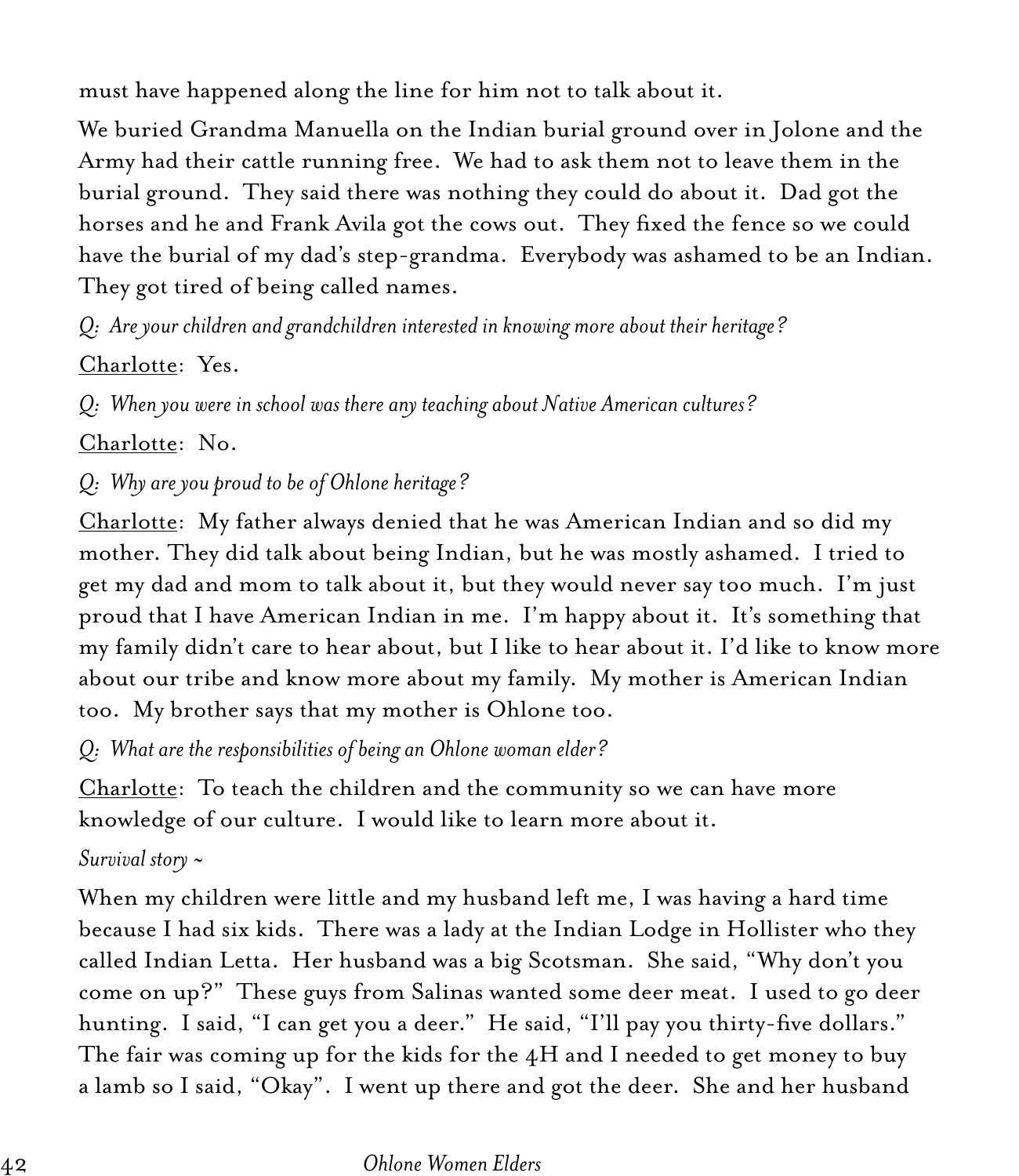must have happened along the line for him not to talk about it.

We buried Grandma Manuella on the Indian burial ground over in Jolone and the Army had their cattle running free. We had to ask them not to leave them in the burial ground. They said there was nothing they could do about it. Dad got the horses and he and Frank Avila got the cows out. They fixed the fence so we could have the burial of my dad's step-grandma. Everybody was ashamed to be an Indian. They got tired of being called names.

*Q: Are your children and grandchildren interested in knowing more about their heritage?*

Charlotte: Yes.

*Q: When you were in school was there any teaching about Native American cultures?*

Charlotte: No.

*Q: Why are you proud to be of Ohlone heritage?*

Charlotte: My father always denied that he was American Indian and so did my mother. They did talk about being Indian, but he was mostly ashamed. I tried to get my dad and mom to talk about it, but they would never say too much. I'm just proud that I have American Indian in me. I'm happy about it. It's something that my family didn't care to hear about, but I like to hear about it. I'd like to know more about our tribe and know more about my family. My mother is American Indian too. My brother says that my mother is Ohlone too.

*Q: What are the responsibilities of being an Ohlone woman elder?*

Charlotte: To teach the children and the community so we can have more knowledge of our culture. I would like to learn more about it.

*Survival story ~*

When my children were little and my husband left me, I was having a hard time because I had six kids. There was a lady at the Indian Lodge in Hollister who they called Indian Letta. Her husband was a big Scotsman. She said, "Why don't you come on up?" These guys from Salinas wanted some deer meat. I used to go deer hunting. I said, "I can get you a deer." He said, "I'll pay you thirty-five dollars." The fair was coming up for the kids for the 4H and I needed to get money to buy a lamb so I said, "Okay". I went up there and got the deer. She and her husband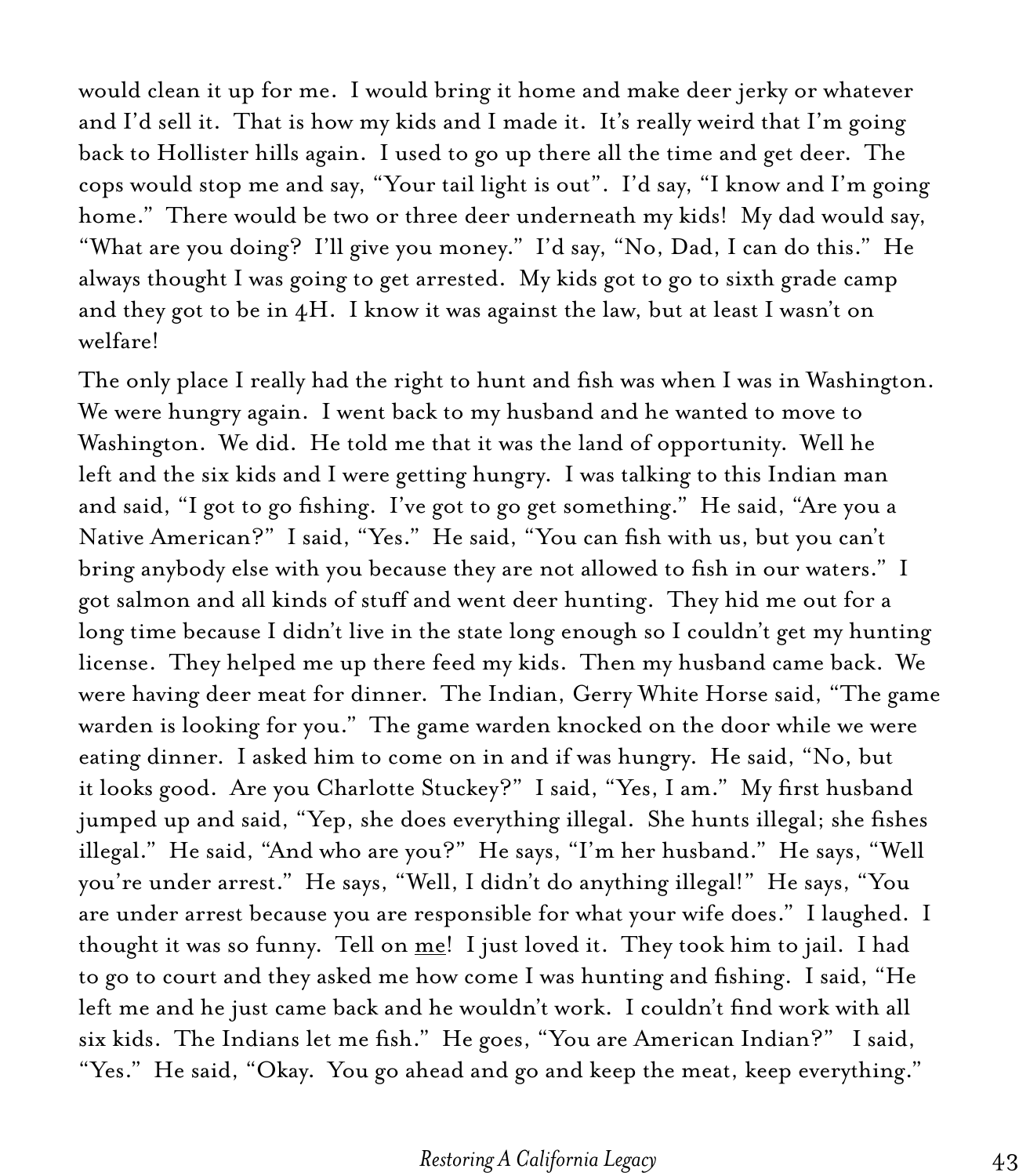would clean it up for me. I would bring it home and make deer jerky or whatever and I'd sell it. That is how my kids and I made it. It's really weird that I'm going back to Hollister hills again. I used to go up there all the time and get deer. The cops would stop me and say, "Your tail light is out". I'd say, "I know and I'm going home." There would be two or three deer underneath my kids! My dad would say, "What are you doing? I'll give you money." I'd say, "No, Dad, I can do this." He always thought I was going to get arrested. My kids got to go to sixth grade camp and they got to be in 4H. I know it was against the law, but at least I wasn't on welfare!

The only place I really had the right to hunt and fish was when I was in Washington. We were hungry again. I went back to my husband and he wanted to move to Washington. We did. He told me that it was the land of opportunity. Well he left and the six kids and I were getting hungry. I was talking to this Indian man and said, "I got to go fishing. I've got to go get something." He said, "Are you a Native American?" I said, "Yes." He said, "You can fish with us, but you can't bring anybody else with you because they are not allowed to fish in our waters." I got salmon and all kinds of stuff and went deer hunting. They hid me out for a long time because I didn't live in the state long enough so I couldn't get my hunting license. They helped me up there feed my kids. Then my husband came back. We were having deer meat for dinner. The Indian, Gerry White Horse said, "The game warden is looking for you." The game warden knocked on the door while we were eating dinner. I asked him to come on in and if was hungry. He said, "No, but it looks good. Are you Charlotte Stuckey?" I said, "Yes, I am." My first husband jumped up and said, "Yep, she does everything illegal. She hunts illegal; she fishes illegal." He said, "And who are you?" He says, "I'm her husband." He says, "Well you're under arrest." He says, "Well, I didn't do anything illegal!" He says, "You are under arrest because you are responsible for what your wife does." I laughed. I thought it was so funny. Tell on <u>me</u>! I just loved it. They took him to jail. I had to go to court and they asked me how come I was hunting and fishing. I said, "He left me and he just came back and he wouldn't work. I couldn't find work with all six kids. The Indians let me fish." He goes, "You are American Indian?" I said, "Yes." He said, "Okay. You go ahead and go and keep the meat, keep everything."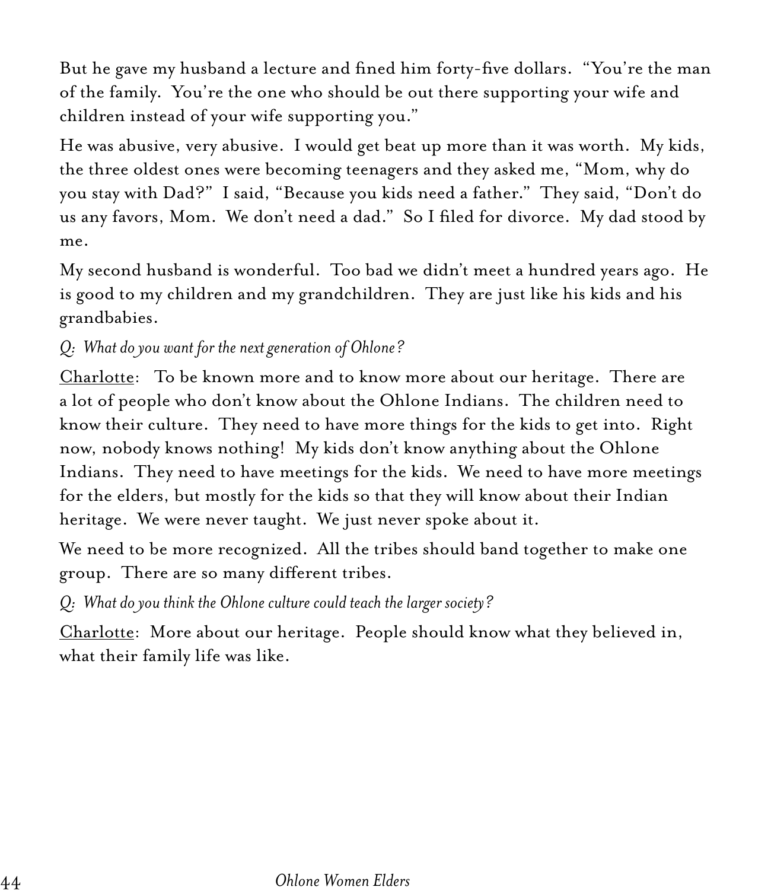But he gave my husband a lecture and fined him forty-five dollars. "You're the man of the family. You're the one who should be out there supporting your wife and children instead of your wife supporting you."

He was abusive, very abusive. I would get beat up more than it was worth. My kids, the three oldest ones were becoming teenagers and they asked me, "Mom, why do you stay with Dad?" I said, "Because you kids need a father." They said, "Don't do us any favors, Mom. We don't need a dad." So I filed for divorce. My dad stood by me.

My second husband is wonderful. Too bad we didn't meet a hundred years ago. He is good to my children and my grandchildren. They are just like his kids and his grandbabies.

*Q: What do you want for the next generation of Ohlone?*

Charlotte: To be known more and to know more about our heritage. There are a lot of people who don't know about the Ohlone Indians. The children need to know their culture. They need to have more things for the kids to get into. Right now, nobody knows nothing! My kids don't know anything about the Ohlone Indians. They need to have meetings for the kids. We need to have more meetings for the elders, but mostly for the kids so that they will know about their Indian heritage. We were never taught. We just never spoke about it.

We need to be more recognized. All the tribes should band together to make one group. There are so many different tribes.

*Q: What do you think the Ohlone culture could teach the larger society?*

Charlotte: More about our heritage. People should know what they believed in, what their family life was like.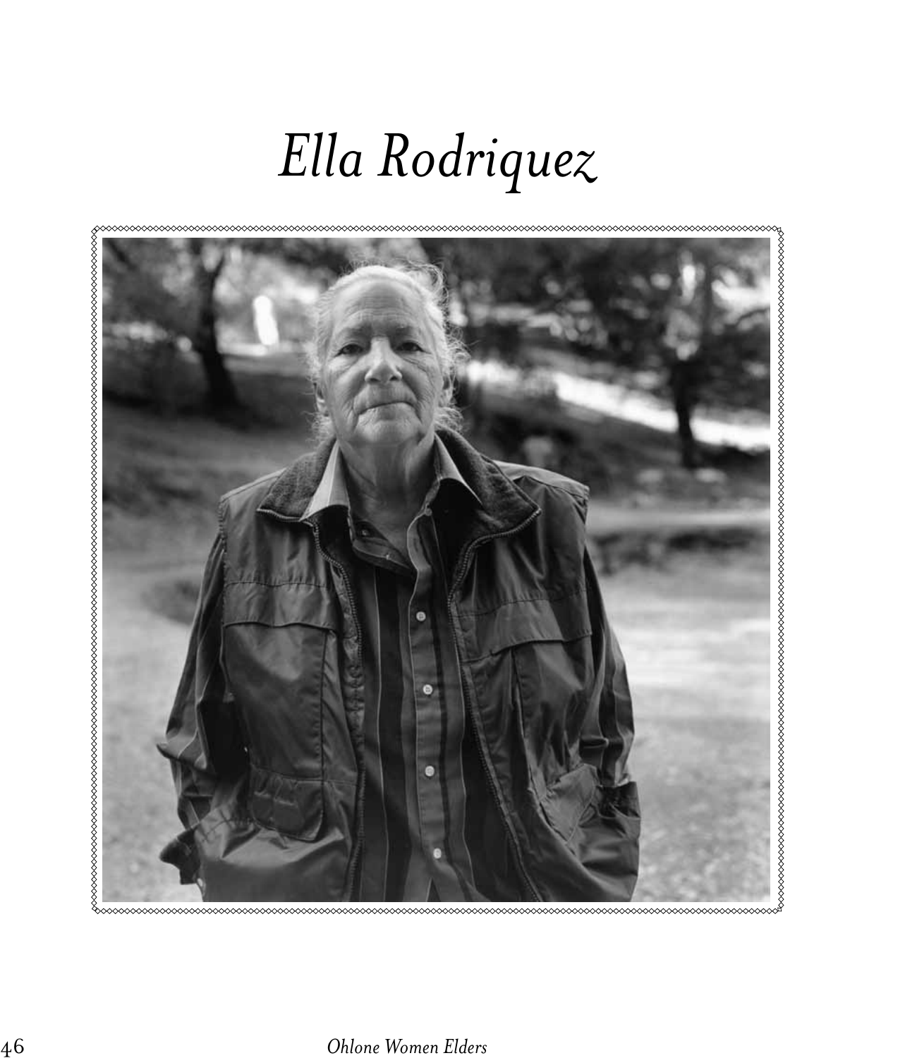# *Ella Rodriquez*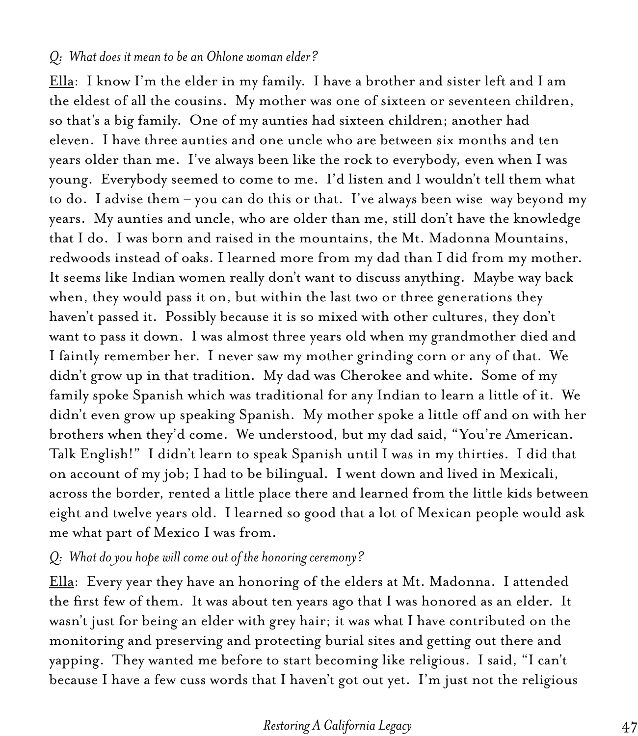*Q: What does it mean to be an Ohlone woman elder?*

Ella: I know I'm the elder in my family. I have a brother and sister left and I am the eldest of all the cousins. My mother was one of sixteen or seventeen children, so that's a big family. One of my aunties had sixteen children; another had eleven. I have three aunties and one uncle who are between six months and ten years older than me. I've always been like the rock to everybody, even when I was young. Everybody seemed to come to me. I'd listen and I wouldn't tell them what to do. I advise them – you can do this or that. I've always been wise way beyond my years. My aunties and uncle, who are older than me, still don't have the knowledge that I do. I was born and raised in the mountains, the Mt. Madonna Mountains, redwoods instead of oaks. I learned more from my dad than I did from my mother. It seems like Indian women really don't want to discuss anything. Maybe way back when, they would pass it on, but within the last two or three generations they haven't passed it. Possibly because it is so mixed with other cultures, they don't want to pass it down. I was almost three years old when my grandmother died and I faintly remember her. I never saw my mother grinding corn or any of that. We didn't grow up in that tradition. My dad was Cherokee and white. Some of my family spoke Spanish which was traditional for any Indian to learn a little of it. We didn't even grow up speaking Spanish. My mother spoke a little off and on with her brothers when they'd come. We understood, but my dad said, "You're American. Talk English!" I didn't learn to speak Spanish until I was in my thirties. I did that on account of my job; I had to be bilingual. I went down and lived in Mexicali, across the border, rented a little place there and learned from the little kids between eight and twelve years old. I learned so good that a lot of Mexican people would ask me what part of Mexico I was from.

*Q: What do you hope will come out of the honoring ceremony?*

Ella: Every year they have an honoring of the elders at Mt. Madonna. I attended the first few of them. It was about ten years ago that I was honored as an elder. It wasn't just for being an elder with grey hair; it was what I have contributed on the monitoring and preserving and protecting burial sites and getting out there and yapping. They wanted me before to start becoming like religious. I said, "I can't because I have a few cuss words that I haven't got out yet. I'm just not the religious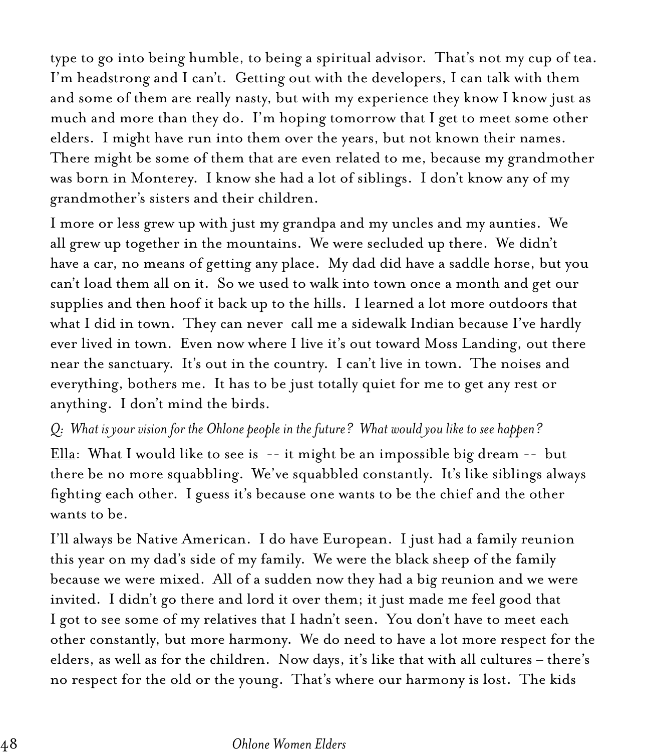type to go into being humble, to being a spiritual advisor. That's not my cup of tea. I'm headstrong and I can't. Getting out with the developers, I can talk with them and some of them are really nasty, but with my experience they know I know just as much and more than they do. I'm hoping tomorrow that I get to meet some other elders. I might have run into them over the years, but not known their names. There might be some of them that are even related to me, because my grandmother was born in Monterey. I know she had a lot of siblings. I don't know any of my grandmother's sisters and their children.

I more or less grew up with just my grandpa and my uncles and my aunties. We all grew up together in the mountains. We were secluded up there. We didn't have a car, no means of getting any place. My dad did have a saddle horse, but you can't load them all on it. So we used to walk into town once a month and get our supplies and then hoof it back up to the hills. I learned a lot more outdoors that what I did in town. They can never call me a sidewalk Indian because I've hardly ever lived in town. Even now where I live it's out toward Moss Landing, out there near the sanctuary. It's out in the country. I can't live in town. The noises and everything, bothers me. It has to be just totally quiet for me to get any rest or anything. I don't mind the birds.

*Q: What is your vision for the Ohlone people in the future? What would you like to see happen?*

<u>Ella</u>: What I would like to see is -- it might be an impossible big dream -- but there be no more squabbling. We've squabbled constantly. It's like siblings always fighting each other. I guess it's because one wants to be the chief and the other wants to be.

I'll always be Native American. I do have European. I just had a family reunion this year on my dad's side of my family. We were the black sheep of the family because we were mixed. All of a sudden now they had a big reunion and we were invited. I didn't go there and lord it over them; it just made me feel good that I got to see some of my relatives that I hadn't seen. You don't have to meet each other constantly, but more harmony. We do need to have a lot more respect for the elders, as well as for the children. Now days, it's like that with all cultures – there's no respect for the old or the young. That's where our harmony is lost. The kids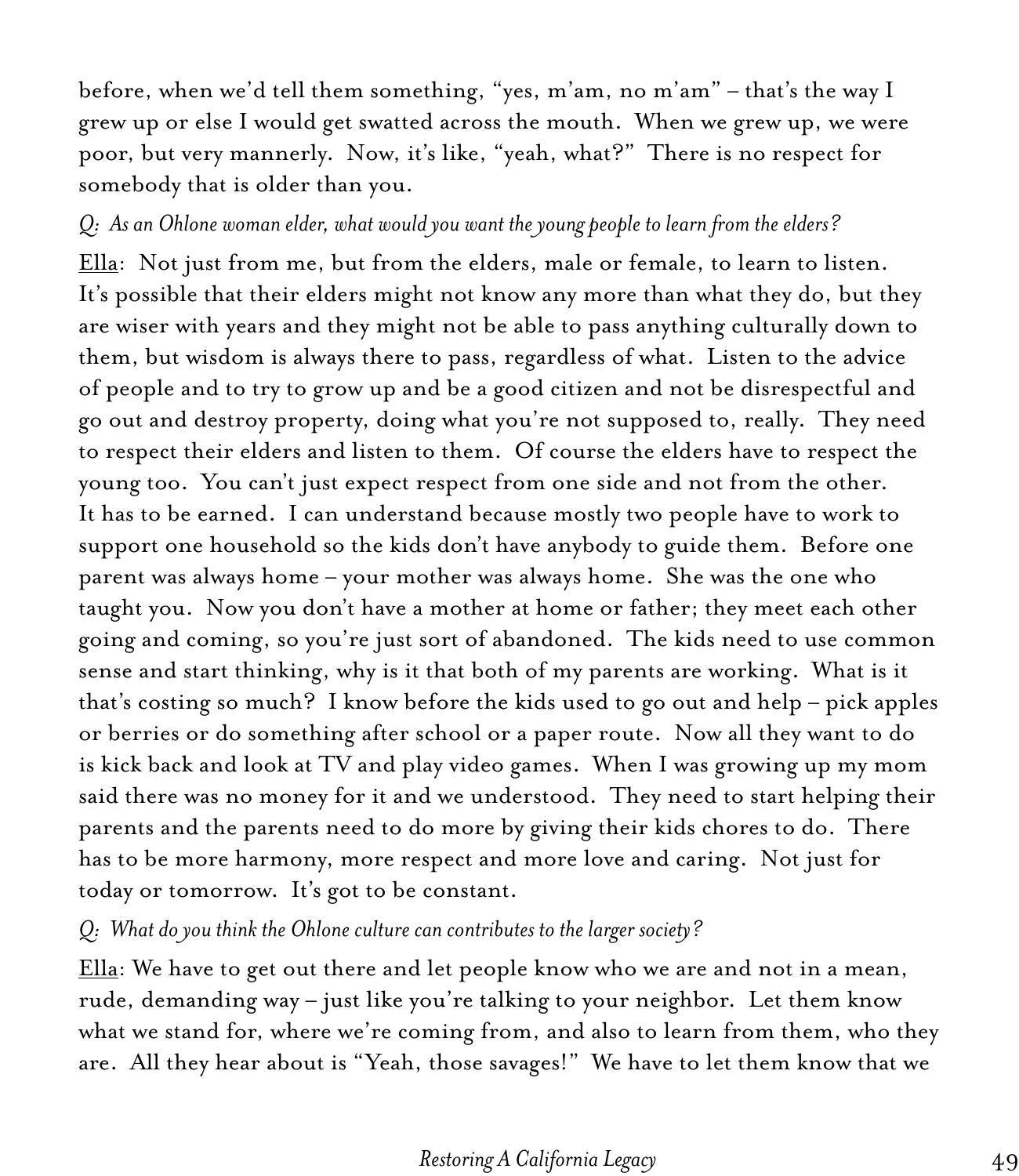before, when we'd tell them something, "yes, m'am, no m'am" – that's the way I grew up or else I would get swatted across the mouth. When we grew up, we were poor, but very mannerly. Now, it's like, "yeah, what?" There is no respect for somebody that is older than you.

*Q: As an Ohlone woman elder, what would you want the young people to learn from the elders?*

Ella: Not just from me, but from the elders, male or female, to learn to listen. It's possible that their elders might not know any more than what they do, but they are wiser with years and they might not be able to pass anything culturally down to them, but wisdom is always there to pass, regardless of what. Listen to the advice of people and to try to grow up and be a good citizen and not be disrespectful and go out and destroy property, doing what you're not supposed to, really. They need to respect their elders and listen to them. Of course the elders have to respect the young too. You can't just expect respect from one side and not from the other. It has to be earned. I can understand because mostly two people have to work to support one household so the kids don't have anybody to guide them. Before one parent was always home – your mother was always home. She was the one who taught you. Now you don't have a mother at home or father; they meet each other going and coming, so you're just sort of abandoned. The kids need to use common sense and start thinking, why is it that both of my parents are working. What is it that's costing so much? I know before the kids used to go out and help – pick apples or berries or do something after school or a paper route. Now all they want to do is kick back and look at TV and play video games. When I was growing up my mom said there was no money for it and we understood. They need to start helping their parents and the parents need to do more by giving their kids chores to do. There has to be more harmony, more respect and more love and caring. Not just for today or tomorrow. It's got to be constant.

*Q: What do you think the Ohlone culture can contributes to the larger society?*

Ella: We have to get out there and let people know who we are and not in a mean, rude, demanding way – just like you're talking to your neighbor. Let them know what we stand for, where we're coming from, and also to learn from them, who they are. All they hear about is "Yeah, those savages!" We have to let them know that we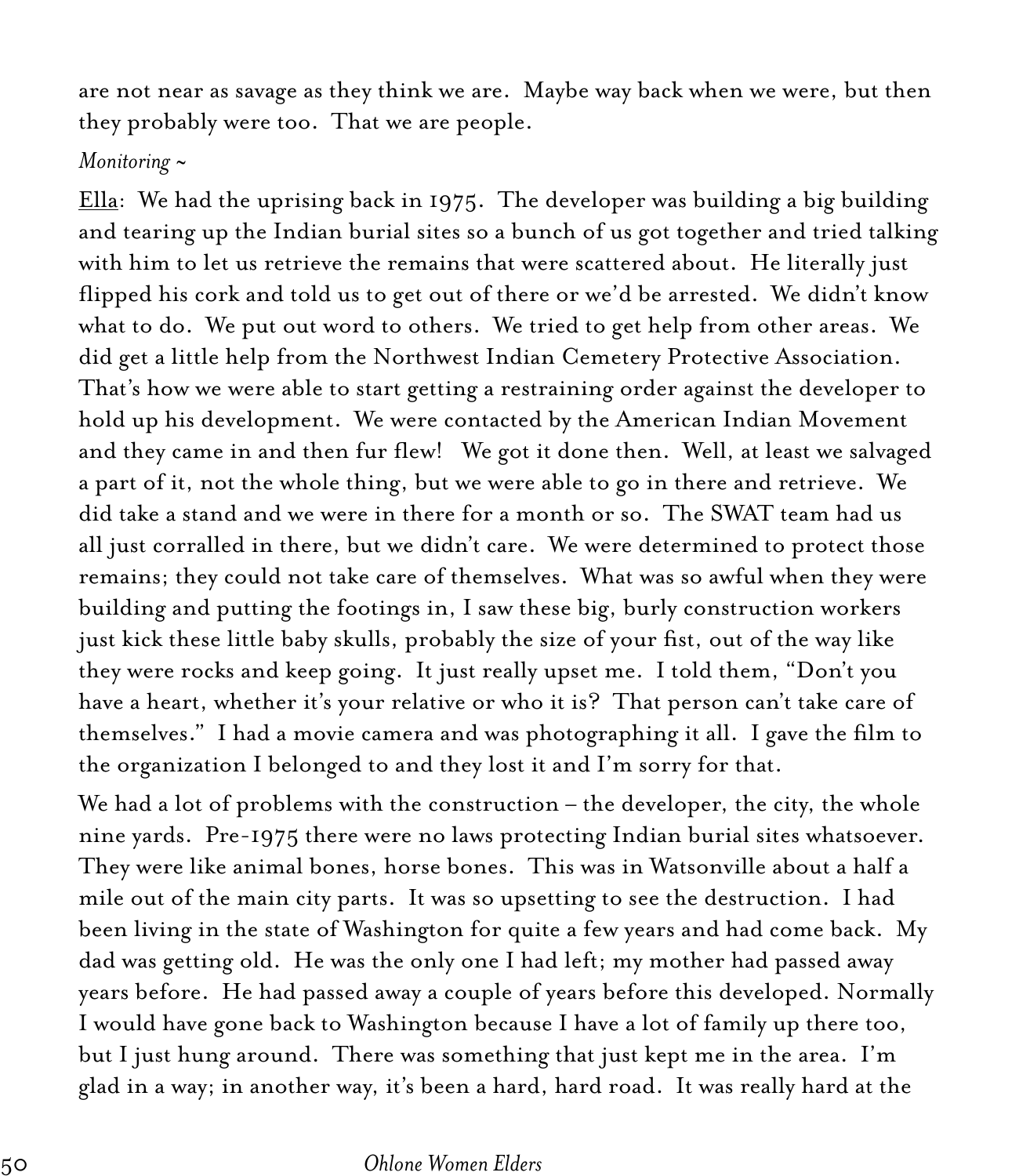are not near as savage as they think we are. Maybe way back when we were, but then they probably were too. That we are people.

*Monitoring ~*

<u>Ella</u>: We had the uprising back in 1975. The developer was building a big building and tearing up the Indian burial sites so a bunch of us got together and tried talking with him to let us retrieve the remains that were scattered about. He literally just flipped his cork and told us to get out of there or we'd be arrested. We didn't know what to do. We put out word to others. We tried to get help from other areas. We did get a little help from the Northwest Indian Cemetery Protective Association. That's how we were able to start getting a restraining order against the developer to hold up his development. We were contacted by the American Indian Movement and they came in and then fur flew! We got it done then. Well, at least we salvaged a part of it, not the whole thing, but we were able to go in there and retrieve. We did take a stand and we were in there for a month or so. The SWAT team had us all just corralled in there, but we didn't care. We were determined to protect those remains; they could not take care of themselves. What was so awful when they were building and putting the footings in, I saw these big, burly construction workers just kick these little baby skulls, probably the size of your fist, out of the way like they were rocks and keep going. It just really upset me. I told them, "Don't you have a heart, whether it's your relative or who it is? That person can't take care of themselves." I had a movie camera and was photographing it all. I gave the film to the organization I belonged to and they lost it and I'm sorry for that.

We had a lot of problems with the construction – the developer, the city, the whole nine yards. Pre-1975 there were no laws protecting Indian burial sites whatsoever. They were like animal bones, horse bones. This was in Watsonville about a half a mile out of the main city parts. It was so upsetting to see the destruction. I had been living in the state of Washington for quite a few years and had come back. My dad was getting old. He was the only one I had left; my mother had passed away years before. He had passed away a couple of years before this developed. Normally I would have gone back to Washington because I have a lot of family up there too, but I just hung around. There was something that just kept me in the area. I'm glad in a way; in another way, it's been a hard, hard road. It was really hard at the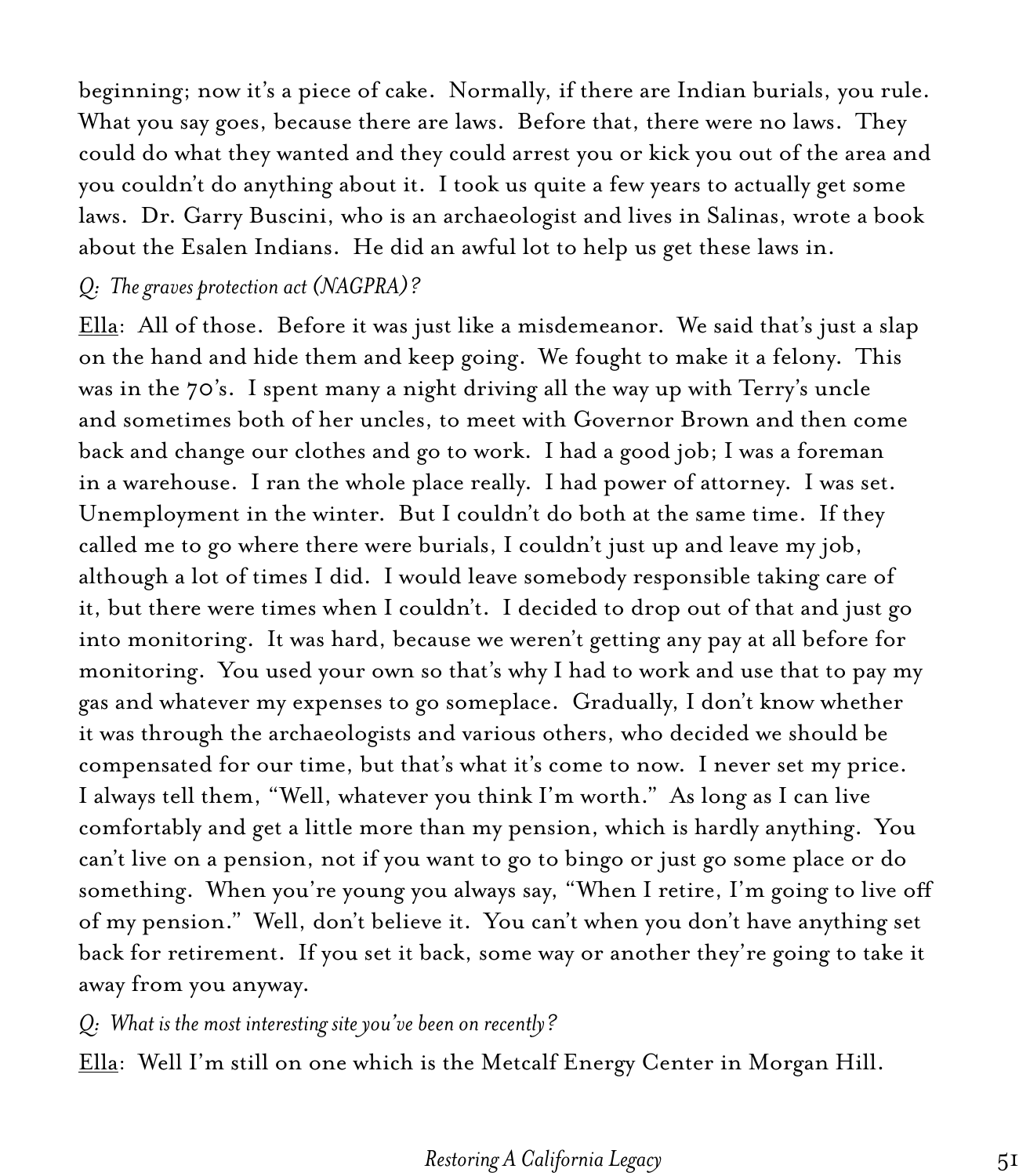beginning; now it's a piece of cake. Normally, if there are Indian burials, you rule. What you say goes, because there are laws. Before that, there were no laws. They could do what they wanted and they could arrest you or kick you out of the area and you couldn't do anything about it. I took us quite a few years to actually get some laws. Dr. Garry Buscini, who is an archaeologist and lives in Salinas, wrote a book about the Esalen Indians. He did an awful lot to help us get these laws in.

*Q: The graves protection act (NAGPRA)?*

Ella: All of those. Before it was just like a misdemeanor. We said that's just a slap on the hand and hide them and keep going. We fought to make it a felony. This was in the 70's. I spent many a night driving all the way up with Terry's uncle and sometimes both of her uncles, to meet with Governor Brown and then come back and change our clothes and go to work. I had a good job; I was a foreman in a warehouse. I ran the whole place really. I had power of attorney. I was set. Unemployment in the winter. But I couldn't do both at the same time. If they called me to go where there were burials, I couldn't just up and leave my job, although a lot of times I did. I would leave somebody responsible taking care of it, but there were times when I couldn't. I decided to drop out of that and just go into monitoring. It was hard, because we weren't getting any pay at all before for monitoring. You used your own so that's why I had to work and use that to pay my gas and whatever my expenses to go someplace. Gradually, I don't know whether it was through the archaeologists and various others, who decided we should be compensated for our time, but that's what it's come to now. I never set my price. I always tell them, "Well, whatever you think I'm worth." As long as I can live comfortably and get a little more than my pension, which is hardly anything. You can't live on a pension, not if you want to go to bingo or just go some place or do something. When you're young you always say, "When I retire, I'm going to live off of my pension." Well, don't believe it. You can't when you don't have anything set back for retirement. If you set it back, some way or another they're going to take it away from you anyway.

*Q: What is the most interesting site you've been on recently?*

Ella: Well I'm still on one which is the Metcalf Energy Center in Morgan Hill.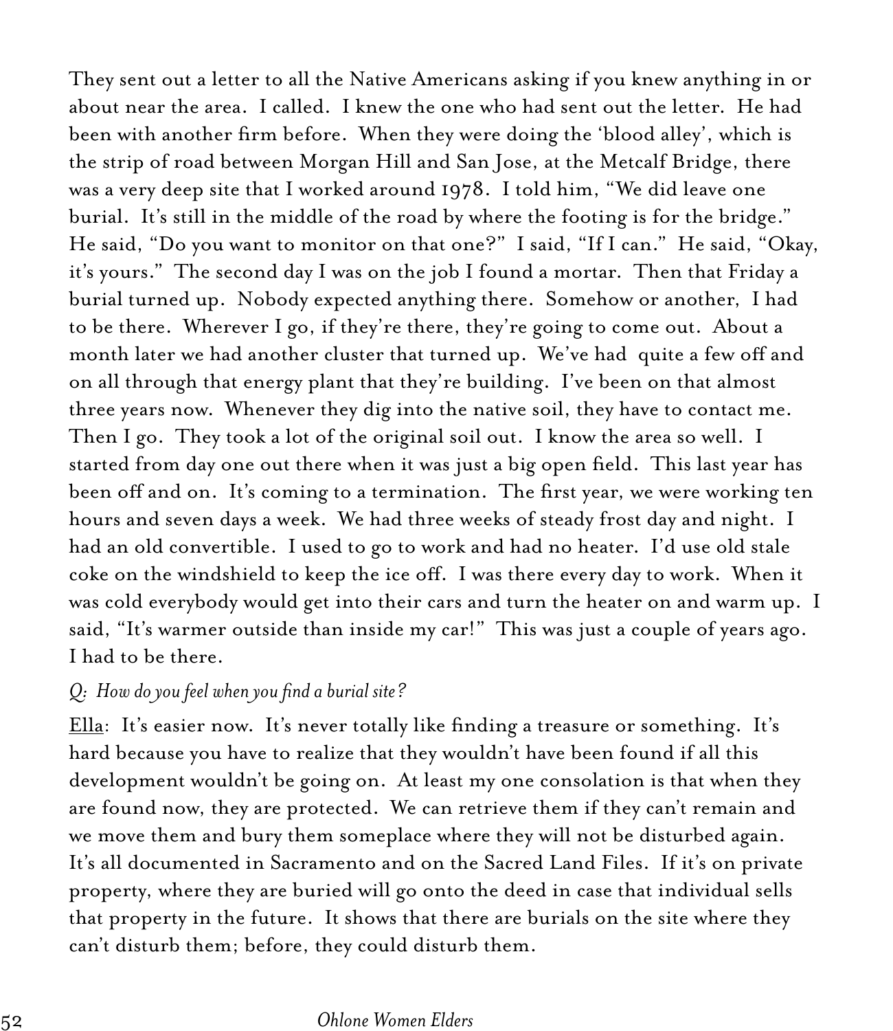They sent out a letter to all the Native Americans asking if you knew anything in or about near the area. I called. I knew the one who had sent out the letter. He had been with another firm before. When they were doing the 'blood alley', which is the strip of road between Morgan Hill and San Jose, at the Metcalf Bridge, there was a very deep site that I worked around 1978. I told him, "We did leave one burial. It's still in the middle of the road by where the footing is for the bridge." He said, "Do you want to monitor on that one?" I said, "If I can." He said, "Okay, it's yours." The second day I was on the job I found a mortar. Then that Friday a burial turned up. Nobody expected anything there. Somehow or another, I had to be there. Wherever I go, if they're there, they're going to come out. About a month later we had another cluster that turned up. We've had quite a few off and on all through that energy plant that they're building. I've been on that almost three years now. Whenever they dig into the native soil, they have to contact me. Then I go. They took a lot of the original soil out. I know the area so well. I started from day one out there when it was just a big open field. This last year has been off and on. It's coming to a termination. The first year, we were working ten hours and seven days a week. We had three weeks of steady frost day and night. I had an old convertible. I used to go to work and had no heater. I'd use old stale coke on the windshield to keep the ice off. I was there every day to work. When it was cold everybody would get into their cars and turn the heater on and warm up. I said, "It's warmer outside than inside my car!" This was just a couple of years ago. I had to be there.

*Q: How do you feel when you find a burial site?*

<u>Ella</u>: It's easier now. It's never totally like finding a treasure or something. It's hard because you have to realize that they wouldn't have been found if all this development wouldn't be going on. At least my one consolation is that when they are found now, they are protected. We can retrieve them if they can't remain and we move them and bury them someplace where they will not be disturbed again. It's all documented in Sacramento and on the Sacred Land Files. If it's on private property, where they are buried will go onto the deed in case that individual sells that property in the future. It shows that there are burials on the site where they can't disturb them; before, they could disturb them.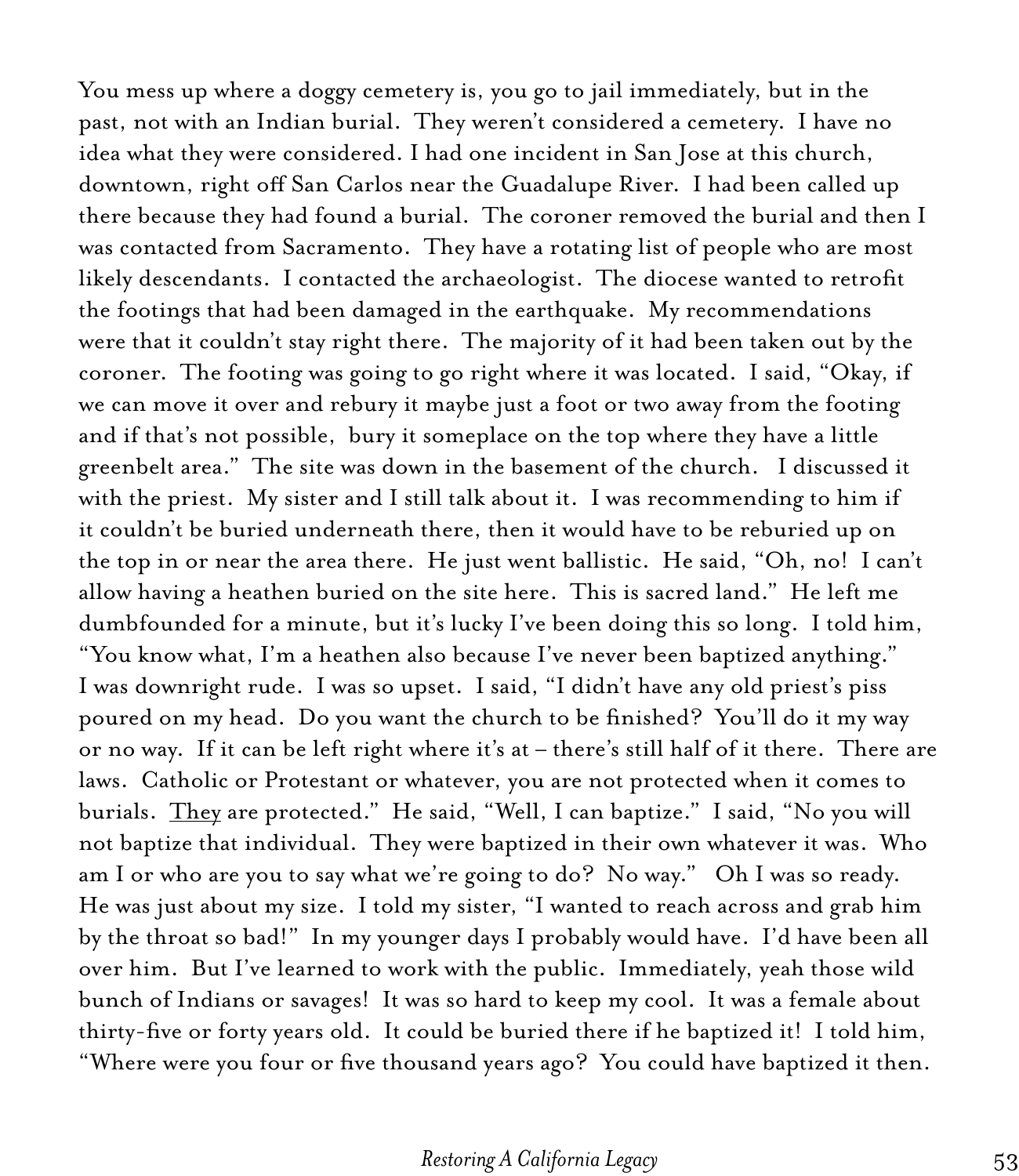You mess up where a doggy cemetery is, you go to jail immediately, but in the past, not with an Indian burial. They weren't considered a cemetery. I have no idea what they were considered. I had one incident in San Jose at this church, downtown, right off San Carlos near the Guadalupe River. I had been called up there because they had found a burial. The coroner removed the burial and then I was contacted from Sacramento. They have a rotating list of people who are most likely descendants. I contacted the archaeologist. The diocese wanted to retrofit the footings that had been damaged in the earthquake. My recommendations were that it couldn't stay right there. The majority of it had been taken out by the coroner. The footing was going to go right where it was located. I said, "Okay, if we can move it over and rebury it maybe just a foot or two away from the footing and if that's not possible, bury it someplace on the top where they have a little greenbelt area." The site was down in the basement of the church. I discussed it with the priest. My sister and I still talk about it. I was recommending to him if it couldn't be buried underneath there, then it would have to be reburied up on the top in or near the area there. He just went ballistic. He said, "Oh, no! I can't allow having a heathen buried on the site here. This is sacred land." He left me dumbfounded for a minute, but it's lucky I've been doing this so long. I told him, "You know what, I'm a heathen also because I've never been baptized anything." I was downright rude. I was so upset. I said, "I didn't have any old priest's piss poured on my head. Do you want the church to be finished? You'll do it my way or no way. If it can be left right where it's at – there's still half of it there. There are laws. Catholic or Protestant or whatever, you are not protected when it comes to burials. <u>They</u> are protected." He said, "Well, I can baptize." I said, "No you will not baptize that individual. They were baptized in their own whatever it was. Who am I or who are you to say what we're going to do? No way." Oh I was so ready. He was just about my size. I told my sister, "I wanted to reach across and grab him by the throat so bad!" In my younger days I probably would have. I'd have been all over him. But I've learned to work with the public. Immediately, yeah those wild bunch of Indians or savages! It was so hard to keep my cool. It was a female about thirty-five or forty years old. It could be buried there if he baptized it! I told him, "Where were you four or five thousand years ago? You could have baptized it then.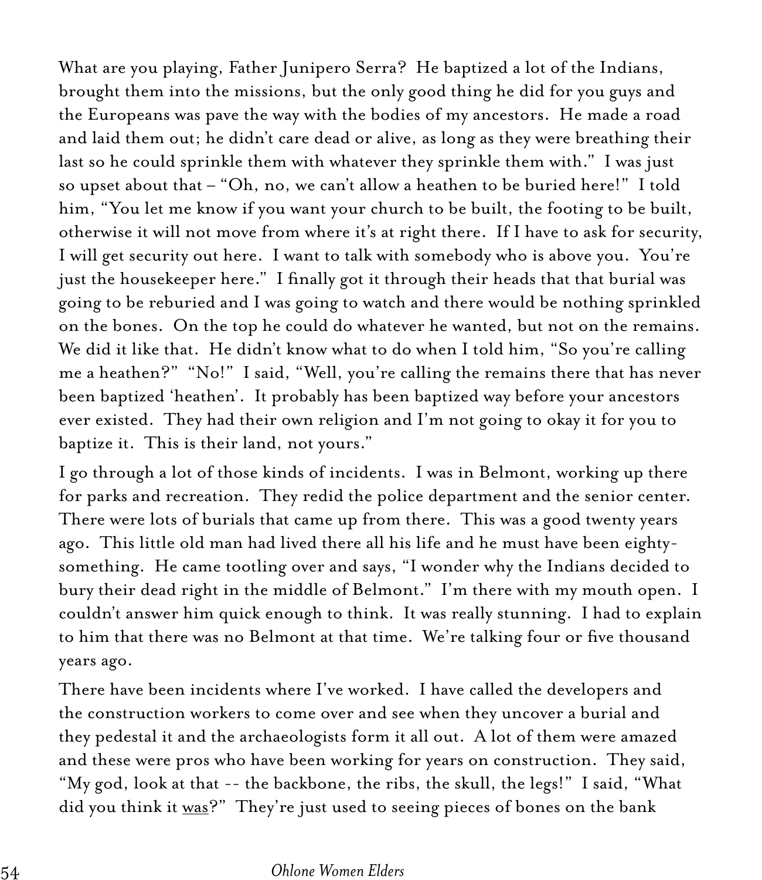What are you playing, Father Junipero Serra? He baptized a lot of the Indians, brought them into the missions, but the only good thing he did for you guys and the Europeans was pave the way with the bodies of my ancestors. He made a road and laid them out; he didn't care dead or alive, as long as they were breathing their last so he could sprinkle them with whatever they sprinkle them with." I was just so upset about that – "Oh, no, we can't allow a heathen to be buried here!" I told him, "You let me know if you want your church to be built, the footing to be built, otherwise it will not move from where it's at right there. If I have to ask for security, I will get security out here. I want to talk with somebody who is above you. You're just the housekeeper here." I finally got it through their heads that that burial was going to be reburied and I was going to watch and there would be nothing sprinkled on the bones. On the top he could do whatever he wanted, but not on the remains. We did it like that. He didn't know what to do when I told him, "So you're calling me a heathen?" "No!" I said, "Well, you're calling the remains there that has never been baptized 'heathen'. It probably has been baptized way before your ancestors ever existed. They had their own religion and I'm not going to okay it for you to baptize it. This is their land, not yours."

I go through a lot of those kinds of incidents. I was in Belmont, working up there for parks and recreation. They redid the police department and the senior center. There were lots of burials that came up from there. This was a good twenty years ago. This little old man had lived there all his life and he must have been eighty-something. He came tootling over and says, "I wonder why the Indians decided to bury their dead right in the middle of Belmont." I'm there with my mouth open. I couldn't answer him quick enough to think. It was really stunning. I had to explain to him that there was no Belmont at that time. We're talking four or five thousand years ago.

There have been incidents where I've worked. I have called the developers and the construction workers to come over and see when they uncover a burial and they pedestal it and the archaeologists form it all out. A lot of them were amazed and these were pros who have been working for years on construction. They said, "My god, look at that -- the backbone, the ribs, the skull, the legs!" I said, "What did you think it <u>was</u>?" They're just used to seeing pieces of bones on the bank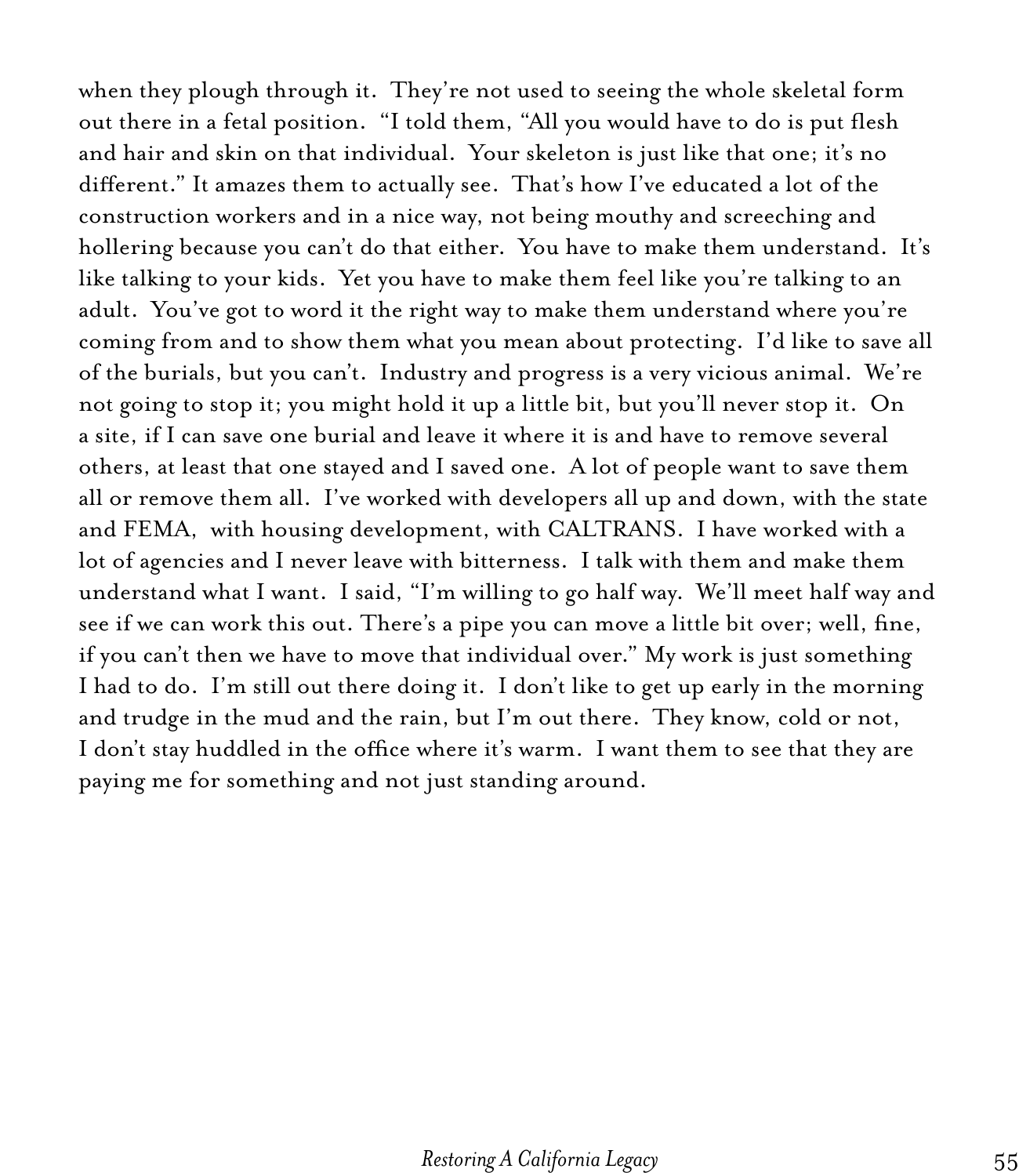when they plough through it. They're not used to seeing the whole skeletal form out there in a fetal position. "I told them, "All you would have to do is put flesh and hair and skin on that individual. Your skeleton is just like that one; it's no different." It amazes them to actually see. That's how I've educated a lot of the construction workers and in a nice way, not being mouthy and screeching and hollering because you can't do that either. You have to make them understand. It's like talking to your kids. Yet you have to make them feel like you're talking to an adult. You've got to word it the right way to make them understand where you're coming from and to show them what you mean about protecting. I'd like to save all of the burials, but you can't. Industry and progress is a very vicious animal. We're not going to stop it; you might hold it up a little bit, but you'll never stop it. On a site, if I can save one burial and leave it where it is and have to remove several others, at least that one stayed and I saved one. A lot of people want to save them all or remove them all. I've worked with developers all up and down, with the state and FEMA, with housing development, with CALTRANS. I have worked with a lot of agencies and I never leave with bitterness. I talk with them and make them understand what I want. I said, "I'm willing to go half way. We'll meet half way and see if we can work this out. There's a pipe you can move a little bit over; well, fine, if you can't then we have to move that individual over." My work is just something I had to do. I'm still out there doing it. I don't like to get up early in the morning and trudge in the mud and the rain, but I'm out there. They know, cold or not, I don't stay huddled in the office where it's warm. I want them to see that they are paying me for something and not just standing around.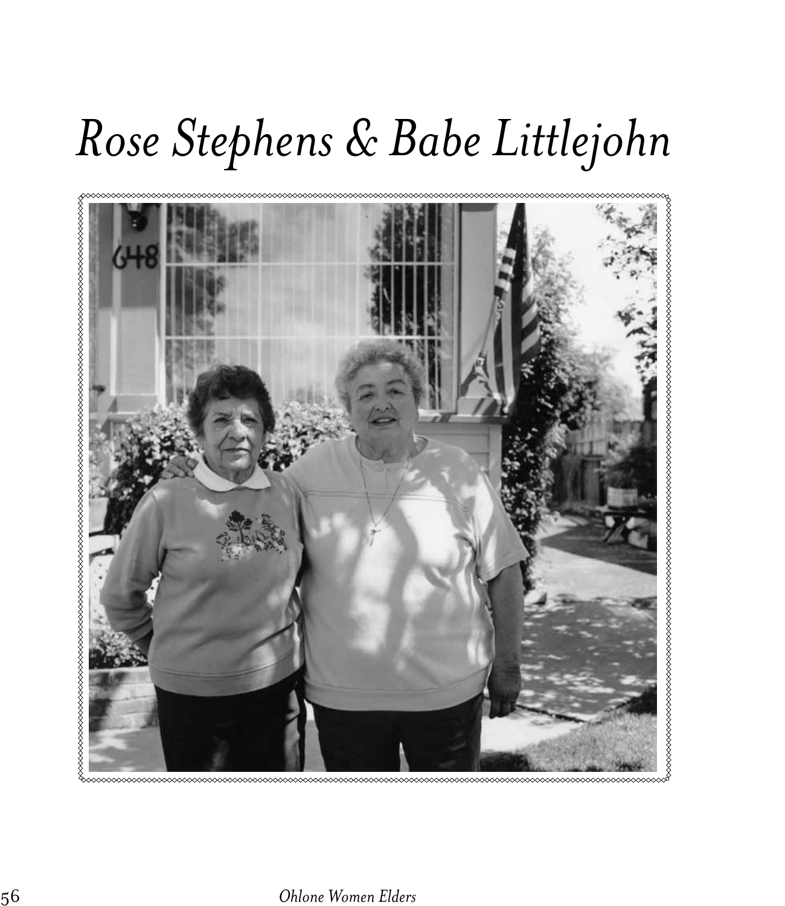# Rose Stephens & Babe Littlejohn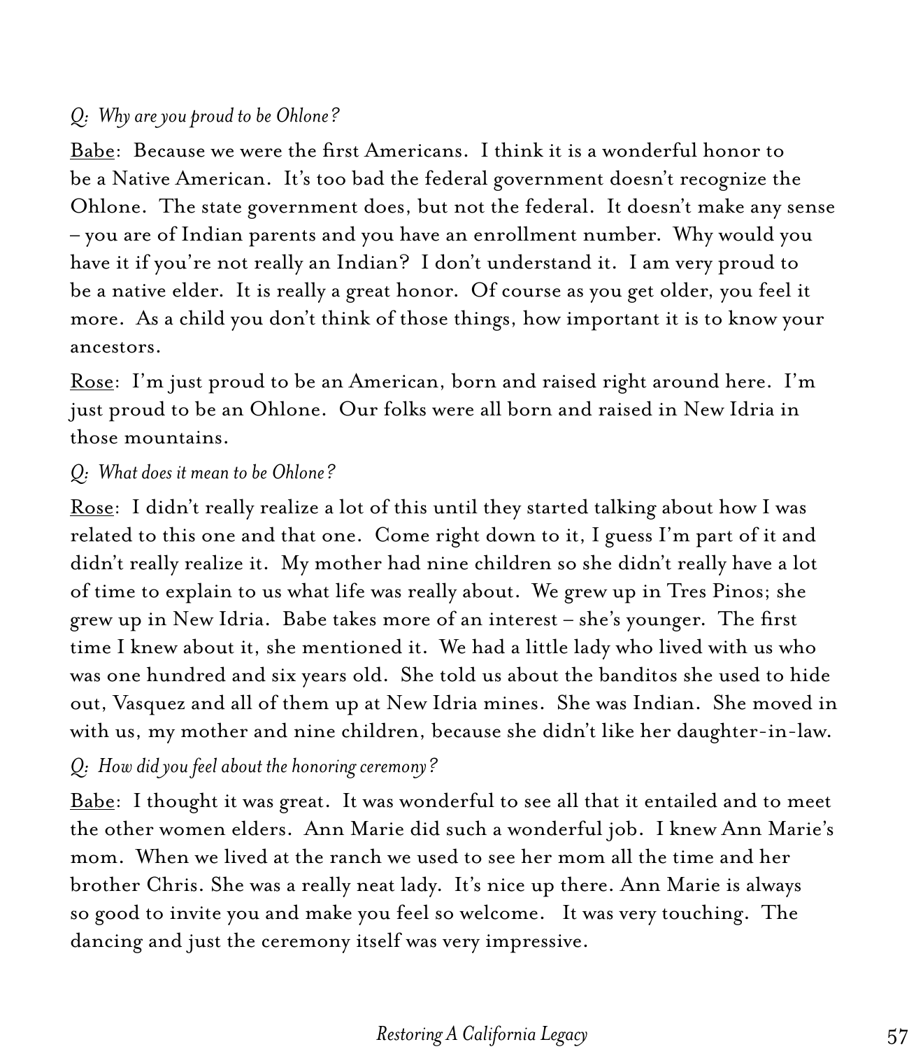*Q: Why are you proud to be Ohlone?*

<u>Babe</u>: Because we were the first Americans. I think it is a wonderful honor to be a Native American. It's too bad the federal government doesn't recognize the Ohlone. The state government does, but not the federal. It doesn't make any sense – you are of Indian parents and you have an enrollment number. Why would you have it if you're not really an Indian? I don't understand it. I am very proud to be a native elder. It is really a great honor. Of course as you get older, you feel it more. As a child you don't think of those things, how important it is to know your ancestors.

<u>Rose</u>: I'm just proud to be an American, born and raised right around here. I'm just proud to be an Ohlone. Our folks were all born and raised in New Idria in those mountains.

*Q: What does it mean to be Ohlone?*

<u>Rose</u>: I didn't really realize a lot of this until they started talking about how I was related to this one and that one. Come right down to it, I guess I'm part of it and didn't really realize it. My mother had nine children so she didn't really have a lot of time to explain to us what life was really about. We grew up in Tres Pinos; she grew up in New Idria. Babe takes more of an interest – she's younger. The first time I knew about it, she mentioned it. We had a little lady who lived with us who was one hundred and six years old. She told us about the banditos she used to hide out, Vasquez and all of them up at New Idria mines. She was Indian. She moved in with us, my mother and nine children, because she didn't like her daughter-in-law.

*Q: How did you feel about the honoring ceremony?*

<u>Babe</u>: I thought it was great. It was wonderful to see all that it entailed and to meet the other women elders. Ann Marie did such a wonderful job. I knew Ann Marie's mom. When we lived at the ranch we used to see her mom all the time and her brother Chris. She was a really neat lady. It's nice up there. Ann Marie is always so good to invite you and make you feel so welcome. It was very touching. The dancing and just the ceremony itself was very impressive.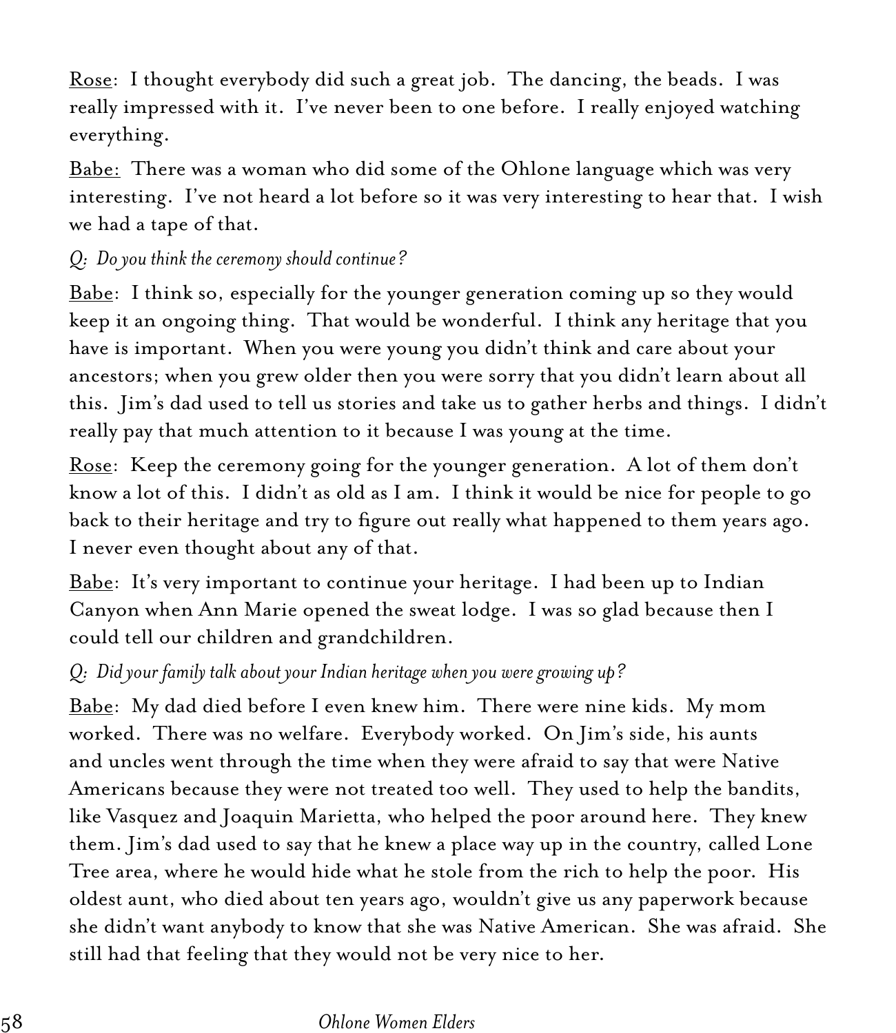<u>Rose</u>: I thought everybody did such a great job. The dancing, the beads. I was really impressed with it. I've never been to one before. I really enjoyed watching everything.

<u>Babe:</u> There was a woman who did some of the Ohlone language which was very interesting. I've not heard a lot before so it was very interesting to hear that. I wish we had a tape of that.

*Q: Do you think the ceremony should continue?*

<u>Babe</u>: I think so, especially for the younger generation coming up so they would keep it an ongoing thing. That would be wonderful. I think any heritage that you have is important. When you were young you didn't think and care about your ancestors; when you grew older then you were sorry that you didn't learn about all this. Jim's dad used to tell us stories and take us to gather herbs and things. I didn't really pay that much attention to it because I was young at the time.

<u>Rose</u>: Keep the ceremony going for the younger generation. A lot of them don't know a lot of this. I didn't as old as I am. I think it would be nice for people to go back to their heritage and try to figure out really what happened to them years ago. I never even thought about any of that.

<u>Babe</u>: It's very important to continue your heritage. I had been up to Indian Canyon when Ann Marie opened the sweat lodge. I was so glad because then I could tell our children and grandchildren.

*Q: Did your family talk about your Indian heritage when you were growing up?*

<u>Babe</u>: My dad died before I even knew him. There were nine kids. My mom worked. There was no welfare. Everybody worked. On Jim's side, his aunts and uncles went through the time when they were afraid to say that were Native Americans because they were not treated too well. They used to help the bandits, like Vasquez and Joaquin Marietta, who helped the poor around here. They knew them. Jim's dad used to say that he knew a place way up in the country, called Lone Tree area, where he would hide what he stole from the rich to help the poor. His oldest aunt, who died about ten years ago, wouldn't give us any paperwork because she didn't want anybody to know that she was Native American. She was afraid. She still had that feeling that they would not be very nice to her.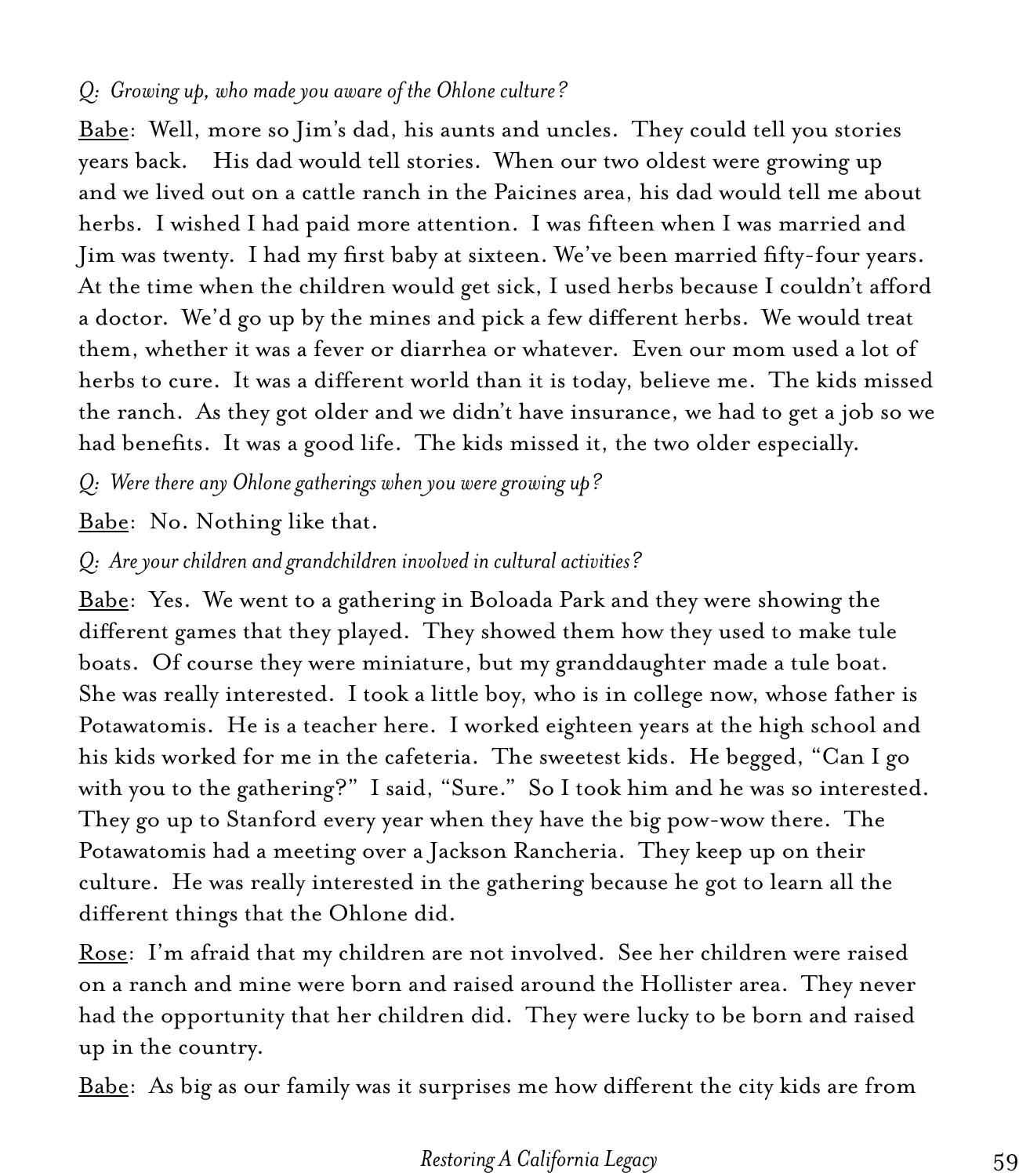*Q: Growing up, who made you aware of the Ohlone culture?*

Babe: Well, more so Jim's dad, his aunts and uncles. They could tell you stories years back. His dad would tell stories. When our two oldest were growing up and we lived out on a cattle ranch in the Paicines area, his dad would tell me about herbs. I wished I had paid more attention. I was fifteen when I was married and Jim was twenty. I had my first baby at sixteen. We've been married fifty-four years. At the time when the children would get sick, I used herbs because I couldn't afford a doctor. We'd go up by the mines and pick a few different herbs. We would treat them, whether it was a fever or diarrhea or whatever. Even our mom used a lot of herbs to cure. It was a different world than it is today, believe me. The kids missed the ranch. As they got older and we didn't have insurance, we had to get a job so we had benefits. It was a good life. The kids missed it, the two older especially.

*Q: Were there any Ohlone gatherings when you were growing up?*

Babe: No. Nothing like that.

*Q: Are your children and grandchildren involved in cultural activities?*

Babe: Yes. We went to a gathering in Boloada Park and they were showing the different games that they played. They showed them how they used to make tule boats. Of course they were miniature, but my granddaughter made a tule boat. She was really interested. I took a little boy, who is in college now, whose father is Potawatomis. He is a teacher here. I worked eighteen years at the high school and his kids worked for me in the cafeteria. The sweetest kids. He begged, "Can I go with you to the gathering?" I said, "Sure." So I took him and he was so interested. They go up to Stanford every year when they have the big pow-wow there. The Potawatomis had a meeting over a Jackson Rancheria. They keep up on their culture. He was really interested in the gathering because he got to learn all the different things that the Ohlone did.

Rose: I'm afraid that my children are not involved. See her children were raised on a ranch and mine were born and raised around the Hollister area. They never had the opportunity that her children did. They were lucky to be born and raised up in the country.

Babe: As big as our family was it surprises me how different the city kids are from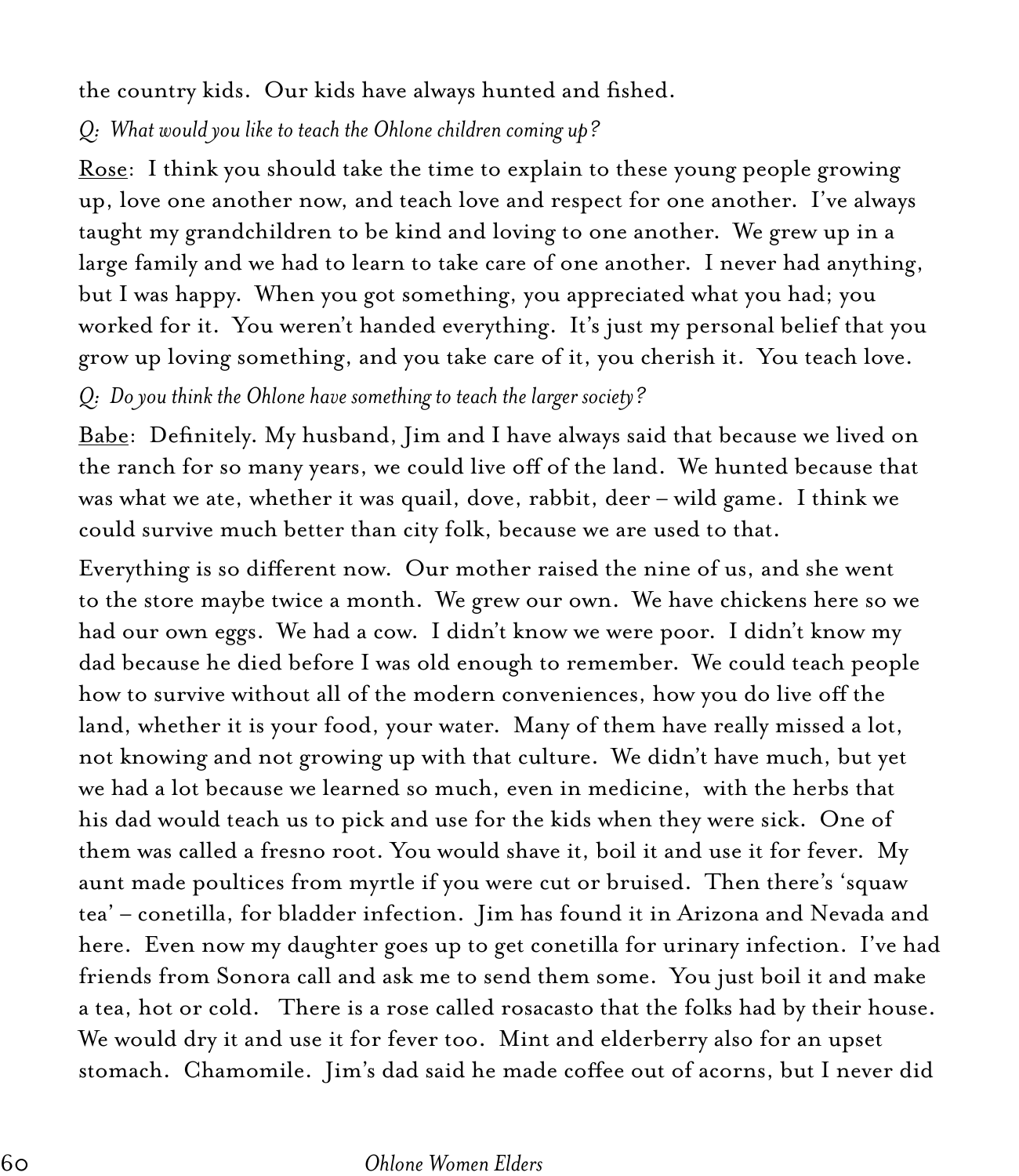the country kids. Our kids have always hunted and fished.

*Q: What would you like to teach the Ohlone children coming up?*

<u>Rose</u>: I think you should take the time to explain to these young people growing up, love one another now, and teach love and respect for one another. I've always taught my grandchildren to be kind and loving to one another. We grew up in a large family and we had to learn to take care of one another. I never had anything, but I was happy. When you got something, you appreciated what you had; you worked for it. You weren't handed everything. It's just my personal belief that you grow up loving something, and you take care of it, you cherish it. You teach love.

*Q: Do you think the Ohlone have something to teach the larger society?*

<u>Babe</u>: Definitely. My husband, Jim and I have always said that because we lived on the ranch for so many years, we could live off of the land. We hunted because that was what we ate, whether it was quail, dove, rabbit, deer – wild game. I think we could survive much better than city folk, because we are used to that.

Everything is so different now. Our mother raised the nine of us, and she went to the store maybe twice a month. We grew our own. We have chickens here so we had our own eggs. We had a cow. I didn't know we were poor. I didn't know my dad because he died before I was old enough to remember. We could teach people how to survive without all of the modern conveniences, how you do live off the land, whether it is your food, your water. Many of them have really missed a lot, not knowing and not growing up with that culture. We didn't have much, but yet we had a lot because we learned so much, even in medicine, with the herbs that his dad would teach us to pick and use for the kids when they were sick. One of them was called a fresno root. You would shave it, boil it and use it for fever. My aunt made poultices from myrtle if you were cut or bruised. Then there's 'squaw tea' – conetilla, for bladder infection. Jim has found it in Arizona and Nevada and here. Even now my daughter goes up to get conetilla for urinary infection. I've had friends from Sonora call and ask me to send them some. You just boil it and make a tea, hot or cold. There is a rose called rosacasto that the folks had by their house. We would dry it and use it for fever too. Mint and elderberry also for an upset stomach. Chamomile. Jim's dad said he made coffee out of acorns, but I never did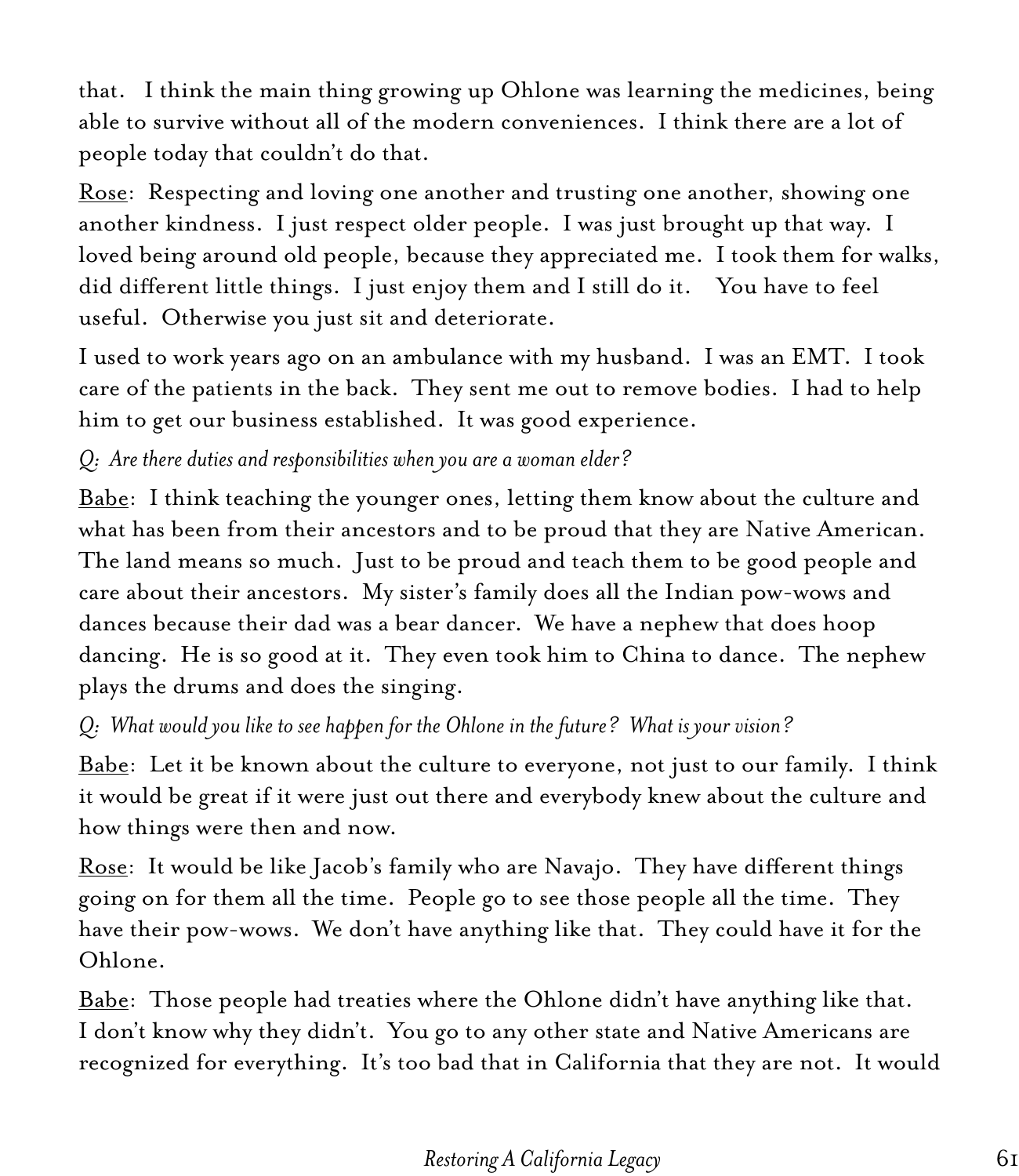that.  I think the main thing growing up Ohlone was learning the medicines, being able to survive without all of the modern conveniences.  I think there are a lot of people today that couldn't do that.

<u>Rose</u>:  Respecting and loving one another and trusting one another, showing one another kindness.  I just respect older people.  I was just brought up that way.  I loved being around old people, because they appreciated me.  I took them for walks, did different little things.  I just enjoy them and I still do it.   You have to feel useful.  Otherwise you just sit and deteriorate.

I used to work years ago on an ambulance with my husband.  I was an EMT.  I took care of the patients in the back.  They sent me out to remove bodies.  I had to help him to get our business established.  It was good experience.

*Q:  Are there duties and responsibilities when you are a woman elder?*

<u>Babe</u>:  I think teaching the younger ones, letting them know about the culture and what has been from their ancestors and to be proud that they are Native American.  The land means so much.  Just to be proud and teach them to be good people and care about their ancestors.  My sister's family does all the Indian pow-wows and dances because their dad was a bear dancer.  We have a nephew that does hoop dancing.  He is so good at it.  They even took him to China to dance.  The nephew plays the drums and does the singing.

*Q:  What would you like to see happen for the Ohlone in the future?  What is your vision?*

<u>Babe</u>:  Let it be known about the culture to everyone, not just to our family.  I think it would be great if it were just out there and everybody knew about the culture and how things were then and now.

<u>Rose</u>:  It would be like Jacob's family who are Navajo.  They have different things going on for them all the time.  People go to see those people all the time.  They have their pow-wows.  We don't have anything like that.  They could have it for the Ohlone.

<u>Babe</u>:  Those people had treaties where the Ohlone didn't have anything like that.  I don't know why they didn't.  You go to any other state and Native Americans are recognized for everything.  It's too bad that in California that they are not.  It would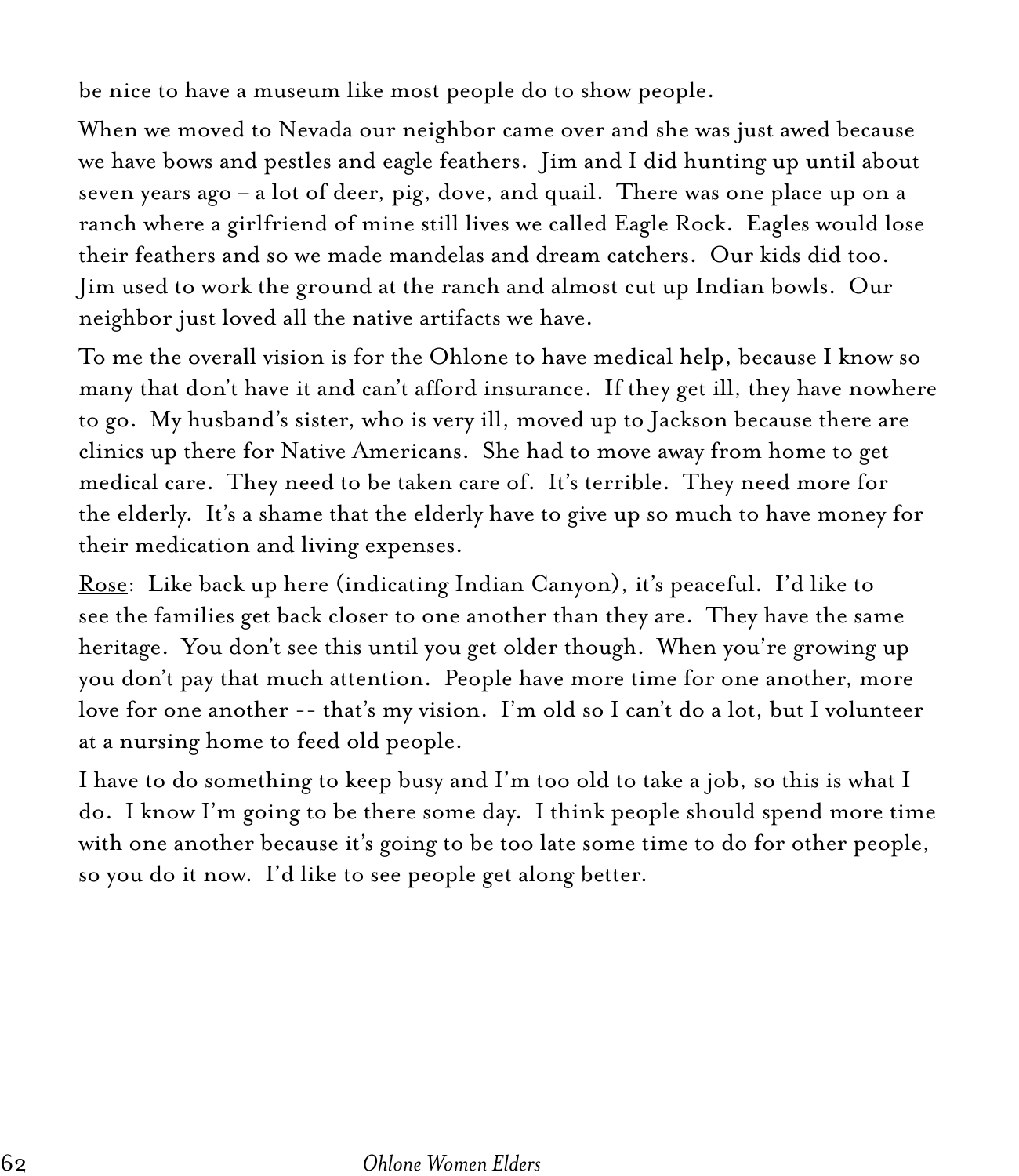be nice to have a museum like most people do to show people.

When we moved to Nevada our neighbor came over and she was just awed because we have bows and pestles and eagle feathers. Jim and I did hunting up until about seven years ago – a lot of deer, pig, dove, and quail. There was one place up on a ranch where a girlfriend of mine still lives we called Eagle Rock. Eagles would lose their feathers and so we made mandelas and dream catchers. Our kids did too. Jim used to work the ground at the ranch and almost cut up Indian bowls. Our neighbor just loved all the native artifacts we have.

To me the overall vision is for the Ohlone to have medical help, because I know so many that don't have it and can't afford insurance. If they get ill, they have nowhere to go. My husband's sister, who is very ill, moved up to Jackson because there are clinics up there for Native Americans. She had to move away from home to get medical care. They need to be taken care of. It's terrible. They need more for the elderly. It's a shame that the elderly have to give up so much to have money for their medication and living expenses.

<u>Rose</u>: Like back up here (indicating Indian Canyon), it's peaceful. I'd like to see the families get back closer to one another than they are. They have the same heritage. You don't see this until you get older though. When you're growing up you don't pay that much attention. People have more time for one another, more love for one another -- that's my vision. I'm old so I can't do a lot, but I volunteer at a nursing home to feed old people.

I have to do something to keep busy and I'm too old to take a job, so this is what I do. I know I'm going to be there some day. I think people should spend more time with one another because it's going to be too late some time to do for other people, so you do it now. I'd like to see people get along better.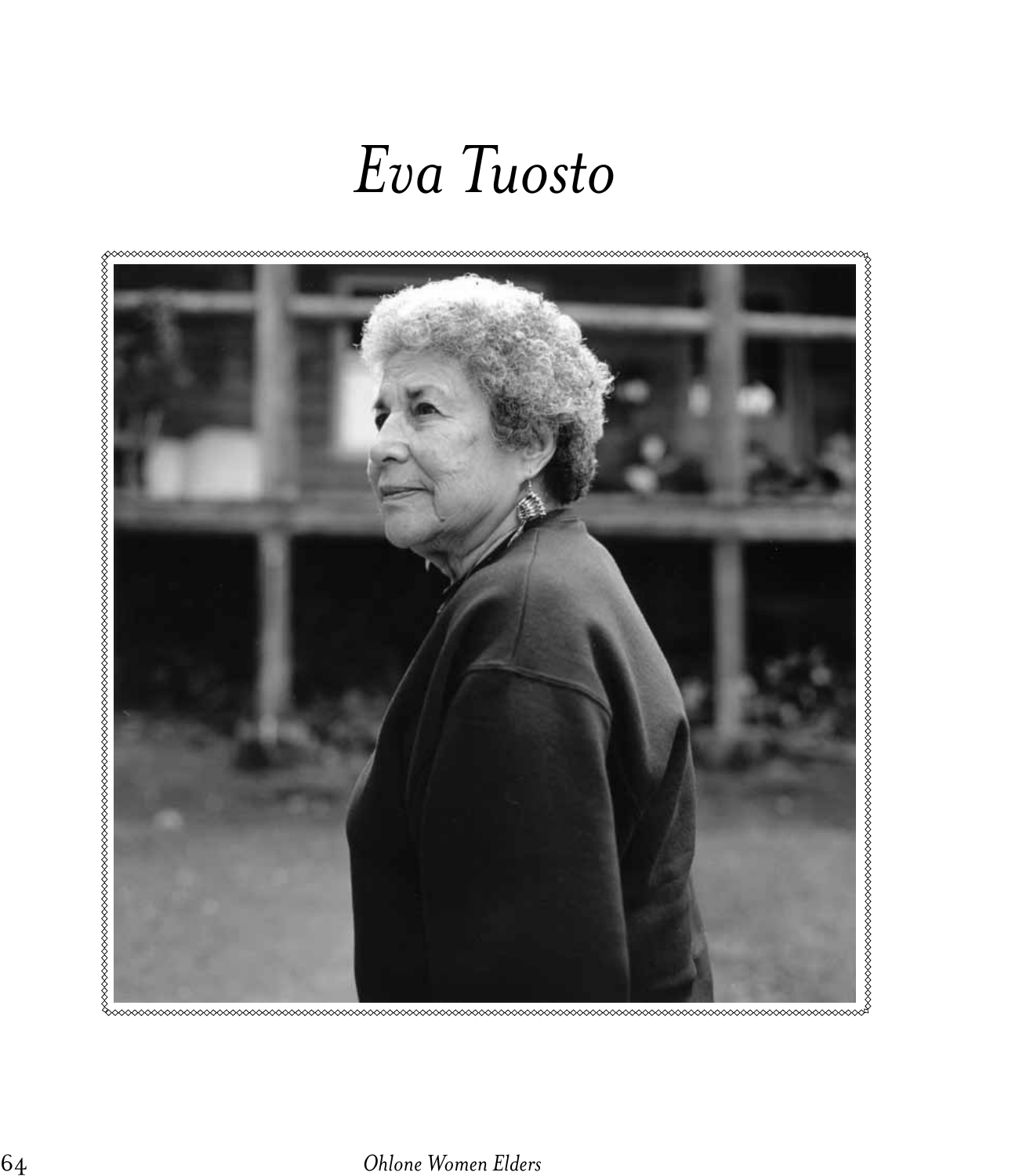# *Eva Tuosto*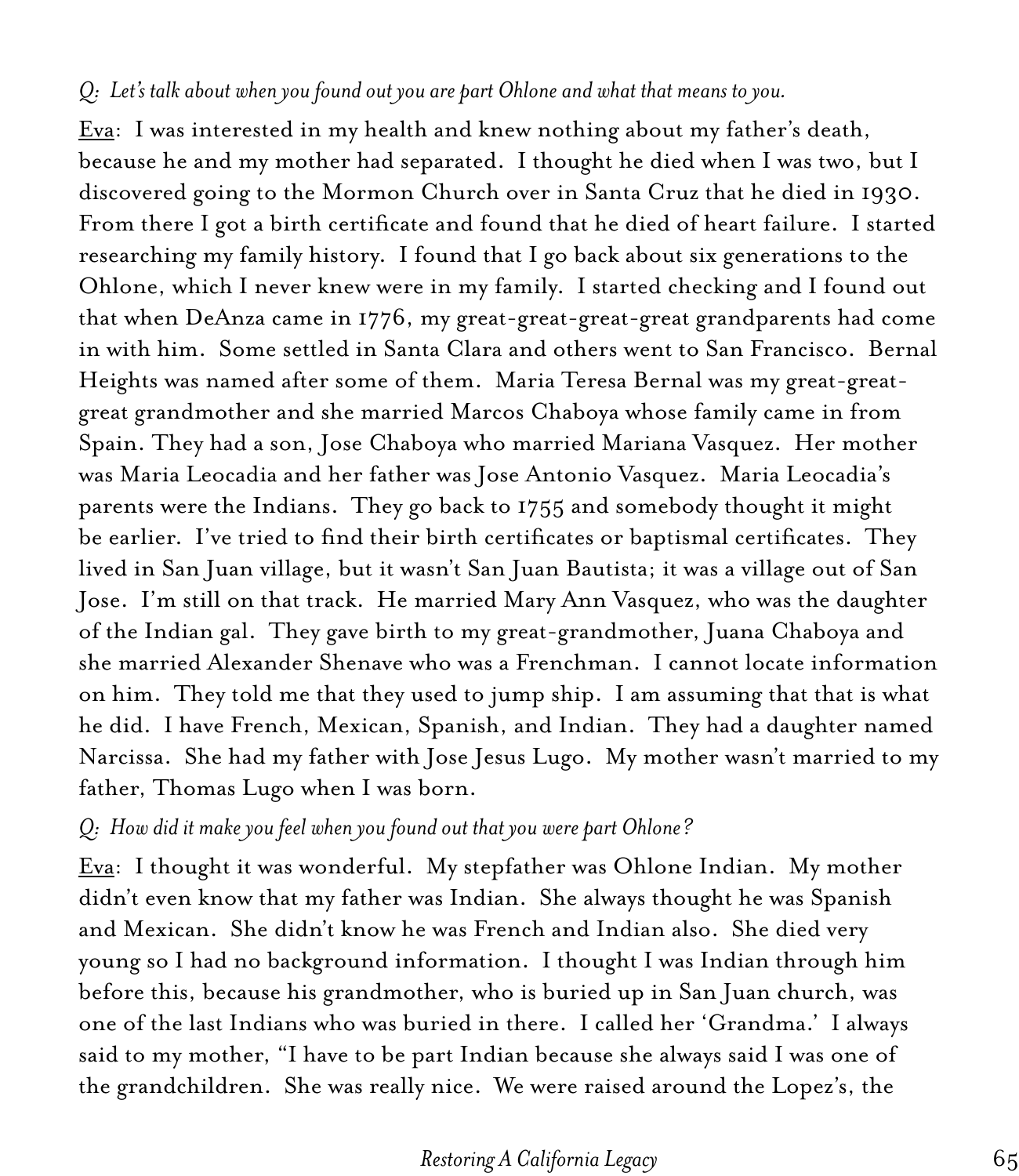*Q: Let's talk about when you found out you are part Ohlone and what that means to you.*

<u>Eva</u>: I was interested in my health and knew nothing about my father's death, because he and my mother had separated. I thought he died when I was two, but I discovered going to the Mormon Church over in Santa Cruz that he died in 1930. From there I got a birth certificate and found that he died of heart failure. I started researching my family history. I found that I go back about six generations to the Ohlone, which I never knew were in my family. I started checking and I found out that when DeAnza came in 1776, my great-great-great-great grandparents had come in with him. Some settled in Santa Clara and others went to San Francisco. Bernal Heights was named after some of them. Maria Teresa Bernal was my great-great-great grandmother and she married Marcos Chaboya whose family came in from Spain. They had a son, Jose Chaboya who married Mariana Vasquez. Her mother was Maria Leocadia and her father was Jose Antonio Vasquez. Maria Leocadia's parents were the Indians. They go back to 1755 and somebody thought it might be earlier. I've tried to find their birth certificates or baptismal certificates. They lived in San Juan village, but it wasn't San Juan Bautista; it was a village out of San Jose. I'm still on that track. He married Mary Ann Vasquez, who was the daughter of the Indian gal. They gave birth to my great-grandmother, Juana Chaboya and she married Alexander Shenave who was a Frenchman. I cannot locate information on him. They told me that they used to jump ship. I am assuming that that is what he did. I have French, Mexican, Spanish, and Indian. They had a daughter named Narcissa. She had my father with Jose Jesus Lugo. My mother wasn't married to my father, Thomas Lugo when I was born.

*Q: How did it make you feel when you found out that you were part Ohlone?*

<u>Eva</u>: I thought it was wonderful. My stepfather was Ohlone Indian. My mother didn't even know that my father was Indian. She always thought he was Spanish and Mexican. She didn't know he was French and Indian also. She died very young so I had no background information. I thought I was Indian through him before this, because his grandmother, who is buried up in San Juan church, was one of the last Indians who was buried in there. I called her 'Grandma.' I always said to my mother, "I have to be part Indian because she always said I was one of the grandchildren. She was really nice. We were raised around the Lopez's, the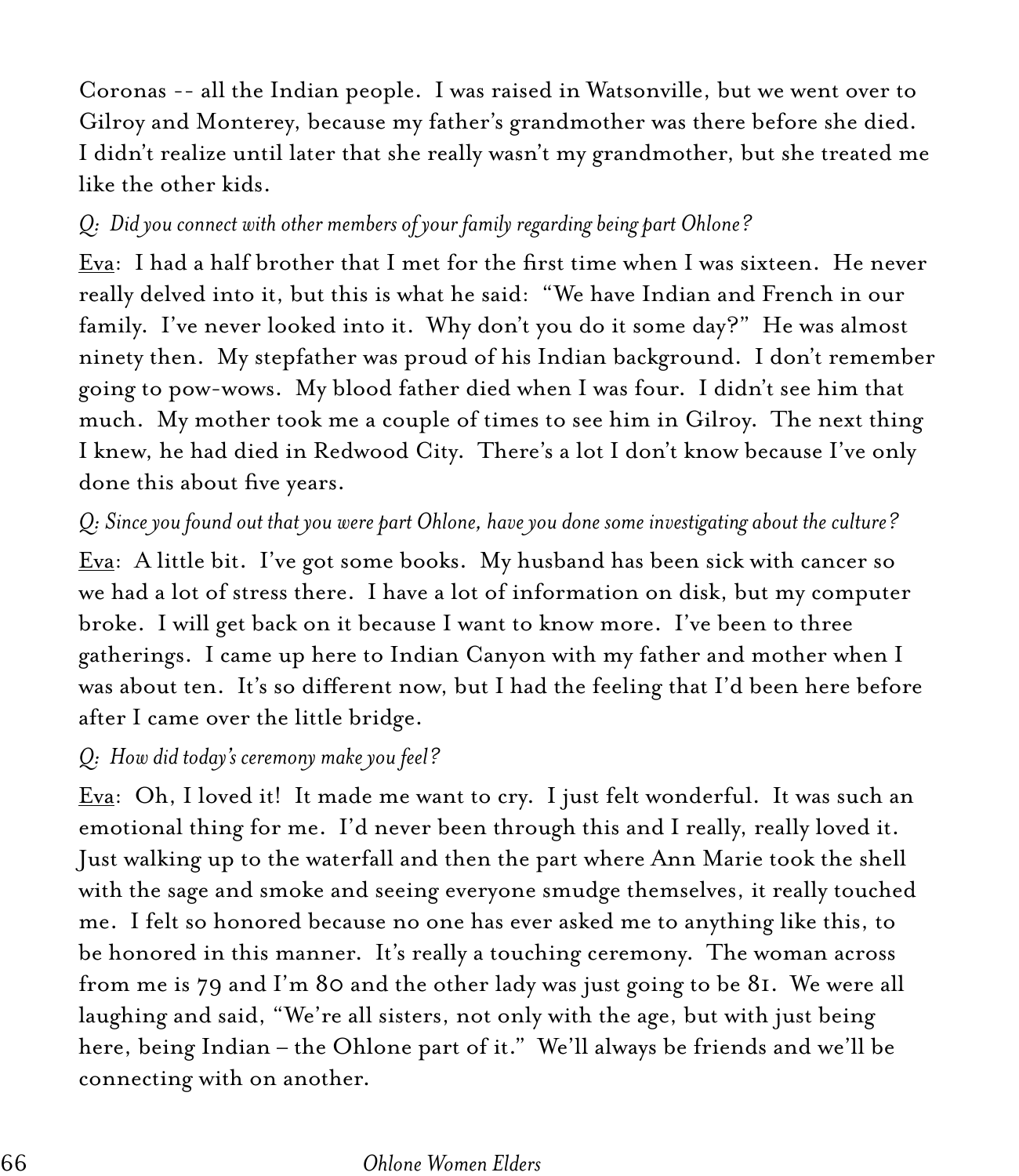Coronas -- all the Indian people. I was raised in Watsonville, but we went over to Gilroy and Monterey, because my father's grandmother was there before she died. I didn't realize until later that she really wasn't my grandmother, but she treated me like the other kids.

*Q: Did you connect with other members of your family regarding being part Ohlone?*

<u>Eva</u>: I had a half brother that I met for the first time when I was sixteen. He never really delved into it, but this is what he said: "We have Indian and French in our family. I've never looked into it. Why don't you do it some day?" He was almost ninety then. My stepfather was proud of his Indian background. I don't remember going to pow-wows. My blood father died when I was four. I didn't see him that much. My mother took me a couple of times to see him in Gilroy. The next thing I knew, he had died in Redwood City. There's a lot I don't know because I've only done this about five years.

*Q: Since you found out that you were part Ohlone, have you done some investigating about the culture?*

<u>Eva</u>: A little bit. I've got some books. My husband has been sick with cancer so we had a lot of stress there. I have a lot of information on disk, but my computer broke. I will get back on it because I want to know more. I've been to three gatherings. I came up here to Indian Canyon with my father and mother when I was about ten. It's so different now, but I had the feeling that I'd been here before after I came over the little bridge.

*Q: How did today's ceremony make you feel?*

<u>Eva</u>: Oh, I loved it! It made me want to cry. I just felt wonderful. It was such an emotional thing for me. I'd never been through this and I really, really loved it. Just walking up to the waterfall and then the part where Ann Marie took the shell with the sage and smoke and seeing everyone smudge themselves, it really touched me. I felt so honored because no one has ever asked me to anything like this, to be honored in this manner. It's really a touching ceremony. The woman across from me is 79 and I'm 80 and the other lady was just going to be 81. We were all laughing and said, "We're all sisters, not only with the age, but with just being here, being Indian – the Ohlone part of it." We'll always be friends and we'll be connecting with on another.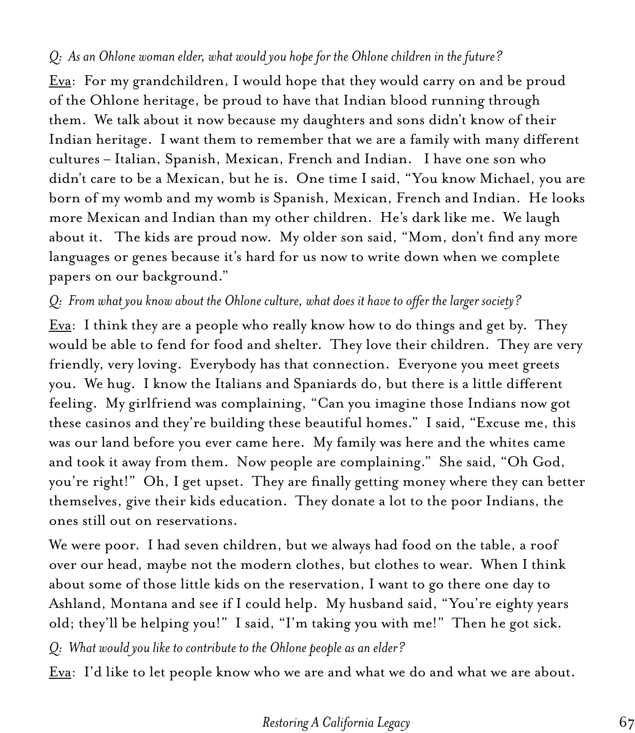*Q: As an Ohlone woman elder, what would you hope for the Ohlone children in the future?*

Eva: For my grandchildren, I would hope that they would carry on and be proud of the Ohlone heritage, be proud to have that Indian blood running through them. We talk about it now because my daughters and sons didn't know of their Indian heritage. I want them to remember that we are a family with many different cultures – Italian, Spanish, Mexican, French and Indian. I have one son who didn't care to be a Mexican, but he is. One time I said, "You know Michael, you are born of my womb and my womb is Spanish, Mexican, French and Indian. He looks more Mexican and Indian than my other children. He's dark like me. We laugh about it. The kids are proud now. My older son said, "Mom, don't find any more languages or genes because it's hard for us now to write down when we complete papers on our background."

*Q: From what you know about the Ohlone culture, what does it have to offer the larger society?*

Eva: I think they are a people who really know how to do things and get by. They would be able to fend for food and shelter. They love their children. They are very friendly, very loving. Everybody has that connection. Everyone you meet greets you. We hug. I know the Italians and Spaniards do, but there is a little different feeling. My girlfriend was complaining, "Can you imagine those Indians now got these casinos and they're building these beautiful homes." I said, "Excuse me, this was our land before you ever came here. My family was here and the whites came and took it away from them. Now people are complaining." She said, "Oh God, you're right!" Oh, I get upset. They are finally getting money where they can better themselves, give their kids education. They donate a lot to the poor Indians, the ones still out on reservations.

We were poor. I had seven children, but we always had food on the table, a roof over our head, maybe not the modern clothes, but clothes to wear. When I think about some of those little kids on the reservation, I want to go there one day to Ashland, Montana and see if I could help. My husband said, "You're eighty years old; they'll be helping you!" I said, "I'm taking you with me!" Then he got sick.

*Q: What would you like to contribute to the Ohlone people as an elder?*

Eva: I'd like to let people know who we are and what we do and what we are about.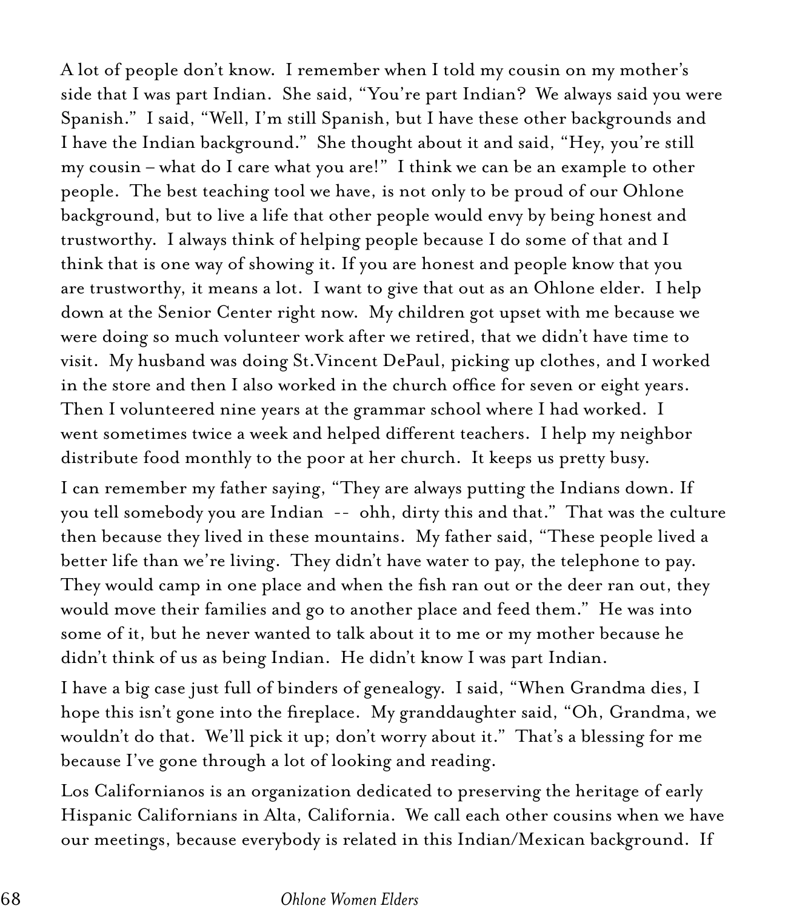A lot of people don't know. I remember when I told my cousin on my mother's side that I was part Indian. She said, "You're part Indian? We always said you were Spanish." I said, "Well, I'm still Spanish, but I have these other backgrounds and I have the Indian background." She thought about it and said, "Hey, you're still my cousin – what do I care what you are!" I think we can be an example to other people. The best teaching tool we have, is not only to be proud of our Ohlone background, but to live a life that other people would envy by being honest and trustworthy. I always think of helping people because I do some of that and I think that is one way of showing it. If you are honest and people know that you are trustworthy, it means a lot. I want to give that out as an Ohlone elder. I help down at the Senior Center right now. My children got upset with me because we were doing so much volunteer work after we retired, that we didn't have time to visit. My husband was doing St.Vincent DePaul, picking up clothes, and I worked in the store and then I also worked in the church office for seven or eight years. Then I volunteered nine years at the grammar school where I had worked. I went sometimes twice a week and helped different teachers. I help my neighbor distribute food monthly to the poor at her church. It keeps us pretty busy.

I can remember my father saying, "They are always putting the Indians down. If you tell somebody you are Indian -- ohh, dirty this and that." That was the culture then because they lived in these mountains. My father said, "These people lived a better life than we're living. They didn't have water to pay, the telephone to pay. They would camp in one place and when the fish ran out or the deer ran out, they would move their families and go to another place and feed them." He was into some of it, but he never wanted to talk about it to me or my mother because he didn't think of us as being Indian. He didn't know I was part Indian.

I have a big case just full of binders of genealogy. I said, "When Grandma dies, I hope this isn't gone into the fireplace. My granddaughter said, "Oh, Grandma, we wouldn't do that. We'll pick it up; don't worry about it." That's a blessing for me because I've gone through a lot of looking and reading.

Los Californianos is an organization dedicated to preserving the heritage of early Hispanic Californians in Alta, California. We call each other cousins when we have our meetings, because everybody is related in this Indian/Mexican background. If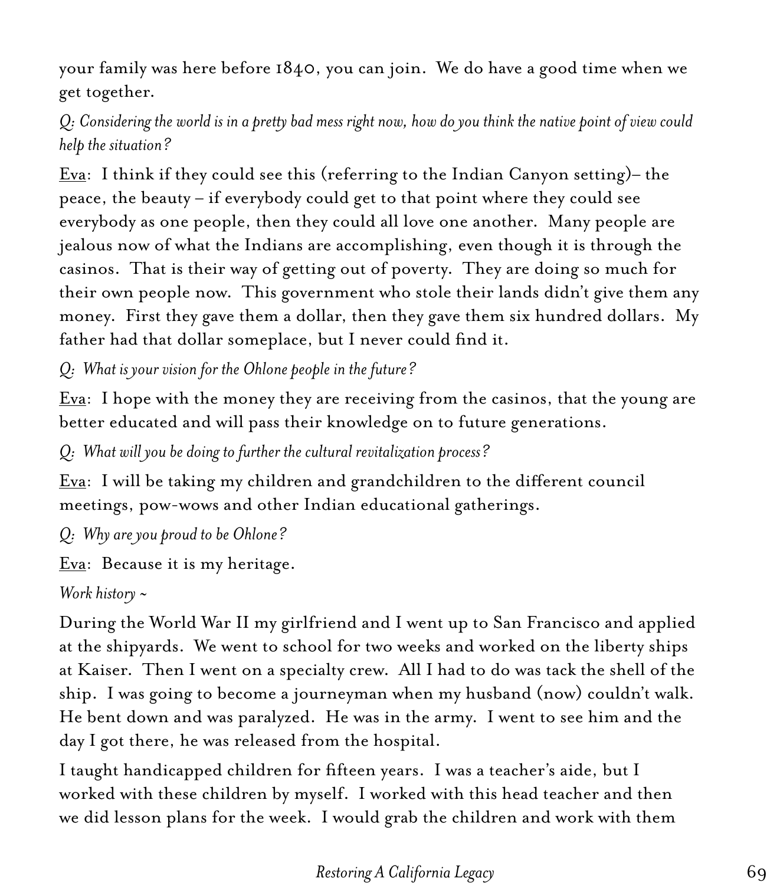your family was here before 1840, you can join. We do have a good time when we get together.

*Q: Considering the world is in a pretty bad mess right now, how do you think the native point of view could help the situation?*

<u>Eva</u>: I think if they could see this (referring to the Indian Canyon setting)– the peace, the beauty – if everybody could get to that point where they could see everybody as one people, then they could all love one another. Many people are jealous now of what the Indians are accomplishing, even though it is through the casinos. That is their way of getting out of poverty. They are doing so much for their own people now. This government who stole their lands didn't give them any money. First they gave them a dollar, then they gave them six hundred dollars. My father had that dollar someplace, but I never could find it.

*Q: What is your vision for the Ohlone people in the future?*

<u>Eva</u>: I hope with the money they are receiving from the casinos, that the young are better educated and will pass their knowledge on to future generations.

*Q: What will you be doing to further the cultural revitalization process?*

<u>Eva</u>: I will be taking my children and grandchildren to the different council meetings, pow-wows and other Indian educational gatherings.

*Q: Why are you proud to be Ohlone?*

<u>Eva</u>: Because it is my heritage.

*Work history ~*

During the World War II my girlfriend and I went up to San Francisco and applied at the shipyards. We went to school for two weeks and worked on the liberty ships at Kaiser. Then I went on a specialty crew. All I had to do was tack the shell of the ship. I was going to become a journeyman when my husband (now) couldn't walk. He bent down and was paralyzed. He was in the army. I went to see him and the day I got there, he was released from the hospital.

I taught handicapped children for fifteen years. I was a teacher's aide, but I worked with these children by myself. I worked with this head teacher and then we did lesson plans for the week. I would grab the children and work with them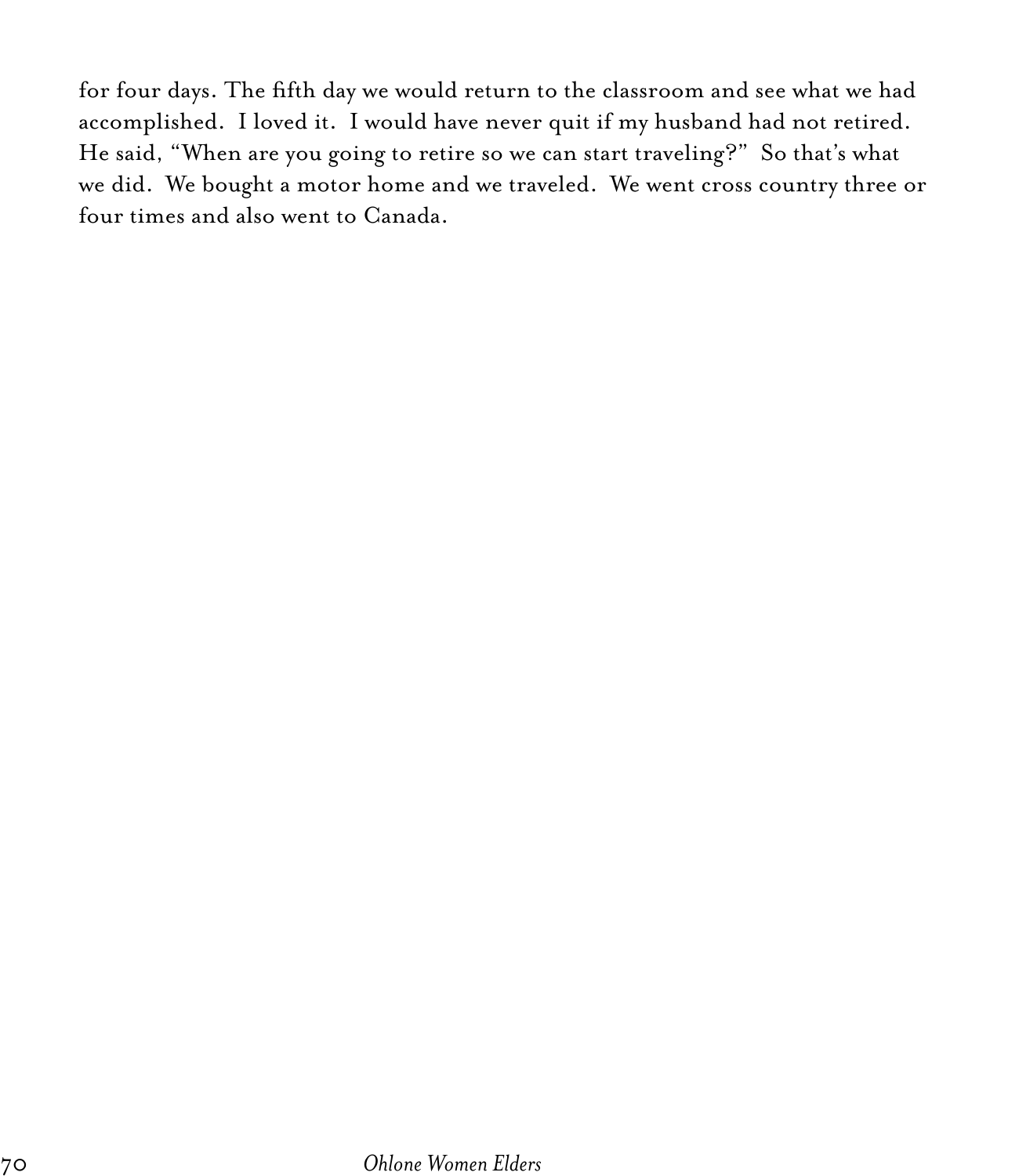for four days. The fifth day we would return to the classroom and see what we had accomplished. I loved it. I would have never quit if my husband had not retired. He said, "When are you going to retire so we can start traveling?" So that's what we did. We bought a motor home and we traveled. We went cross country three or four times and also went to Canada.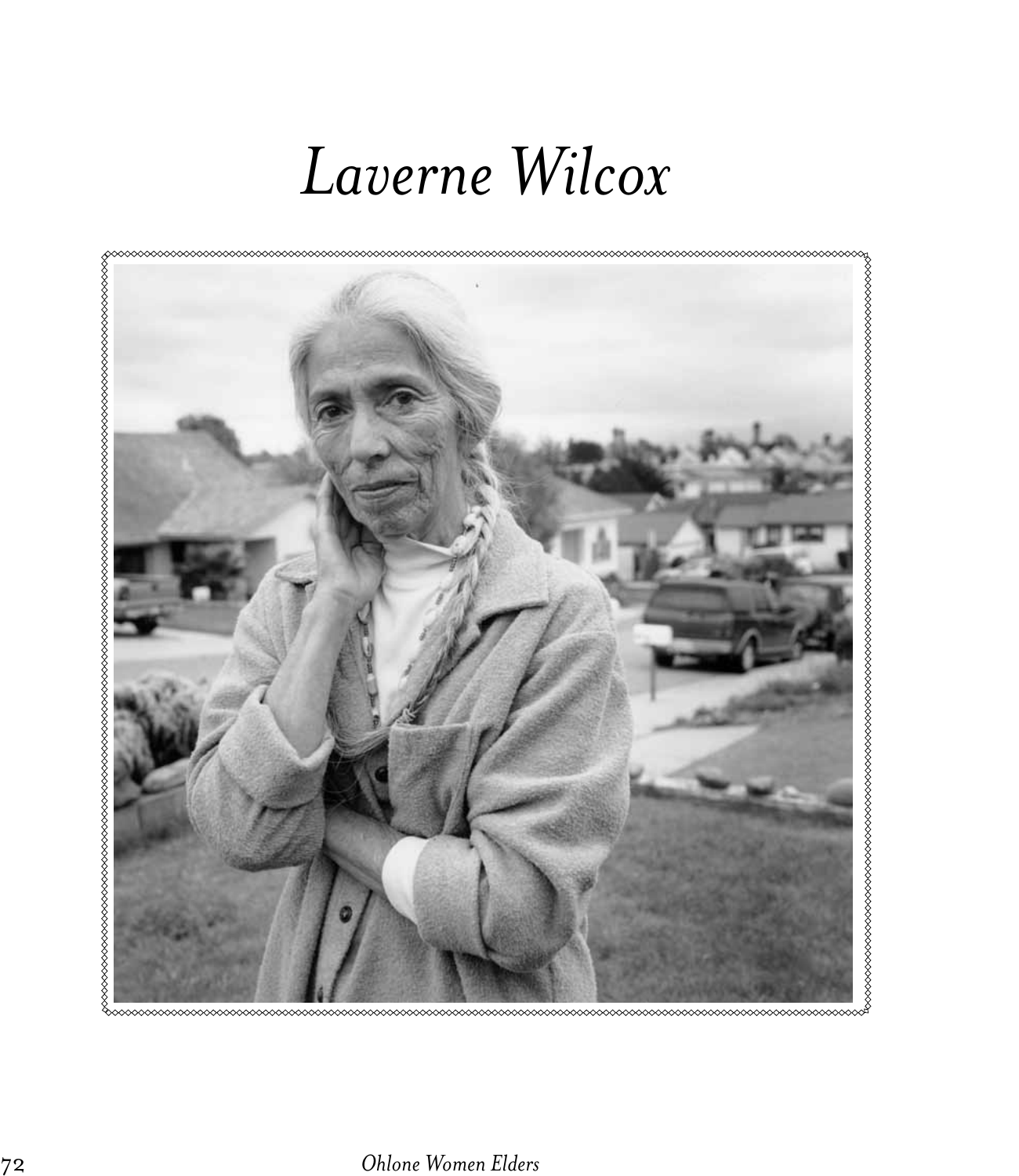# *Laverne Wilcox*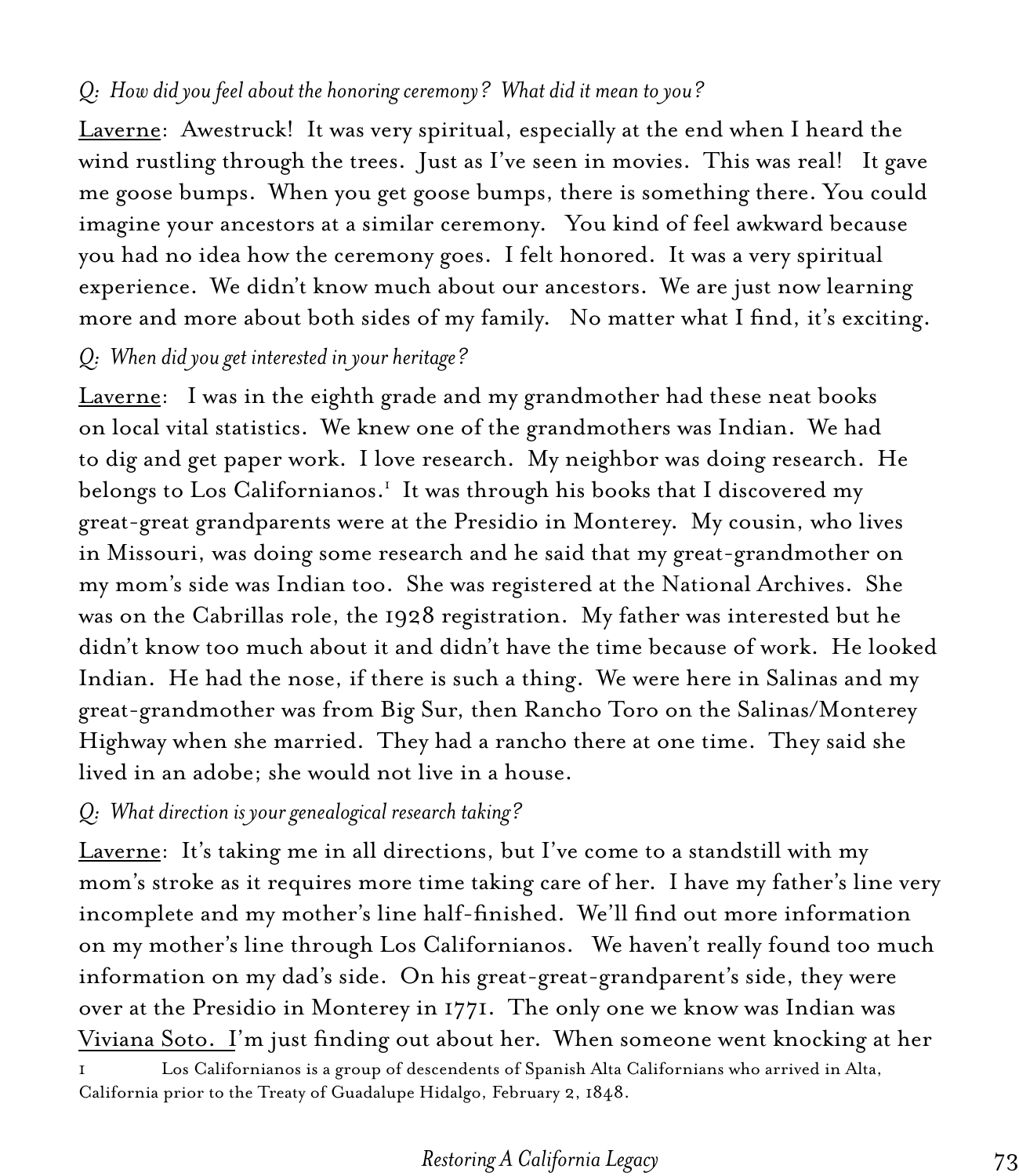*Q: How did you feel about the honoring ceremony? What did it mean to you?*

Laverne: Awestruck! It was very spiritual, especially at the end when I heard the wind rustling through the trees. Just as I've seen in movies. This was real! It gave me goose bumps. When you get goose bumps, there is something there. You could imagine your ancestors at a similar ceremony. You kind of feel awkward because you had no idea how the ceremony goes. I felt honored. It was a very spiritual experience. We didn't know much about our ancestors. We are just now learning more and more about both sides of my family. No matter what I find, it's exciting.

*Q: When did you get interested in your heritage?*

Laverne: I was in the eighth grade and my grandmother had these neat books on local vital statistics. We knew one of the grandmothers was Indian. We had to dig and get paper work. I love research. My neighbor was doing research. He belongs to Los Californianos.[1] It was through his books that I discovered my great-great grandparents were at the Presidio in Monterey. My cousin, who lives in Missouri, was doing some research and he said that my great-grandmother on my mom's side was Indian too. She was registered at the National Archives. She was on the Cabrillas role, the 1928 registration. My father was interested but he didn't know too much about it and didn't have the time because of work. He looked Indian. He had the nose, if there is such a thing. We were here in Salinas and my great-grandmother was from Big Sur, then Rancho Toro on the Salinas/Monterey Highway when she married. They had a rancho there at one time. They said she lived in an adobe; she would not live in a house.

*Q: What direction is your genealogical research taking?*

Laverne: It's taking me in all directions, but I've come to a standstill with my mom's stroke as it requires more time taking care of her. I have my father's line very incomplete and my mother's line half-finished. We'll find out more information on my mother's line through Los Californianos. We haven't really found too much information on my dad's side. On his great-great-grandparent's side, they were over at the Presidio in Monterey in 1771. The only one we know was Indian was Viviana Soto. I'm just finding out about her. When someone went knocking at her

1 Los Californianos is a group of descendents of Spanish Alta Californians who arrived in Alta, California prior to the Treaty of Guadalupe Hidalgo, February 2, 1848.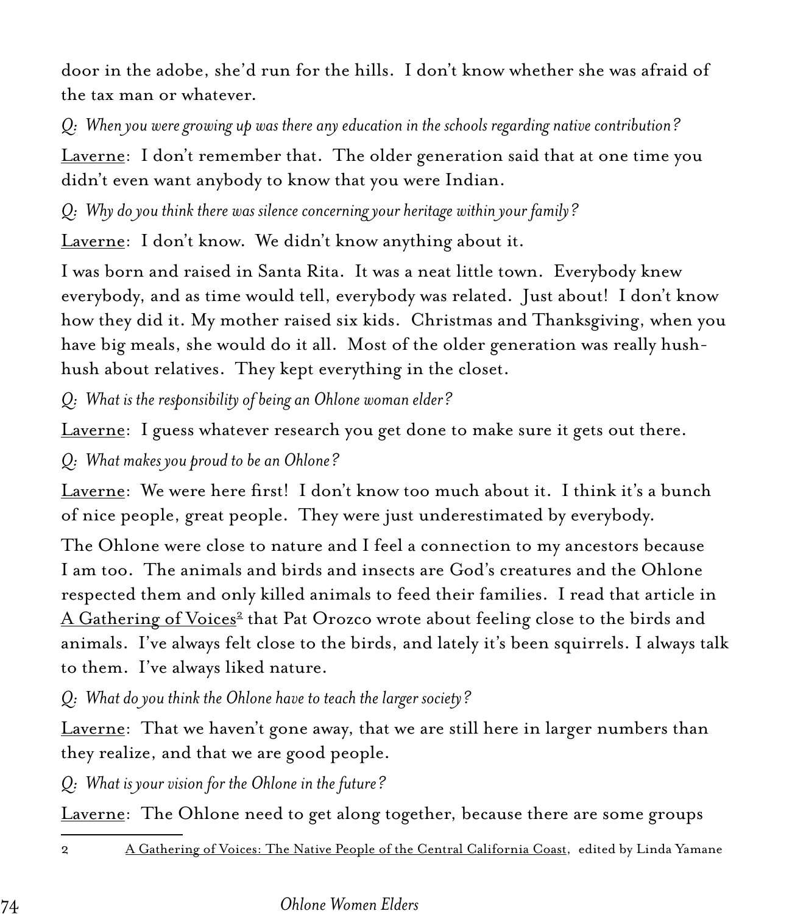door in the adobe, she'd run for the hills. I don't know whether she was afraid of the tax man or whatever.

*Q: When you were growing up was there any education in the schools regarding native contribution?*

Laverne: I don't remember that. The older generation said that at one time you didn't even want anybody to know that you were Indian.

*Q: Why do you think there was silence concerning your heritage within your family?*

Laverne: I don't know. We didn't know anything about it.

I was born and raised in Santa Rita. It was a neat little town. Everybody knew everybody, and as time would tell, everybody was related. Just about! I don't know how they did it. My mother raised six kids. Christmas and Thanksgiving, when you have big meals, she would do it all. Most of the older generation was really hush-hush about relatives. They kept everything in the closet.

*Q: What is the responsibility of being an Ohlone woman elder?*

Laverne: I guess whatever research you get done to make sure it gets out there.

*Q: What makes you proud to be an Ohlone?*

Laverne: We were here first! I don't know too much about it. I think it's a bunch of nice people, great people. They were just underestimated by everybody.

The Ohlone were close to nature and I feel a connection to my ancestors because I am too. The animals and birds and insects are God's creatures and the Ohlone respected them and only killed animals to feed their families. I read that article in A Gathering of Voices[2] that Pat Orozco wrote about feeling close to the birds and animals. I've always felt close to the birds, and lately it's been squirrels. I always talk to them. I've always liked nature.

*Q: What do you think the Ohlone have to teach the larger society?*

Laverne: That we haven't gone away, that we are still here in larger numbers than they realize, and that we are good people.

*Q: What is your vision for the Ohlone in the future?*

Laverne: The Ohlone need to get along together, because there are some groups

---

2 A Gathering of Voices: The Native People of the Central California Coast, edited by Linda Yamane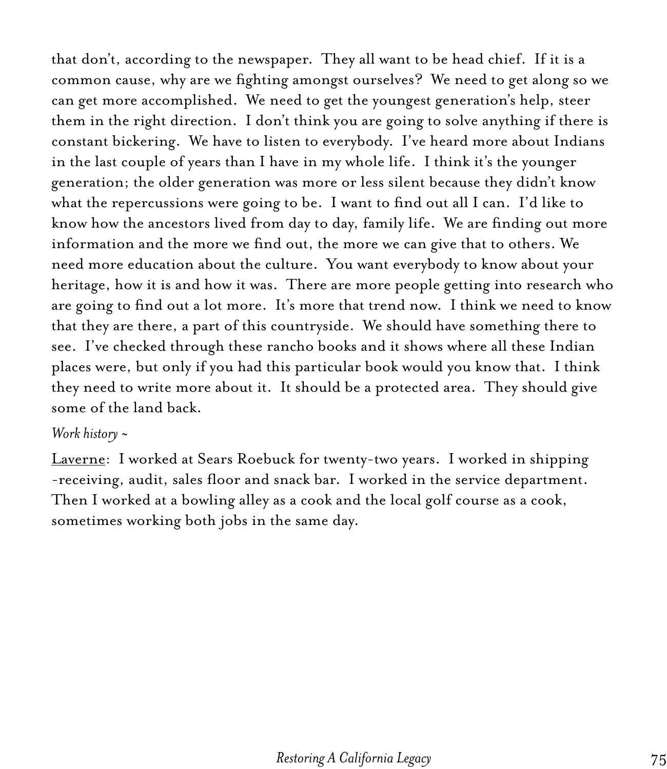that don't, according to the newspaper. They all want to be head chief. If it is a common cause, why are we fighting amongst ourselves? We need to get along so we can get more accomplished. We need to get the youngest generation's help, steer them in the right direction. I don't think you are going to solve anything if there is constant bickering. We have to listen to everybody. I've heard more about Indians in the last couple of years than I have in my whole life. I think it's the younger generation; the older generation was more or less silent because they didn't know what the repercussions were going to be. I want to find out all I can. I'd like to know how the ancestors lived from day to day, family life. We are finding out more information and the more we find out, the more we can give that to others. We need more education about the culture. You want everybody to know about your heritage, how it is and how it was. There are more people getting into research who are going to find out a lot more. It's more that trend now. I think we need to know that they are there, a part of this countryside. We should have something there to see. I've checked through these rancho books and it shows where all these Indian places were, but only if you had this particular book would you know that. I think they need to write more about it. It should be a protected area. They should give some of the land back.

*Work history ~*

<u>Laverne</u>: I worked at Sears Roebuck for twenty-two years. I worked in shipping -receiving, audit, sales floor and snack bar. I worked in the service department. Then I worked at a bowling alley as a cook and the local golf course as a cook, sometimes working both jobs in the same day.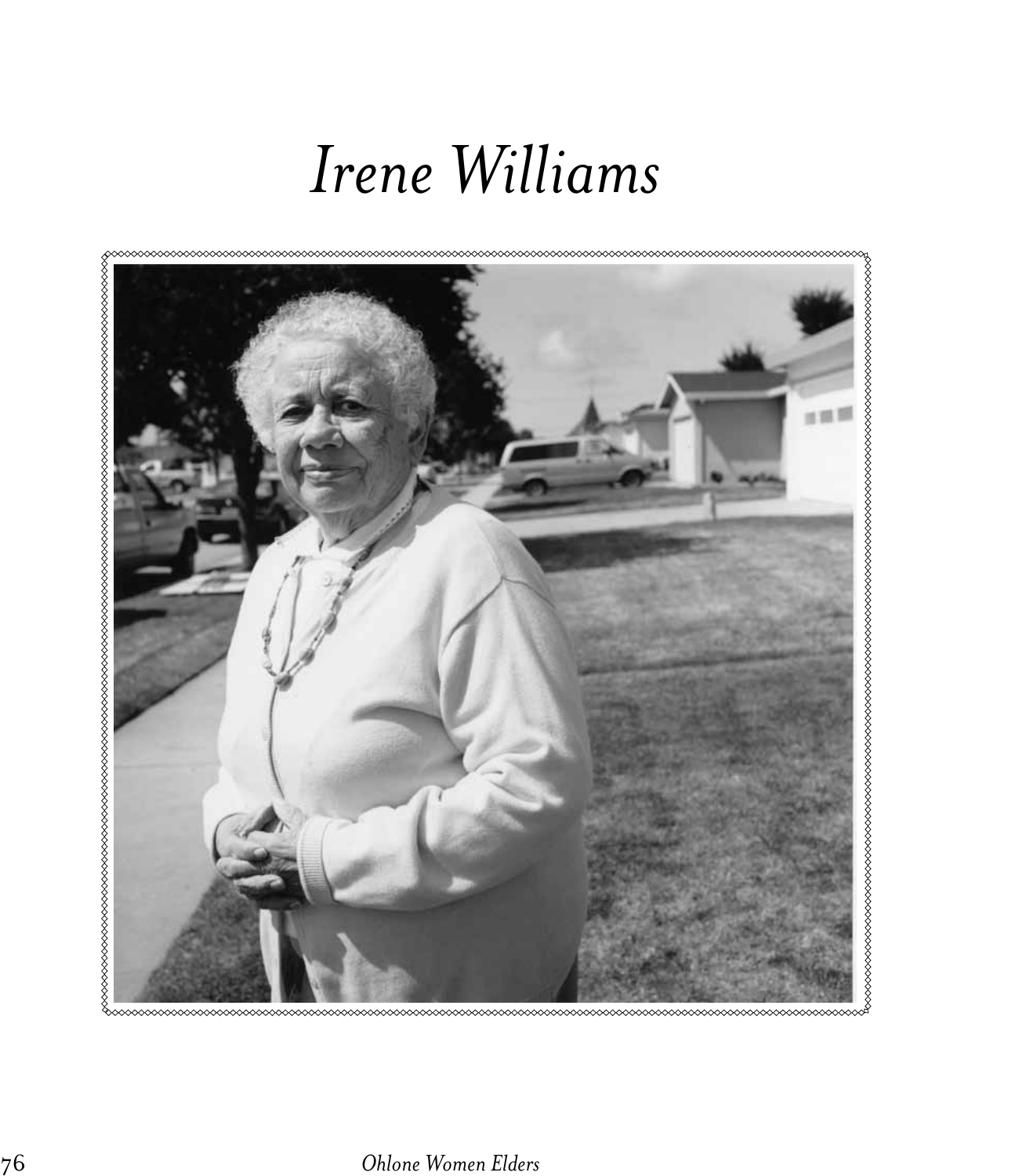# *Irene Williams*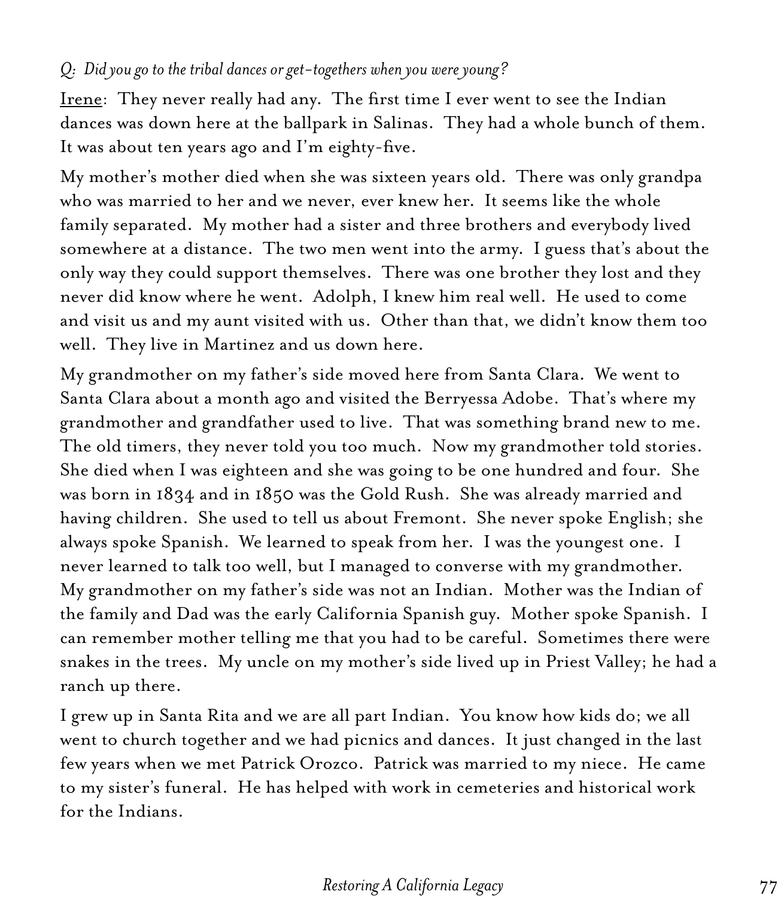*Q: Did you go to the tribal dances or get-togethers when you were young?*

Irene: They never really had any. The first time I ever went to see the Indian dances was down here at the ballpark in Salinas. They had a whole bunch of them. It was about ten years ago and I'm eighty-five.

My mother's mother died when she was sixteen years old. There was only grandpa who was married to her and we never, ever knew her. It seems like the whole family separated. My mother had a sister and three brothers and everybody lived somewhere at a distance. The two men went into the army. I guess that's about the only way they could support themselves. There was one brother they lost and they never did know where he went. Adolph, I knew him real well. He used to come and visit us and my aunt visited with us. Other than that, we didn't know them too well. They live in Martinez and us down here.

My grandmother on my father's side moved here from Santa Clara. We went to Santa Clara about a month ago and visited the Berryessa Adobe. That's where my grandmother and grandfather used to live. That was something brand new to me. The old timers, they never told you too much. Now my grandmother told stories. She died when I was eighteen and she was going to be one hundred and four. She was born in 1834 and in 1850 was the Gold Rush. She was already married and having children. She used to tell us about Fremont. She never spoke English; she always spoke Spanish. We learned to speak from her. I was the youngest one. I never learned to talk too well, but I managed to converse with my grandmother. My grandmother on my father's side was not an Indian. Mother was the Indian of the family and Dad was the early California Spanish guy. Mother spoke Spanish. I can remember mother telling me that you had to be careful. Sometimes there were snakes in the trees. My uncle on my mother's side lived up in Priest Valley; he had a ranch up there.

I grew up in Santa Rita and we are all part Indian. You know how kids do; we all went to church together and we had picnics and dances. It just changed in the last few years when we met Patrick Orozco. Patrick was married to my niece. He came to my sister's funeral. He has helped with work in cemeteries and historical work for the Indians.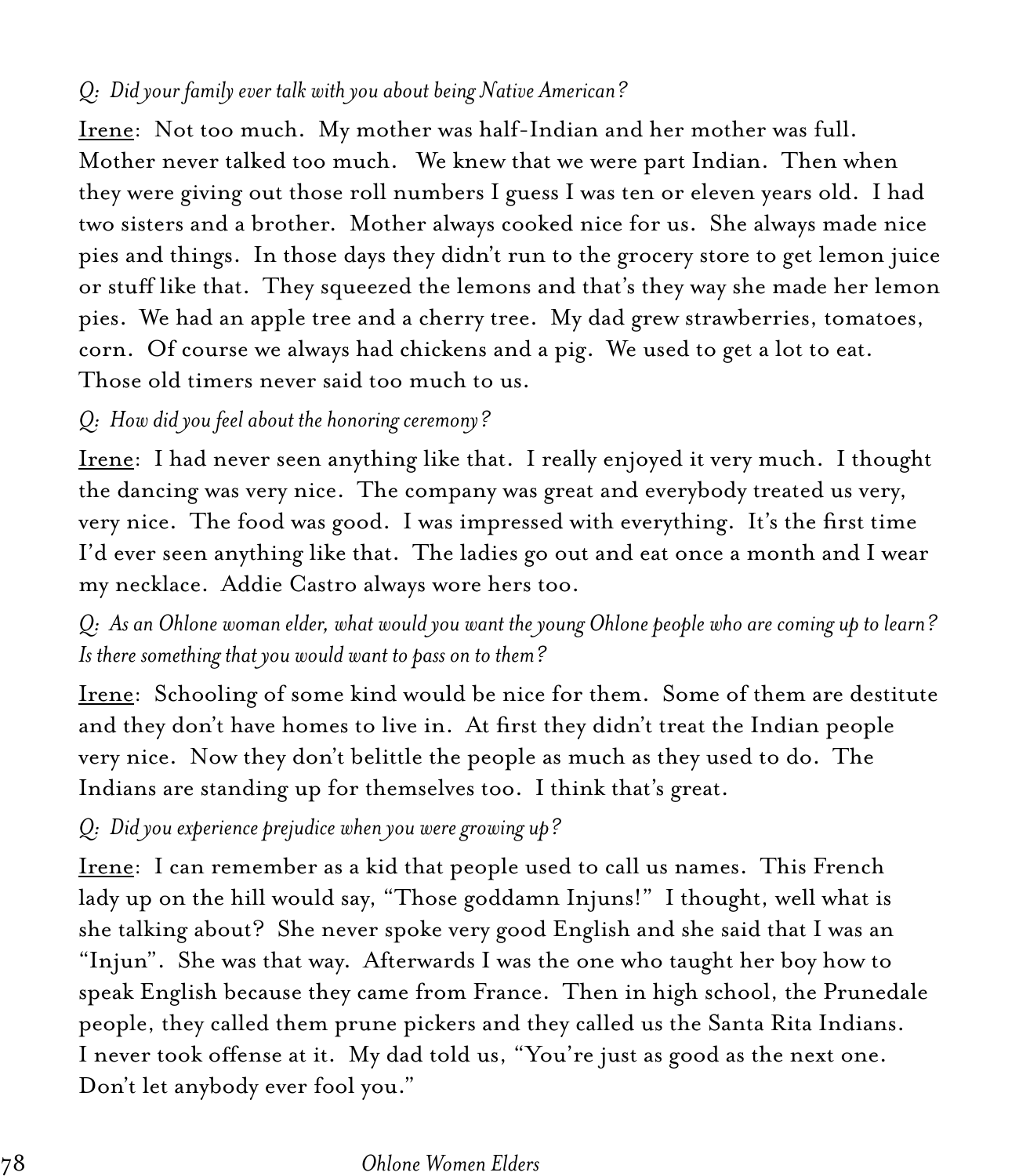*Q: Did your family ever talk with you about being Native American?*

<u>Irene</u>: Not too much. My mother was half-Indian and her mother was full. Mother never talked too much. We knew that we were part Indian. Then when they were giving out those roll numbers I guess I was ten or eleven years old. I had two sisters and a brother. Mother always cooked nice for us. She always made nice pies and things. In those days they didn't run to the grocery store to get lemon juice or stuff like that. They squeezed the lemons and that's they way she made her lemon pies. We had an apple tree and a cherry tree. My dad grew strawberries, tomatoes, corn. Of course we always had chickens and a pig. We used to get a lot to eat. Those old timers never said too much to us.

*Q: How did you feel about the honoring ceremony?*

<u>Irene</u>: I had never seen anything like that. I really enjoyed it very much. I thought the dancing was very nice. The company was great and everybody treated us very, very nice. The food was good. I was impressed with everything. It's the first time I'd ever seen anything like that. The ladies go out and eat once a month and I wear my necklace. Addie Castro always wore hers too.

*Q: As an Ohlone woman elder, what would you want the young Ohlone people who are coming up to learn? Is there something that you would want to pass on to them?*

<u>Irene</u>: Schooling of some kind would be nice for them. Some of them are destitute and they don't have homes to live in. At first they didn't treat the Indian people very nice. Now they don't belittle the people as much as they used to do. The Indians are standing up for themselves too. I think that's great.

*Q: Did you experience prejudice when you were growing up?*

<u>Irene</u>: I can remember as a kid that people used to call us names. This French lady up on the hill would say, "Those goddamn Injuns!" I thought, well what is she talking about? She never spoke very good English and she said that I was an "Injun". She was that way. Afterwards I was the one who taught her boy how to speak English because they came from France. Then in high school, the Prunedale people, they called them prune pickers and they called us the Santa Rita Indians. I never took offense at it. My dad told us, "You're just as good as the next one. Don't let anybody ever fool you."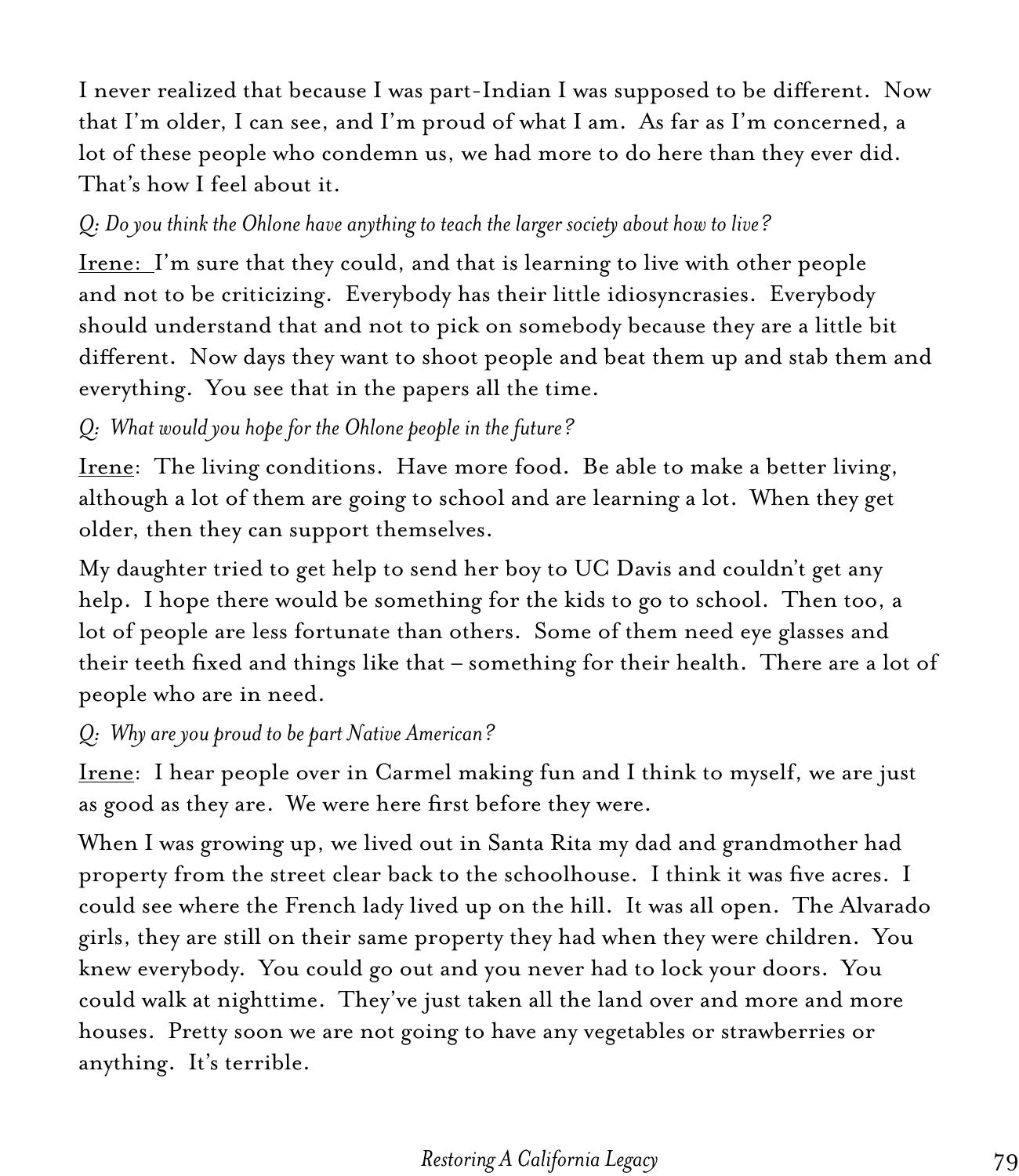I never realized that because I was part-Indian I was supposed to be different. Now that I'm older, I can see, and I'm proud of what I am. As far as I'm concerned, a lot of these people who condemn us, we had more to do here than they ever did. That's how I feel about it.

*Q: Do you think the Ohlone have anything to teach the larger society about how to live?*

Irene: I'm sure that they could, and that is learning to live with other people and not to be criticizing. Everybody has their little idiosyncrasies. Everybody should understand that and not to pick on somebody because they are a little bit different. Now days they want to shoot people and beat them up and stab them and everything. You see that in the papers all the time.

*Q: What would you hope for the Ohlone people in the future?*

Irene: The living conditions. Have more food. Be able to make a better living, although a lot of them are going to school and are learning a lot. When they get older, then they can support themselves.

My daughter tried to get help to send her boy to UC Davis and couldn't get any help. I hope there would be something for the kids to go to school. Then too, a lot of people are less fortunate than others. Some of them need eye glasses and their teeth fixed and things like that – something for their health. There are a lot of people who are in need.

*Q: Why are you proud to be part Native American?*

Irene: I hear people over in Carmel making fun and I think to myself, we are just as good as they are. We were here first before they were.

When I was growing up, we lived out in Santa Rita my dad and grandmother had property from the street clear back to the schoolhouse. I think it was five acres. I could see where the French lady lived up on the hill. It was all open. The Alvarado girls, they are still on their same property they had when they were children. You knew everybody. You could go out and you never had to lock your doors. You could walk at nighttime. They've just taken all the land over and more and more houses. Pretty soon we are not going to have any vegetables or strawberries or anything. It's terrible.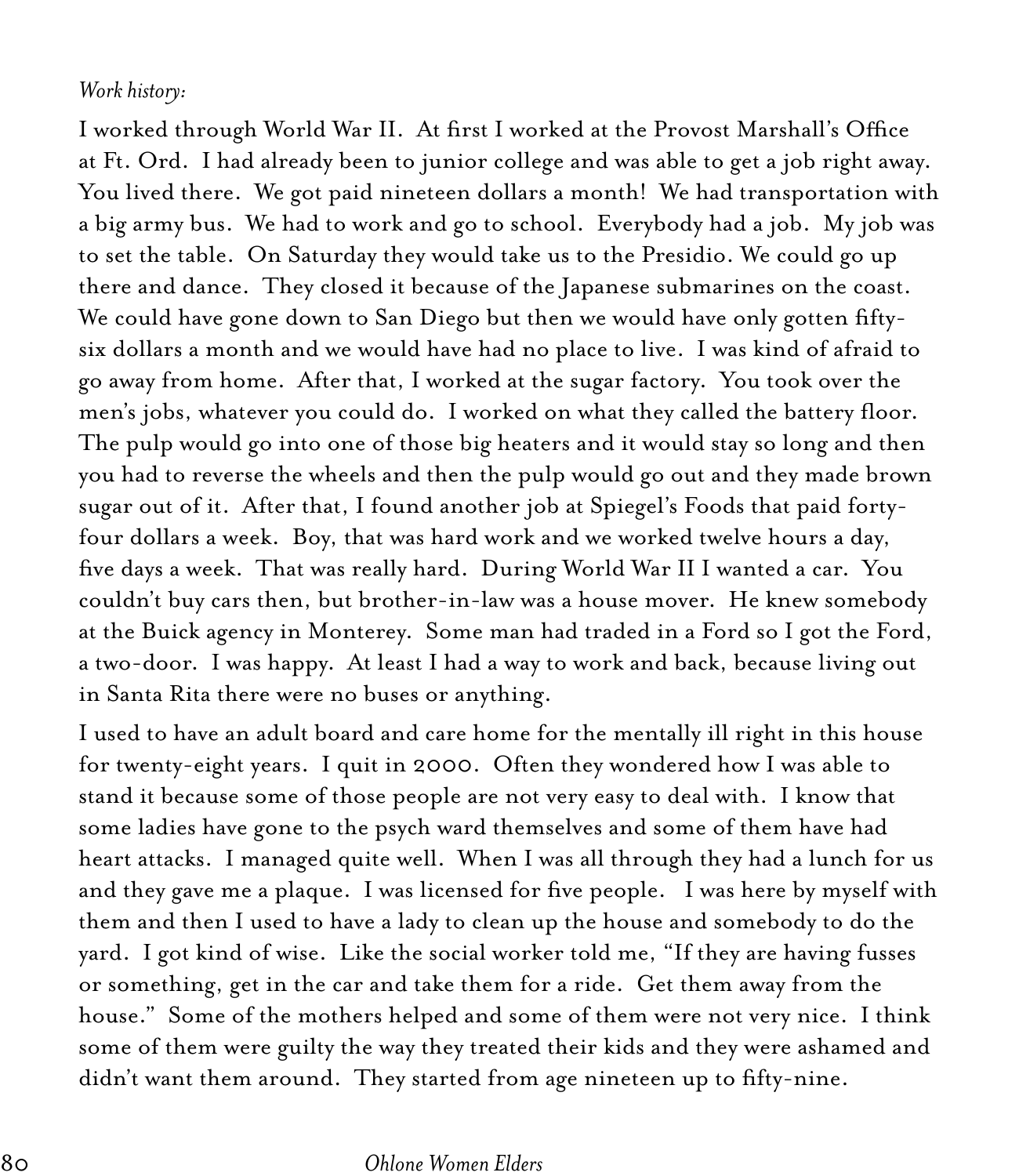*Work history:*

I worked through World War II. At first I worked at the Provost Marshall's Office at Ft. Ord. I had already been to junior college and was able to get a job right away. You lived there. We got paid nineteen dollars a month! We had transportation with a big army bus. We had to work and go to school. Everybody had a job. My job was to set the table. On Saturday they would take us to the Presidio. We could go up there and dance. They closed it because of the Japanese submarines on the coast. We could have gone down to San Diego but then we would have only gotten fifty-six dollars a month and we would have had no place to live. I was kind of afraid to go away from home. After that, I worked at the sugar factory. You took over the men's jobs, whatever you could do. I worked on what they called the battery floor. The pulp would go into one of those big heaters and it would stay so long and then you had to reverse the wheels and then the pulp would go out and they made brown sugar out of it. After that, I found another job at Spiegel's Foods that paid forty-four dollars a week. Boy, that was hard work and we worked twelve hours a day, five days a week. That was really hard. During World War II I wanted a car. You couldn't buy cars then, but brother-in-law was a house mover. He knew somebody at the Buick agency in Monterey. Some man had traded in a Ford so I got the Ford, a two-door. I was happy. At least I had a way to work and back, because living out in Santa Rita there were no buses or anything.

I used to have an adult board and care home for the mentally ill right in this house for twenty-eight years. I quit in 2000. Often they wondered how I was able to stand it because some of those people are not very easy to deal with. I know that some ladies have gone to the psych ward themselves and some of them have had heart attacks. I managed quite well. When I was all through they had a lunch for us and they gave me a plaque. I was licensed for five people. I was here by myself with them and then I used to have a lady to clean up the house and somebody to do the yard. I got kind of wise. Like the social worker told me, "If they are having fusses or something, get in the car and take them for a ride. Get them away from the house." Some of the mothers helped and some of them were not very nice. I think some of them were guilty the way they treated their kids and they were ashamed and didn't want them around. They started from age nineteen up to fifty-nine.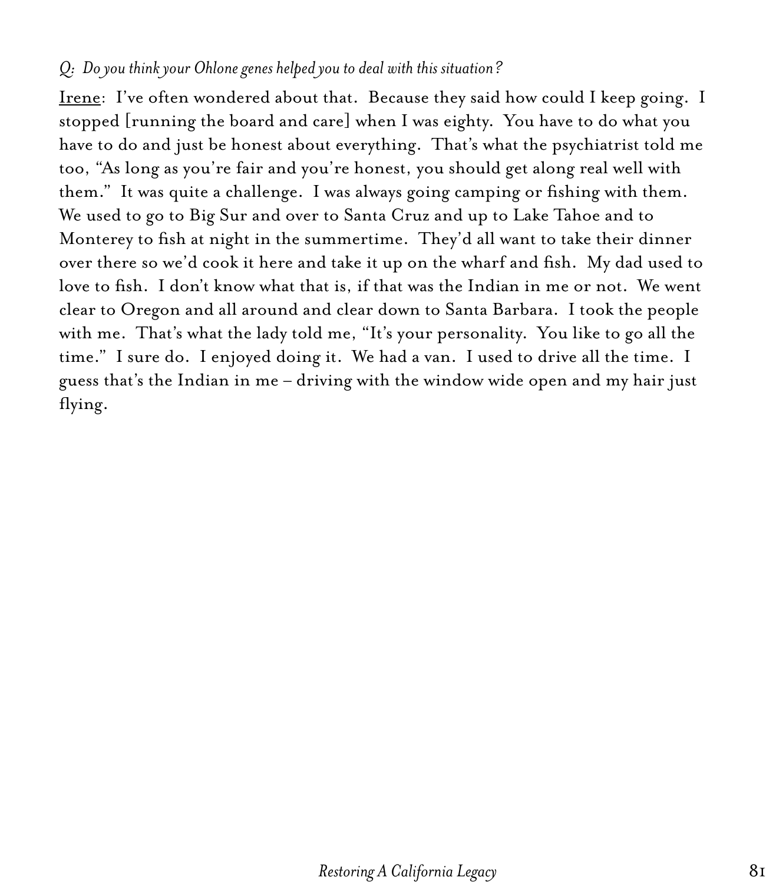*Q: Do you think your Ohlone genes helped you to deal with this situation?*

<u>Irene</u>: I've often wondered about that. Because they said how could I keep going. I stopped [running the board and care] when I was eighty. You have to do what you have to do and just be honest about everything. That's what the psychiatrist told me too, "As long as you're fair and you're honest, you should get along real well with them." It was quite a challenge. I was always going camping or fishing with them. We used to go to Big Sur and over to Santa Cruz and up to Lake Tahoe and to Monterey to fish at night in the summertime. They'd all want to take their dinner over there so we'd cook it here and take it up on the wharf and fish. My dad used to love to fish. I don't know what that is, if that was the Indian in me or not. We went clear to Oregon and all around and clear down to Santa Barbara. I took the people with me. That's what the lady told me, "It's your personality. You like to go all the time." I sure do. I enjoyed doing it. We had a van. I used to drive all the time. I guess that's the Indian in me – driving with the window wide open and my hair just flying.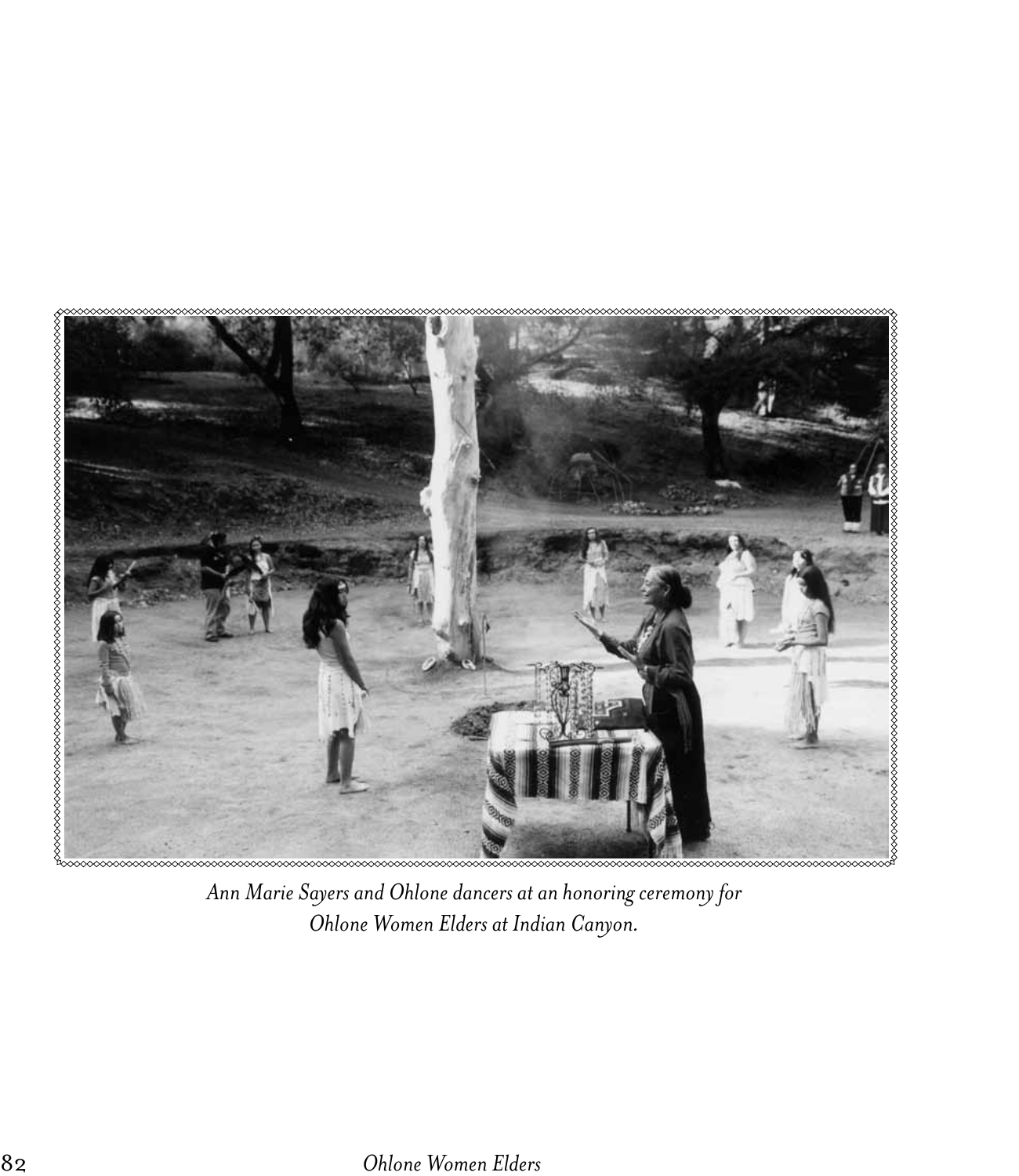*Ann Marie Sayers and Ohlone dancers at an honoring ceremony for Ohlone Women Elders at Indian Canyon.*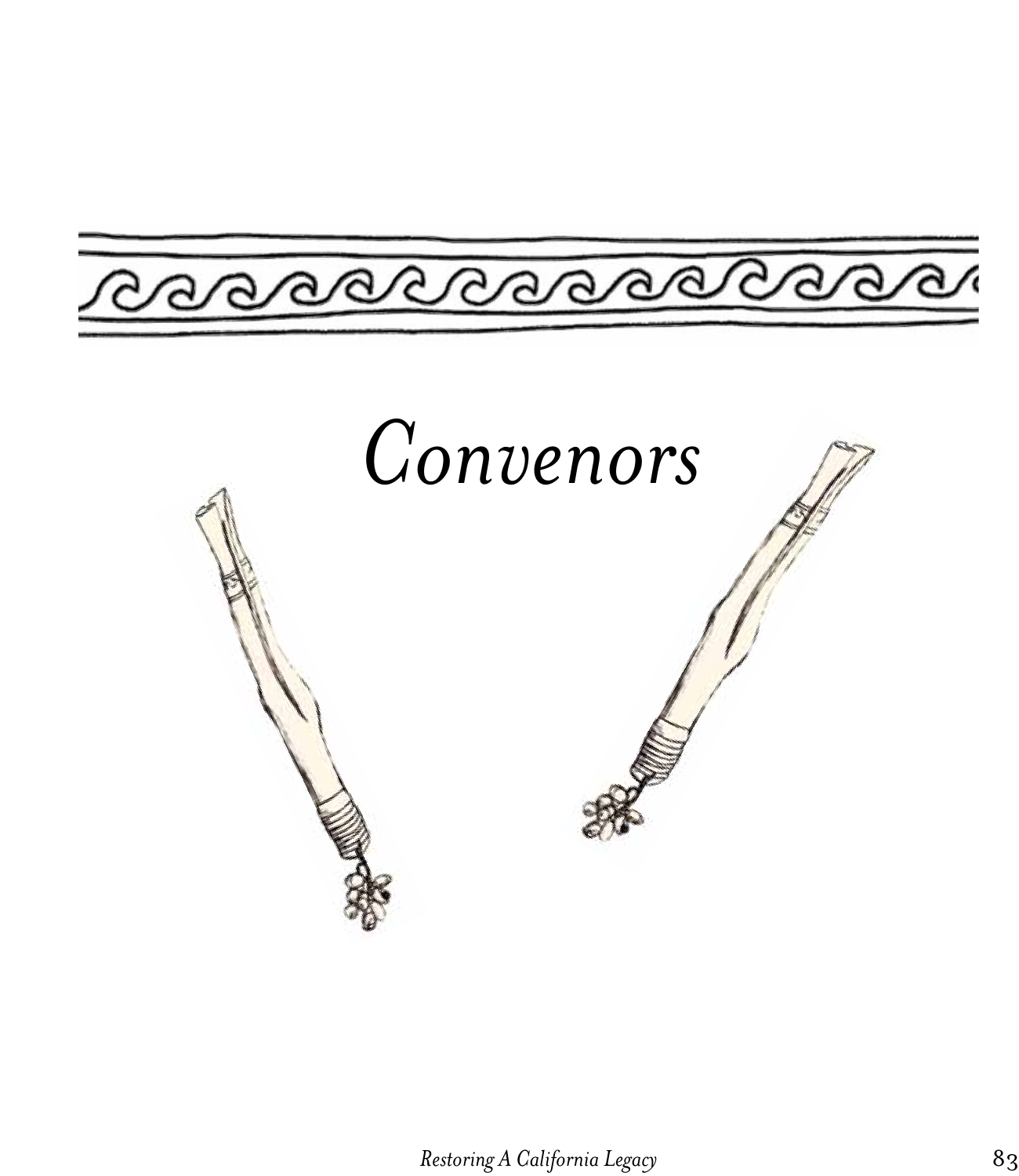# Convenors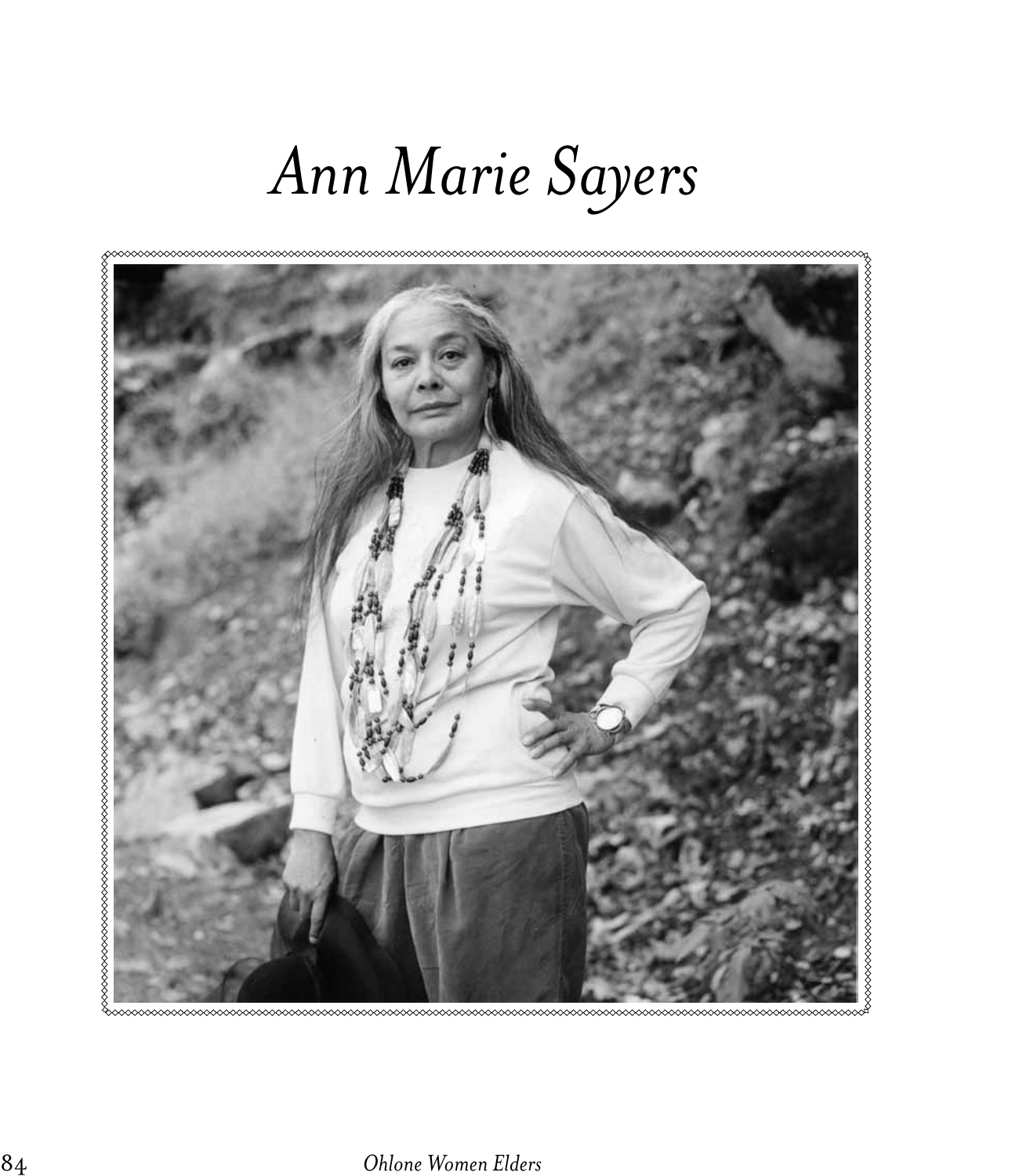# *Ann Marie Sayers*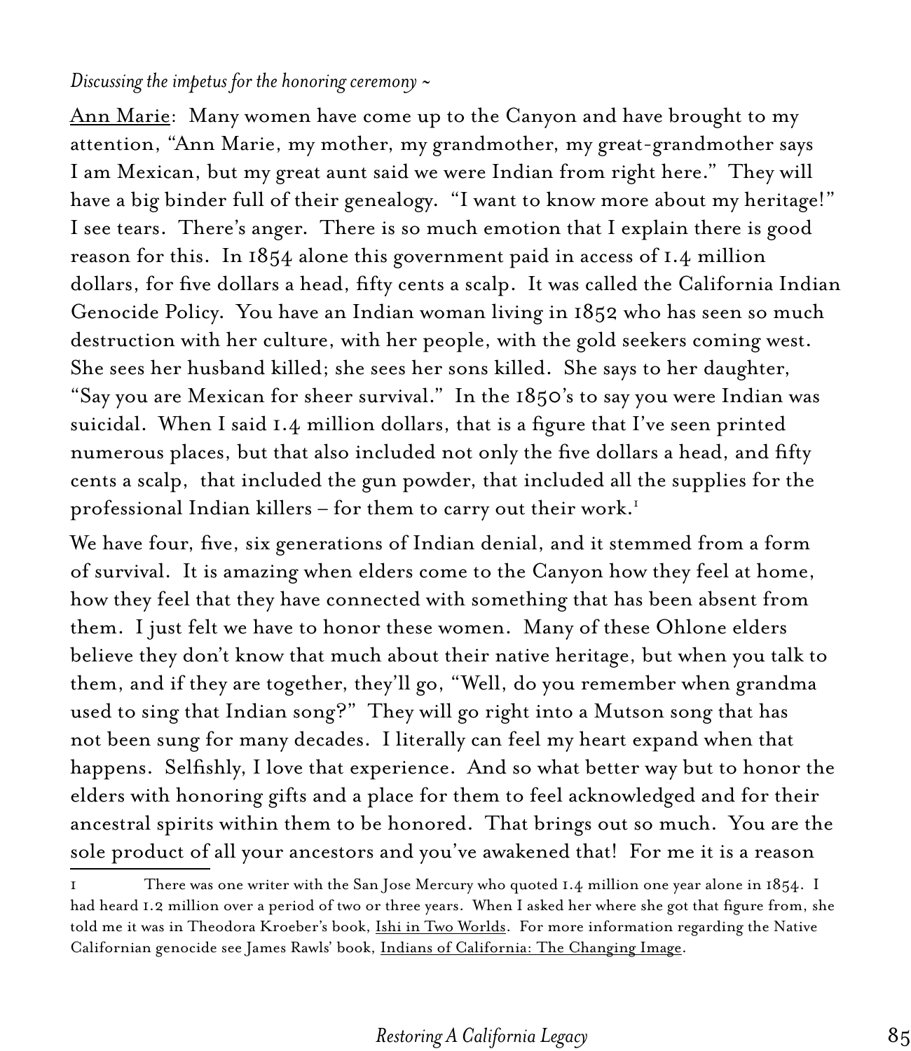*Discussing the impetus for the honoring ceremony ~*

Ann Marie: Many women have come up to the Canyon and have brought to my attention, "Ann Marie, my mother, my grandmother, my great-grandmother says I am Mexican, but my great aunt said we were Indian from right here." They will have a big binder full of their genealogy. "I want to know more about my heritage!" I see tears. There's anger. There is so much emotion that I explain there is good reason for this. In 1854 alone this government paid in access of 1.4 million dollars, for five dollars a head, fifty cents a scalp. It was called the California Indian Genocide Policy. You have an Indian woman living in 1852 who has seen so much destruction with her culture, with her people, with the gold seekers coming west. She sees her husband killed; she sees her sons killed. She says to her daughter, "Say you are Mexican for sheer survival." In the 1850's to say you were Indian was suicidal. When I said 1.4 million dollars, that is a figure that I've seen printed numerous places, but that also included not only the five dollars a head, and fifty cents a scalp, that included the gun powder, that included all the supplies for the professional Indian killers – for them to carry out their work.[1]

We have four, five, six generations of Indian denial, and it stemmed from a form of survival. It is amazing when elders come to the Canyon how they feel at home, how they feel that they have connected with something that has been absent from them. I just felt we have to honor these women. Many of these Ohlone elders believe they don't know that much about their native heritage, but when you talk to them, and if they are together, they'll go, "Well, do you remember when grandma used to sing that Indian song?" They will go right into a Mutson song that has not been sung for many decades. I literally can feel my heart expand when that happens. Selfishly, I love that experience. And so what better way but to honor the elders with honoring gifts and a place for them to feel acknowledged and for their ancestral spirits within them to be honored. That brings out so much. You are the sole product of all your ancestors and you've awakened that! For me it is a reason

---

1 There was one writer with the San Jose Mercury who quoted 1.4 million one year alone in 1854. I had heard 1.2 million over a period of two or three years. When I asked her where she got that figure from, she told me it was in Theodora Kroeber's book, Ishi in Two Worlds. For more information regarding the Native Californian genocide see James Rawls' book, Indians of California: The Changing Image.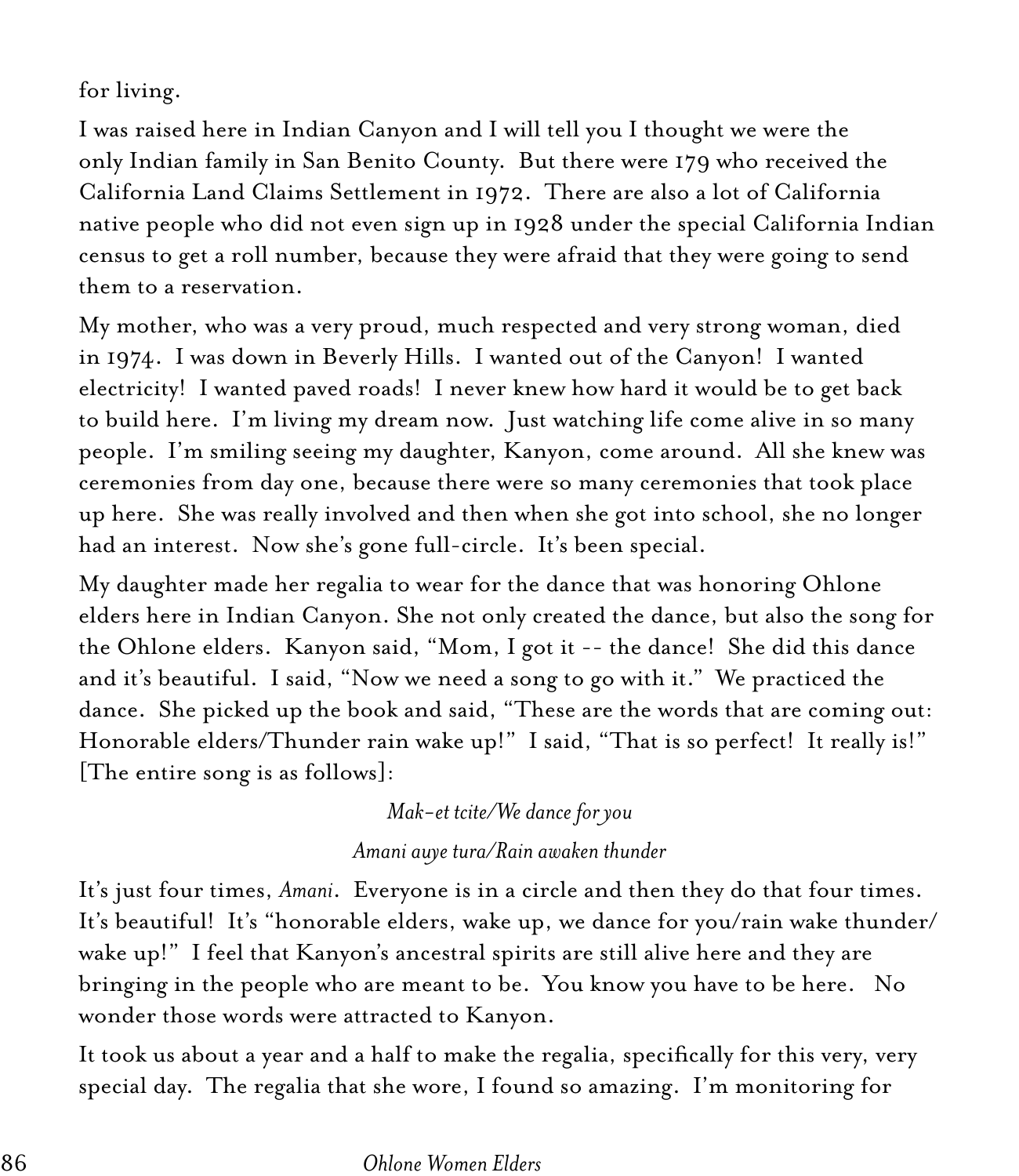for living.

I was raised here in Indian Canyon and I will tell you I thought we were the only Indian family in San Benito County. But there were 179 who received the California Land Claims Settlement in 1972. There are also a lot of California native people who did not even sign up in 1928 under the special California Indian census to get a roll number, because they were afraid that they were going to send them to a reservation.

My mother, who was a very proud, much respected and very strong woman, died in 1974. I was down in Beverly Hills. I wanted out of the Canyon! I wanted electricity! I wanted paved roads! I never knew how hard it would be to get back to build here. I'm living my dream now. Just watching life come alive in so many people. I'm smiling seeing my daughter, Kanyon, come around. All she knew was ceremonies from day one, because there were so many ceremonies that took place up here. She was really involved and then when she got into school, she no longer had an interest. Now she's gone full-circle. It's been special.

My daughter made her regalia to wear for the dance that was honoring Ohlone elders here in Indian Canyon. She not only created the dance, but also the song for the Ohlone elders. Kanyon said, "Mom, I got it -- the dance! She did this dance and it's beautiful. I said, "Now we need a song to go with it." We practiced the dance. She picked up the book and said, "These are the words that are coming out: Honorable elders/Thunder rain wake up!" I said, "That is so perfect! It really is!" [The entire song is as follows]:

*Mak-et tcite/We dance for you*

*Amani auye tura/Rain awaken thunder*

It's just four times, *Amani*. Everyone is in a circle and then they do that four times. It's beautiful! It's "honorable elders, wake up, we dance for you/rain wake thunder/ wake up!" I feel that Kanyon's ancestral spirits are still alive here and they are bringing in the people who are meant to be. You know you have to be here. No wonder those words were attracted to Kanyon.

It took us about a year and a half to make the regalia, specifically for this very, very special day. The regalia that she wore, I found so amazing. I'm monitoring for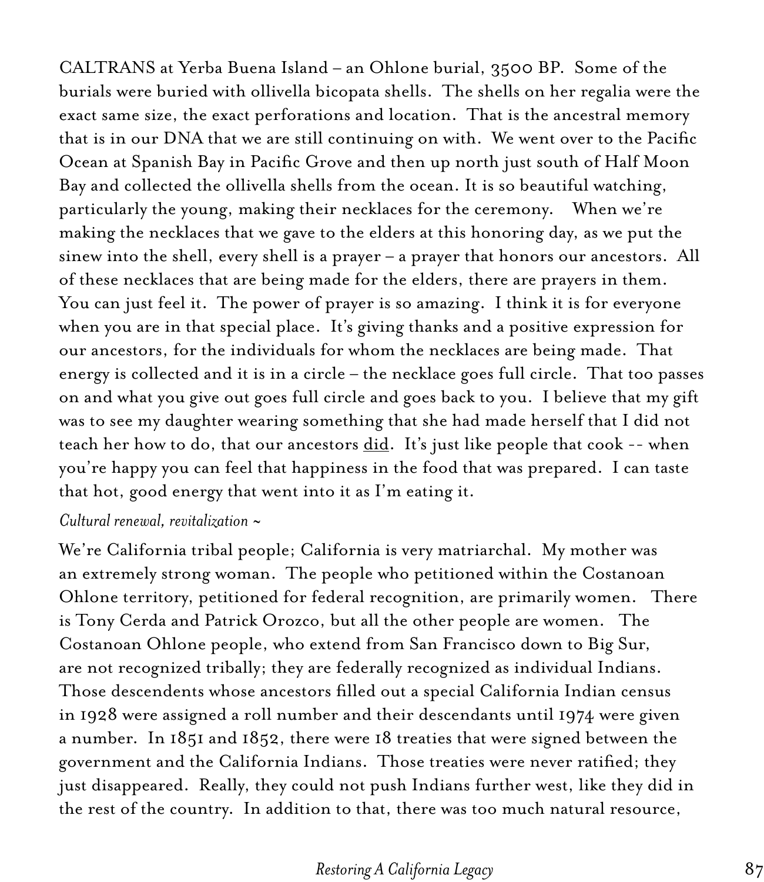CALTRANS at Yerba Buena Island – an Ohlone burial, 3500 BP. Some of the burials were buried with ollivella bicopata shells. The shells on her regalia were the exact same size, the exact perforations and location. That is the ancestral memory that is in our DNA that we are still continuing on with. We went over to the Pacific Ocean at Spanish Bay in Pacific Grove and then up north just south of Half Moon Bay and collected the ollivella shells from the ocean. It is so beautiful watching, particularly the young, making their necklaces for the ceremony. When we're making the necklaces that we gave to the elders at this honoring day, as we put the sinew into the shell, every shell is a prayer – a prayer that honors our ancestors. All of these necklaces that are being made for the elders, there are prayers in them. You can just feel it. The power of prayer is so amazing. I think it is for everyone when you are in that special place. It's giving thanks and a positive expression for our ancestors, for the individuals for whom the necklaces are being made. That energy is collected and it is in a circle – the necklace goes full circle. That too passes on and what you give out goes full circle and goes back to you. I believe that my gift was to see my daughter wearing something that she had made herself that I did not teach her how to do, that our ancestors <u>did</u>. It's just like people that cook -- when you're happy you can feel that happiness in the food that was prepared. I can taste that hot, good energy that went into it as I'm eating it.

*Cultural renewal, revitalization ~*

We're California tribal people; California is very matriarchal. My mother was an extremely strong woman. The people who petitioned within the Costanoan Ohlone territory, petitioned for federal recognition, are primarily women. There is Tony Cerda and Patrick Orozco, but all the other people are women. The Costanoan Ohlone people, who extend from San Francisco down to Big Sur, are not recognized tribally; they are federally recognized as individual Indians. Those descendents whose ancestors filled out a special California Indian census in 1928 were assigned a roll number and their descendants until 1974 were given a number. In 1851 and 1852, there were 18 treaties that were signed between the government and the California Indians. Those treaties were never ratified; they just disappeared. Really, they could not push Indians further west, like they did in the rest of the country. In addition to that, there was too much natural resource,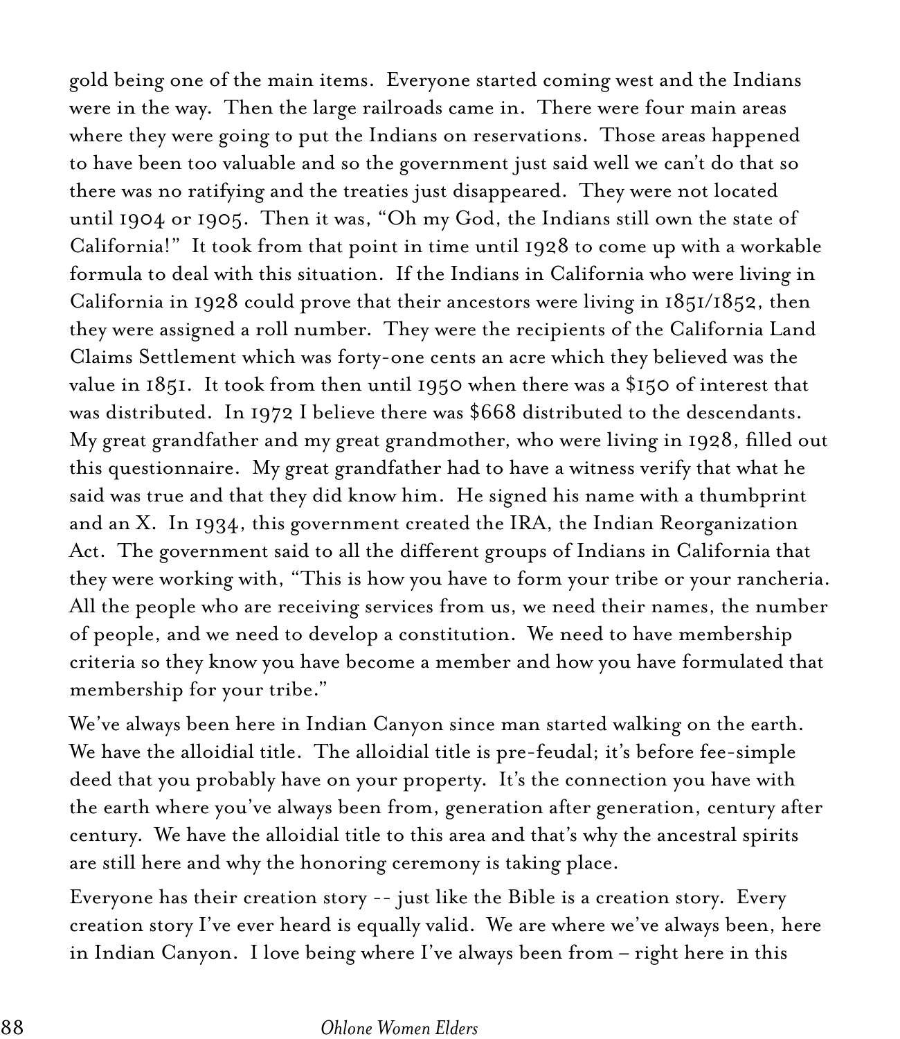gold being one of the main items. Everyone started coming west and the Indians were in the way. Then the large railroads came in. There were four main areas where they were going to put the Indians on reservations. Those areas happened to have been too valuable and so the government just said well we can't do that so there was no ratifying and the treaties just disappeared. They were not located until 1904 or 1905. Then it was, "Oh my God, the Indians still own the state of California!" It took from that point in time until 1928 to come up with a workable formula to deal with this situation. If the Indians in California who were living in California in 1928 could prove that their ancestors were living in 1851/1852, then they were assigned a roll number. They were the recipients of the California Land Claims Settlement which was forty-one cents an acre which they believed was the value in 1851. It took from then until 1950 when there was a $150 of interest that was distributed. In 1972 I believe there was $668 distributed to the descendants. My great grandfather and my great grandmother, who were living in 1928, filled out this questionnaire. My great grandfather had to have a witness verify that what he said was true and that they did know him. He signed his name with a thumbprint and an X. In 1934, this government created the IRA, the Indian Reorganization Act. The government said to all the different groups of Indians in California that they were working with, "This is how you have to form your tribe or your rancheria. All the people who are receiving services from us, we need their names, the number of people, and we need to develop a constitution. We need to have membership criteria so they know you have become a member and how you have formulated that membership for your tribe."

We've always been here in Indian Canyon since man started walking on the earth. We have the alloidial title. The alloidial title is pre-feudal; it's before fee-simple deed that you probably have on your property. It's the connection you have with the earth where you've always been from, generation after generation, century after century. We have the alloidial title to this area and that's why the ancestral spirits are still here and why the honoring ceremony is taking place.

Everyone has their creation story -- just like the Bible is a creation story. Every creation story I've ever heard is equally valid. We are where we've always been, here in Indian Canyon. I love being where I've always been from – right here in this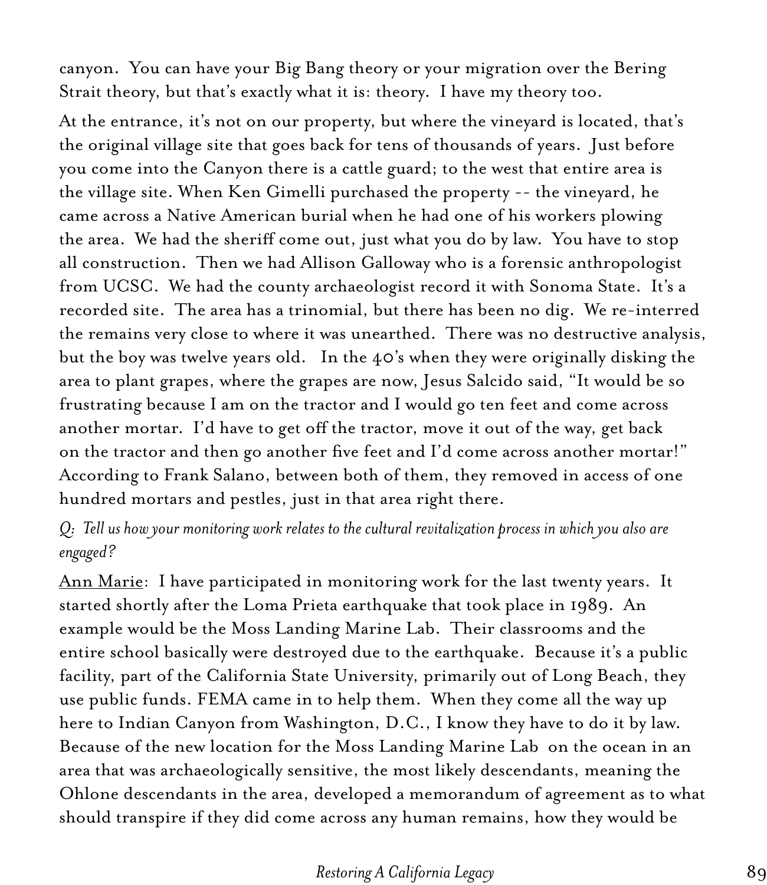canyon. You can have your Big Bang theory or your migration over the Bering Strait theory, but that's exactly what it is: theory. I have my theory too.

At the entrance, it's not on our property, but where the vineyard is located, that's the original village site that goes back for tens of thousands of years. Just before you come into the Canyon there is a cattle guard; to the west that entire area is the village site. When Ken Gimelli purchased the property -- the vineyard, he came across a Native American burial when he had one of his workers plowing the area. We had the sheriff come out, just what you do by law. You have to stop all construction. Then we had Allison Galloway who is a forensic anthropologist from UCSC. We had the county archaeologist record it with Sonoma State. It's a recorded site. The area has a trinomial, but there has been no dig. We re-interred the remains very close to where it was unearthed. There was no destructive analysis, but the boy was twelve years old. In the 40's when they were originally disking the area to plant grapes, where the grapes are now, Jesus Salcido said, "It would be so frustrating because I am on the tractor and I would go ten feet and come across another mortar. I'd have to get off the tractor, move it out of the way, get back on the tractor and then go another five feet and I'd come across another mortar!" According to Frank Salano, between both of them, they removed in access of one hundred mortars and pestles, just in that area right there.

*Q: Tell us how your monitoring work relates to the cultural revitalization process in which you also are engaged?*

<u>Ann Marie</u>: I have participated in monitoring work for the last twenty years. It started shortly after the Loma Prieta earthquake that took place in 1989. An example would be the Moss Landing Marine Lab. Their classrooms and the entire school basically were destroyed due to the earthquake. Because it's a public facility, part of the California State University, primarily out of Long Beach, they use public funds. FEMA came in to help them. When they come all the way up here to Indian Canyon from Washington, D.C., I know they have to do it by law. Because of the new location for the Moss Landing Marine Lab on the ocean in an area that was archaeologically sensitive, the most likely descendants, meaning the Ohlone descendants in the area, developed a memorandum of agreement as to what should transpire if they did come across any human remains, how they would be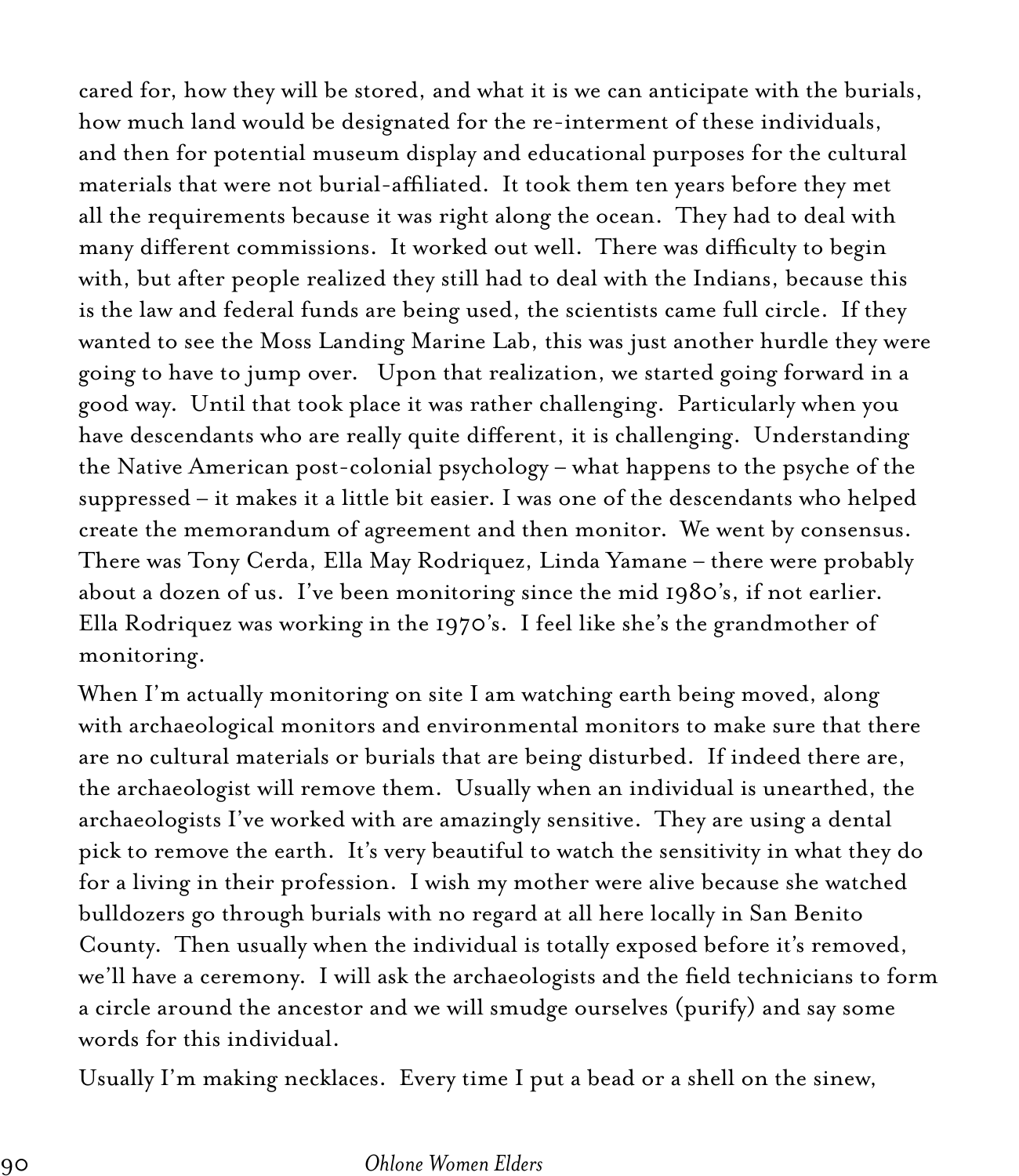cared for, how they will be stored, and what it is we can anticipate with the burials, how much land would be designated for the re-interment of these individuals, and then for potential museum display and educational purposes for the cultural materials that were not burial-affiliated. It took them ten years before they met all the requirements because it was right along the ocean. They had to deal with many different commissions. It worked out well. There was difficulty to begin with, but after people realized they still had to deal with the Indians, because this is the law and federal funds are being used, the scientists came full circle. If they wanted to see the Moss Landing Marine Lab, this was just another hurdle they were going to have to jump over. Upon that realization, we started going forward in a good way. Until that took place it was rather challenging. Particularly when you have descendants who are really quite different, it is challenging. Understanding the Native American post-colonial psychology – what happens to the psyche of the suppressed – it makes it a little bit easier. I was one of the descendants who helped create the memorandum of agreement and then monitor. We went by consensus. There was Tony Cerda, Ella May Rodriquez, Linda Yamane – there were probably about a dozen of us. I've been monitoring since the mid 1980's, if not earlier. Ella Rodriquez was working in the 1970's. I feel like she's the grandmother of monitoring.

When I'm actually monitoring on site I am watching earth being moved, along with archaeological monitors and environmental monitors to make sure that there are no cultural materials or burials that are being disturbed. If indeed there are, the archaeologist will remove them. Usually when an individual is unearthed, the archaeologists I've worked with are amazingly sensitive. They are using a dental pick to remove the earth. It's very beautiful to watch the sensitivity in what they do for a living in their profession. I wish my mother were alive because she watched bulldozers go through burials with no regard at all here locally in San Benito County. Then usually when the individual is totally exposed before it's removed, we'll have a ceremony. I will ask the archaeologists and the field technicians to form a circle around the ancestor and we will smudge ourselves (purify) and say some words for this individual.

Usually I'm making necklaces. Every time I put a bead or a shell on the sinew,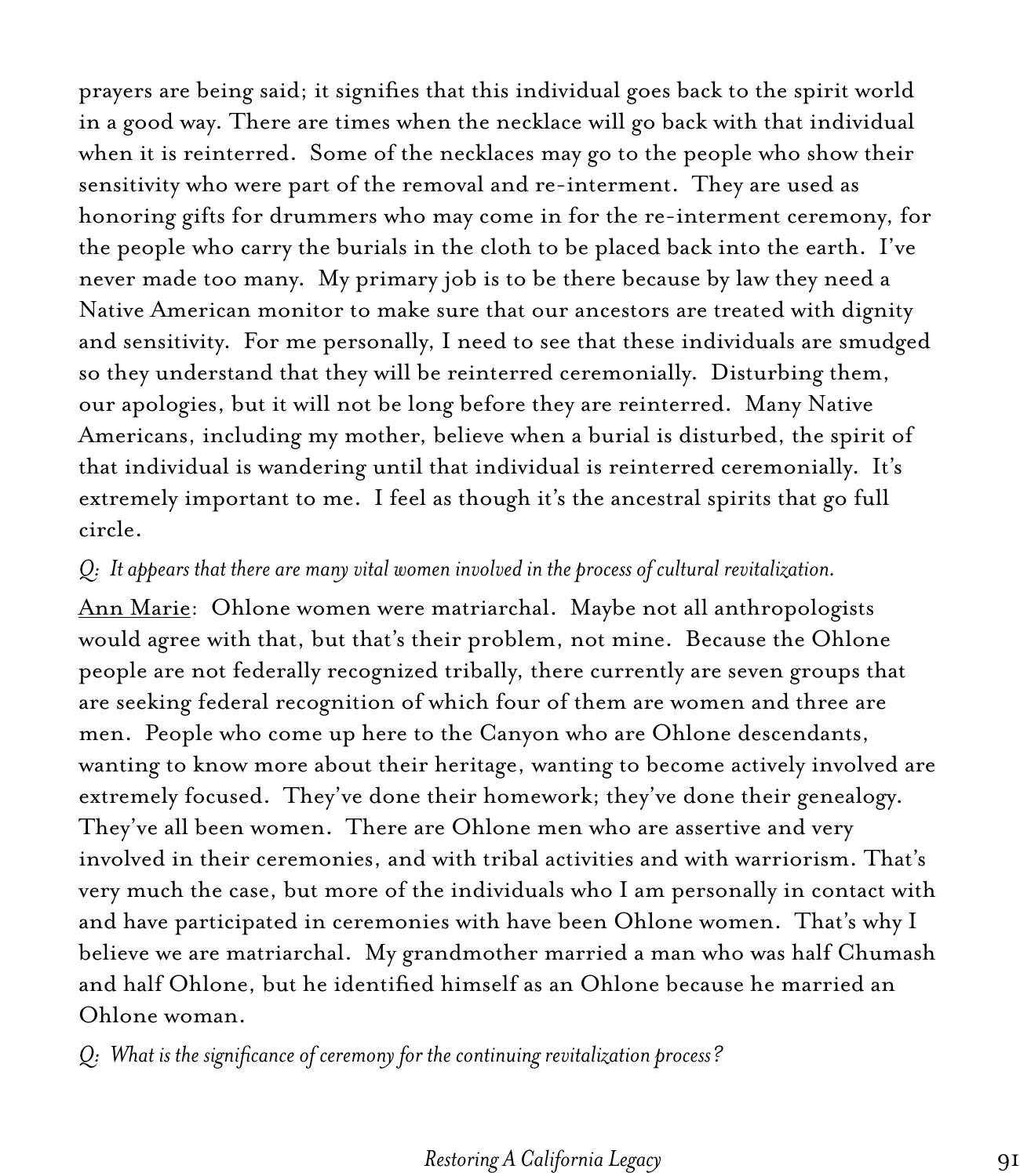prayers are being said; it signifies that this individual goes back to the spirit world in a good way. There are times when the necklace will go back with that individual when it is reinterred. Some of the necklaces may go to the people who show their sensitivity who were part of the removal and re-interment. They are used as honoring gifts for drummers who may come in for the re-interment ceremony, for the people who carry the burials in the cloth to be placed back into the earth. I've never made too many. My primary job is to be there because by law they need a Native American monitor to make sure that our ancestors are treated with dignity and sensitivity. For me personally, I need to see that these individuals are smudged so they understand that they will be reinterred ceremonially. Disturbing them, our apologies, but it will not be long before they are reinterred. Many Native Americans, including my mother, believe when a burial is disturbed, the spirit of that individual is wandering until that individual is reinterred ceremonially. It's extremely important to me. I feel as though it's the ancestral spirits that go full circle.

*Q: It appears that there are many vital women involved in the process of cultural revitalization.*

<u>Ann Marie</u>: Ohlone women were matriarchal. Maybe not all anthropologists would agree with that, but that's their problem, not mine. Because the Ohlone people are not federally recognized tribally, there currently are seven groups that are seeking federal recognition of which four of them are women and three are men. People who come up here to the Canyon who are Ohlone descendants, wanting to know more about their heritage, wanting to become actively involved are extremely focused. They've done their homework; they've done their genealogy. They've all been women. There are Ohlone men who are assertive and very involved in their ceremonies, and with tribal activities and with warriorism. That's very much the case, but more of the individuals who I am personally in contact with and have participated in ceremonies with have been Ohlone women. That's why I believe we are matriarchal. My grandmother married a man who was half Chumash and half Ohlone, but he identified himself as an Ohlone because he married an Ohlone woman.

*Q: What is the significance of ceremony for the continuing revitalization process?*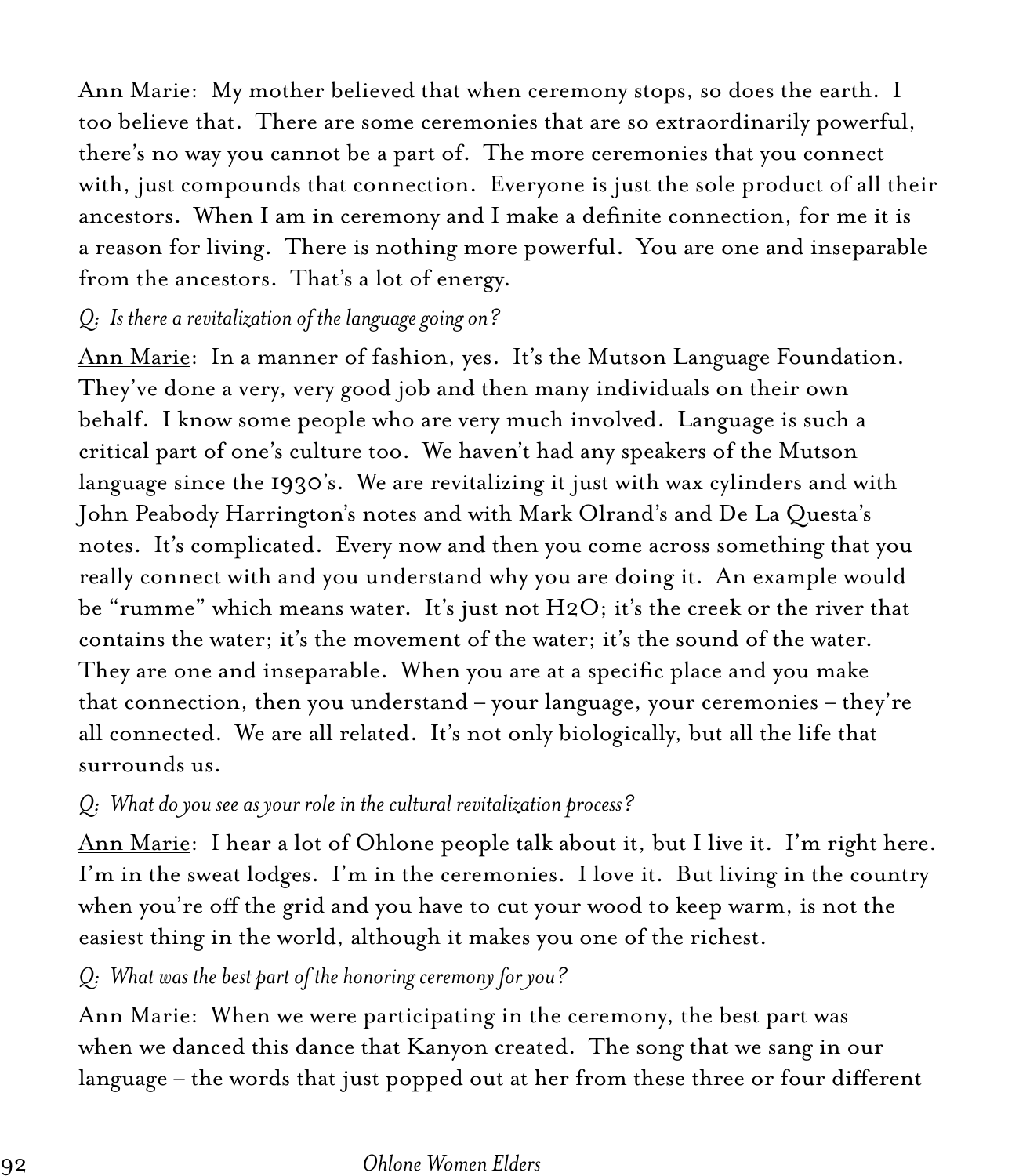Ann Marie: My mother believed that when ceremony stops, so does the earth. I too believe that. There are some ceremonies that are so extraordinarily powerful, there's no way you cannot be a part of. The more ceremonies that you connect with, just compounds that connection. Everyone is just the sole product of all their ancestors. When I am in ceremony and I make a definite connection, for me it is a reason for living. There is nothing more powerful. You are one and inseparable from the ancestors. That's a lot of energy.

*Q: Is there a revitalization of the language going on?*

Ann Marie: In a manner of fashion, yes. It's the Mutson Language Foundation. They've done a very, very good job and then many individuals on their own behalf. I know some people who are very much involved. Language is such a critical part of one's culture too. We haven't had any speakers of the Mutson language since the 1930's. We are revitalizing it just with wax cylinders and with John Peabody Harrington's notes and with Mark Olrand's and De La Questa's notes. It's complicated. Every now and then you come across something that you really connect with and you understand why you are doing it. An example would be "rumme" which means water. It's just not $H_2O$; it's the creek or the river that contains the water; it's the movement of the water; it's the sound of the water. They are one and inseparable. When you are at a specific place and you make that connection, then you understand – your language, your ceremonies – they're all connected. We are all related. It's not only biologically, but all the life that surrounds us.

*Q: What do you see as your role in the cultural revitalization process?*

Ann Marie: I hear a lot of Ohlone people talk about it, but I live it. I'm right here. I'm in the sweat lodges. I'm in the ceremonies. I love it. But living in the country when you're off the grid and you have to cut your wood to keep warm, is not the easiest thing in the world, although it makes you one of the richest.

*Q: What was the best part of the honoring ceremony for you?*

Ann Marie: When we were participating in the ceremony, the best part was when we danced this dance that Kanyon created. The song that we sang in our language – the words that just popped out at her from these three or four different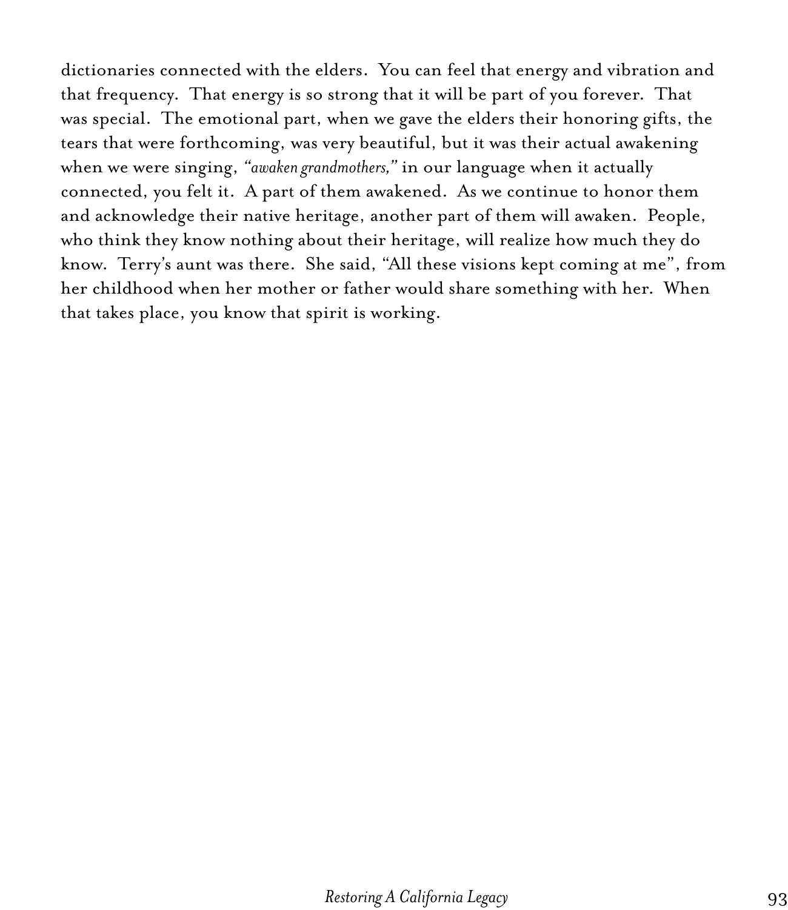dictionaries connected with the elders.  You can feel that energy and vibration and that frequency.  That energy is so strong that it will be part of you forever.  That was special.  The emotional part, when we gave the elders their honoring gifts, the tears that were forthcoming, was very beautiful, but it was their actual awakening when we were singing, *"awaken grandmothers,"* in our language when it actually connected, you felt it.  A part of them awakened.  As we continue to honor them and acknowledge their native heritage, another part of them will awaken.  People, who think they know nothing about their heritage, will realize how much they do know.  Terry's aunt was there.  She said, "All these visions kept coming at me", from her childhood when her mother or father would share something with her.  When that takes place, you know that spirit is working.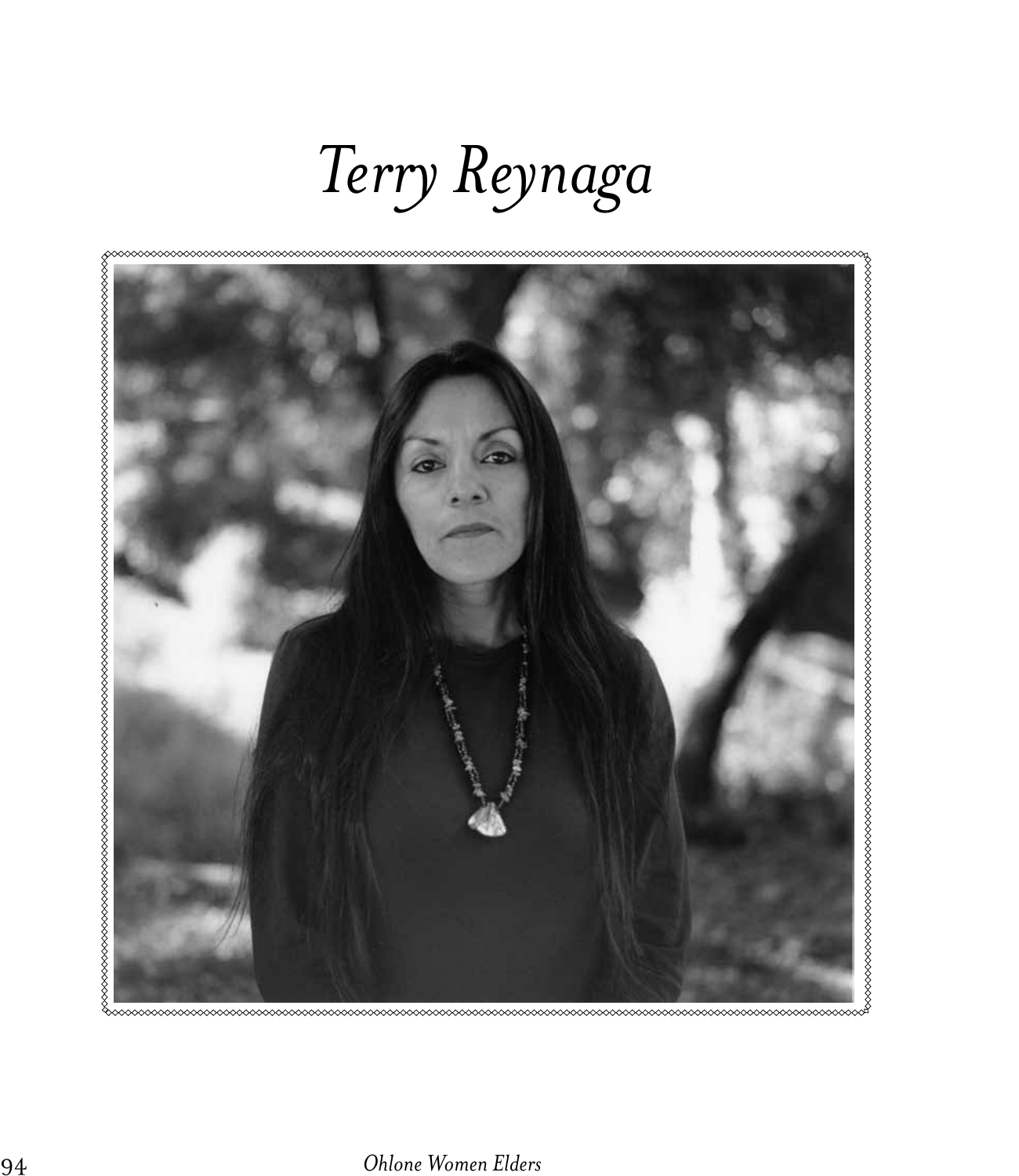# *Terry Reynaga*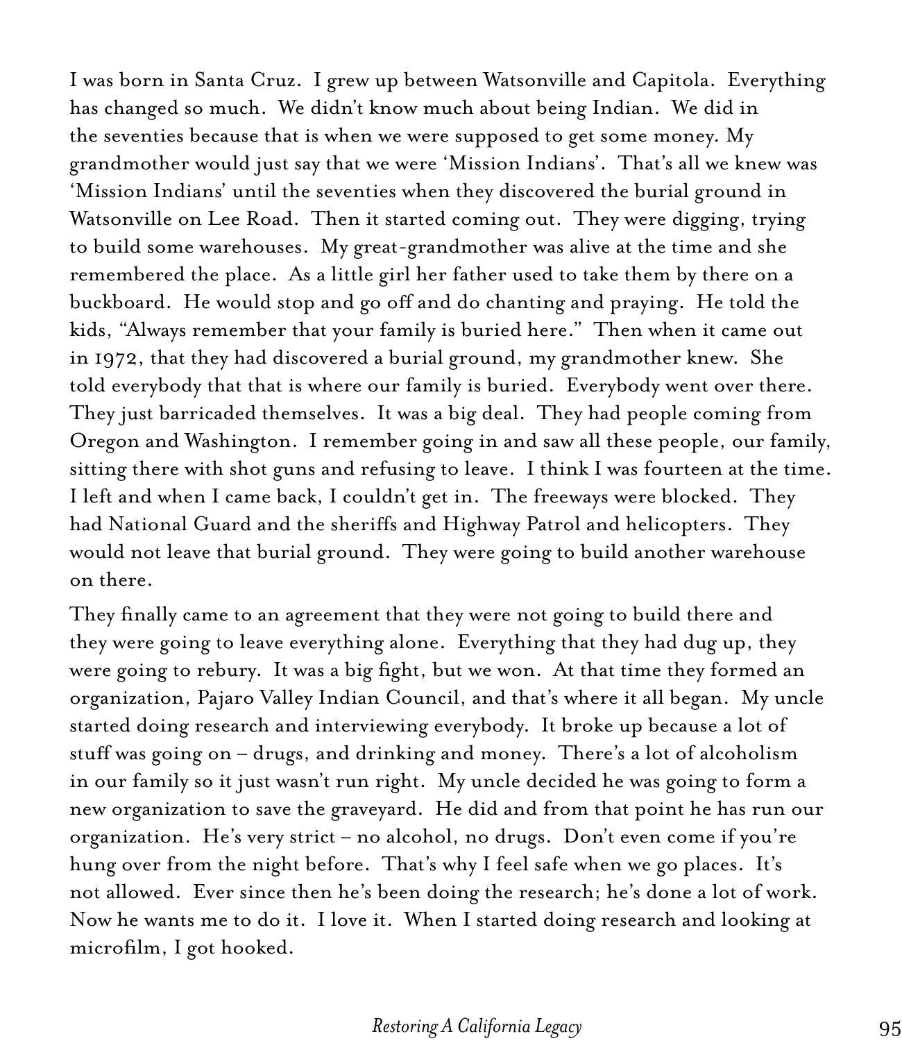I was born in Santa Cruz. I grew up between Watsonville and Capitola. Everything has changed so much. We didn't know much about being Indian. We did in the seventies because that is when we were supposed to get some money. My grandmother would just say that we were 'Mission Indians'. That's all we knew was 'Mission Indians' until the seventies when they discovered the burial ground in Watsonville on Lee Road. Then it started coming out. They were digging, trying to build some warehouses. My great-grandmother was alive at the time and she remembered the place. As a little girl her father used to take them by there on a buckboard. He would stop and go off and do chanting and praying. He told the kids, "Always remember that your family is buried here." Then when it came out in 1972, that they had discovered a burial ground, my grandmother knew. She told everybody that that is where our family is buried. Everybody went over there. They just barricaded themselves. It was a big deal. They had people coming from Oregon and Washington. I remember going in and saw all these people, our family, sitting there with shot guns and refusing to leave. I think I was fourteen at the time. I left and when I came back, I couldn't get in. The freeways were blocked. They had National Guard and the sheriffs and Highway Patrol and helicopters. They would not leave that burial ground. They were going to build another warehouse on there.

They finally came to an agreement that they were not going to build there and they were going to leave everything alone. Everything that they had dug up, they were going to rebury. It was a big fight, but we won. At that time they formed an organization, Pajaro Valley Indian Council, and that's where it all began. My uncle started doing research and interviewing everybody. It broke up because a lot of stuff was going on – drugs, and drinking and money. There's a lot of alcoholism in our family so it just wasn't run right. My uncle decided he was going to form a new organization to save the graveyard. He did and from that point he has run our organization. He's very strict – no alcohol, no drugs. Don't even come if you're hung over from the night before. That's why I feel safe when we go places. It's not allowed. Ever since then he's been doing the research; he's done a lot of work. Now he wants me to do it. I love it. When I started doing research and looking at microfilm, I got hooked.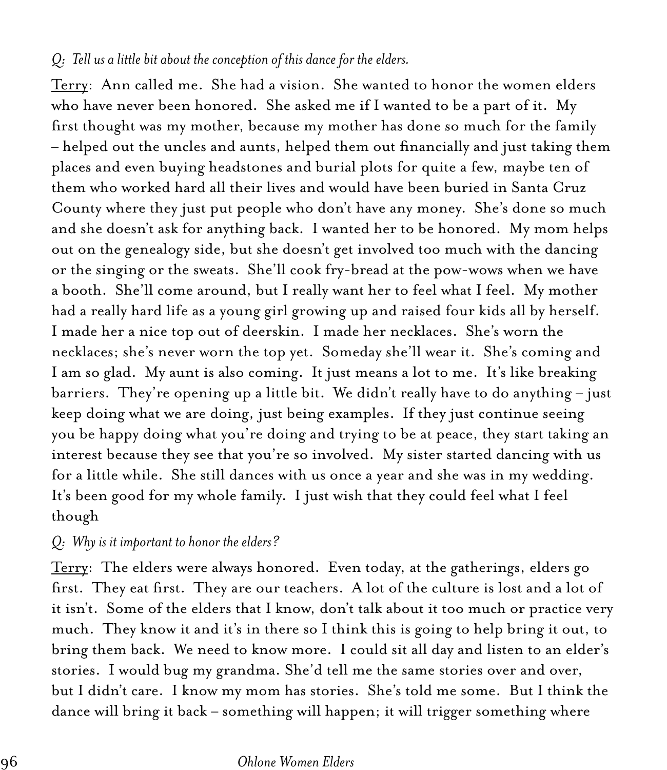*Q: Tell us a little bit about the conception of this dance for the elders.*

Terry: Ann called me. She had a vision. She wanted to honor the women elders who have never been honored. She asked me if I wanted to be a part of it. My first thought was my mother, because my mother has done so much for the family – helped out the uncles and aunts, helped them out financially and just taking them places and even buying headstones and burial plots for quite a few, maybe ten of them who worked hard all their lives and would have been buried in Santa Cruz County where they just put people who don't have any money. She's done so much and she doesn't ask for anything back. I wanted her to be honored. My mom helps out on the genealogy side, but she doesn't get involved too much with the dancing or the singing or the sweats. She'll cook fry-bread at the pow-wows when we have a booth. She'll come around, but I really want her to feel what I feel. My mother had a really hard life as a young girl growing up and raised four kids all by herself. I made her a nice top out of deerskin. I made her necklaces. She's worn the necklaces; she's never worn the top yet. Someday she'll wear it. She's coming and I am so glad. My aunt is also coming. It just means a lot to me. It's like breaking barriers. They're opening up a little bit. We didn't really have to do anything – just keep doing what we are doing, just being examples. If they just continue seeing you be happy doing what you're doing and trying to be at peace, they start taking an interest because they see that you're so involved. My sister started dancing with us for a little while. She still dances with us once a year and she was in my wedding. It's been good for my whole family. I just wish that they could feel what I feel though

*Q: Why is it important to honor the elders?*

Terry: The elders were always honored. Even today, at the gatherings, elders go first. They eat first. They are our teachers. A lot of the culture is lost and a lot of it isn't. Some of the elders that I know, don't talk about it too much or practice very much. They know it and it's in there so I think this is going to help bring it out, to bring them back. We need to know more. I could sit all day and listen to an elder's stories. I would bug my grandma. She'd tell me the same stories over and over, but I didn't care. I know my mom has stories. She's told me some. But I think the dance will bring it back – something will happen; it will trigger something where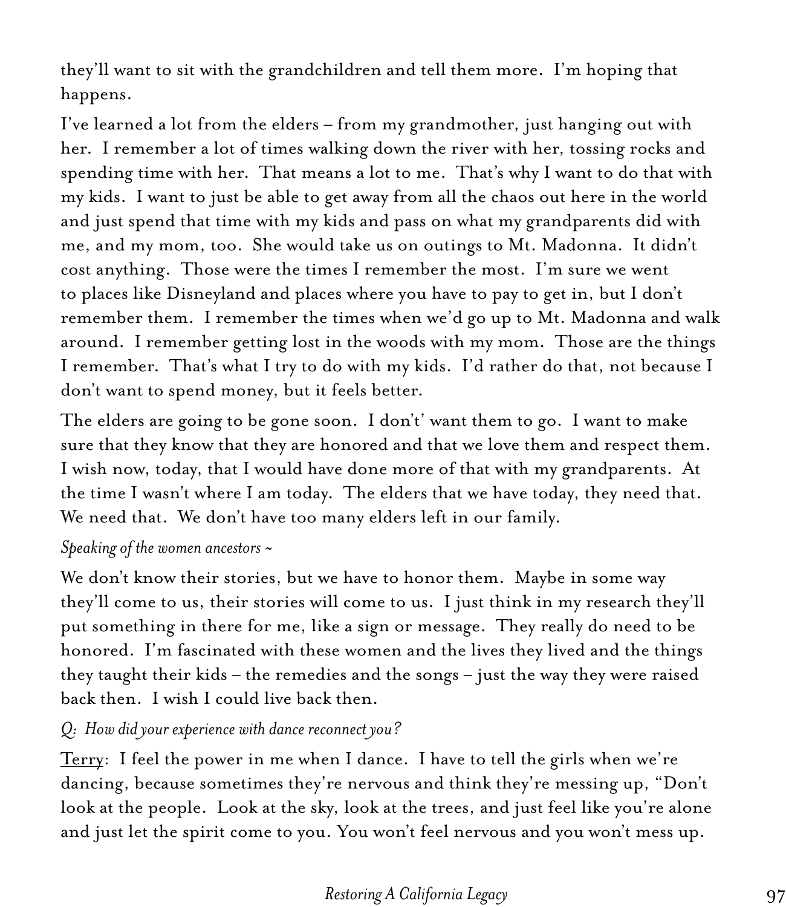they'll want to sit with the grandchildren and tell them more. I'm hoping that happens.

I've learned a lot from the elders – from my grandmother, just hanging out with her. I remember a lot of times walking down the river with her, tossing rocks and spending time with her. That means a lot to me. That's why I want to do that with my kids. I want to just be able to get away from all the chaos out here in the world and just spend that time with my kids and pass on what my grandparents did with me, and my mom, too. She would take us on outings to Mt. Madonna. It didn't cost anything. Those were the times I remember the most. I'm sure we went to places like Disneyland and places where you have to pay to get in, but I don't remember them. I remember the times when we'd go up to Mt. Madonna and walk around. I remember getting lost in the woods with my mom. Those are the things I remember. That's what I try to do with my kids. I'd rather do that, not because I don't want to spend money, but it feels better.

The elders are going to be gone soon. I don't' want them to go. I want to make sure that they know that they are honored and that we love them and respect them. I wish now, today, that I would have done more of that with my grandparents. At the time I wasn't where I am today. The elders that we have today, they need that. We need that. We don't have too many elders left in our family.

*Speaking of the women ancestors ~*

We don't know their stories, but we have to honor them. Maybe in some way they'll come to us, their stories will come to us. I just think in my research they'll put something in there for me, like a sign or message. They really do need to be honored. I'm fascinated with these women and the lives they lived and the things they taught their kids – the remedies and the songs – just the way they were raised back then. I wish I could live back then.

*Q: How did your experience with dance reconnect you?*

<u>Terry</u>: I feel the power in me when I dance. I have to tell the girls when we're dancing, because sometimes they're nervous and think they're messing up, "Don't look at the people. Look at the sky, look at the trees, and just feel like you're alone and just let the spirit come to you. You won't feel nervous and you won't mess up.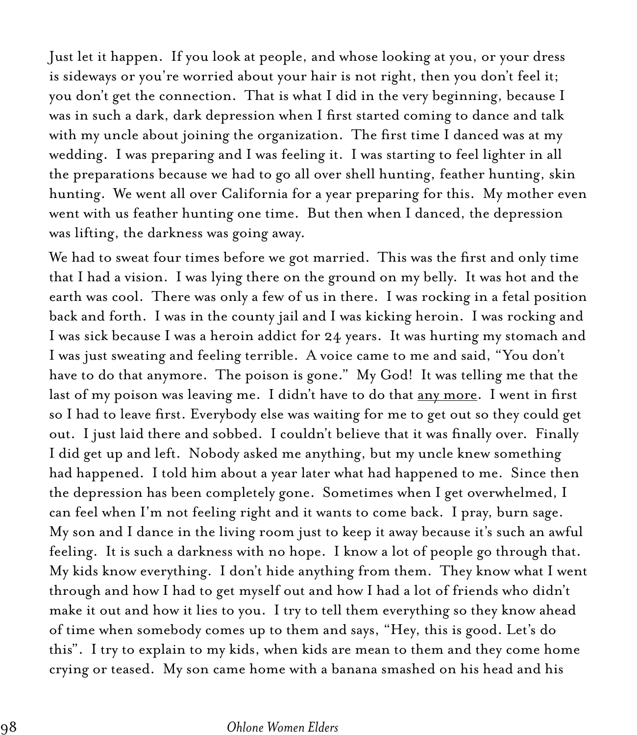Just let it happen. If you look at people, and whose looking at you, or your dress is sideways or you're worried about your hair is not right, then you don't feel it; you don't get the connection. That is what I did in the very beginning, because I was in such a dark, dark depression when I first started coming to dance and talk with my uncle about joining the organization. The first time I danced was at my wedding. I was preparing and I was feeling it. I was starting to feel lighter in all the preparations because we had to go all over shell hunting, feather hunting, skin hunting. We went all over California for a year preparing for this. My mother even went with us feather hunting one time. But then when I danced, the depression was lifting, the darkness was going away.

We had to sweat four times before we got married. This was the first and only time that I had a vision. I was lying there on the ground on my belly. It was hot and the earth was cool. There was only a few of us in there. I was rocking in a fetal position back and forth. I was in the county jail and I was kicking heroin. I was rocking and I was sick because I was a heroin addict for 24 years. It was hurting my stomach and I was just sweating and feeling terrible. A voice came to me and said, "You don't have to do that anymore. The poison is gone." My God! It was telling me that the last of my poison was leaving me. I didn't have to do that <u>any more</u>. I went in first so I had to leave first. Everybody else was waiting for me to get out so they could get out. I just laid there and sobbed. I couldn't believe that it was finally over. Finally I did get up and left. Nobody asked me anything, but my uncle knew something had happened. I told him about a year later what had happened to me. Since then the depression has been completely gone. Sometimes when I get overwhelmed, I can feel when I'm not feeling right and it wants to come back. I pray, burn sage. My son and I dance in the living room just to keep it away because it's such an awful feeling. It is such a darkness with no hope. I know a lot of people go through that. My kids know everything. I don't hide anything from them. They know what I went through and how I had to get myself out and how I had a lot of friends who didn't make it out and how it lies to you. I try to tell them everything so they know ahead of time when somebody comes up to them and says, "Hey, this is good. Let's do this". I try to explain to my kids, when kids are mean to them and they come home crying or teased. My son came home with a banana smashed on his head and his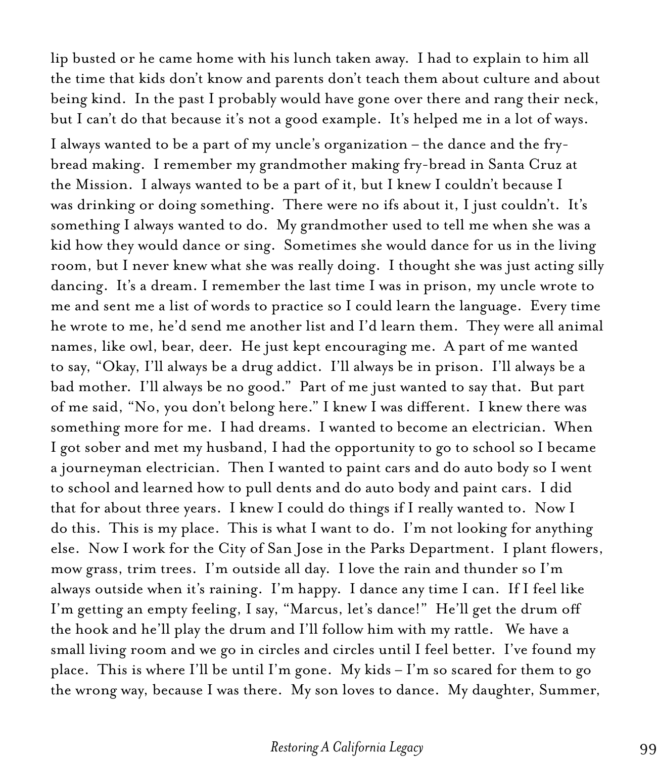lip busted or he came home with his lunch taken away. I had to explain to him all the time that kids don't know and parents don't teach them about culture and about being kind. In the past I probably would have gone over there and rang their neck, but I can't do that because it's not a good example. It's helped me in a lot of ways.

I always wanted to be a part of my uncle's organization – the dance and the fry-bread making. I remember my grandmother making fry-bread in Santa Cruz at the Mission. I always wanted to be a part of it, but I knew I couldn't because I was drinking or doing something. There were no ifs about it, I just couldn't. It's something I always wanted to do. My grandmother used to tell me when she was a kid how they would dance or sing. Sometimes she would dance for us in the living room, but I never knew what she was really doing. I thought she was just acting silly dancing. It's a dream. I remember the last time I was in prison, my uncle wrote to me and sent me a list of words to practice so I could learn the language. Every time he wrote to me, he'd send me another list and I'd learn them. They were all animal names, like owl, bear, deer. He just kept encouraging me. A part of me wanted to say, "Okay, I'll always be a drug addict. I'll always be in prison. I'll always be a bad mother. I'll always be no good." Part of me just wanted to say that. But part of me said, "No, you don't belong here." I knew I was different. I knew there was something more for me. I had dreams. I wanted to become an electrician. When I got sober and met my husband, I had the opportunity to go to school so I became a journeyman electrician. Then I wanted to paint cars and do auto body so I went to school and learned how to pull dents and do auto body and paint cars. I did that for about three years. I knew I could do things if I really wanted to. Now I do this. This is my place. This is what I want to do. I'm not looking for anything else. Now I work for the City of San Jose in the Parks Department. I plant flowers, mow grass, trim trees. I'm outside all day. I love the rain and thunder so I'm always outside when it's raining. I'm happy. I dance any time I can. If I feel like I'm getting an empty feeling, I say, "Marcus, let's dance!" He'll get the drum off the hook and he'll play the drum and I'll follow him with my rattle. We have a small living room and we go in circles and circles until I feel better. I've found my place. This is where I'll be until I'm gone. My kids – I'm so scared for them to go the wrong way, because I was there. My son loves to dance. My daughter, Summer,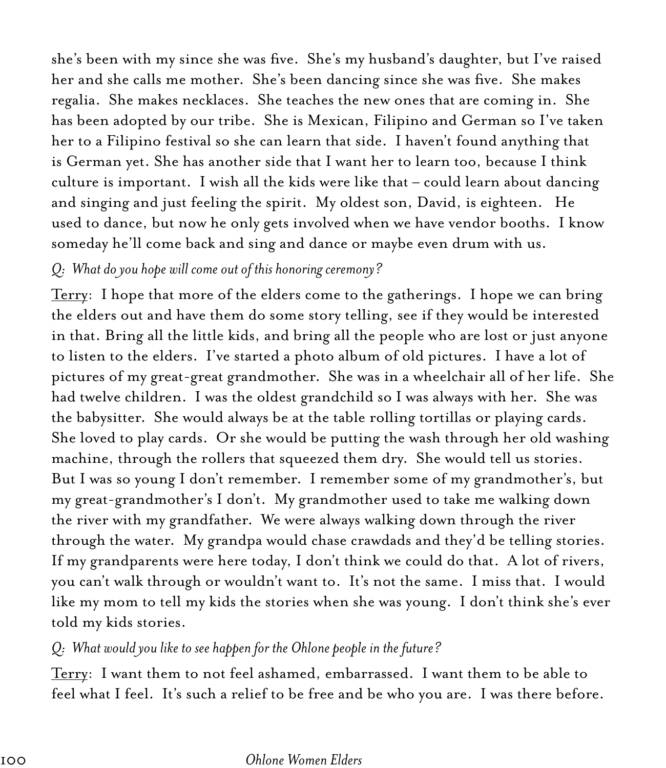she's been with my since she was five. She's my husband's daughter, but I've raised her and she calls me mother. She's been dancing since she was five. She makes regalia. She makes necklaces. She teaches the new ones that are coming in. She has been adopted by our tribe. She is Mexican, Filipino and German so I've taken her to a Filipino festival so she can learn that side. I haven't found anything that is German yet. She has another side that I want her to learn too, because I think culture is important. I wish all the kids were like that – could learn about dancing and singing and just feeling the spirit. My oldest son, David, is eighteen. He used to dance, but now he only gets involved when we have vendor booths. I know someday he'll come back and sing and dance or maybe even drum with us.

*Q: What do you hope will come out of this honoring ceremony?*

<u>Terry</u>: I hope that more of the elders come to the gatherings. I hope we can bring the elders out and have them do some story telling, see if they would be interested in that. Bring all the little kids, and bring all the people who are lost or just anyone to listen to the elders. I've started a photo album of old pictures. I have a lot of pictures of my great-great grandmother. She was in a wheelchair all of her life. She had twelve children. I was the oldest grandchild so I was always with her. She was the babysitter. She would always be at the table rolling tortillas or playing cards. She loved to play cards. Or she would be putting the wash through her old washing machine, through the rollers that squeezed them dry. She would tell us stories. But I was so young I don't remember. I remember some of my grandmother's, but my great-grandmother's I don't. My grandmother used to take me walking down the river with my grandfather. We were always walking down through the river through the water. My grandpa would chase crawdads and they'd be telling stories. If my grandparents were here today, I don't think we could do that. A lot of rivers, you can't walk through or wouldn't want to. It's not the same. I miss that. I would like my mom to tell my kids the stories when she was young. I don't think she's ever told my kids stories.

*Q: What would you like to see happen for the Ohlone people in the future?*

<u>Terry</u>: I want them to not feel ashamed, embarrassed. I want them to be able to feel what I feel. It's such a relief to be free and be who you are. I was there before.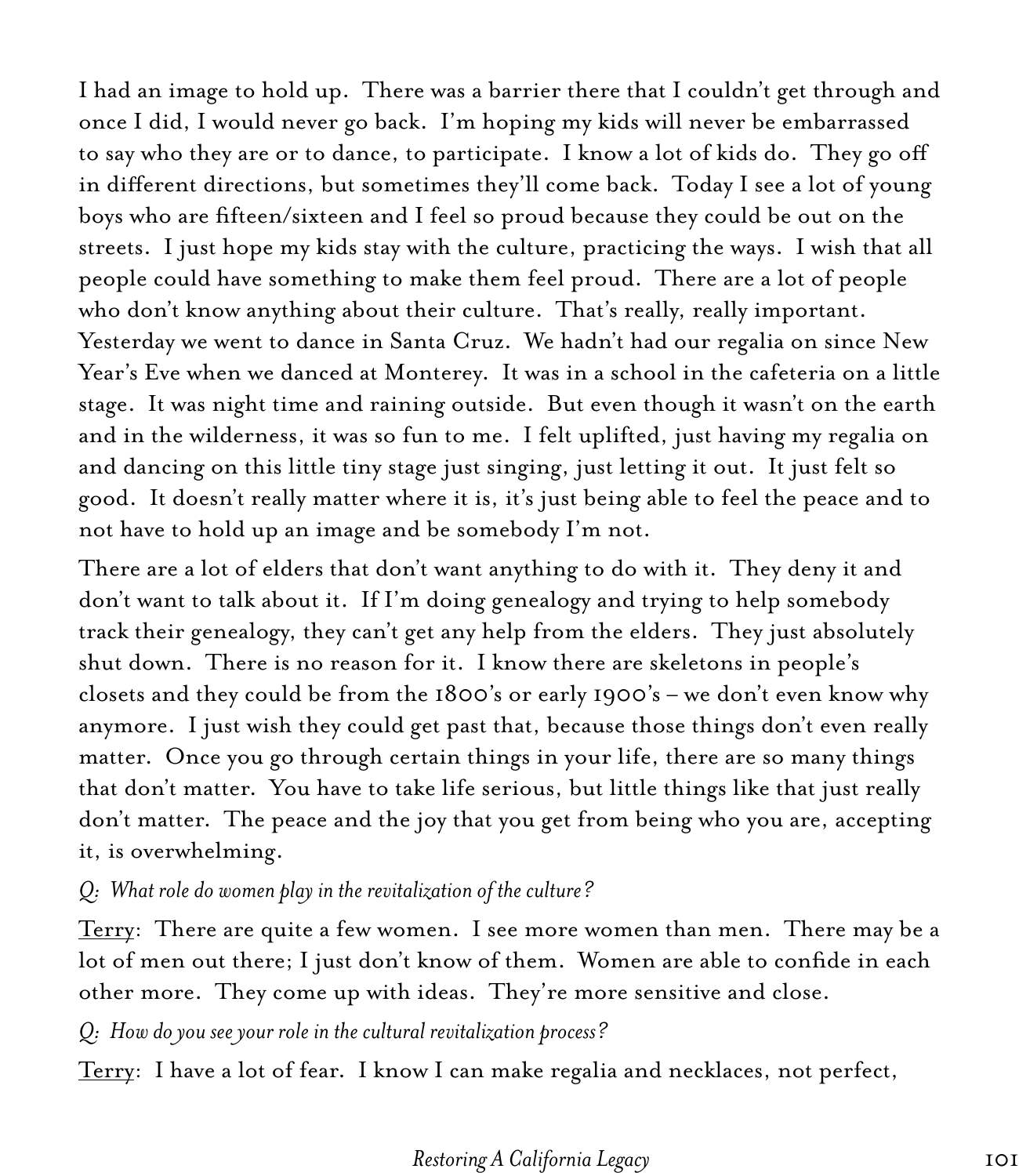I had an image to hold up. There was a barrier there that I couldn't get through and once I did, I would never go back. I'm hoping my kids will never be embarrassed to say who they are or to dance, to participate. I know a lot of kids do. They go off in different directions, but sometimes they'll come back. Today I see a lot of young boys who are fifteen/sixteen and I feel so proud because they could be out on the streets. I just hope my kids stay with the culture, practicing the ways. I wish that all people could have something to make them feel proud. There are a lot of people who don't know anything about their culture. That's really, really important. Yesterday we went to dance in Santa Cruz. We hadn't had our regalia on since New Year's Eve when we danced at Monterey. It was in a school in the cafeteria on a little stage. It was night time and raining outside. But even though it wasn't on the earth and in the wilderness, it was so fun to me. I felt uplifted, just having my regalia on and dancing on this little tiny stage just singing, just letting it out. It just felt so good. It doesn't really matter where it is, it's just being able to feel the peace and to not have to hold up an image and be somebody I'm not.

There are a lot of elders that don't want anything to do with it. They deny it and don't want to talk about it. If I'm doing genealogy and trying to help somebody track their genealogy, they can't get any help from the elders. They just absolutely shut down. There is no reason for it. I know there are skeletons in people's closets and they could be from the 1800's or early 1900's – we don't even know why anymore. I just wish they could get past that, because those things don't even really matter. Once you go through certain things in your life, there are so many things that don't matter. You have to take life serious, but little things like that just really don't matter. The peace and the joy that you get from being who you are, accepting it, is overwhelming.

*Q: What role do women play in the revitalization of the culture?*

Terry: There are quite a few women. I see more women than men. There may be a lot of men out there; I just don't know of them. Women are able to confide in each other more. They come up with ideas. They're more sensitive and close.

*Q: How do you see your role in the cultural revitalization process?*

Terry: I have a lot of fear. I know I can make regalia and necklaces, not perfect,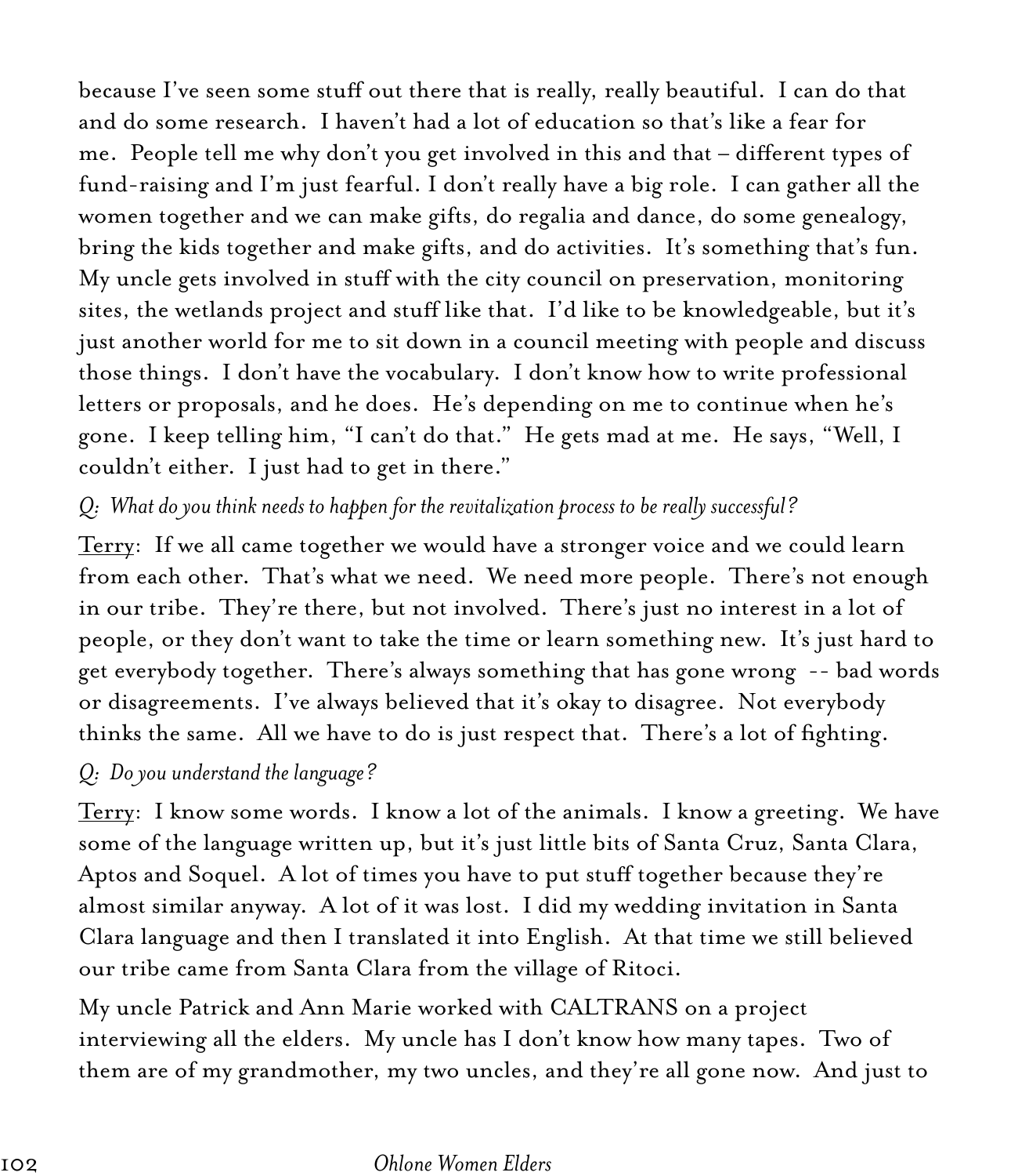because I've seen some stuff out there that is really, really beautiful. I can do that and do some research. I haven't had a lot of education so that's like a fear for me. People tell me why don't you get involved in this and that – different types of fund-raising and I'm just fearful. I don't really have a big role. I can gather all the women together and we can make gifts, do regalia and dance, do some genealogy, bring the kids together and make gifts, and do activities. It's something that's fun. My uncle gets involved in stuff with the city council on preservation, monitoring sites, the wetlands project and stuff like that. I'd like to be knowledgeable, but it's just another world for me to sit down in a council meeting with people and discuss those things. I don't have the vocabulary. I don't know how to write professional letters or proposals, and he does. He's depending on me to continue when he's gone. I keep telling him, "I can't do that." He gets mad at me. He says, "Well, I couldn't either. I just had to get in there."

*Q: What do you think needs to happen for the revitalization process to be really successful?*

<u>Terry</u>: If we all came together we would have a stronger voice and we could learn from each other. That's what we need. We need more people. There's not enough in our tribe. They're there, but not involved. There's just no interest in a lot of people, or they don't want to take the time or learn something new. It's just hard to get everybody together. There's always something that has gone wrong -- bad words or disagreements. I've always believed that it's okay to disagree. Not everybody thinks the same. All we have to do is just respect that. There's a lot of fighting.

*Q: Do you understand the language?*

<u>Terry</u>: I know some words. I know a lot of the animals. I know a greeting. We have some of the language written up, but it's just little bits of Santa Cruz, Santa Clara, Aptos and Soquel. A lot of times you have to put stuff together because they're almost similar anyway. A lot of it was lost. I did my wedding invitation in Santa Clara language and then I translated it into English. At that time we still believed our tribe came from Santa Clara from the village of Ritoci.

My uncle Patrick and Ann Marie worked with CALTRANS on a project interviewing all the elders. My uncle has I don't know how many tapes. Two of them are of my grandmother, my two uncles, and they're all gone now. And just to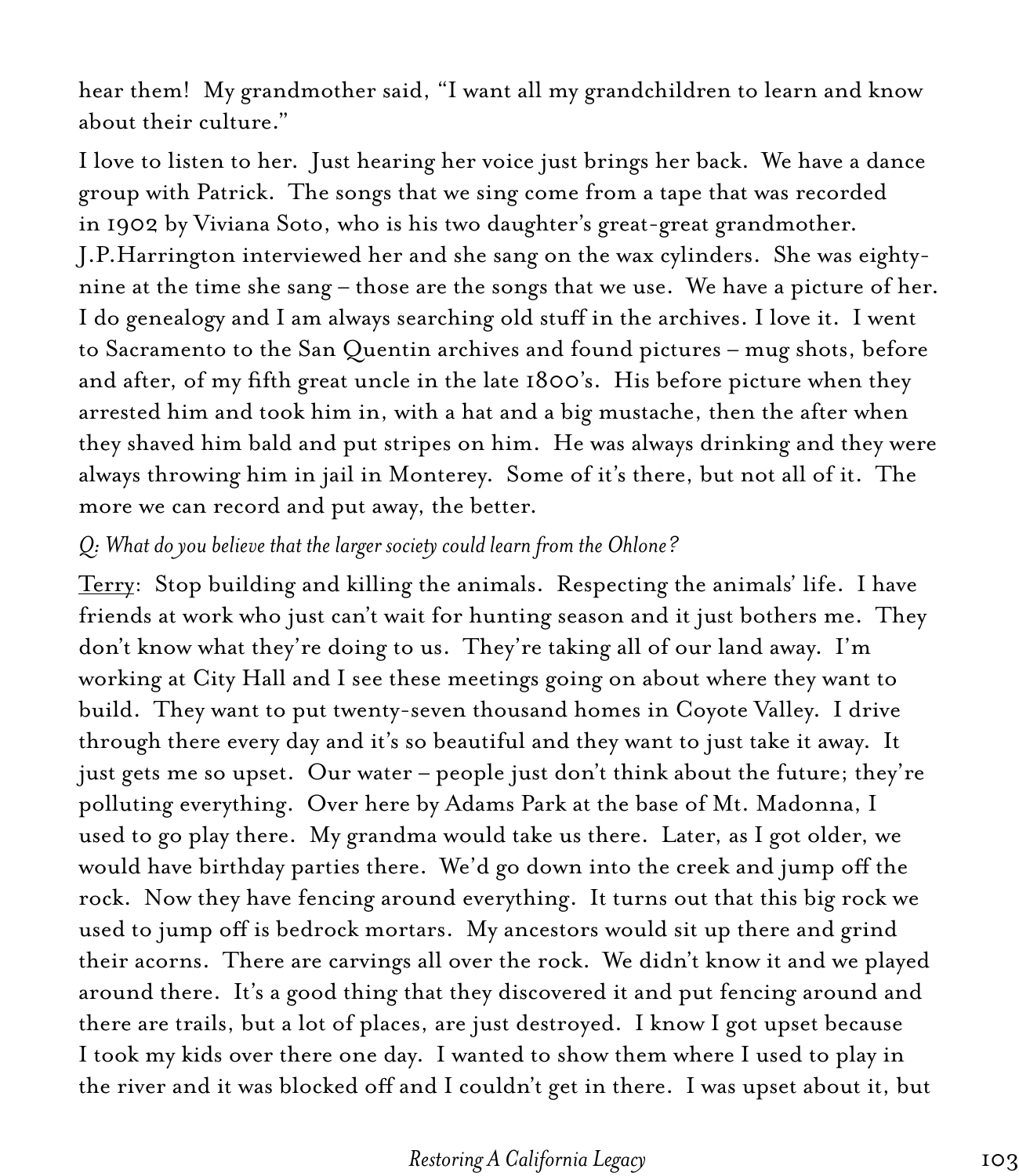hear them! My grandmother said, "I want all my grandchildren to learn and know about their culture."

I love to listen to her. Just hearing her voice just brings her back. We have a dance group with Patrick. The songs that we sing come from a tape that was recorded in 1902 by Viviana Soto, who is his two daughter's great-great grandmother. J.P.Harrington interviewed her and she sang on the wax cylinders. She was eighty-nine at the time she sang – those are the songs that we use. We have a picture of her. I do genealogy and I am always searching old stuff in the archives. I love it. I went to Sacramento to the San Quentin archives and found pictures – mug shots, before and after, of my fifth great uncle in the late 1800's. His before picture when they arrested him and took him in, with a hat and a big mustache, then the after when they shaved him bald and put stripes on him. He was always drinking and they were always throwing him in jail in Monterey. Some of it's there, but not all of it. The more we can record and put away, the better.

*Q: What do you believe that the larger society could learn from the Ohlone?*

Terry: Stop building and killing the animals. Respecting the animals' life. I have friends at work who just can't wait for hunting season and it just bothers me. They don't know what they're doing to us. They're taking all of our land away. I'm working at City Hall and I see these meetings going on about where they want to build. They want to put twenty-seven thousand homes in Coyote Valley. I drive through there every day and it's so beautiful and they want to just take it away. It just gets me so upset. Our water – people just don't think about the future; they're polluting everything. Over here by Adams Park at the base of Mt. Madonna, I used to go play there. My grandma would take us there. Later, as I got older, we would have birthday parties there. We'd go down into the creek and jump off the rock. Now they have fencing around everything. It turns out that this big rock we used to jump off is bedrock mortars. My ancestors would sit up there and grind their acorns. There are carvings all over the rock. We didn't know it and we played around there. It's a good thing that they discovered it and put fencing around and there are trails, but a lot of places, are just destroyed. I know I got upset because I took my kids over there one day. I wanted to show them where I used to play in the river and it was blocked off and I couldn't get in there. I was upset about it, but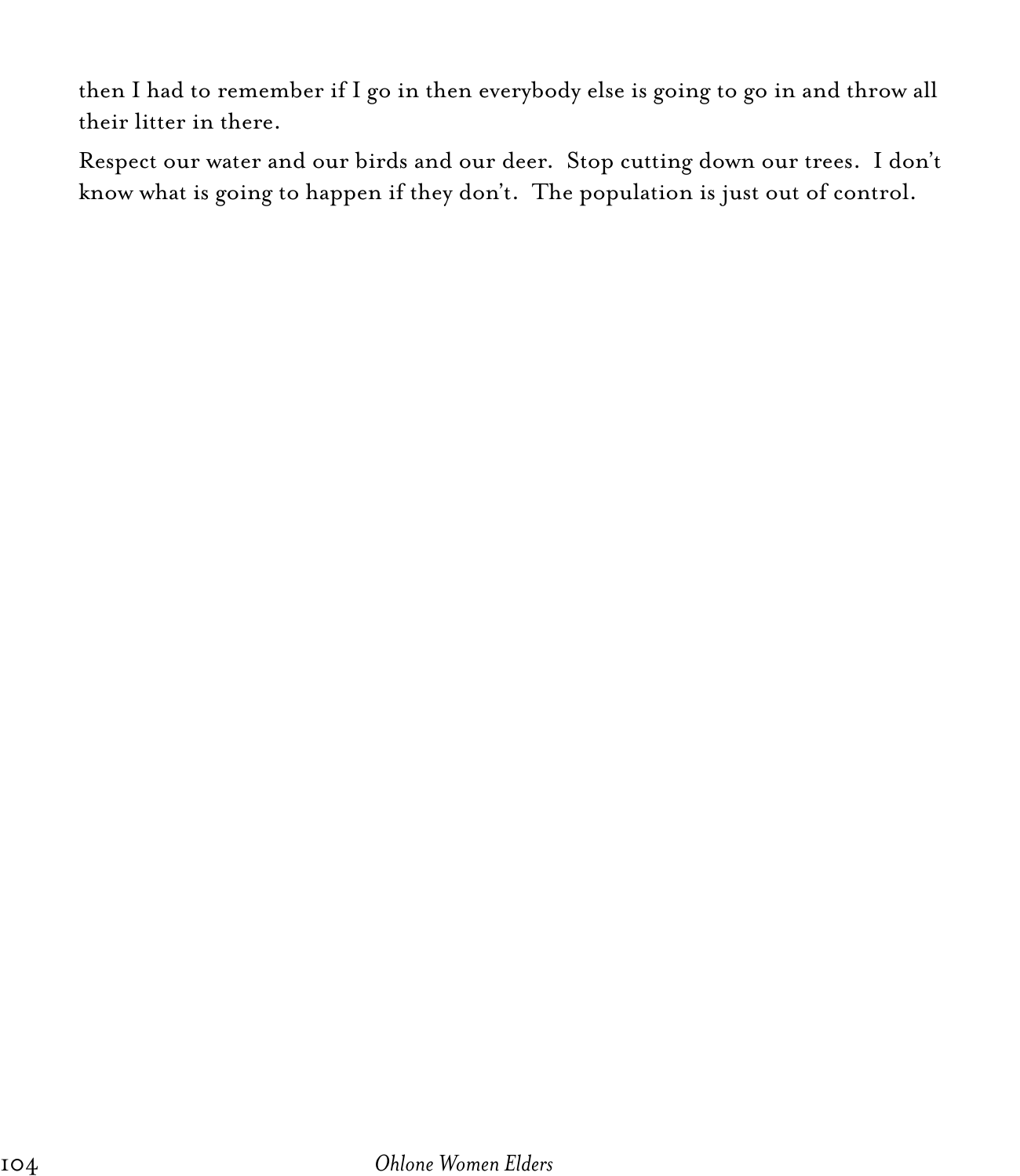then I had to remember if I go in then everybody else is going to go in and throw all their litter in there.

Respect our water and our birds and our deer.  Stop cutting down our trees.  I don't know what is going to happen if they don't.  The population is just out of control.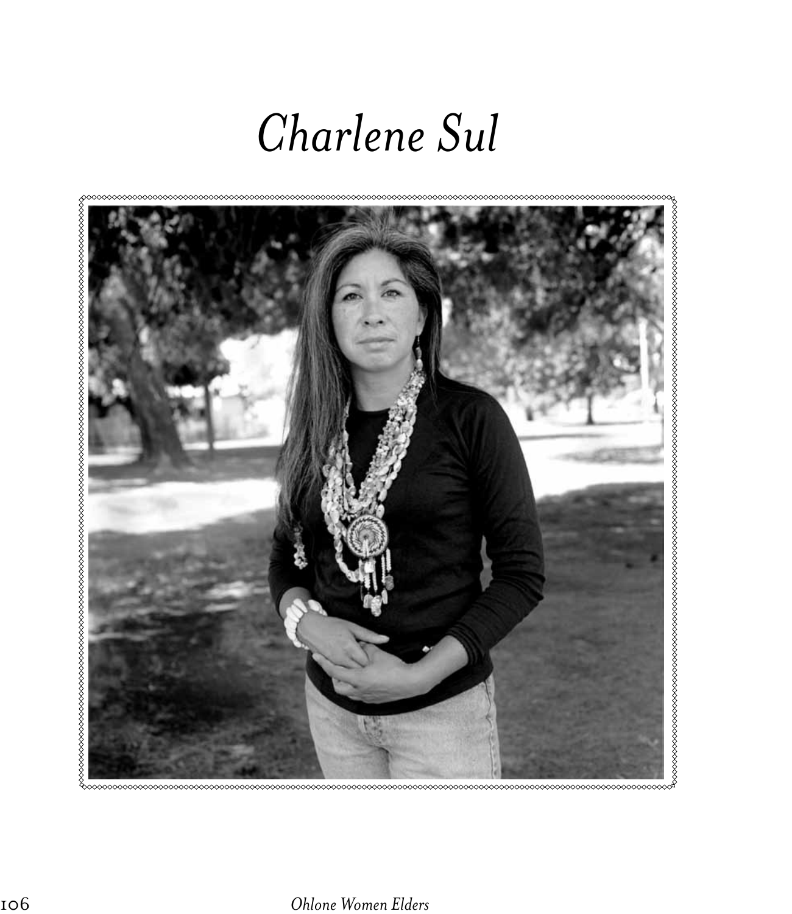# *Charlene Sul*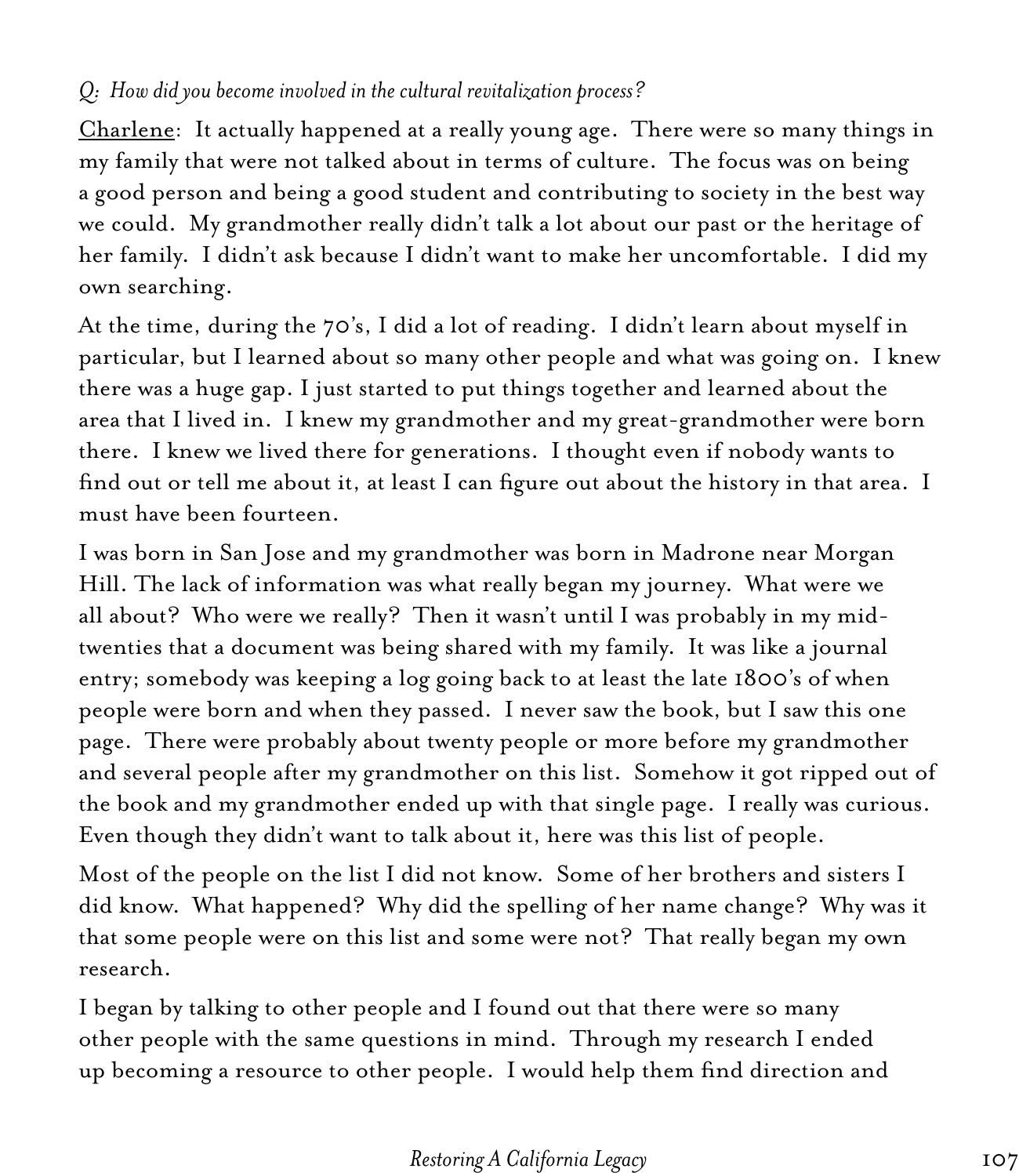*Q: How did you become involved in the cultural revitalization process?*

<u>Charlene</u>: It actually happened at a really young age. There were so many things in my family that were not talked about in terms of culture. The focus was on being a good person and being a good student and contributing to society in the best way we could. My grandmother really didn't talk a lot about our past or the heritage of her family. I didn't ask because I didn't want to make her uncomfortable. I did my own searching.

At the time, during the 70's, I did a lot of reading. I didn't learn about myself in particular, but I learned about so many other people and what was going on. I knew there was a huge gap. I just started to put things together and learned about the area that I lived in. I knew my grandmother and my great-grandmother were born there. I knew we lived there for generations. I thought even if nobody wants to find out or tell me about it, at least I can figure out about the history in that area. I must have been fourteen.

I was born in San Jose and my grandmother was born in Madrone near Morgan Hill. The lack of information was what really began my journey. What were we all about? Who were we really? Then it wasn't until I was probably in my mid-twenties that a document was being shared with my family. It was like a journal entry; somebody was keeping a log going back to at least the late 1800's of when people were born and when they passed. I never saw the book, but I saw this one page. There were probably about twenty people or more before my grandmother and several people after my grandmother on this list. Somehow it got ripped out of the book and my grandmother ended up with that single page. I really was curious. Even though they didn't want to talk about it, here was this list of people.

Most of the people on the list I did not know. Some of her brothers and sisters I did know. What happened? Why did the spelling of her name change? Why was it that some people were on this list and some were not? That really began my own research.

I began by talking to other people and I found out that there were so many other people with the same questions in mind. Through my research I ended up becoming a resource to other people. I would help them find direction and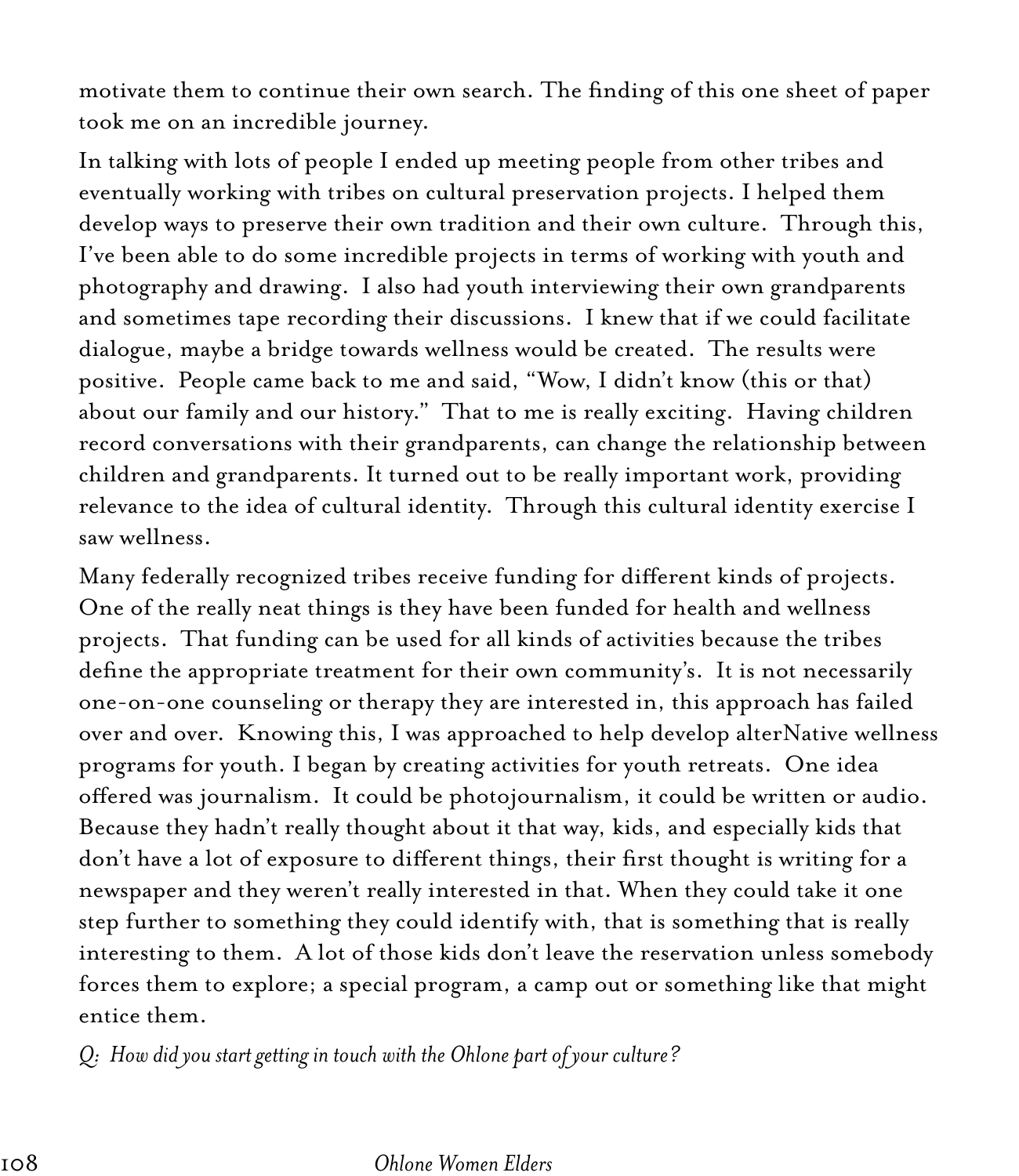motivate them to continue their own search. The finding of this one sheet of paper took me on an incredible journey.

In talking with lots of people I ended up meeting people from other tribes and eventually working with tribes on cultural preservation projects. I helped them develop ways to preserve their own tradition and their own culture. Through this, I've been able to do some incredible projects in terms of working with youth and photography and drawing. I also had youth interviewing their own grandparents and sometimes tape recording their discussions. I knew that if we could facilitate dialogue, maybe a bridge towards wellness would be created. The results were positive. People came back to me and said, "Wow, I didn't know (this or that) about our family and our history." That to me is really exciting. Having children record conversations with their grandparents, can change the relationship between children and grandparents. It turned out to be really important work, providing relevance to the idea of cultural identity. Through this cultural identity exercise I saw wellness.

Many federally recognized tribes receive funding for different kinds of projects. One of the really neat things is they have been funded for health and wellness projects. That funding can be used for all kinds of activities because the tribes define the appropriate treatment for their own community's. It is not necessarily one-on-one counseling or therapy they are interested in, this approach has failed over and over. Knowing this, I was approached to help develop alterNative wellness programs for youth. I began by creating activities for youth retreats. One idea offered was journalism. It could be photojournalism, it could be written or audio. Because they hadn't really thought about it that way, kids, and especially kids that don't have a lot of exposure to different things, their first thought is writing for a newspaper and they weren't really interested in that. When they could take it one step further to something they could identify with, that is something that is really interesting to them. A lot of those kids don't leave the reservation unless somebody forces them to explore; a special program, a camp out or something like that might entice them.

*Q: How did you start getting in touch with the Ohlone part of your culture?*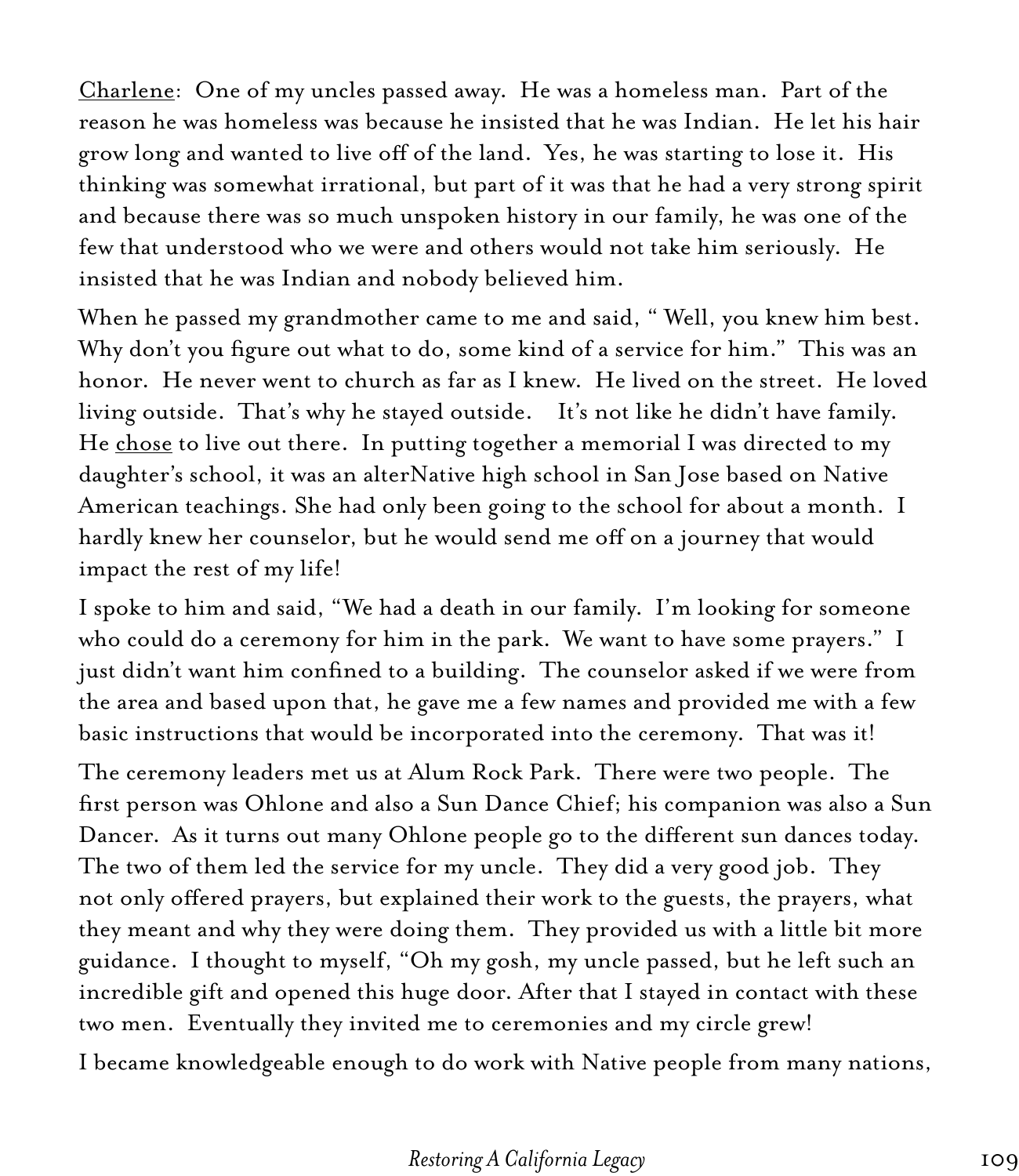<u>Charlene</u>: One of my uncles passed away. He was a homeless man. Part of the reason he was homeless was because he insisted that he was Indian. He let his hair grow long and wanted to live off of the land. Yes, he was starting to lose it. His thinking was somewhat irrational, but part of it was that he had a very strong spirit and because there was so much unspoken history in our family, he was one of the few that understood who we were and others would not take him seriously. He insisted that he was Indian and nobody believed him.

When he passed my grandmother came to me and said, " Well, you knew him best. Why don't you figure out what to do, some kind of a service for him." This was an honor. He never went to church as far as I knew. He lived on the street. He loved living outside. That's why he stayed outside. It's not like he didn't have family. He <u>chose</u> to live out there. In putting together a memorial I was directed to my daughter's school, it was an alterNative high school in San Jose based on Native American teachings. She had only been going to the school for about a month. I hardly knew her counselor, but he would send me off on a journey that would impact the rest of my life!

I spoke to him and said, "We had a death in our family. I'm looking for someone who could do a ceremony for him in the park. We want to have some prayers." I just didn't want him confined to a building. The counselor asked if we were from the area and based upon that, he gave me a few names and provided me with a few basic instructions that would be incorporated into the ceremony. That was it!

The ceremony leaders met us at Alum Rock Park. There were two people. The first person was Ohlone and also a Sun Dance Chief; his companion was also a Sun Dancer. As it turns out many Ohlone people go to the different sun dances today. The two of them led the service for my uncle. They did a very good job. They not only offered prayers, but explained their work to the guests, the prayers, what they meant and why they were doing them. They provided us with a little bit more guidance. I thought to myself, "Oh my gosh, my uncle passed, but he left such an incredible gift and opened this huge door. After that I stayed in contact with these two men. Eventually they invited me to ceremonies and my circle grew!

I became knowledgeable enough to do work with Native people from many nations,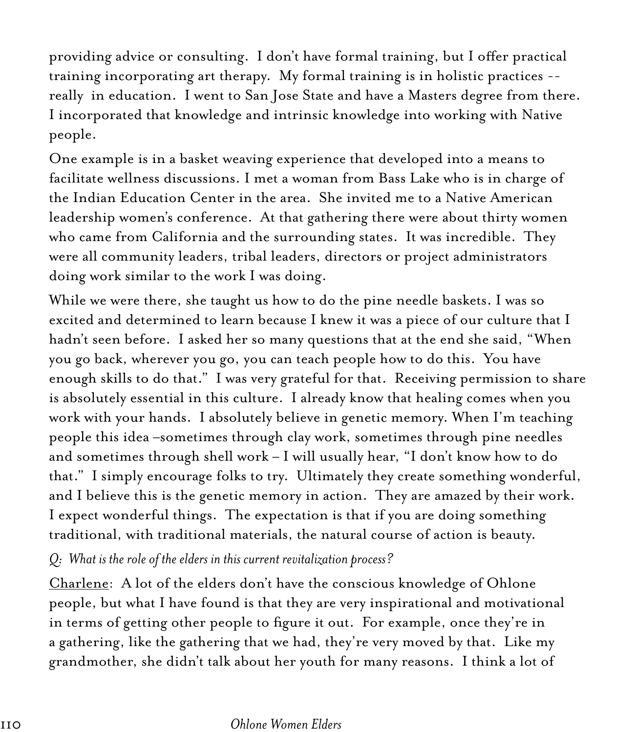providing advice or consulting. I don't have formal training, but I offer practical training incorporating art therapy. My formal training is in holistic practices -- really in education. I went to San Jose State and have a Masters degree from there. I incorporated that knowledge and intrinsic knowledge into working with Native people.

One example is in a basket weaving experience that developed into a means to facilitate wellness discussions. I met a woman from Bass Lake who is in charge of the Indian Education Center in the area. She invited me to a Native American leadership women's conference. At that gathering there were about thirty women who came from California and the surrounding states. It was incredible. They were all community leaders, tribal leaders, directors or project administrators doing work similar to the work I was doing.

While we were there, she taught us how to do the pine needle baskets. I was so excited and determined to learn because I knew it was a piece of our culture that I hadn't seen before. I asked her so many questions that at the end she said, "When you go back, wherever you go, you can teach people how to do this. You have enough skills to do that." I was very grateful for that. Receiving permission to share is absolutely essential in this culture. I already know that healing comes when you work with your hands. I absolutely believe in genetic memory. When I'm teaching people this idea –sometimes through clay work, sometimes through pine needles and sometimes through shell work – I will usually hear, "I don't know how to do that." I simply encourage folks to try. Ultimately they create something wonderful, and I believe this is the genetic memory in action. They are amazed by their work. I expect wonderful things. The expectation is that if you are doing something traditional, with traditional materials, the natural course of action is beauty.

*Q: What is the role of the elders in this current revitalization process?*

<u>Charlene</u>: A lot of the elders don't have the conscious knowledge of Ohlone people, but what I have found is that they are very inspirational and motivational in terms of getting other people to figure it out. For example, once they're in a gathering, like the gathering that we had, they're very moved by that. Like my grandmother, she didn't talk about her youth for many reasons. I think a lot of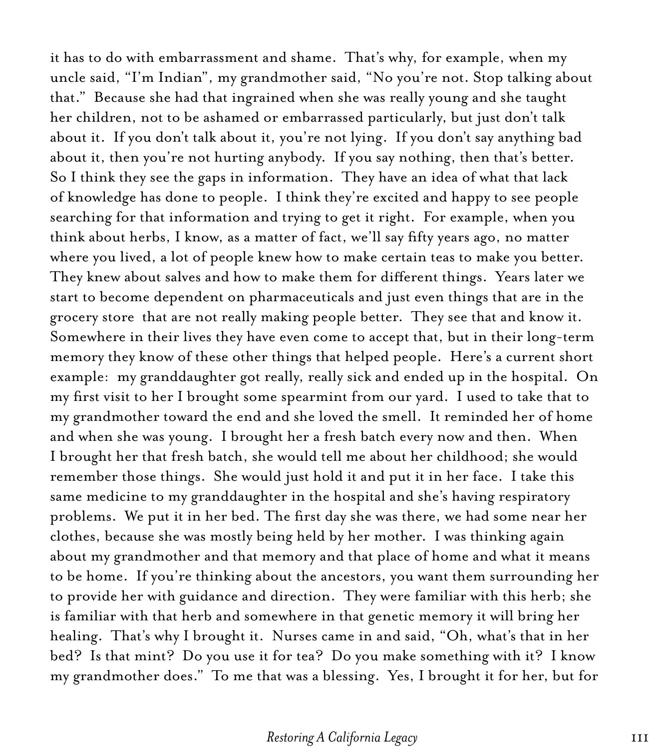it has to do with embarrassment and shame. That's why, for example, when my uncle said, "I'm Indian", my grandmother said, "No you're not. Stop talking about that." Because she had that ingrained when she was really young and she taught her children, not to be ashamed or embarrassed particularly, but just don't talk about it. If you don't talk about it, you're not lying. If you don't say anything bad about it, then you're not hurting anybody. If you say nothing, then that's better. So I think they see the gaps in information. They have an idea of what that lack of knowledge has done to people. I think they're excited and happy to see people searching for that information and trying to get it right. For example, when you think about herbs, I know, as a matter of fact, we'll say fifty years ago, no matter where you lived, a lot of people knew how to make certain teas to make you better. They knew about salves and how to make them for different things. Years later we start to become dependent on pharmaceuticals and just even things that are in the grocery store that are not really making people better. They see that and know it. Somewhere in their lives they have even come to accept that, but in their long-term memory they know of these other things that helped people. Here's a current short example: my granddaughter got really, really sick and ended up in the hospital. On my first visit to her I brought some spearmint from our yard. I used to take that to my grandmother toward the end and she loved the smell. It reminded her of home and when she was young. I brought her a fresh batch every now and then. When I brought her that fresh batch, she would tell me about her childhood; she would remember those things. She would just hold it and put it in her face. I take this same medicine to my granddaughter in the hospital and she's having respiratory problems. We put it in her bed. The first day she was there, we had some near her clothes, because she was mostly being held by her mother. I was thinking again about my grandmother and that memory and that place of home and what it means to be home. If you're thinking about the ancestors, you want them surrounding her to provide her with guidance and direction. They were familiar with this herb; she is familiar with that herb and somewhere in that genetic memory it will bring her healing. That's why I brought it. Nurses came in and said, "Oh, what's that in her bed? Is that mint? Do you use it for tea? Do you make something with it? I know my grandmother does." To me that was a blessing. Yes, I brought it for her, but for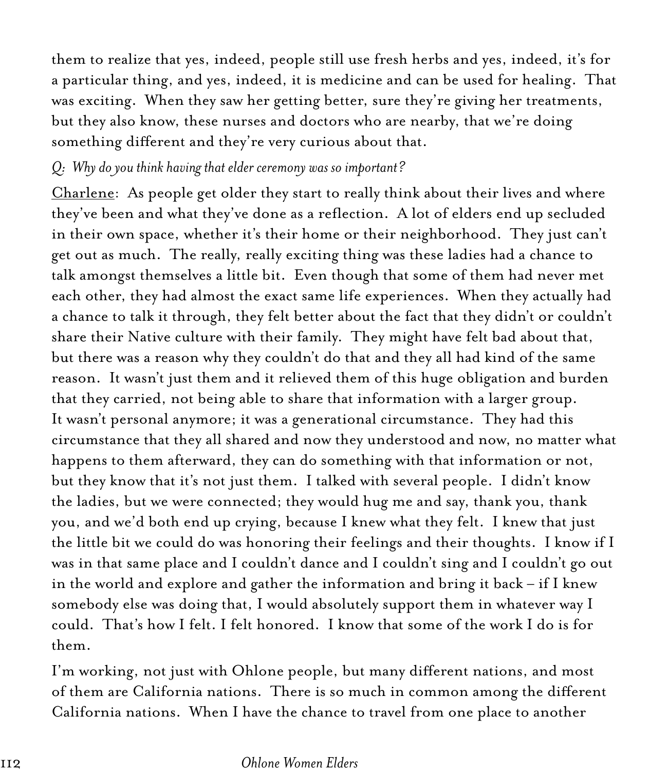them to realize that yes, indeed, people still use fresh herbs and yes, indeed, it's for a particular thing, and yes, indeed, it is medicine and can be used for healing. That was exciting. When they saw her getting better, sure they're giving her treatments, but they also know, these nurses and doctors who are nearby, that we're doing something different and they're very curious about that.

*Q: Why do you think having that elder ceremony was so important?*

<u>Charlene</u>: As people get older they start to really think about their lives and where they've been and what they've done as a reflection. A lot of elders end up secluded in their own space, whether it's their home or their neighborhood. They just can't get out as much. The really, really exciting thing was these ladies had a chance to talk amongst themselves a little bit. Even though that some of them had never met each other, they had almost the exact same life experiences. When they actually had a chance to talk it through, they felt better about the fact that they didn't or couldn't share their Native culture with their family. They might have felt bad about that, but there was a reason why they couldn't do that and they all had kind of the same reason. It wasn't just them and it relieved them of this huge obligation and burden that they carried, not being able to share that information with a larger group. It wasn't personal anymore; it was a generational circumstance. They had this circumstance that they all shared and now they understood and now, no matter what happens to them afterward, they can do something with that information or not, but they know that it's not just them. I talked with several people. I didn't know the ladies, but we were connected; they would hug me and say, thank you, thank you, and we'd both end up crying, because I knew what they felt. I knew that just the little bit we could do was honoring their feelings and their thoughts. I know if I was in that same place and I couldn't dance and I couldn't sing and I couldn't go out in the world and explore and gather the information and bring it back – if I knew somebody else was doing that, I would absolutely support them in whatever way I could. That's how I felt. I felt honored. I know that some of the work I do is for them.

I'm working, not just with Ohlone people, but many different nations, and most of them are California nations. There is so much in common among the different California nations. When I have the chance to travel from one place to another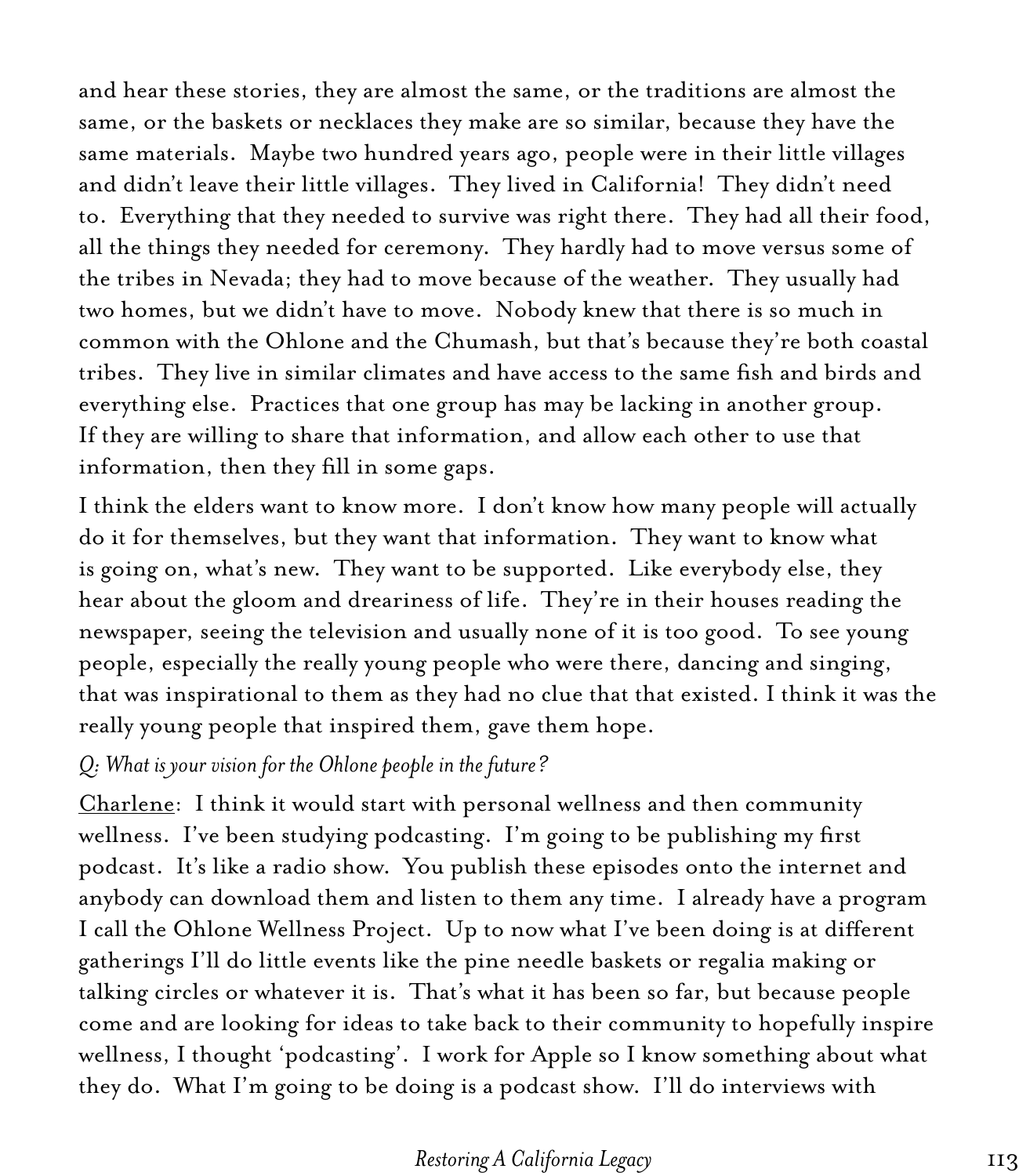and hear these stories, they are almost the same, or the traditions are almost the same, or the baskets or necklaces they make are so similar, because they have the same materials. Maybe two hundred years ago, people were in their little villages and didn't leave their little villages. They lived in California! They didn't need to. Everything that they needed to survive was right there. They had all their food, all the things they needed for ceremony. They hardly had to move versus some of the tribes in Nevada; they had to move because of the weather. They usually had two homes, but we didn't have to move. Nobody knew that there is so much in common with the Ohlone and the Chumash, but that's because they're both coastal tribes. They live in similar climates and have access to the same fish and birds and everything else. Practices that one group has may be lacking in another group. If they are willing to share that information, and allow each other to use that information, then they fill in some gaps.

I think the elders want to know more. I don't know how many people will actually do it for themselves, but they want that information. They want to know what is going on, what's new. They want to be supported. Like everybody else, they hear about the gloom and dreariness of life. They're in their houses reading the newspaper, seeing the television and usually none of it is too good. To see young people, especially the really young people who were there, dancing and singing, that was inspirational to them as they had no clue that that existed. I think it was the really young people that inspired them, gave them hope.

*Q: What is your vision for the Ohlone people in the future?*

<u>Charlene</u>: I think it would start with personal wellness and then community wellness. I've been studying podcasting. I'm going to be publishing my first podcast. It's like a radio show. You publish these episodes onto the internet and anybody can download them and listen to them any time. I already have a program I call the Ohlone Wellness Project. Up to now what I've been doing is at different gatherings I'll do little events like the pine needle baskets or regalia making or talking circles or whatever it is. That's what it has been so far, but because people come and are looking for ideas to take back to their community to hopefully inspire wellness, I thought 'podcasting'. I work for Apple so I know something about what they do. What I'm going to be doing is a podcast show. I'll do interviews with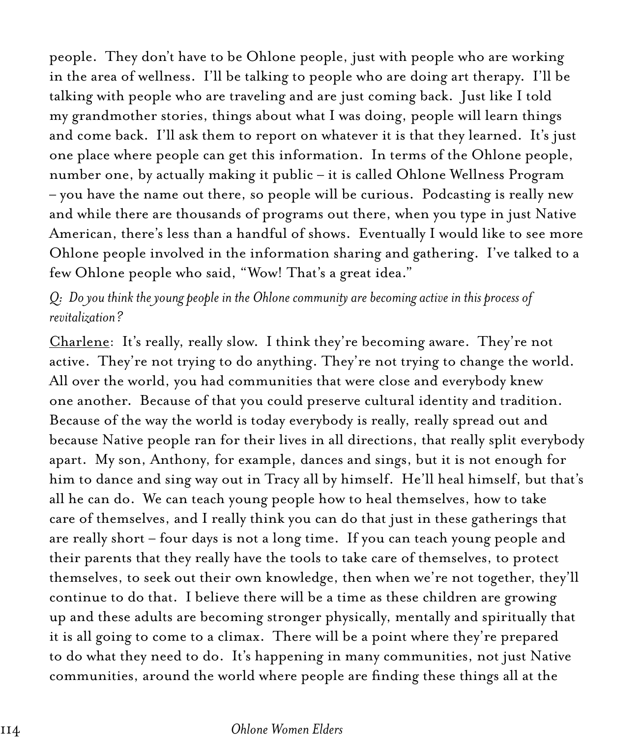people. They don't have to be Ohlone people, just with people who are working in the area of wellness. I'll be talking to people who are doing art therapy. I'll be talking with people who are traveling and are just coming back. Just like I told my grandmother stories, things about what I was doing, people will learn things and come back. I'll ask them to report on whatever it is that they learned. It's just one place where people can get this information. In terms of the Ohlone people, number one, by actually making it public – it is called Ohlone Wellness Program – you have the name out there, so people will be curious. Podcasting is really new and while there are thousands of programs out there, when you type in just Native American, there's less than a handful of shows. Eventually I would like to see more Ohlone people involved in the information sharing and gathering. I've talked to a few Ohlone people who said, "Wow! That's a great idea."

*Q: Do you think the young people in the Ohlone community are becoming active in this process of revitalization?*

<u>Charlene</u>: It's really, really slow. I think they're becoming aware. They're not active. They're not trying to do anything. They're not trying to change the world. All over the world, you had communities that were close and everybody knew one another. Because of that you could preserve cultural identity and tradition. Because of the way the world is today everybody is really, really spread out and because Native people ran for their lives in all directions, that really split everybody apart. My son, Anthony, for example, dances and sings, but it is not enough for him to dance and sing way out in Tracy all by himself. He'll heal himself, but that's all he can do. We can teach young people how to heal themselves, how to take care of themselves, and I really think you can do that just in these gatherings that are really short – four days is not a long time. If you can teach young people and their parents that they really have the tools to take care of themselves, to protect themselves, to seek out their own knowledge, then when we're not together, they'll continue to do that. I believe there will be a time as these children are growing up and these adults are becoming stronger physically, mentally and spiritually that it is all going to come to a climax. There will be a point where they're prepared to do what they need to do. It's happening in many communities, not just Native communities, around the world where people are finding these things all at the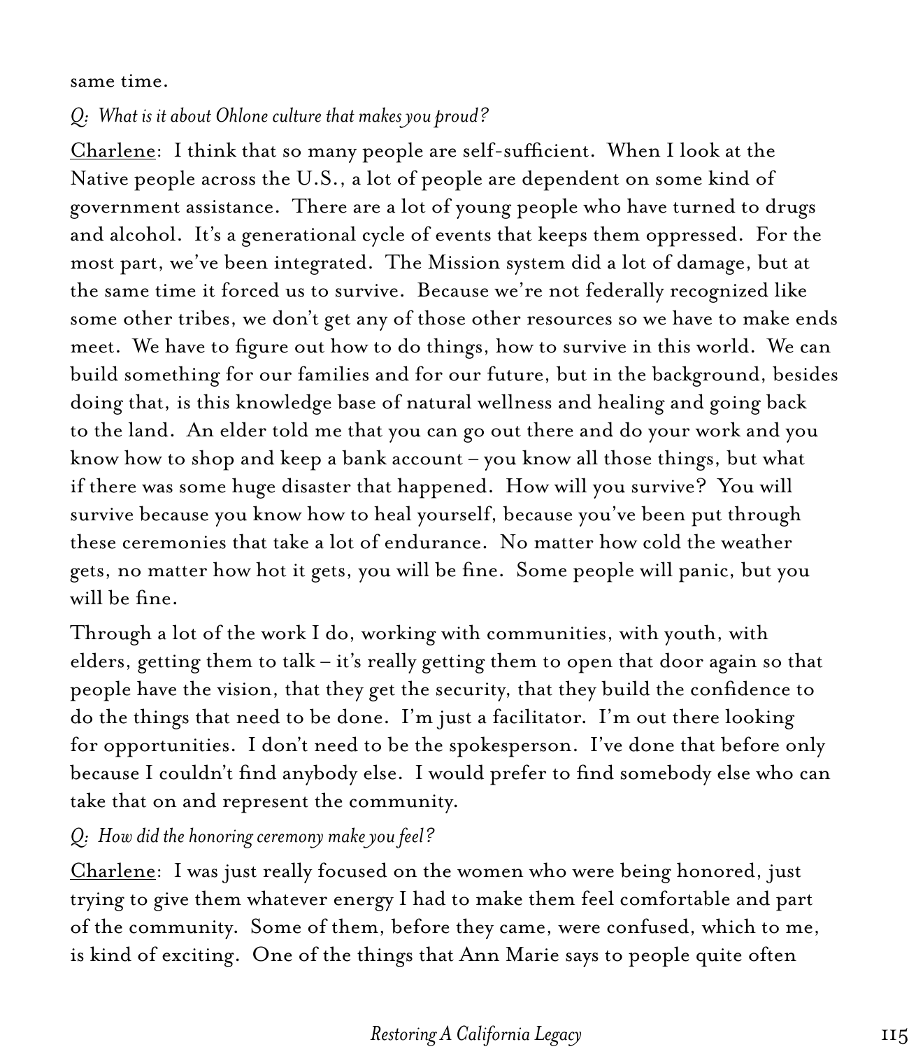same time.

*Q: What is it about Ohlone culture that makes you proud?*

<u>Charlene</u>: I think that so many people are self-sufficient. When I look at the Native people across the U.S., a lot of people are dependent on some kind of government assistance. There are a lot of young people who have turned to drugs and alcohol. It's a generational cycle of events that keeps them oppressed. For the most part, we've been integrated. The Mission system did a lot of damage, but at the same time it forced us to survive. Because we're not federally recognized like some other tribes, we don't get any of those other resources so we have to make ends meet. We have to figure out how to do things, how to survive in this world. We can build something for our families and for our future, but in the background, besides doing that, is this knowledge base of natural wellness and healing and going back to the land. An elder told me that you can go out there and do your work and you know how to shop and keep a bank account – you know all those things, but what if there was some huge disaster that happened. How will you survive? You will survive because you know how to heal yourself, because you've been put through these ceremonies that take a lot of endurance. No matter how cold the weather gets, no matter how hot it gets, you will be fine. Some people will panic, but you will be fine.

Through a lot of the work I do, working with communities, with youth, with elders, getting them to talk – it's really getting them to open that door again so that people have the vision, that they get the security, that they build the confidence to do the things that need to be done. I'm just a facilitator. I'm out there looking for opportunities. I don't need to be the spokesperson. I've done that before only because I couldn't find anybody else. I would prefer to find somebody else who can take that on and represent the community.

*Q: How did the honoring ceremony make you feel?*

<u>Charlene</u>: I was just really focused on the women who were being honored, just trying to give them whatever energy I had to make them feel comfortable and part of the community. Some of them, before they came, were confused, which to me, is kind of exciting. One of the things that Ann Marie says to people quite often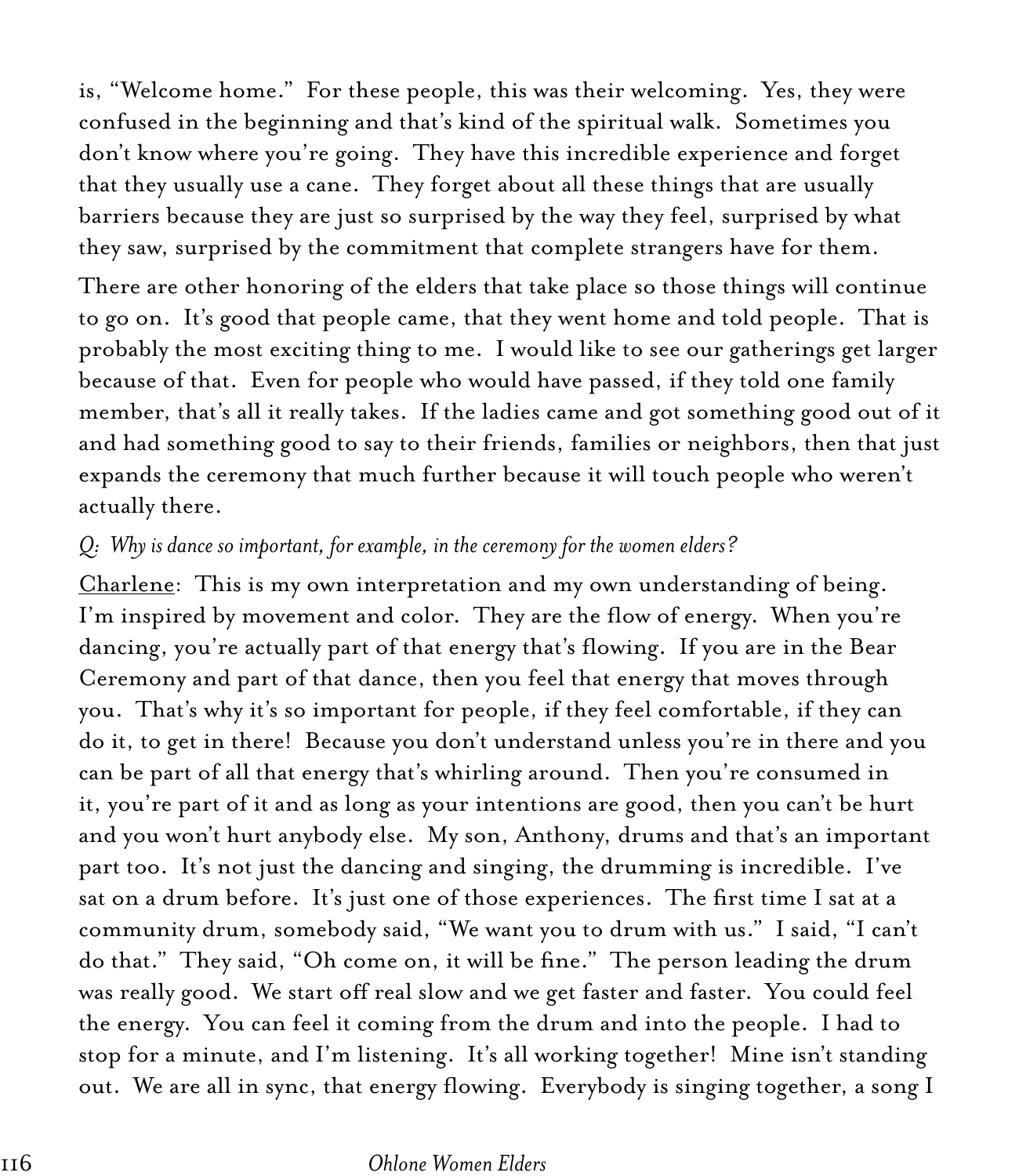is, "Welcome home." For these people, this was their welcoming. Yes, they were confused in the beginning and that's kind of the spiritual walk. Sometimes you don't know where you're going. They have this incredible experience and forget that they usually use a cane. They forget about all these things that are usually barriers because they are just so surprised by the way they feel, surprised by what they saw, surprised by the commitment that complete strangers have for them.

There are other honoring of the elders that take place so those things will continue to go on. It's good that people came, that they went home and told people. That is probably the most exciting thing to me. I would like to see our gatherings get larger because of that. Even for people who would have passed, if they told one family member, that's all it really takes. If the ladies came and got something good out of it and had something good to say to their friends, families or neighbors, then that just expands the ceremony that much further because it will touch people who weren't actually there.

*Q: Why is dance so important, for example, in the ceremony for the women elders?*

Charlene: This is my own interpretation and my own understanding of being. I'm inspired by movement and color. They are the flow of energy. When you're dancing, you're actually part of that energy that's flowing. If you are in the Bear Ceremony and part of that dance, then you feel that energy that moves through you. That's why it's so important for people, if they feel comfortable, if they can do it, to get in there! Because you don't understand unless you're in there and you can be part of all that energy that's whirling around. Then you're consumed in it, you're part of it and as long as your intentions are good, then you can't be hurt and you won't hurt anybody else. My son, Anthony, drums and that's an important part too. It's not just the dancing and singing, the drumming is incredible. I've sat on a drum before. It's just one of those experiences. The first time I sat at a community drum, somebody said, "We want you to drum with us." I said, "I can't do that." They said, "Oh come on, it will be fine." The person leading the drum was really good. We start off real slow and we get faster and faster. You could feel the energy. You can feel it coming from the drum and into the people. I had to stop for a minute, and I'm listening. It's all working together! Mine isn't standing out. We are all in sync, that energy flowing. Everybody is singing together, a song I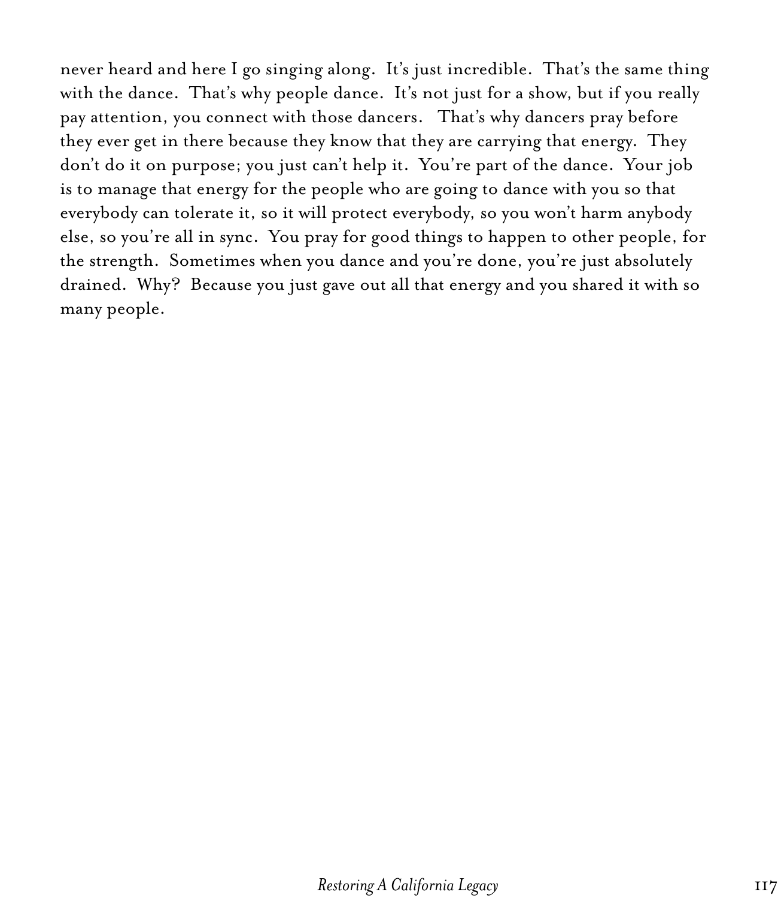never heard and here I go singing along. It's just incredible. That's the same thing with the dance. That's why people dance. It's not just for a show, but if you really pay attention, you connect with those dancers. That's why dancers pray before they ever get in there because they know that they are carrying that energy. They don't do it on purpose; you just can't help it. You're part of the dance. Your job is to manage that energy for the people who are going to dance with you so that everybody can tolerate it, so it will protect everybody, so you won't harm anybody else, so you're all in sync. You pray for good things to happen to other people, for the strength. Sometimes when you dance and you're done, you're just absolutely drained. Why? Because you just gave out all that energy and you shared it with so many people.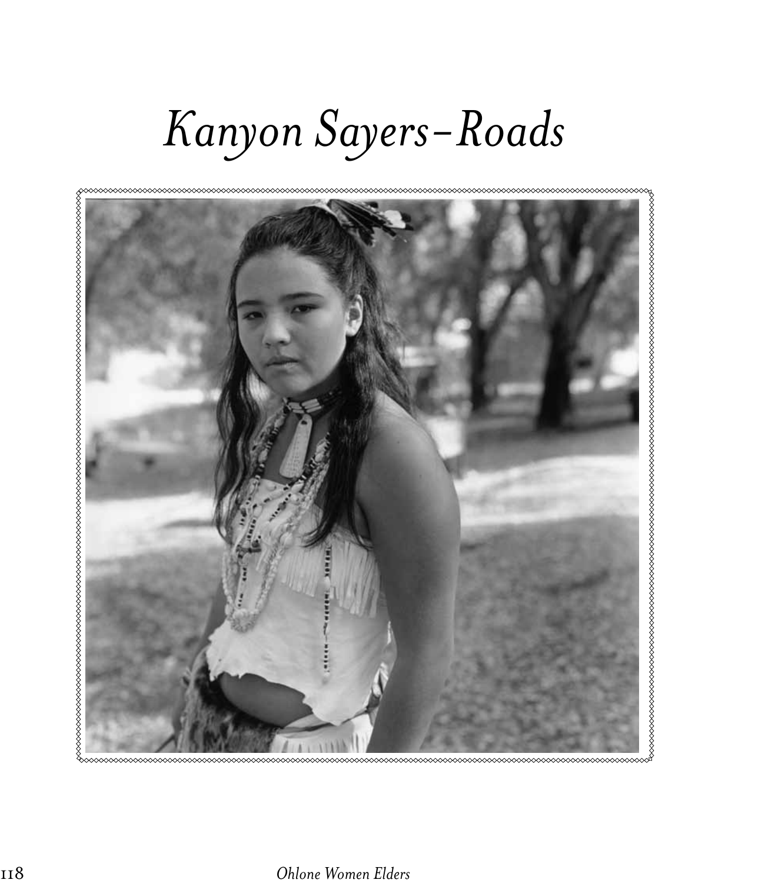# *Kanyon Sayers-Roads*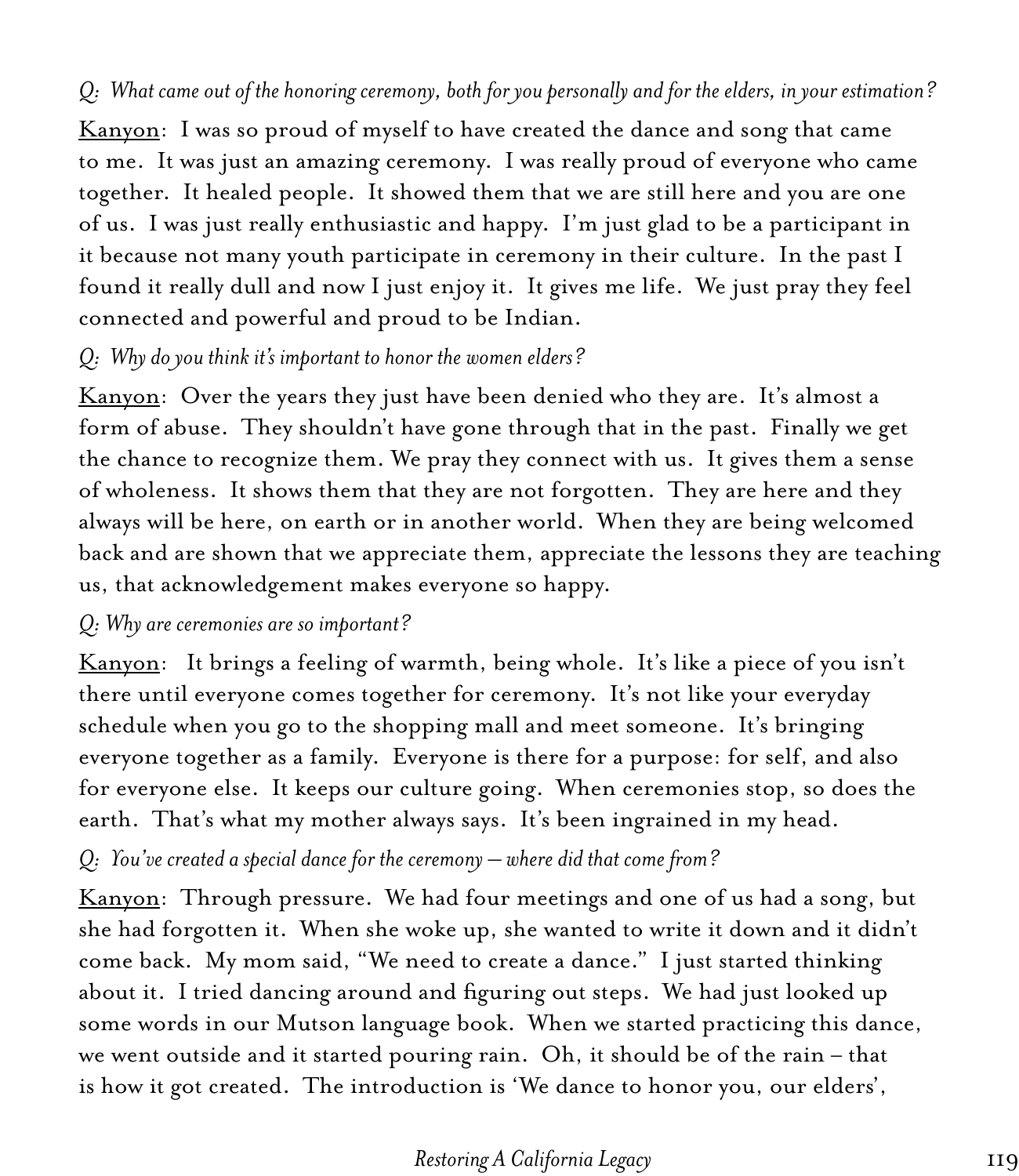*Q: What came out of the honoring ceremony, both for you personally and for the elders, in your estimation?*

Kanyon: I was so proud of myself to have created the dance and song that came to me. It was just an amazing ceremony. I was really proud of everyone who came together. It healed people. It showed them that we are still here and you are one of us. I was just really enthusiastic and happy. I'm just glad to be a participant in it because not many youth participate in ceremony in their culture. In the past I found it really dull and now I just enjoy it. It gives me life. We just pray they feel connected and powerful and proud to be Indian.

*Q: Why do you think it's important to honor the women elders?*

Kanyon: Over the years they just have been denied who they are. It's almost a form of abuse. They shouldn't have gone through that in the past. Finally we get the chance to recognize them. We pray they connect with us. It gives them a sense of wholeness. It shows them that they are not forgotten. They are here and they always will be here, on earth or in another world. When they are being welcomed back and are shown that we appreciate them, appreciate the lessons they are teaching us, that acknowledgement makes everyone so happy.

*Q: Why are ceremonies are so important?*

Kanyon: It brings a feeling of warmth, being whole. It's like a piece of you isn't there until everyone comes together for ceremony. It's not like your everyday schedule when you go to the shopping mall and meet someone. It's bringing everyone together as a family. Everyone is there for a purpose: for self, and also for everyone else. It keeps our culture going. When ceremonies stop, so does the earth. That's what my mother always says. It's been ingrained in my head.

*Q: You've created a special dance for the ceremony – where did that come from?*

Kanyon: Through pressure. We had four meetings and one of us had a song, but she had forgotten it. When she woke up, she wanted to write it down and it didn't come back. My mom said, "We need to create a dance." I just started thinking about it. I tried dancing around and figuring out steps. We had just looked up some words in our Mutson language book. When we started practicing this dance, we went outside and it started pouring rain. Oh, it should be of the rain – that is how it got created. The introduction is 'We dance to honor you, our elders',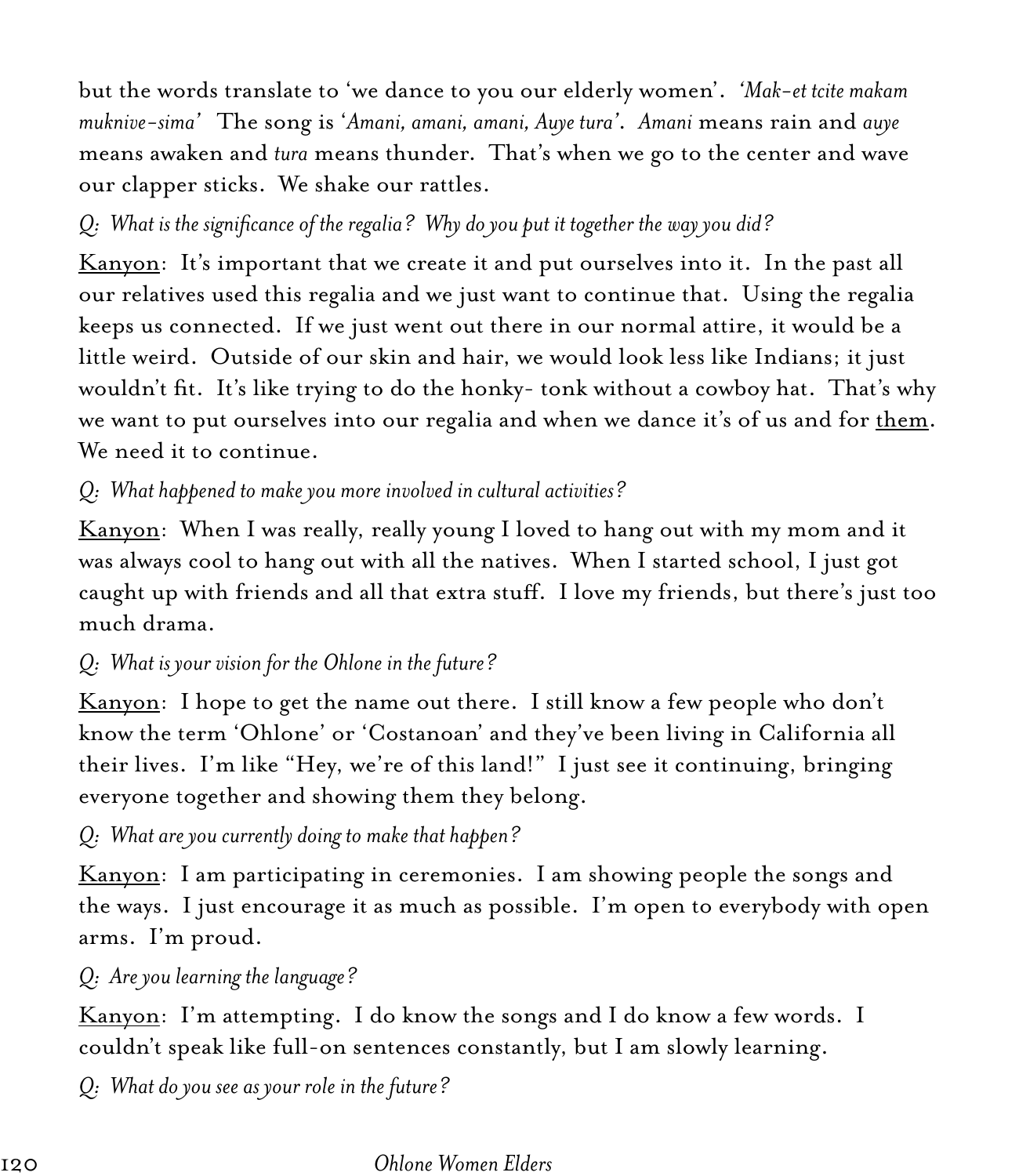but the words translate to 'we dance to you our elderly women'. *'Mak-et tcite makam muknive-sima'* The song is '*Amani, amani, amani, Auye tura*'. *Amani* means rain and *auye* means awaken and *tura* means thunder. That's when we go to the center and wave our clapper sticks. We shake our rattles.

*Q: What is the significance of the regalia? Why do you put it together the way you did?*

<u>Kanyon</u>: It's important that we create it and put ourselves into it. In the past all our relatives used this regalia and we just want to continue that. Using the regalia keeps us connected. If we just went out there in our normal attire, it would be a little weird. Outside of our skin and hair, we would look less like Indians; it just wouldn't fit. It's like trying to do the honky- tonk without a cowboy hat. That's why we want to put ourselves into our regalia and when we dance it's of us and for <u>them</u>. We need it to continue.

*Q: What happened to make you more involved in cultural activities?*

<u>Kanyon</u>: When I was really, really young I loved to hang out with my mom and it was always cool to hang out with all the natives. When I started school, I just got caught up with friends and all that extra stuff. I love my friends, but there's just too much drama.

*Q: What is your vision for the Ohlone in the future?*

<u>Kanyon</u>: I hope to get the name out there. I still know a few people who don't know the term 'Ohlone' or 'Costanoan' and they've been living in California all their lives. I'm like "Hey, we're of this land!" I just see it continuing, bringing everyone together and showing them they belong.

*Q: What are you currently doing to make that happen?*

<u>Kanyon</u>: I am participating in ceremonies. I am showing people the songs and the ways. I just encourage it as much as possible. I'm open to everybody with open arms. I'm proud.

*Q: Are you learning the language?*

<u>Kanyon</u>: I'm attempting. I do know the songs and I do know a few words. I couldn't speak like full-on sentences constantly, but I am slowly learning.

*Q: What do you see as your role in the future?*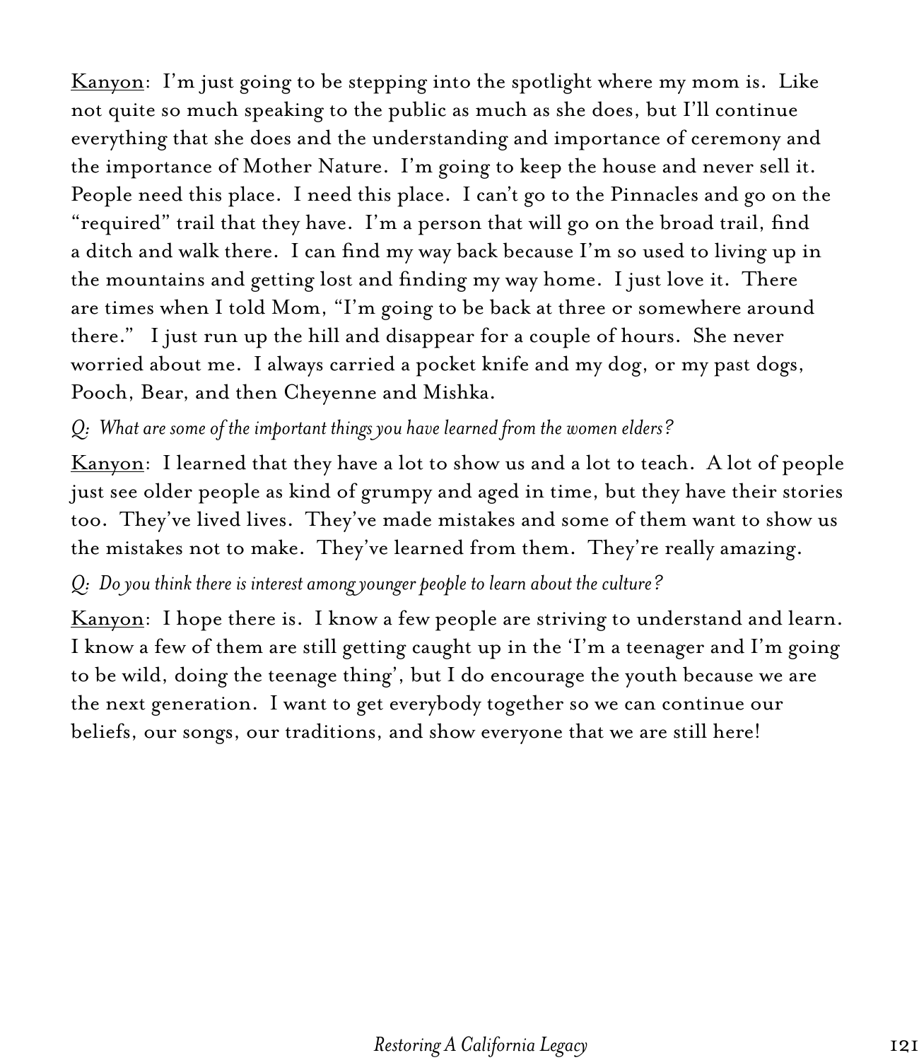<u>Kanyon</u>: I'm just going to be stepping into the spotlight where my mom is. Like not quite so much speaking to the public as much as she does, but I'll continue everything that she does and the understanding and importance of ceremony and the importance of Mother Nature. I'm going to keep the house and never sell it. People need this place. I need this place. I can't go to the Pinnacles and go on the "required" trail that they have. I'm a person that will go on the broad trail, find a ditch and walk there. I can find my way back because I'm so used to living up in the mountains and getting lost and finding my way home. I just love it. There are times when I told Mom, "I'm going to be back at three or somewhere around there." I just run up the hill and disappear for a couple of hours. She never worried about me. I always carried a pocket knife and my dog, or my past dogs, Pooch, Bear, and then Cheyenne and Mishka.

*Q: What are some of the important things you have learned from the women elders?*

<u>Kanyon</u>: I learned that they have a lot to show us and a lot to teach. A lot of people just see older people as kind of grumpy and aged in time, but they have their stories too. They've lived lives. They've made mistakes and some of them want to show us the mistakes not to make. They've learned from them. They're really amazing.

*Q: Do you think there is interest among younger people to learn about the culture?*

<u>Kanyon</u>: I hope there is. I know a few people are striving to understand and learn. I know a few of them are still getting caught up in the 'I'm a teenager and I'm going to be wild, doing the teenage thing', but I do encourage the youth because we are the next generation. I want to get everybody together so we can continue our beliefs, our songs, our traditions, and show everyone that we are still here!